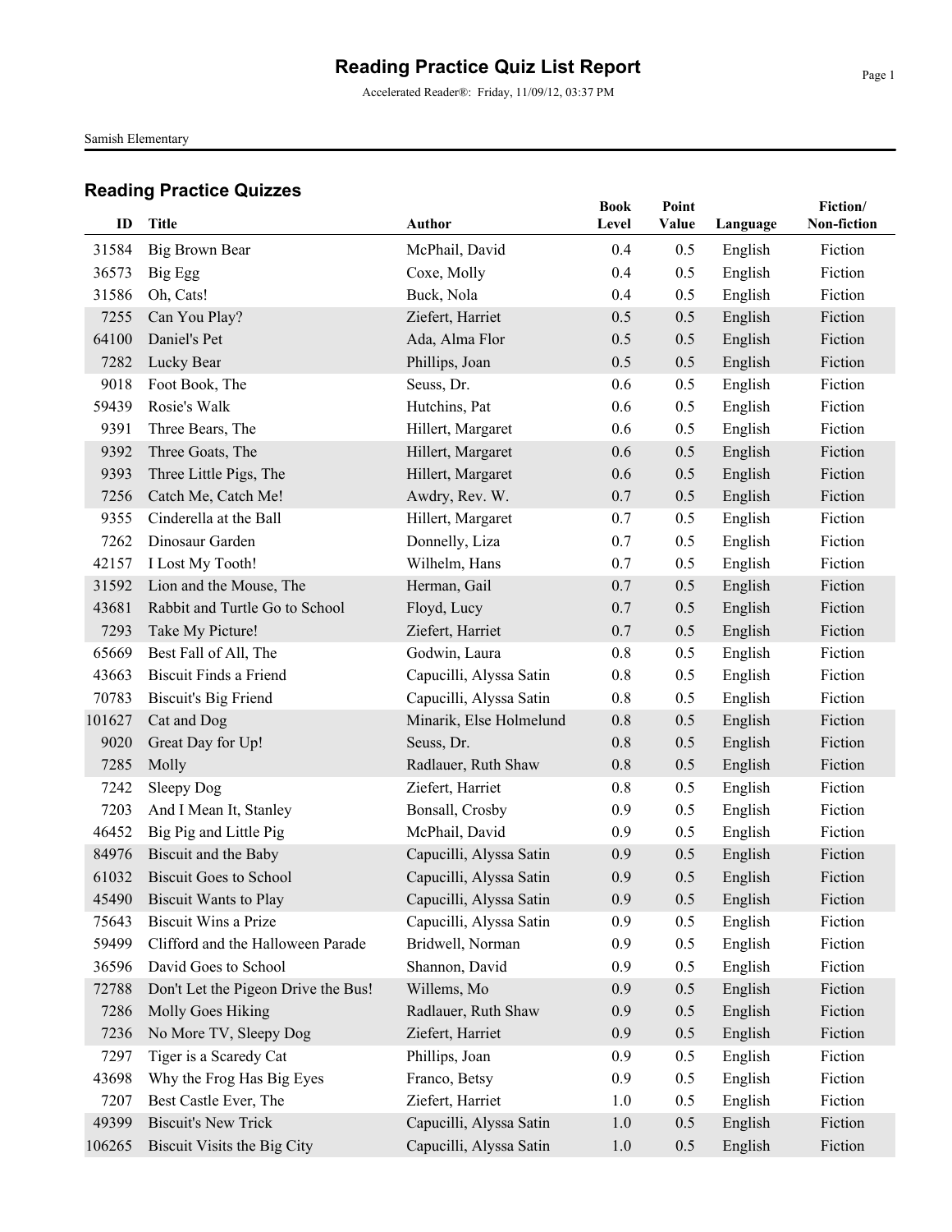# Reading Practice Quiz List Report

Accelerated Reader®: Friday, 11/09/12, 03:37 PM

Samish Elementary

## Reading Practice Quizzes

| ID | Title | Author | Book Level | Point Value | Language | Fiction/ Non-fiction |
|---|---|---|---|---|---|---|
| 31584 | Big Brown Bear | McPhail, David | 0.4 | 0.5 | English | Fiction |
| 36573 | Big Egg | Coxe, Molly | 0.4 | 0.5 | English | Fiction |
| 31586 | Oh, Cats! | Buck, Nola | 0.4 | 0.5 | English | Fiction |
| 7255 | Can You Play? | Ziefert, Harriet | 0.5 | 0.5 | English | Fiction |
| 64100 | Daniel's Pet | Ada, Alma Flor | 0.5 | 0.5 | English | Fiction |
| 7282 | Lucky Bear | Phillips, Joan | 0.5 | 0.5 | English | Fiction |
| 9018 | Foot Book, The | Seuss, Dr. | 0.6 | 0.5 | English | Fiction |
| 59439 | Rosie's Walk | Hutchins, Pat | 0.6 | 0.5 | English | Fiction |
| 9391 | Three Bears, The | Hillert, Margaret | 0.6 | 0.5 | English | Fiction |
| 9392 | Three Goats, The | Hillert, Margaret | 0.6 | 0.5 | English | Fiction |
| 9393 | Three Little Pigs, The | Hillert, Margaret | 0.6 | 0.5 | English | Fiction |
| 7256 | Catch Me, Catch Me! | Awdry, Rev. W. | 0.7 | 0.5 | English | Fiction |
| 9355 | Cinderella at the Ball | Hillert, Margaret | 0.7 | 0.5 | English | Fiction |
| 7262 | Dinosaur Garden | Donnelly, Liza | 0.7 | 0.5 | English | Fiction |
| 42157 | I Lost My Tooth! | Wilhelm, Hans | 0.7 | 0.5 | English | Fiction |
| 31592 | Lion and the Mouse, The | Herman, Gail | 0.7 | 0.5 | English | Fiction |
| 43681 | Rabbit and Turtle Go to School | Floyd, Lucy | 0.7 | 0.5 | English | Fiction |
| 7293 | Take My Picture! | Ziefert, Harriet | 0.7 | 0.5 | English | Fiction |
| 65669 | Best Fall of All, The | Godwin, Laura | 0.8 | 0.5 | English | Fiction |
| 43663 | Biscuit Finds a Friend | Capucilli, Alyssa Satin | 0.8 | 0.5 | English | Fiction |
| 70783 | Biscuit's Big Friend | Capucilli, Alyssa Satin | 0.8 | 0.5 | English | Fiction |
| 101627 | Cat and Dog | Minarik, Else Holmelund | 0.8 | 0.5 | English | Fiction |
| 9020 | Great Day for Up! | Seuss, Dr. | 0.8 | 0.5 | English | Fiction |
| 7285 | Molly | Radlauer, Ruth Shaw | 0.8 | 0.5 | English | Fiction |
| 7242 | Sleepy Dog | Ziefert, Harriet | 0.8 | 0.5 | English | Fiction |
| 7203 | And I Mean It, Stanley | Bonsall, Crosby | 0.9 | 0.5 | English | Fiction |
| 46452 | Big Pig and Little Pig | McPhail, David | 0.9 | 0.5 | English | Fiction |
| 84976 | Biscuit and the Baby | Capucilli, Alyssa Satin | 0.9 | 0.5 | English | Fiction |
| 61032 | Biscuit Goes to School | Capucilli, Alyssa Satin | 0.9 | 0.5 | English | Fiction |
| 45490 | Biscuit Wants to Play | Capucilli, Alyssa Satin | 0.9 | 0.5 | English | Fiction |
| 75643 | Biscuit Wins a Prize | Capucilli, Alyssa Satin | 0.9 | 0.5 | English | Fiction |
| 59499 | Clifford and the Halloween Parade | Bridwell, Norman | 0.9 | 0.5 | English | Fiction |
| 36596 | David Goes to School | Shannon, David | 0.9 | 0.5 | English | Fiction |
| 72788 | Don't Let the Pigeon Drive the Bus! | Willems, Mo | 0.9 | 0.5 | English | Fiction |
| 7286 | Molly Goes Hiking | Radlauer, Ruth Shaw | 0.9 | 0.5 | English | Fiction |
| 7236 | No More TV, Sleepy Dog | Ziefert, Harriet | 0.9 | 0.5 | English | Fiction |
| 7297 | Tiger is a Scaredy Cat | Phillips, Joan | 0.9 | 0.5 | English | Fiction |
| 43698 | Why the Frog Has Big Eyes | Franco, Betsy | 0.9 | 0.5 | English | Fiction |
| 7207 | Best Castle Ever, The | Ziefert, Harriet | 1.0 | 0.5 | English | Fiction |
| 49399 | Biscuit's New Trick | Capucilli, Alyssa Satin | 1.0 | 0.5 | English | Fiction |
| 106265 | Biscuit Visits the Big City | Capucilli, Alyssa Satin | 1.0 | 0.5 | English | Fiction |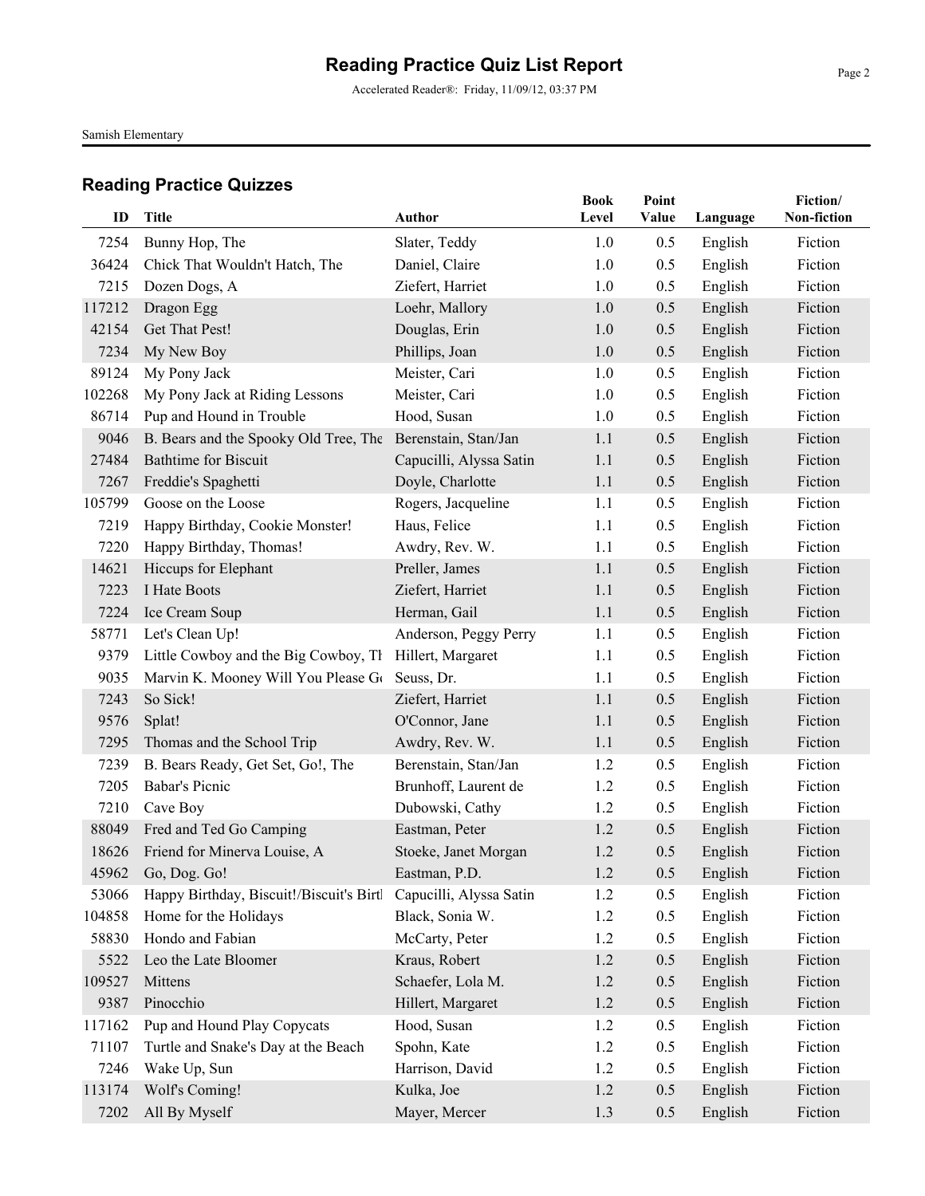# Reading Practice Quiz List Report

Accelerated Reader®: Friday, 11/09/12, 03:37 PM

Samish Elementary

## Reading Practice Quizzes

| ID | Title | Author | Book Level | Point Value | Language | Fiction/ Non-fiction |
|---|---|---|---|---|---|---|
| 7254 | Bunny Hop, The | Slater, Teddy | 1.0 | 0.5 | English | Fiction |
| 36424 | Chick That Wouldn't Hatch, The | Daniel, Claire | 1.0 | 0.5 | English | Fiction |
| 7215 | Dozen Dogs, A | Ziefert, Harriet | 1.0 | 0.5 | English | Fiction |
| 117212 | Dragon Egg | Loehr, Mallory | 1.0 | 0.5 | English | Fiction |
| 42154 | Get That Pest! | Douglas, Erin | 1.0 | 0.5 | English | Fiction |
| 7234 | My New Boy | Phillips, Joan | 1.0 | 0.5 | English | Fiction |
| 89124 | My Pony Jack | Meister, Cari | 1.0 | 0.5 | English | Fiction |
| 102268 | My Pony Jack at Riding Lessons | Meister, Cari | 1.0 | 0.5 | English | Fiction |
| 86714 | Pup and Hound in Trouble | Hood, Susan | 1.0 | 0.5 | English | Fiction |
| 9046 | B. Bears and the Spooky Old Tree, The | Berenstain, Stan/Jan | 1.1 | 0.5 | English | Fiction |
| 27484 | Bathtime for Biscuit | Capucilli, Alyssa Satin | 1.1 | 0.5 | English | Fiction |
| 7267 | Freddie's Spaghetti | Doyle, Charlotte | 1.1 | 0.5 | English | Fiction |
| 105799 | Goose on the Loose | Rogers, Jacqueline | 1.1 | 0.5 | English | Fiction |
| 7219 | Happy Birthday, Cookie Monster! | Haus, Felice | 1.1 | 0.5 | English | Fiction |
| 7220 | Happy Birthday, Thomas! | Awdry, Rev. W. | 1.1 | 0.5 | English | Fiction |
| 14621 | Hiccups for Elephant | Preller, James | 1.1 | 0.5 | English | Fiction |
| 7223 | I Hate Boots | Ziefert, Harriet | 1.1 | 0.5 | English | Fiction |
| 7224 | Ice Cream Soup | Herman, Gail | 1.1 | 0.5 | English | Fiction |
| 58771 | Let's Clean Up! | Anderson, Peggy Perry | 1.1 | 0.5 | English | Fiction |
| 9379 | Little Cowboy and the Big Cowboy, Th | Hillert, Margaret | 1.1 | 0.5 | English | Fiction |
| 9035 | Marvin K. Mooney Will You Please Go | Seuss, Dr. | 1.1 | 0.5 | English | Fiction |
| 7243 | So Sick! | Ziefert, Harriet | 1.1 | 0.5 | English | Fiction |
| 9576 | Splat! | O'Connor, Jane | 1.1 | 0.5 | English | Fiction |
| 7295 | Thomas and the School Trip | Awdry, Rev. W. | 1.1 | 0.5 | English | Fiction |
| 7239 | B. Bears Ready, Get Set, Go!, The | Berenstain, Stan/Jan | 1.2 | 0.5 | English | Fiction |
| 7205 | Babar's Picnic | Brunhoff, Laurent de | 1.2 | 0.5 | English | Fiction |
| 7210 | Cave Boy | Dubowski, Cathy | 1.2 | 0.5 | English | Fiction |
| 88049 | Fred and Ted Go Camping | Eastman, Peter | 1.2 | 0.5 | English | Fiction |
| 18626 | Friend for Minerva Louise, A | Stoeke, Janet Morgan | 1.2 | 0.5 | English | Fiction |
| 45962 | Go, Dog. Go! | Eastman, P.D. | 1.2 | 0.5 | English | Fiction |
| 53066 | Happy Birthday, Biscuit!/Biscuit's Birtl | Capucilli, Alyssa Satin | 1.2 | 0.5 | English | Fiction |
| 104858 | Home for the Holidays | Black, Sonia W. | 1.2 | 0.5 | English | Fiction |
| 58830 | Hondo and Fabian | McCarty, Peter | 1.2 | 0.5 | English | Fiction |
| 5522 | Leo the Late Bloomer | Kraus, Robert | 1.2 | 0.5 | English | Fiction |
| 109527 | Mittens | Schaefer, Lola M. | 1.2 | 0.5 | English | Fiction |
| 9387 | Pinocchio | Hillert, Margaret | 1.2 | 0.5 | English | Fiction |
| 117162 | Pup and Hound Play Copycats | Hood, Susan | 1.2 | 0.5 | English | Fiction |
| 71107 | Turtle and Snake's Day at the Beach | Spohn, Kate | 1.2 | 0.5 | English | Fiction |
| 7246 | Wake Up, Sun | Harrison, David | 1.2 | 0.5 | English | Fiction |
| 113174 | Wolf's Coming! | Kulka, Joe | 1.2 | 0.5 | English | Fiction |
| 7202 | All By Myself | Mayer, Mercer | 1.3 | 0.5 | English | Fiction |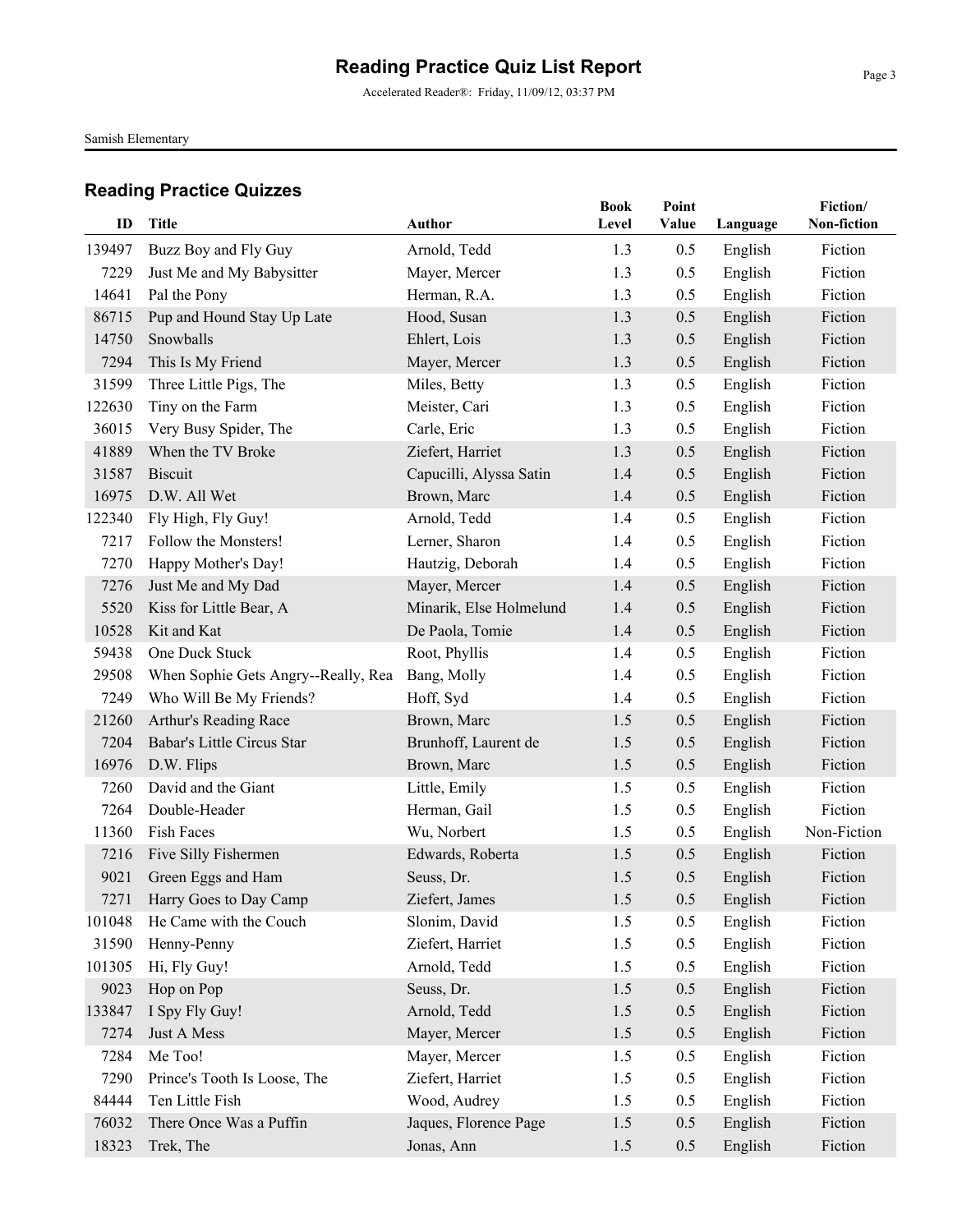# Reading Practice Quiz List Report

Accelerated Reader®: Friday, 11/09/12, 03:37 PM

Samish Elementary

## Reading Practice Quizzes

| ID | Title | Author | Book Level | Point Value | Language | Fiction/ Non-fiction |
|---|---|---|---|---|---|---|
| 139497 | Buzz Boy and Fly Guy | Arnold, Tedd | 1.3 | 0.5 | English | Fiction |
| 7229 | Just Me and My Babysitter | Mayer, Mercer | 1.3 | 0.5 | English | Fiction |
| 14641 | Pal the Pony | Herman, R.A. | 1.3 | 0.5 | English | Fiction |
| 86715 | Pup and Hound Stay Up Late | Hood, Susan | 1.3 | 0.5 | English | Fiction |
| 14750 | Snowballs | Ehlert, Lois | 1.3 | 0.5 | English | Fiction |
| 7294 | This Is My Friend | Mayer, Mercer | 1.3 | 0.5 | English | Fiction |
| 31599 | Three Little Pigs, The | Miles, Betty | 1.3 | 0.5 | English | Fiction |
| 122630 | Tiny on the Farm | Meister, Cari | 1.3 | 0.5 | English | Fiction |
| 36015 | Very Busy Spider, The | Carle, Eric | 1.3 | 0.5 | English | Fiction |
| 41889 | When the TV Broke | Ziefert, Harriet | 1.3 | 0.5 | English | Fiction |
| 31587 | Biscuit | Capucilli, Alyssa Satin | 1.4 | 0.5 | English | Fiction |
| 16975 | D.W. All Wet | Brown, Marc | 1.4 | 0.5 | English | Fiction |
| 122340 | Fly High, Fly Guy! | Arnold, Tedd | 1.4 | 0.5 | English | Fiction |
| 7217 | Follow the Monsters! | Lerner, Sharon | 1.4 | 0.5 | English | Fiction |
| 7270 | Happy Mother's Day! | Hautzig, Deborah | 1.4 | 0.5 | English | Fiction |
| 7276 | Just Me and My Dad | Mayer, Mercer | 1.4 | 0.5 | English | Fiction |
| 5520 | Kiss for Little Bear, A | Minarik, Else Holmelund | 1.4 | 0.5 | English | Fiction |
| 10528 | Kit and Kat | De Paola, Tomie | 1.4 | 0.5 | English | Fiction |
| 59438 | One Duck Stuck | Root, Phyllis | 1.4 | 0.5 | English | Fiction |
| 29508 | When Sophie Gets Angry--Really, Rea | Bang, Molly | 1.4 | 0.5 | English | Fiction |
| 7249 | Who Will Be My Friends? | Hoff, Syd | 1.4 | 0.5 | English | Fiction |
| 21260 | Arthur's Reading Race | Brown, Marc | 1.5 | 0.5 | English | Fiction |
| 7204 | Babar's Little Circus Star | Brunhoff, Laurent de | 1.5 | 0.5 | English | Fiction |
| 16976 | D.W. Flips | Brown, Marc | 1.5 | 0.5 | English | Fiction |
| 7260 | David and the Giant | Little, Emily | 1.5 | 0.5 | English | Fiction |
| 7264 | Double-Header | Herman, Gail | 1.5 | 0.5 | English | Fiction |
| 11360 | Fish Faces | Wu, Norbert | 1.5 | 0.5 | English | Non-Fiction |
| 7216 | Five Silly Fishermen | Edwards, Roberta | 1.5 | 0.5 | English | Fiction |
| 9021 | Green Eggs and Ham | Seuss, Dr. | 1.5 | 0.5 | English | Fiction |
| 7271 | Harry Goes to Day Camp | Ziefert, James | 1.5 | 0.5 | English | Fiction |
| 101048 | He Came with the Couch | Slonim, David | 1.5 | 0.5 | English | Fiction |
| 31590 | Henny-Penny | Ziefert, Harriet | 1.5 | 0.5 | English | Fiction |
| 101305 | Hi, Fly Guy! | Arnold, Tedd | 1.5 | 0.5 | English | Fiction |
| 9023 | Hop on Pop | Seuss, Dr. | 1.5 | 0.5 | English | Fiction |
| 133847 | I Spy Fly Guy! | Arnold, Tedd | 1.5 | 0.5 | English | Fiction |
| 7274 | Just A Mess | Mayer, Mercer | 1.5 | 0.5 | English | Fiction |
| 7284 | Me Too! | Mayer, Mercer | 1.5 | 0.5 | English | Fiction |
| 7290 | Prince's Tooth Is Loose, The | Ziefert, Harriet | 1.5 | 0.5 | English | Fiction |
| 84444 | Ten Little Fish | Wood, Audrey | 1.5 | 0.5 | English | Fiction |
| 76032 | There Once Was a Puffin | Jaques, Florence Page | 1.5 | 0.5 | English | Fiction |
| 18323 | Trek, The | Jonas, Ann | 1.5 | 0.5 | English | Fiction |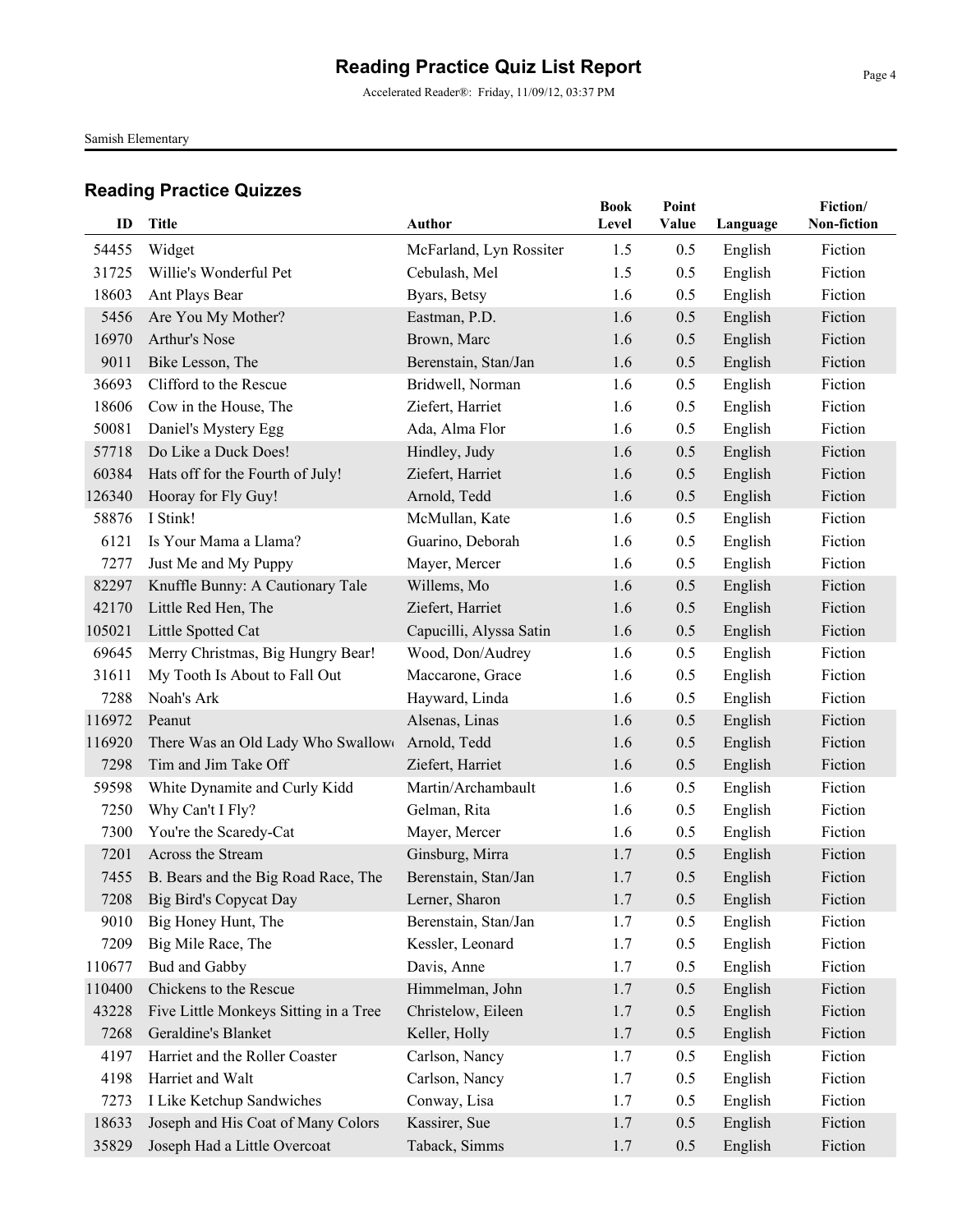# Reading Practice Quiz List Report

Accelerated Reader®: Friday, 11/09/12, 03:37 PM

Samish Elementary

## Reading Practice Quizzes

| ID | Title | Author | Book Level | Point Value | Language | Fiction/ Non-fiction |
|---|---|---|---|---|---|---|
| 54455 | Widget | McFarland, Lyn Rossiter | 1.5 | 0.5 | English | Fiction |
| 31725 | Willie's Wonderful Pet | Cebulash, Mel | 1.5 | 0.5 | English | Fiction |
| 18603 | Ant Plays Bear | Byars, Betsy | 1.6 | 0.5 | English | Fiction |
| 5456 | Are You My Mother? | Eastman, P.D. | 1.6 | 0.5 | English | Fiction |
| 16970 | Arthur's Nose | Brown, Marc | 1.6 | 0.5 | English | Fiction |
| 9011 | Bike Lesson, The | Berenstain, Stan/Jan | 1.6 | 0.5 | English | Fiction |
| 36693 | Clifford to the Rescue | Bridwell, Norman | 1.6 | 0.5 | English | Fiction |
| 18606 | Cow in the House, The | Ziefert, Harriet | 1.6 | 0.5 | English | Fiction |
| 50081 | Daniel's Mystery Egg | Ada, Alma Flor | 1.6 | 0.5 | English | Fiction |
| 57718 | Do Like a Duck Does! | Hindley, Judy | 1.6 | 0.5 | English | Fiction |
| 60384 | Hats off for the Fourth of July! | Ziefert, Harriet | 1.6 | 0.5 | English | Fiction |
| 126340 | Hooray for Fly Guy! | Arnold, Tedd | 1.6 | 0.5 | English | Fiction |
| 58876 | I Stink! | McMullan, Kate | 1.6 | 0.5 | English | Fiction |
| 6121 | Is Your Mama a Llama? | Guarino, Deborah | 1.6 | 0.5 | English | Fiction |
| 7277 | Just Me and My Puppy | Mayer, Mercer | 1.6 | 0.5 | English | Fiction |
| 82297 | Knuffle Bunny: A Cautionary Tale | Willems, Mo | 1.6 | 0.5 | English | Fiction |
| 42170 | Little Red Hen, The | Ziefert, Harriet | 1.6 | 0.5 | English | Fiction |
| 105021 | Little Spotted Cat | Capucilli, Alyssa Satin | 1.6 | 0.5 | English | Fiction |
| 69645 | Merry Christmas, Big Hungry Bear! | Wood, Don/Audrey | 1.6 | 0.5 | English | Fiction |
| 31611 | My Tooth Is About to Fall Out | Maccarone, Grace | 1.6 | 0.5 | English | Fiction |
| 7288 | Noah's Ark | Hayward, Linda | 1.6 | 0.5 | English | Fiction |
| 116972 | Peanut | Alsenas, Linas | 1.6 | 0.5 | English | Fiction |
| 116920 | There Was an Old Lady Who Swallow | Arnold, Tedd | 1.6 | 0.5 | English | Fiction |
| 7298 | Tim and Jim Take Off | Ziefert, Harriet | 1.6 | 0.5 | English | Fiction |
| 59598 | White Dynamite and Curly Kidd | Martin/Archambault | 1.6 | 0.5 | English | Fiction |
| 7250 | Why Can't I Fly? | Gelman, Rita | 1.6 | 0.5 | English | Fiction |
| 7300 | You're the Scaredy-Cat | Mayer, Mercer | 1.6 | 0.5 | English | Fiction |
| 7201 | Across the Stream | Ginsburg, Mirra | 1.7 | 0.5 | English | Fiction |
| 7455 | B. Bears and the Big Road Race, The | Berenstain, Stan/Jan | 1.7 | 0.5 | English | Fiction |
| 7208 | Big Bird's Copycat Day | Lerner, Sharon | 1.7 | 0.5 | English | Fiction |
| 9010 | Big Honey Hunt, The | Berenstain, Stan/Jan | 1.7 | 0.5 | English | Fiction |
| 7209 | Big Mile Race, The | Kessler, Leonard | 1.7 | 0.5 | English | Fiction |
| 110677 | Bud and Gabby | Davis, Anne | 1.7 | 0.5 | English | Fiction |
| 110400 | Chickens to the Rescue | Himmelman, John | 1.7 | 0.5 | English | Fiction |
| 43228 | Five Little Monkeys Sitting in a Tree | Christelow, Eileen | 1.7 | 0.5 | English | Fiction |
| 7268 | Geraldine's Blanket | Keller, Holly | 1.7 | 0.5 | English | Fiction |
| 4197 | Harriet and the Roller Coaster | Carlson, Nancy | 1.7 | 0.5 | English | Fiction |
| 4198 | Harriet and Walt | Carlson, Nancy | 1.7 | 0.5 | English | Fiction |
| 7273 | I Like Ketchup Sandwiches | Conway, Lisa | 1.7 | 0.5 | English | Fiction |
| 18633 | Joseph and His Coat of Many Colors | Kassirer, Sue | 1.7 | 0.5 | English | Fiction |
| 35829 | Joseph Had a Little Overcoat | Taback, Simms | 1.7 | 0.5 | English | Fiction |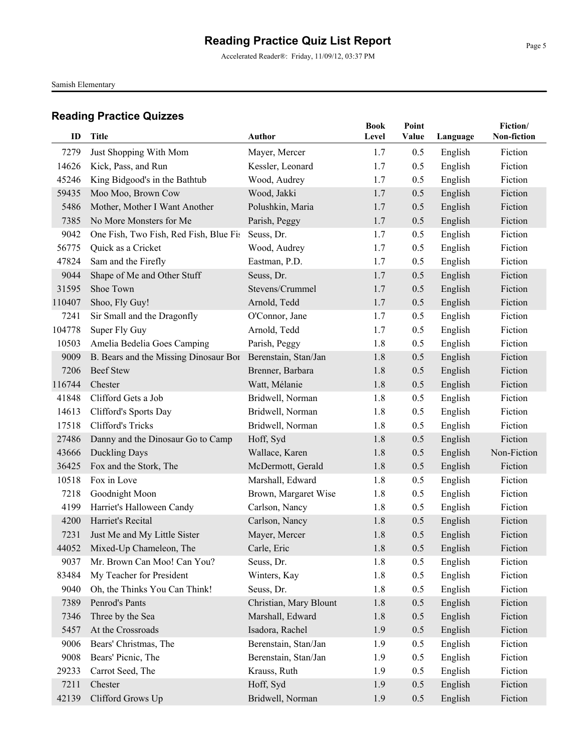# Reading Practice Quiz List Report

Accelerated Reader®: Friday, 11/09/12, 03:37 PM

Samish Elementary

## Reading Practice Quizzes

| ID | Title | Author | Book Level | Point Value | Language | Fiction/ Non-fiction |
|---|---|---|---|---|---|---|
| 7279 | Just Shopping With Mom | Mayer, Mercer | 1.7 | 0.5 | English | Fiction |
| 14626 | Kick, Pass, and Run | Kessler, Leonard | 1.7 | 0.5 | English | Fiction |
| 45246 | King Bidgood's in the Bathtub | Wood, Audrey | 1.7 | 0.5 | English | Fiction |
| 59435 | Moo Moo, Brown Cow | Wood, Jakki | 1.7 | 0.5 | English | Fiction |
| 5486 | Mother, Mother I Want Another | Polushkin, Maria | 1.7 | 0.5 | English | Fiction |
| 7385 | No More Monsters for Me | Parish, Peggy | 1.7 | 0.5 | English | Fiction |
| 9042 | One Fish, Two Fish, Red Fish, Blue Fis | Seuss, Dr. | 1.7 | 0.5 | English | Fiction |
| 56775 | Quick as a Cricket | Wood, Audrey | 1.7 | 0.5 | English | Fiction |
| 47824 | Sam and the Firefly | Eastman, P.D. | 1.7 | 0.5 | English | Fiction |
| 9044 | Shape of Me and Other Stuff | Seuss, Dr. | 1.7 | 0.5 | English | Fiction |
| 31595 | Shoe Town | Stevens/Crummel | 1.7 | 0.5 | English | Fiction |
| 110407 | Shoo, Fly Guy! | Arnold, Tedd | 1.7 | 0.5 | English | Fiction |
| 7241 | Sir Small and the Dragonfly | O'Connor, Jane | 1.7 | 0.5 | English | Fiction |
| 104778 | Super Fly Guy | Arnold, Tedd | 1.7 | 0.5 | English | Fiction |
| 10503 | Amelia Bedelia Goes Camping | Parish, Peggy | 1.8 | 0.5 | English | Fiction |
| 9009 | B. Bears and the Missing Dinosaur Bor | Berenstain, Stan/Jan | 1.8 | 0.5 | English | Fiction |
| 7206 | Beef Stew | Brenner, Barbara | 1.8 | 0.5 | English | Fiction |
| 116744 | Chester | Watt, Mélanie | 1.8 | 0.5 | English | Fiction |
| 41848 | Clifford Gets a Job | Bridwell, Norman | 1.8 | 0.5 | English | Fiction |
| 14613 | Clifford's Sports Day | Bridwell, Norman | 1.8 | 0.5 | English | Fiction |
| 17518 | Clifford's Tricks | Bridwell, Norman | 1.8 | 0.5 | English | Fiction |
| 27486 | Danny and the Dinosaur Go to Camp | Hoff, Syd | 1.8 | 0.5 | English | Fiction |
| 43666 | Duckling Days | Wallace, Karen | 1.8 | 0.5 | English | Non-Fiction |
| 36425 | Fox and the Stork, The | McDermott, Gerald | 1.8 | 0.5 | English | Fiction |
| 10518 | Fox in Love | Marshall, Edward | 1.8 | 0.5 | English | Fiction |
| 7218 | Goodnight Moon | Brown, Margaret Wise | 1.8 | 0.5 | English | Fiction |
| 4199 | Harriet's Halloween Candy | Carlson, Nancy | 1.8 | 0.5 | English | Fiction |
| 4200 | Harriet's Recital | Carlson, Nancy | 1.8 | 0.5 | English | Fiction |
| 7231 | Just Me and My Little Sister | Mayer, Mercer | 1.8 | 0.5 | English | Fiction |
| 44052 | Mixed-Up Chameleon, The | Carle, Eric | 1.8 | 0.5 | English | Fiction |
| 9037 | Mr. Brown Can Moo! Can You? | Seuss, Dr. | 1.8 | 0.5 | English | Fiction |
| 83484 | My Teacher for President | Winters, Kay | 1.8 | 0.5 | English | Fiction |
| 9040 | Oh, the Thinks You Can Think! | Seuss, Dr. | 1.8 | 0.5 | English | Fiction |
| 7389 | Penrod's Pants | Christian, Mary Blount | 1.8 | 0.5 | English | Fiction |
| 7346 | Three by the Sea | Marshall, Edward | 1.8 | 0.5 | English | Fiction |
| 5457 | At the Crossroads | Isadora, Rachel | 1.9 | 0.5 | English | Fiction |
| 9006 | Bears' Christmas, The | Berenstain, Stan/Jan | 1.9 | 0.5 | English | Fiction |
| 9008 | Bears' Picnic, The | Berenstain, Stan/Jan | 1.9 | 0.5 | English | Fiction |
| 29233 | Carrot Seed, The | Krauss, Ruth | 1.9 | 0.5 | English | Fiction |
| 7211 | Chester | Hoff, Syd | 1.9 | 0.5 | English | Fiction |
| 42139 | Clifford Grows Up | Bridwell, Norman | 1.9 | 0.5 | English | Fiction |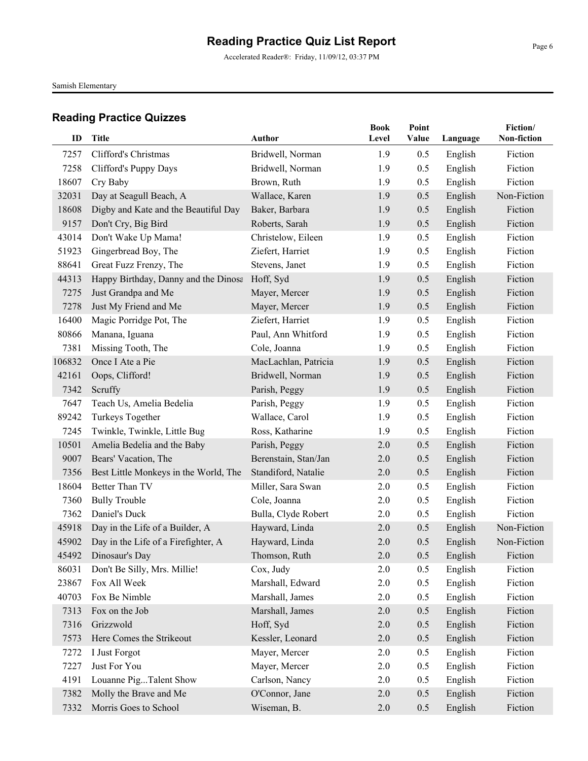# Reading Practice Quiz List Report

Accelerated Reader®: Friday, 11/09/12, 03:37 PM

Samish Elementary

## Reading Practice Quizzes

| ID | Title | Author | Book Level | Point Value | Language | Fiction/ Non-fiction |
|---|---|---|---|---|---|---|
| 7257 | Clifford's Christmas | Bridwell, Norman | 1.9 | 0.5 | English | Fiction |
| 7258 | Clifford's Puppy Days | Bridwell, Norman | 1.9 | 0.5 | English | Fiction |
| 18607 | Cry Baby | Brown, Ruth | 1.9 | 0.5 | English | Fiction |
| 32031 | Day at Seagull Beach, A | Wallace, Karen | 1.9 | 0.5 | English | Non-Fiction |
| 18608 | Digby and Kate and the Beautiful Day | Baker, Barbara | 1.9 | 0.5 | English | Fiction |
| 9157 | Don't Cry, Big Bird | Roberts, Sarah | 1.9 | 0.5 | English | Fiction |
| 43014 | Don't Wake Up Mama! | Christelow, Eileen | 1.9 | 0.5 | English | Fiction |
| 51923 | Gingerbread Boy, The | Ziefert, Harriet | 1.9 | 0.5 | English | Fiction |
| 88641 | Great Fuzz Frenzy, The | Stevens, Janet | 1.9 | 0.5 | English | Fiction |
| 44313 | Happy Birthday, Danny and the Dinosa | Hoff, Syd | 1.9 | 0.5 | English | Fiction |
| 7275 | Just Grandpa and Me | Mayer, Mercer | 1.9 | 0.5 | English | Fiction |
| 7278 | Just My Friend and Me | Mayer, Mercer | 1.9 | 0.5 | English | Fiction |
| 16400 | Magic Porridge Pot, The | Ziefert, Harriet | 1.9 | 0.5 | English | Fiction |
| 80866 | Manana, Iguana | Paul, Ann Whitford | 1.9 | 0.5 | English | Fiction |
| 7381 | Missing Tooth, The | Cole, Joanna | 1.9 | 0.5 | English | Fiction |
| 106832 | Once I Ate a Pie | MacLachlan, Patricia | 1.9 | 0.5 | English | Fiction |
| 42161 | Oops, Clifford! | Bridwell, Norman | 1.9 | 0.5 | English | Fiction |
| 7342 | Scruffy | Parish, Peggy | 1.9 | 0.5 | English | Fiction |
| 7647 | Teach Us, Amelia Bedelia | Parish, Peggy | 1.9 | 0.5 | English | Fiction |
| 89242 | Turkeys Together | Wallace, Carol | 1.9 | 0.5 | English | Fiction |
| 7245 | Twinkle, Twinkle, Little Bug | Ross, Katharine | 1.9 | 0.5 | English | Fiction |
| 10501 | Amelia Bedelia and the Baby | Parish, Peggy | 2.0 | 0.5 | English | Fiction |
| 9007 | Bears' Vacation, The | Berenstain, Stan/Jan | 2.0 | 0.5 | English | Fiction |
| 7356 | Best Little Monkeys in the World, The | Standiford, Natalie | 2.0 | 0.5 | English | Fiction |
| 18604 | Better Than TV | Miller, Sara Swan | 2.0 | 0.5 | English | Fiction |
| 7360 | Bully Trouble | Cole, Joanna | 2.0 | 0.5 | English | Fiction |
| 7362 | Daniel's Duck | Bulla, Clyde Robert | 2.0 | 0.5 | English | Fiction |
| 45918 | Day in the Life of a Builder, A | Hayward, Linda | 2.0 | 0.5 | English | Non-Fiction |
| 45902 | Day in the Life of a Firefighter, A | Hayward, Linda | 2.0 | 0.5 | English | Non-Fiction |
| 45492 | Dinosaur's Day | Thomson, Ruth | 2.0 | 0.5 | English | Fiction |
| 86031 | Don't Be Silly, Mrs. Millie! | Cox, Judy | 2.0 | 0.5 | English | Fiction |
| 23867 | Fox All Week | Marshall, Edward | 2.0 | 0.5 | English | Fiction |
| 40703 | Fox Be Nimble | Marshall, James | 2.0 | 0.5 | English | Fiction |
| 7313 | Fox on the Job | Marshall, James | 2.0 | 0.5 | English | Fiction |
| 7316 | Grizzwold | Hoff, Syd | 2.0 | 0.5 | English | Fiction |
| 7573 | Here Comes the Strikeout | Kessler, Leonard | 2.0 | 0.5 | English | Fiction |
| 7272 | I Just Forgot | Mayer, Mercer | 2.0 | 0.5 | English | Fiction |
| 7227 | Just For You | Mayer, Mercer | 2.0 | 0.5 | English | Fiction |
| 4191 | Louanne Pig...Talent Show | Carlson, Nancy | 2.0 | 0.5 | English | Fiction |
| 7382 | Molly the Brave and Me | O'Connor, Jane | 2.0 | 0.5 | English | Fiction |
| 7332 | Morris Goes to School | Wiseman, B. | 2.0 | 0.5 | English | Fiction |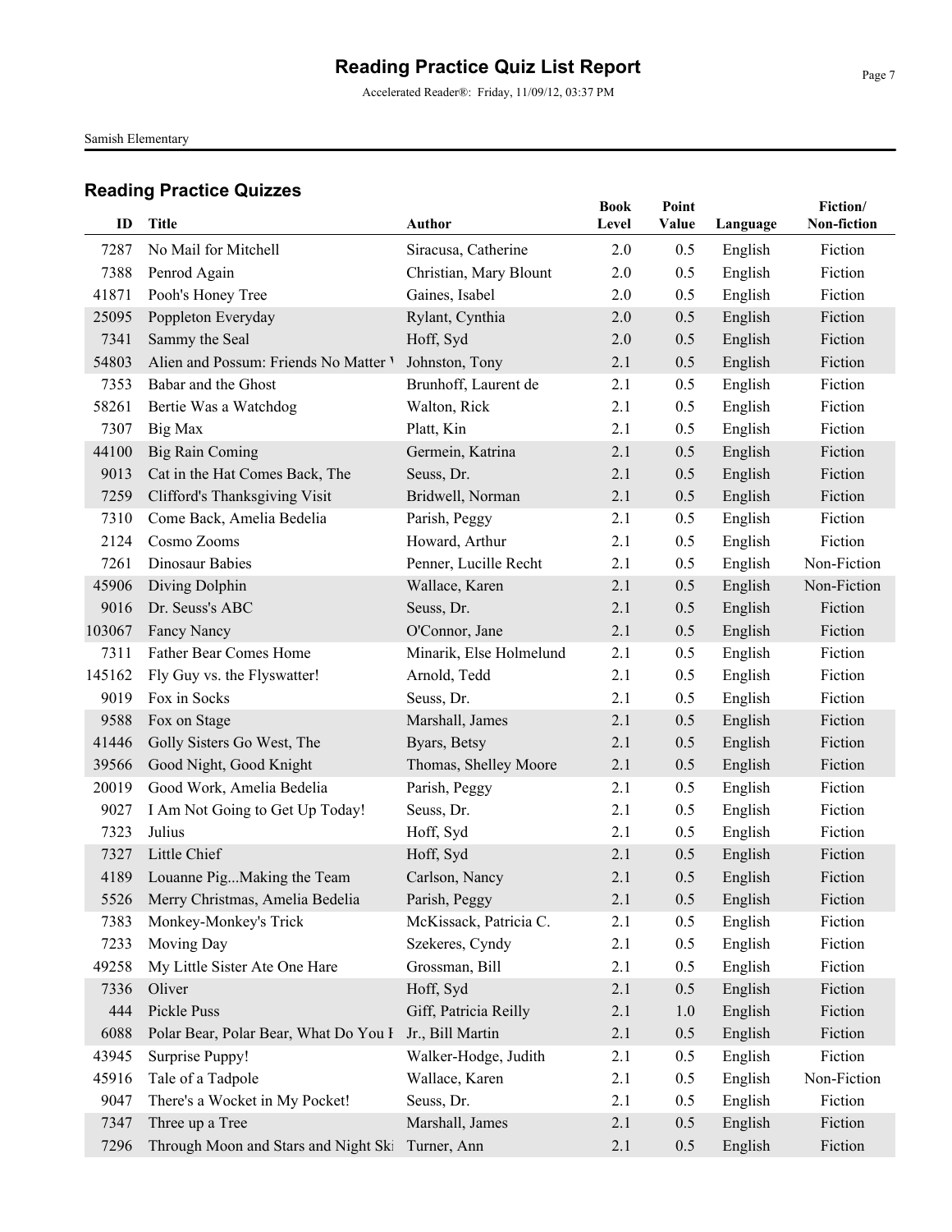# Reading Practice Quiz List Report

Accelerated Reader®: Friday, 11/09/12, 03:37 PM

Samish Elementary

## Reading Practice Quizzes

| ID | Title | Author | Book Level | Point Value | Language | Fiction/ Non-fiction |
|---|---|---|---|---|---|---|
| 7287 | No Mail for Mitchell | Siracusa, Catherine | 2.0 | 0.5 | English | Fiction |
| 7388 | Penrod Again | Christian, Mary Blount | 2.0 | 0.5 | English | Fiction |
| 41871 | Pooh's Honey Tree | Gaines, Isabel | 2.0 | 0.5 | English | Fiction |
| 25095 | Poppleton Everyday | Rylant, Cynthia | 2.0 | 0.5 | English | Fiction |
| 7341 | Sammy the Seal | Hoff, Syd | 2.0 | 0.5 | English | Fiction |
| 54803 | Alien and Possum: Friends No Matter W | Johnston, Tony | 2.1 | 0.5 | English | Fiction |
| 7353 | Babar and the Ghost | Brunhoff, Laurent de | 2.1 | 0.5 | English | Fiction |
| 58261 | Bertie Was a Watchdog | Walton, Rick | 2.1 | 0.5 | English | Fiction |
| 7307 | Big Max | Platt, Kin | 2.1 | 0.5 | English | Fiction |
| 44100 | Big Rain Coming | Germein, Katrina | 2.1 | 0.5 | English | Fiction |
| 9013 | Cat in the Hat Comes Back, The | Seuss, Dr. | 2.1 | 0.5 | English | Fiction |
| 7259 | Clifford's Thanksgiving Visit | Bridwell, Norman | 2.1 | 0.5 | English | Fiction |
| 7310 | Come Back, Amelia Bedelia | Parish, Peggy | 2.1 | 0.5 | English | Fiction |
| 2124 | Cosmo Zooms | Howard, Arthur | 2.1 | 0.5 | English | Fiction |
| 7261 | Dinosaur Babies | Penner, Lucille Recht | 2.1 | 0.5 | English | Non-Fiction |
| 45906 | Diving Dolphin | Wallace, Karen | 2.1 | 0.5 | English | Non-Fiction |
| 9016 | Dr. Seuss's ABC | Seuss, Dr. | 2.1 | 0.5 | English | Fiction |
| 103067 | Fancy Nancy | O'Connor, Jane | 2.1 | 0.5 | English | Fiction |
| 7311 | Father Bear Comes Home | Minarik, Else Holmelund | 2.1 | 0.5 | English | Fiction |
| 145162 | Fly Guy vs. the Flyswatter! | Arnold, Tedd | 2.1 | 0.5 | English | Fiction |
| 9019 | Fox in Socks | Seuss, Dr. | 2.1 | 0.5 | English | Fiction |
| 9588 | Fox on Stage | Marshall, James | 2.1 | 0.5 | English | Fiction |
| 41446 | Golly Sisters Go West, The | Byars, Betsy | 2.1 | 0.5 | English | Fiction |
| 39566 | Good Night, Good Knight | Thomas, Shelley Moore | 2.1 | 0.5 | English | Fiction |
| 20019 | Good Work, Amelia Bedelia | Parish, Peggy | 2.1 | 0.5 | English | Fiction |
| 9027 | I Am Not Going to Get Up Today! | Seuss, Dr. | 2.1 | 0.5 | English | Fiction |
| 7323 | Julius | Hoff, Syd | 2.1 | 0.5 | English | Fiction |
| 7327 | Little Chief | Hoff, Syd | 2.1 | 0.5 | English | Fiction |
| 4189 | Louanne Pig...Making the Team | Carlson, Nancy | 2.1 | 0.5 | English | Fiction |
| 5526 | Merry Christmas, Amelia Bedelia | Parish, Peggy | 2.1 | 0.5 | English | Fiction |
| 7383 | Monkey-Monkey's Trick | McKissack, Patricia C. | 2.1 | 0.5 | English | Fiction |
| 7233 | Moving Day | Szekeres, Cyndy | 2.1 | 0.5 | English | Fiction |
| 49258 | My Little Sister Ate One Hare | Grossman, Bill | 2.1 | 0.5 | English | Fiction |
| 7336 | Oliver | Hoff, Syd | 2.1 | 0.5 | English | Fiction |
| 444 | Pickle Puss | Giff, Patricia Reilly | 2.1 | 1.0 | English | Fiction |
| 6088 | Polar Bear, Polar Bear, What Do You H | Jr., Bill Martin | 2.1 | 0.5 | English | Fiction |
| 43945 | Surprise Puppy! | Walker-Hodge, Judith | 2.1 | 0.5 | English | Fiction |
| 45916 | Tale of a Tadpole | Wallace, Karen | 2.1 | 0.5 | English | Non-Fiction |
| 9047 | There's a Wocket in My Pocket! | Seuss, Dr. | 2.1 | 0.5 | English | Fiction |
| 7347 | Three up a Tree | Marshall, James | 2.1 | 0.5 | English | Fiction |
| 7296 | Through Moon and Stars and Night Ski | Turner, Ann | 2.1 | 0.5 | English | Fiction |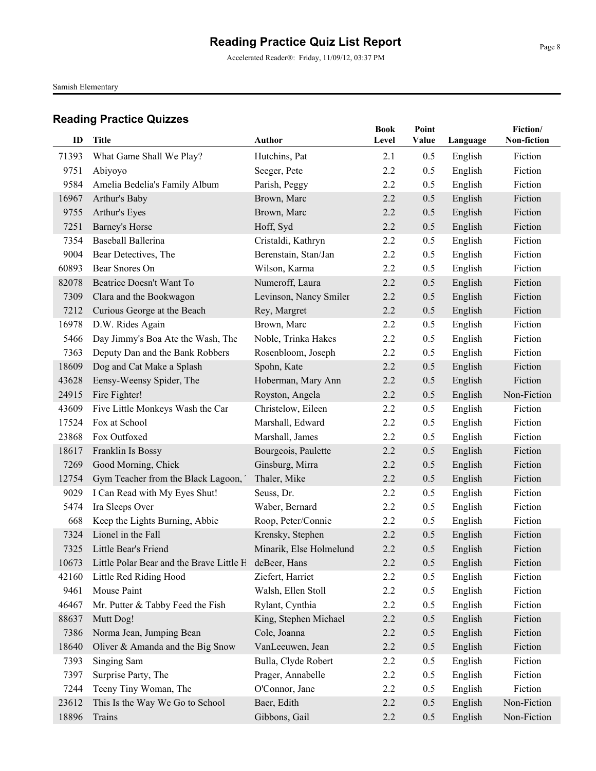# Reading Practice Quiz List Report

Accelerated Reader®: Friday, 11/09/12, 03:37 PM

Samish Elementary

## Reading Practice Quizzes

| ID | Title | Author | Book Level | Point Value | Language | Fiction/ Non-fiction |
|---|---|---|---|---|---|---|
| 71393 | What Game Shall We Play? | Hutchins, Pat | 2.1 | 0.5 | English | Fiction |
| 9751 | Abiyoyo | Seeger, Pete | 2.2 | 0.5 | English | Fiction |
| 9584 | Amelia Bedelia's Family Album | Parish, Peggy | 2.2 | 0.5 | English | Fiction |
| 16967 | Arthur's Baby | Brown, Marc | 2.2 | 0.5 | English | Fiction |
| 9755 | Arthur's Eyes | Brown, Marc | 2.2 | 0.5 | English | Fiction |
| 7251 | Barney's Horse | Hoff, Syd | 2.2 | 0.5 | English | Fiction |
| 7354 | Baseball Ballerina | Cristaldi, Kathryn | 2.2 | 0.5 | English | Fiction |
| 9004 | Bear Detectives, The | Berenstain, Stan/Jan | 2.2 | 0.5 | English | Fiction |
| 60893 | Bear Snores On | Wilson, Karma | 2.2 | 0.5 | English | Fiction |
| 82078 | Beatrice Doesn't Want To | Numeroff, Laura | 2.2 | 0.5 | English | Fiction |
| 7309 | Clara and the Bookwagon | Levinson, Nancy Smiler | 2.2 | 0.5 | English | Fiction |
| 7212 | Curious George at the Beach | Rey, Margret | 2.2 | 0.5 | English | Fiction |
| 16978 | D.W. Rides Again | Brown, Marc | 2.2 | 0.5 | English | Fiction |
| 5466 | Day Jimmy's Boa Ate the Wash, The | Noble, Trinka Hakes | 2.2 | 0.5 | English | Fiction |
| 7363 | Deputy Dan and the Bank Robbers | Rosenbloom, Joseph | 2.2 | 0.5 | English | Fiction |
| 18609 | Dog and Cat Make a Splash | Spohn, Kate | 2.2 | 0.5 | English | Fiction |
| 43628 | Eensy-Weensy Spider, The | Hoberman, Mary Ann | 2.2 | 0.5 | English | Fiction |
| 24915 | Fire Fighter! | Royston, Angela | 2.2 | 0.5 | English | Non-Fiction |
| 43609 | Five Little Monkeys Wash the Car | Christelow, Eileen | 2.2 | 0.5 | English | Fiction |
| 17524 | Fox at School | Marshall, Edward | 2.2 | 0.5 | English | Fiction |
| 23868 | Fox Outfoxed | Marshall, James | 2.2 | 0.5 | English | Fiction |
| 18617 | Franklin Is Bossy | Bourgeois, Paulette | 2.2 | 0.5 | English | Fiction |
| 7269 | Good Morning, Chick | Ginsburg, Mirra | 2.2 | 0.5 | English | Fiction |
| 12754 | Gym Teacher from the Black Lagoon, ' | Thaler, Mike | 2.2 | 0.5 | English | Fiction |
| 9029 | I Can Read with My Eyes Shut! | Seuss, Dr. | 2.2 | 0.5 | English | Fiction |
| 5474 | Ira Sleeps Over | Waber, Bernard | 2.2 | 0.5 | English | Fiction |
| 668 | Keep the Lights Burning, Abbie | Roop, Peter/Connie | 2.2 | 0.5 | English | Fiction |
| 7324 | Lionel in the Fall | Krensky, Stephen | 2.2 | 0.5 | English | Fiction |
| 7325 | Little Bear's Friend | Minarik, Else Holmelund | 2.2 | 0.5 | English | Fiction |
| 10673 | Little Polar Bear and the Brave Little H | deBeer, Hans | 2.2 | 0.5 | English | Fiction |
| 42160 | Little Red Riding Hood | Ziefert, Harriet | 2.2 | 0.5 | English | Fiction |
| 9461 | Mouse Paint | Walsh, Ellen Stoll | 2.2 | 0.5 | English | Fiction |
| 46467 | Mr. Putter & Tabby Feed the Fish | Rylant, Cynthia | 2.2 | 0.5 | English | Fiction |
| 88637 | Mutt Dog! | King, Stephen Michael | 2.2 | 0.5 | English | Fiction |
| 7386 | Norma Jean, Jumping Bean | Cole, Joanna | 2.2 | 0.5 | English | Fiction |
| 18640 | Oliver & Amanda and the Big Snow | VanLeeuwen, Jean | 2.2 | 0.5 | English | Fiction |
| 7393 | Singing Sam | Bulla, Clyde Robert | 2.2 | 0.5 | English | Fiction |
| 7397 | Surprise Party, The | Prager, Annabelle | 2.2 | 0.5 | English | Fiction |
| 7244 | Teeny Tiny Woman, The | O'Connor, Jane | 2.2 | 0.5 | English | Fiction |
| 23612 | This Is the Way We Go to School | Baer, Edith | 2.2 | 0.5 | English | Non-Fiction |
| 18896 | Trains | Gibbons, Gail | 2.2 | 0.5 | English | Non-Fiction |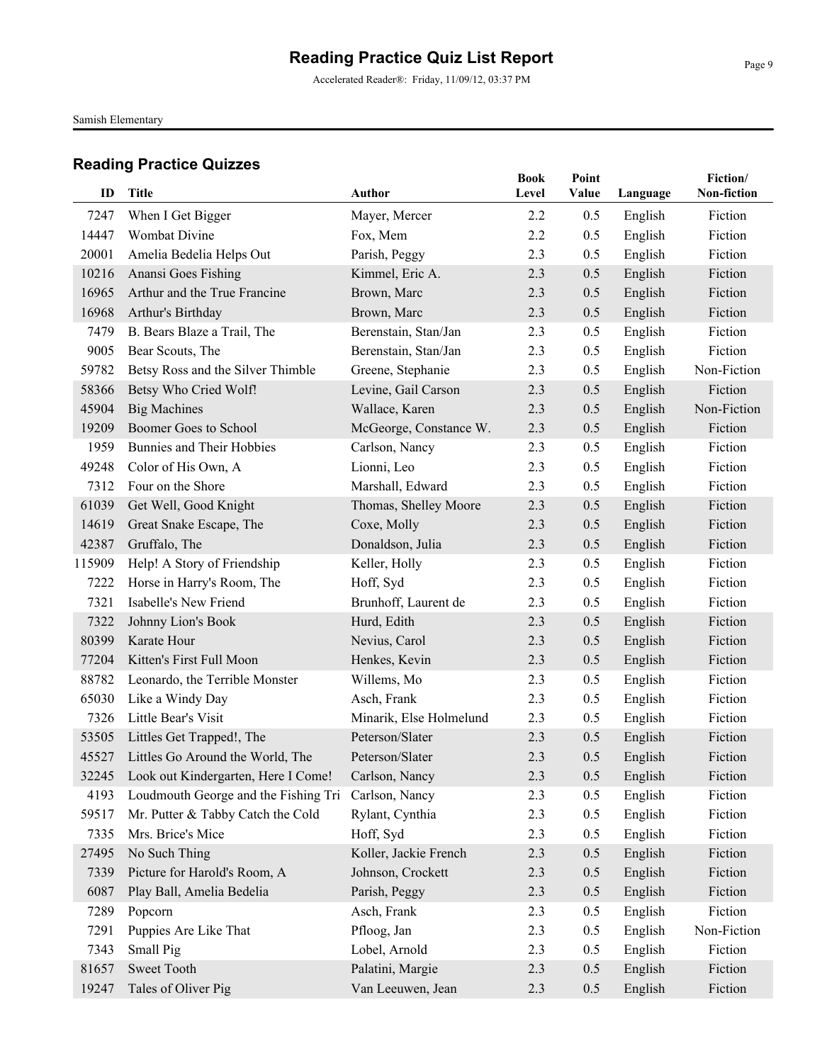# Reading Practice Quiz List Report

Accelerated Reader®: Friday, 11/09/12, 03:37 PM

Samish Elementary

## Reading Practice Quizzes

| ID | Title | Author | Book Level | Point Value | Language | Fiction/ Non-fiction |
|---|---|---|---|---|---|---|
| 7247 | When I Get Bigger | Mayer, Mercer | 2.2 | 0.5 | English | Fiction |
| 14447 | Wombat Divine | Fox, Mem | 2.2 | 0.5 | English | Fiction |
| 20001 | Amelia Bedelia Helps Out | Parish, Peggy | 2.3 | 0.5 | English | Fiction |
| 10216 | Anansi Goes Fishing | Kimmel, Eric A. | 2.3 | 0.5 | English | Fiction |
| 16965 | Arthur and the True Francine | Brown, Marc | 2.3 | 0.5 | English | Fiction |
| 16968 | Arthur's Birthday | Brown, Marc | 2.3 | 0.5 | English | Fiction |
| 7479 | B. Bears Blaze a Trail, The | Berenstain, Stan/Jan | 2.3 | 0.5 | English | Fiction |
| 9005 | Bear Scouts, The | Berenstain, Stan/Jan | 2.3 | 0.5 | English | Fiction |
| 59782 | Betsy Ross and the Silver Thimble | Greene, Stephanie | 2.3 | 0.5 | English | Non-Fiction |
| 58366 | Betsy Who Cried Wolf! | Levine, Gail Carson | 2.3 | 0.5 | English | Fiction |
| 45904 | Big Machines | Wallace, Karen | 2.3 | 0.5 | English | Non-Fiction |
| 19209 | Boomer Goes to School | McGeorge, Constance W. | 2.3 | 0.5 | English | Fiction |
| 1959 | Bunnies and Their Hobbies | Carlson, Nancy | 2.3 | 0.5 | English | Fiction |
| 49248 | Color of His Own, A | Lionni, Leo | 2.3 | 0.5 | English | Fiction |
| 7312 | Four on the Shore | Marshall, Edward | 2.3 | 0.5 | English | Fiction |
| 61039 | Get Well, Good Knight | Thomas, Shelley Moore | 2.3 | 0.5 | English | Fiction |
| 14619 | Great Snake Escape, The | Coxe, Molly | 2.3 | 0.5 | English | Fiction |
| 42387 | Gruffalo, The | Donaldson, Julia | 2.3 | 0.5 | English | Fiction |
| 115909 | Help! A Story of Friendship | Keller, Holly | 2.3 | 0.5 | English | Fiction |
| 7222 | Horse in Harry's Room, The | Hoff, Syd | 2.3 | 0.5 | English | Fiction |
| 7321 | Isabelle's New Friend | Brunhoff, Laurent de | 2.3 | 0.5 | English | Fiction |
| 7322 | Johnny Lion's Book | Hurd, Edith | 2.3 | 0.5 | English | Fiction |
| 80399 | Karate Hour | Nevius, Carol | 2.3 | 0.5 | English | Fiction |
| 77204 | Kitten's First Full Moon | Henkes, Kevin | 2.3 | 0.5 | English | Fiction |
| 88782 | Leonardo, the Terrible Monster | Willems, Mo | 2.3 | 0.5 | English | Fiction |
| 65030 | Like a Windy Day | Asch, Frank | 2.3 | 0.5 | English | Fiction |
| 7326 | Little Bear's Visit | Minarik, Else Holmelund | 2.3 | 0.5 | English | Fiction |
| 53505 | Littles Get Trapped!, The | Peterson/Slater | 2.3 | 0.5 | English | Fiction |
| 45527 | Littles Go Around the World, The | Peterson/Slater | 2.3 | 0.5 | English | Fiction |
| 32245 | Look out Kindergarten, Here I Come! | Carlson, Nancy | 2.3 | 0.5 | English | Fiction |
| 4193 | Loudmouth George and the Fishing Tri | Carlson, Nancy | 2.3 | 0.5 | English | Fiction |
| 59517 | Mr. Putter & Tabby Catch the Cold | Rylant, Cynthia | 2.3 | 0.5 | English | Fiction |
| 7335 | Mrs. Brice's Mice | Hoff, Syd | 2.3 | 0.5 | English | Fiction |
| 27495 | No Such Thing | Koller, Jackie French | 2.3 | 0.5 | English | Fiction |
| 7339 | Picture for Harold's Room, A | Johnson, Crockett | 2.3 | 0.5 | English | Fiction |
| 6087 | Play Ball, Amelia Bedelia | Parish, Peggy | 2.3 | 0.5 | English | Fiction |
| 7289 | Popcorn | Asch, Frank | 2.3 | 0.5 | English | Fiction |
| 7291 | Puppies Are Like That | Pfloog, Jan | 2.3 | 0.5 | English | Non-Fiction |
| 7343 | Small Pig | Lobel, Arnold | 2.3 | 0.5 | English | Fiction |
| 81657 | Sweet Tooth | Palatini, Margie | 2.3 | 0.5 | English | Fiction |
| 19247 | Tales of Oliver Pig | Van Leeuwen, Jean | 2.3 | 0.5 | English | Fiction |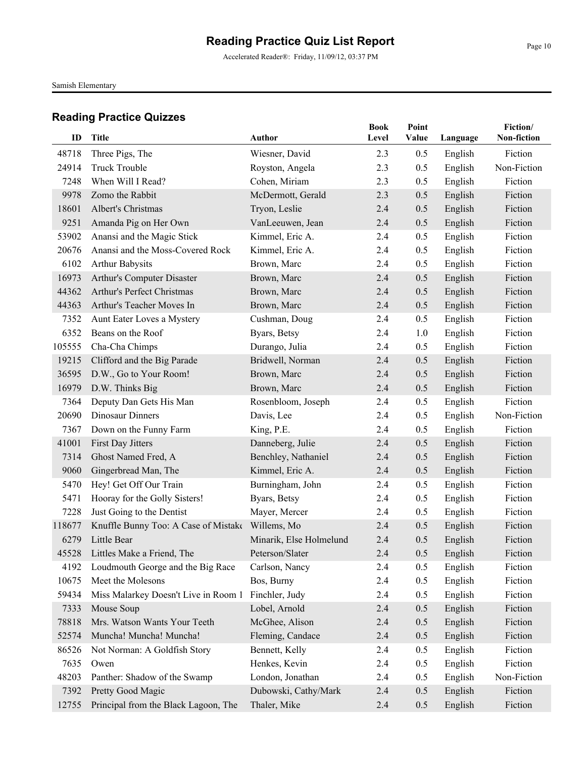# Reading Practice Quiz List Report

Accelerated Reader®: Friday, 11/09/12, 03:37 PM

Samish Elementary

## Reading Practice Quizzes

| ID | Title | Author | Book Level | Point Value | Language | Fiction/ Non-fiction |
|---|---|---|---|---|---|---|
| 48718 | Three Pigs, The | Wiesner, David | 2.3 | 0.5 | English | Fiction |
| 24914 | Truck Trouble | Royston, Angela | 2.3 | 0.5 | English | Non-Fiction |
| 7248 | When Will I Read? | Cohen, Miriam | 2.3 | 0.5 | English | Fiction |
| 9978 | Zomo the Rabbit | McDermott, Gerald | 2.3 | 0.5 | English | Fiction |
| 18601 | Albert's Christmas | Tryon, Leslie | 2.4 | 0.5 | English | Fiction |
| 9251 | Amanda Pig on Her Own | VanLeeuwen, Jean | 2.4 | 0.5 | English | Fiction |
| 53902 | Anansi and the Magic Stick | Kimmel, Eric A. | 2.4 | 0.5 | English | Fiction |
| 20676 | Anansi and the Moss-Covered Rock | Kimmel, Eric A. | 2.4 | 0.5 | English | Fiction |
| 6102 | Arthur Babysits | Brown, Marc | 2.4 | 0.5 | English | Fiction |
| 16973 | Arthur's Computer Disaster | Brown, Marc | 2.4 | 0.5 | English | Fiction |
| 44362 | Arthur's Perfect Christmas | Brown, Marc | 2.4 | 0.5 | English | Fiction |
| 44363 | Arthur's Teacher Moves In | Brown, Marc | 2.4 | 0.5 | English | Fiction |
| 7352 | Aunt Eater Loves a Mystery | Cushman, Doug | 2.4 | 0.5 | English | Fiction |
| 6352 | Beans on the Roof | Byars, Betsy | 2.4 | 1.0 | English | Fiction |
| 105555 | Cha-Cha Chimps | Durango, Julia | 2.4 | 0.5 | English | Fiction |
| 19215 | Clifford and the Big Parade | Bridwell, Norman | 2.4 | 0.5 | English | Fiction |
| 36595 | D.W., Go to Your Room! | Brown, Marc | 2.4 | 0.5 | English | Fiction |
| 16979 | D.W. Thinks Big | Brown, Marc | 2.4 | 0.5 | English | Fiction |
| 7364 | Deputy Dan Gets His Man | Rosenbloom, Joseph | 2.4 | 0.5 | English | Fiction |
| 20690 | Dinosaur Dinners | Davis, Lee | 2.4 | 0.5 | English | Non-Fiction |
| 7367 | Down on the Funny Farm | King, P.E. | 2.4 | 0.5 | English | Fiction |
| 41001 | First Day Jitters | Danneberg, Julie | 2.4 | 0.5 | English | Fiction |
| 7314 | Ghost Named Fred, A | Benchley, Nathaniel | 2.4 | 0.5 | English | Fiction |
| 9060 | Gingerbread Man, The | Kimmel, Eric A. | 2.4 | 0.5 | English | Fiction |
| 5470 | Hey! Get Off Our Train | Burningham, John | 2.4 | 0.5 | English | Fiction |
| 5471 | Hooray for the Golly Sisters! | Byars, Betsy | 2.4 | 0.5 | English | Fiction |
| 7228 | Just Going to the Dentist | Mayer, Mercer | 2.4 | 0.5 | English | Fiction |
| 118677 | Knuffle Bunny Too: A Case of Mistake | Willems, Mo | 2.4 | 0.5 | English | Fiction |
| 6279 | Little Bear | Minarik, Else Holmelund | 2.4 | 0.5 | English | Fiction |
| 45528 | Littles Make a Friend, The | Peterson/Slater | 2.4 | 0.5 | English | Fiction |
| 4192 | Loudmouth George and the Big Race | Carlson, Nancy | 2.4 | 0.5 | English | Fiction |
| 10675 | Meet the Molesons | Bos, Burny | 2.4 | 0.5 | English | Fiction |
| 59434 | Miss Malarkey Doesn't Live in Room 1 | Finchler, Judy | 2.4 | 0.5 | English | Fiction |
| 7333 | Mouse Soup | Lobel, Arnold | 2.4 | 0.5 | English | Fiction |
| 78818 | Mrs. Watson Wants Your Teeth | McGhee, Alison | 2.4 | 0.5 | English | Fiction |
| 52574 | Muncha! Muncha! Muncha! | Fleming, Candace | 2.4 | 0.5 | English | Fiction |
| 86526 | Not Norman: A Goldfish Story | Bennett, Kelly | 2.4 | 0.5 | English | Fiction |
| 7635 | Owen | Henkes, Kevin | 2.4 | 0.5 | English | Fiction |
| 48203 | Panther: Shadow of the Swamp | London, Jonathan | 2.4 | 0.5 | English | Non-Fiction |
| 7392 | Pretty Good Magic | Dubowski, Cathy/Mark | 2.4 | 0.5 | English | Fiction |
| 12755 | Principal from the Black Lagoon, The | Thaler, Mike | 2.4 | 0.5 | English | Fiction |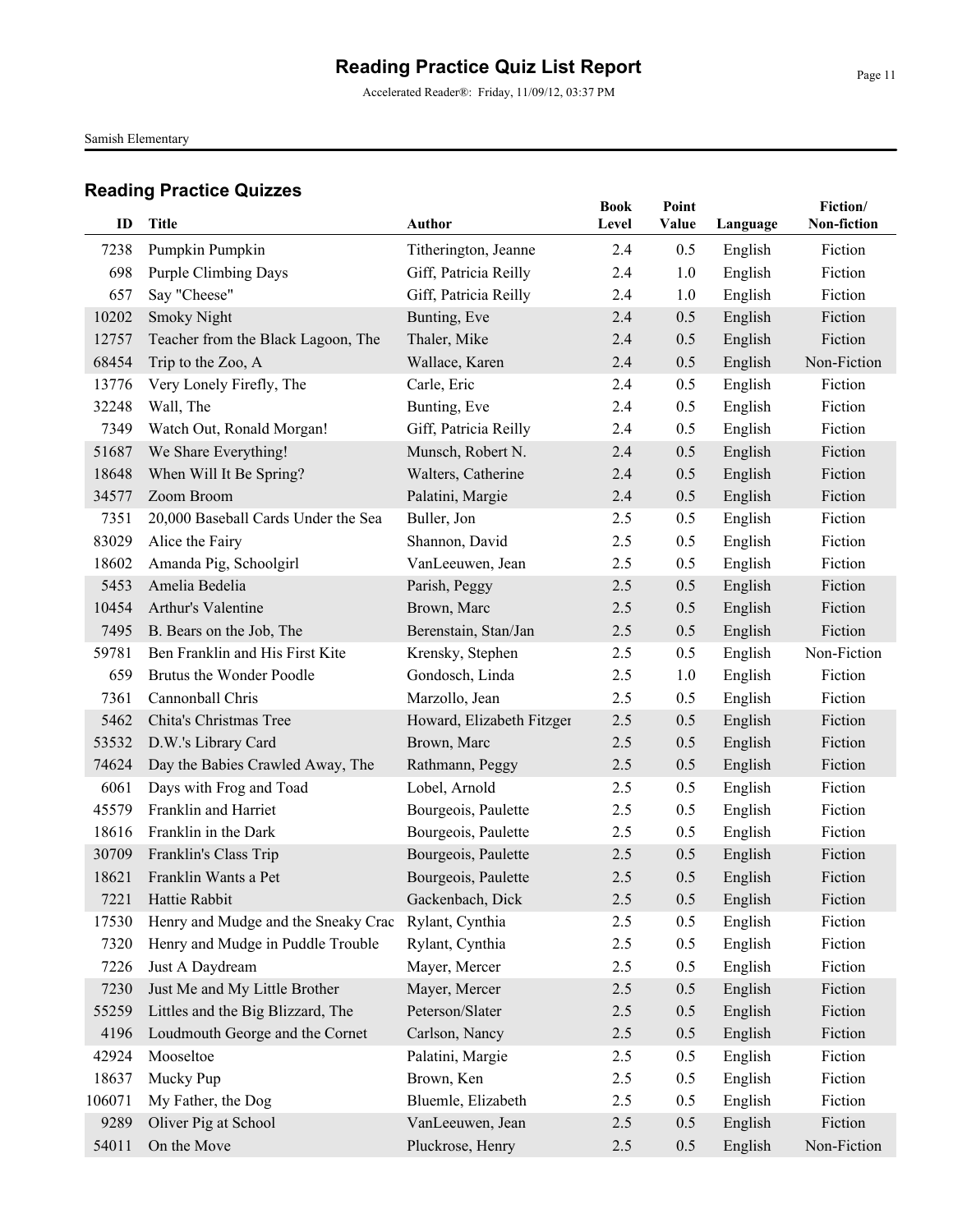# Reading Practice Quiz List Report

Accelerated Reader®: Friday, 11/09/12, 03:37 PM

Samish Elementary

## Reading Practice Quizzes

| ID | Title | Author | Book Level | Point Value | Language | Fiction/ Non-fiction |
|---|---|---|---|---|---|---|
| 7238 | Pumpkin Pumpkin | Titherington, Jeanne | 2.4 | 0.5 | English | Fiction |
| 698 | Purple Climbing Days | Giff, Patricia Reilly | 2.4 | 1.0 | English | Fiction |
| 657 | Say "Cheese" | Giff, Patricia Reilly | 2.4 | 1.0 | English | Fiction |
| 10202 | Smoky Night | Bunting, Eve | 2.4 | 0.5 | English | Fiction |
| 12757 | Teacher from the Black Lagoon, The | Thaler, Mike | 2.4 | 0.5 | English | Fiction |
| 68454 | Trip to the Zoo, A | Wallace, Karen | 2.4 | 0.5 | English | Non-Fiction |
| 13776 | Very Lonely Firefly, The | Carle, Eric | 2.4 | 0.5 | English | Fiction |
| 32248 | Wall, The | Bunting, Eve | 2.4 | 0.5 | English | Fiction |
| 7349 | Watch Out, Ronald Morgan! | Giff, Patricia Reilly | 2.4 | 0.5 | English | Fiction |
| 51687 | We Share Everything! | Munsch, Robert N. | 2.4 | 0.5 | English | Fiction |
| 18648 | When Will It Be Spring? | Walters, Catherine | 2.4 | 0.5 | English | Fiction |
| 34577 | Zoom Broom | Palatini, Margie | 2.4 | 0.5 | English | Fiction |
| 7351 | 20,000 Baseball Cards Under the Sea | Buller, Jon | 2.5 | 0.5 | English | Fiction |
| 83029 | Alice the Fairy | Shannon, David | 2.5 | 0.5 | English | Fiction |
| 18602 | Amanda Pig, Schoolgirl | VanLeeuwen, Jean | 2.5 | 0.5 | English | Fiction |
| 5453 | Amelia Bedelia | Parish, Peggy | 2.5 | 0.5 | English | Fiction |
| 10454 | Arthur's Valentine | Brown, Marc | 2.5 | 0.5 | English | Fiction |
| 7495 | B. Bears on the Job, The | Berenstain, Stan/Jan | 2.5 | 0.5 | English | Fiction |
| 59781 | Ben Franklin and His First Kite | Krensky, Stephen | 2.5 | 0.5 | English | Non-Fiction |
| 659 | Brutus the Wonder Poodle | Gondosch, Linda | 2.5 | 1.0 | English | Fiction |
| 7361 | Cannonball Chris | Marzollo, Jean | 2.5 | 0.5 | English | Fiction |
| 5462 | Chita's Christmas Tree | Howard, Elizabeth Fitzger | 2.5 | 0.5 | English | Fiction |
| 53532 | D.W.'s Library Card | Brown, Marc | 2.5 | 0.5 | English | Fiction |
| 74624 | Day the Babies Crawled Away, The | Rathmann, Peggy | 2.5 | 0.5 | English | Fiction |
| 6061 | Days with Frog and Toad | Lobel, Arnold | 2.5 | 0.5 | English | Fiction |
| 45579 | Franklin and Harriet | Bourgeois, Paulette | 2.5 | 0.5 | English | Fiction |
| 18616 | Franklin in the Dark | Bourgeois, Paulette | 2.5 | 0.5 | English | Fiction |
| 30709 | Franklin's Class Trip | Bourgeois, Paulette | 2.5 | 0.5 | English | Fiction |
| 18621 | Franklin Wants a Pet | Bourgeois, Paulette | 2.5 | 0.5 | English | Fiction |
| 7221 | Hattie Rabbit | Gackenbach, Dick | 2.5 | 0.5 | English | Fiction |
| 17530 | Henry and Mudge and the Sneaky Crac | Rylant, Cynthia | 2.5 | 0.5 | English | Fiction |
| 7320 | Henry and Mudge in Puddle Trouble | Rylant, Cynthia | 2.5 | 0.5 | English | Fiction |
| 7226 | Just A Daydream | Mayer, Mercer | 2.5 | 0.5 | English | Fiction |
| 7230 | Just Me and My Little Brother | Mayer, Mercer | 2.5 | 0.5 | English | Fiction |
| 55259 | Littles and the Big Blizzard, The | Peterson/Slater | 2.5 | 0.5 | English | Fiction |
| 4196 | Loudmouth George and the Cornet | Carlson, Nancy | 2.5 | 0.5 | English | Fiction |
| 42924 | Mooseltoe | Palatini, Margie | 2.5 | 0.5 | English | Fiction |
| 18637 | Mucky Pup | Brown, Ken | 2.5 | 0.5 | English | Fiction |
| 106071 | My Father, the Dog | Bluemle, Elizabeth | 2.5 | 0.5 | English | Fiction |
| 9289 | Oliver Pig at School | VanLeeuwen, Jean | 2.5 | 0.5 | English | Fiction |
| 54011 | On the Move | Pluckrose, Henry | 2.5 | 0.5 | English | Non-Fiction |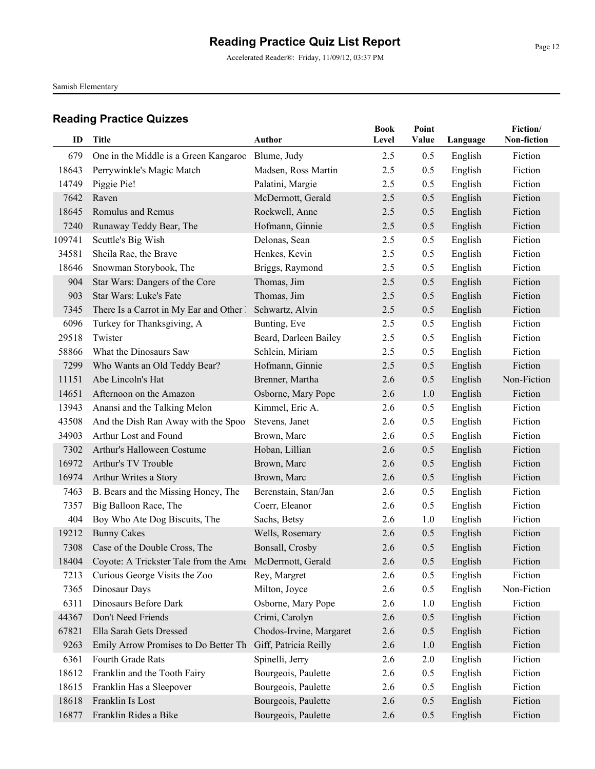# Reading Practice Quiz List Report

Accelerated Reader®: Friday, 11/09/12, 03:37 PM

Samish Elementary

## Reading Practice Quizzes

| ID | Title | Author | Book Level | Point Value | Language | Fiction/ Non-fiction |
|---|---|---|---|---|---|---|
| 679 | One in the Middle is a Green Kangaroo | Blume, Judy | 2.5 | 0.5 | English | Fiction |
| 18643 | Perrywinkle's Magic Match | Madsen, Ross Martin | 2.5 | 0.5 | English | Fiction |
| 14749 | Piggie Pie! | Palatini, Margie | 2.5 | 0.5 | English | Fiction |
| 7642 | Raven | McDermott, Gerald | 2.5 | 0.5 | English | Fiction |
| 18645 | Romulus and Remus | Rockwell, Anne | 2.5 | 0.5 | English | Fiction |
| 7240 | Runaway Teddy Bear, The | Hofmann, Ginnie | 2.5 | 0.5 | English | Fiction |
| 109741 | Scuttle's Big Wish | Delonas, Sean | 2.5 | 0.5 | English | Fiction |
| 34581 | Sheila Rae, the Brave | Henkes, Kevin | 2.5 | 0.5 | English | Fiction |
| 18646 | Snowman Storybook, The | Briggs, Raymond | 2.5 | 0.5 | English | Fiction |
| 904 | Star Wars: Dangers of the Core | Thomas, Jim | 2.5 | 0.5 | English | Fiction |
| 903 | Star Wars: Luke's Fate | Thomas, Jim | 2.5 | 0.5 | English | Fiction |
| 7345 | There Is a Carrot in My Ear and Other | Schwartz, Alvin | 2.5 | 0.5 | English | Fiction |
| 6096 | Turkey for Thanksgiving, A | Bunting, Eve | 2.5 | 0.5 | English | Fiction |
| 29518 | Twister | Beard, Darleen Bailey | 2.5 | 0.5 | English | Fiction |
| 58866 | What the Dinosaurs Saw | Schlein, Miriam | 2.5 | 0.5 | English | Fiction |
| 7299 | Who Wants an Old Teddy Bear? | Hofmann, Ginnie | 2.5 | 0.5 | English | Fiction |
| 11151 | Abe Lincoln's Hat | Brenner, Martha | 2.6 | 0.5 | English | Non-Fiction |
| 14651 | Afternoon on the Amazon | Osborne, Mary Pope | 2.6 | 1.0 | English | Fiction |
| 13943 | Anansi and the Talking Melon | Kimmel, Eric A. | 2.6 | 0.5 | English | Fiction |
| 43508 | And the Dish Ran Away with the Spoo | Stevens, Janet | 2.6 | 0.5 | English | Fiction |
| 34903 | Arthur Lost and Found | Brown, Marc | 2.6 | 0.5 | English | Fiction |
| 7302 | Arthur's Halloween Costume | Hoban, Lillian | 2.6 | 0.5 | English | Fiction |
| 16972 | Arthur's TV Trouble | Brown, Marc | 2.6 | 0.5 | English | Fiction |
| 16974 | Arthur Writes a Story | Brown, Marc | 2.6 | 0.5 | English | Fiction |
| 7463 | B. Bears and the Missing Honey, The | Berenstain, Stan/Jan | 2.6 | 0.5 | English | Fiction |
| 7357 | Big Balloon Race, The | Coerr, Eleanor | 2.6 | 0.5 | English | Fiction |
| 404 | Boy Who Ate Dog Biscuits, The | Sachs, Betsy | 2.6 | 1.0 | English | Fiction |
| 19212 | Bunny Cakes | Wells, Rosemary | 2.6 | 0.5 | English | Fiction |
| 7308 | Case of the Double Cross, The | Bonsall, Crosby | 2.6 | 0.5 | English | Fiction |
| 18404 | Coyote: A Trickster Tale from the Ame | McDermott, Gerald | 2.6 | 0.5 | English | Fiction |
| 7213 | Curious George Visits the Zoo | Rey, Margret | 2.6 | 0.5 | English | Fiction |
| 7365 | Dinosaur Days | Milton, Joyce | 2.6 | 0.5 | English | Non-Fiction |
| 6311 | Dinosaurs Before Dark | Osborne, Mary Pope | 2.6 | 1.0 | English | Fiction |
| 44367 | Don't Need Friends | Crimi, Carolyn | 2.6 | 0.5 | English | Fiction |
| 67821 | Ella Sarah Gets Dressed | Chodos-Irvine, Margaret | 2.6 | 0.5 | English | Fiction |
| 9263 | Emily Arrow Promises to Do Better Th | Giff, Patricia Reilly | 2.6 | 1.0 | English | Fiction |
| 6361 | Fourth Grade Rats | Spinelli, Jerry | 2.6 | 2.0 | English | Fiction |
| 18612 | Franklin and the Tooth Fairy | Bourgeois, Paulette | 2.6 | 0.5 | English | Fiction |
| 18615 | Franklin Has a Sleepover | Bourgeois, Paulette | 2.6 | 0.5 | English | Fiction |
| 18618 | Franklin Is Lost | Bourgeois, Paulette | 2.6 | 0.5 | English | Fiction |
| 16877 | Franklin Rides a Bike | Bourgeois, Paulette | 2.6 | 0.5 | English | Fiction |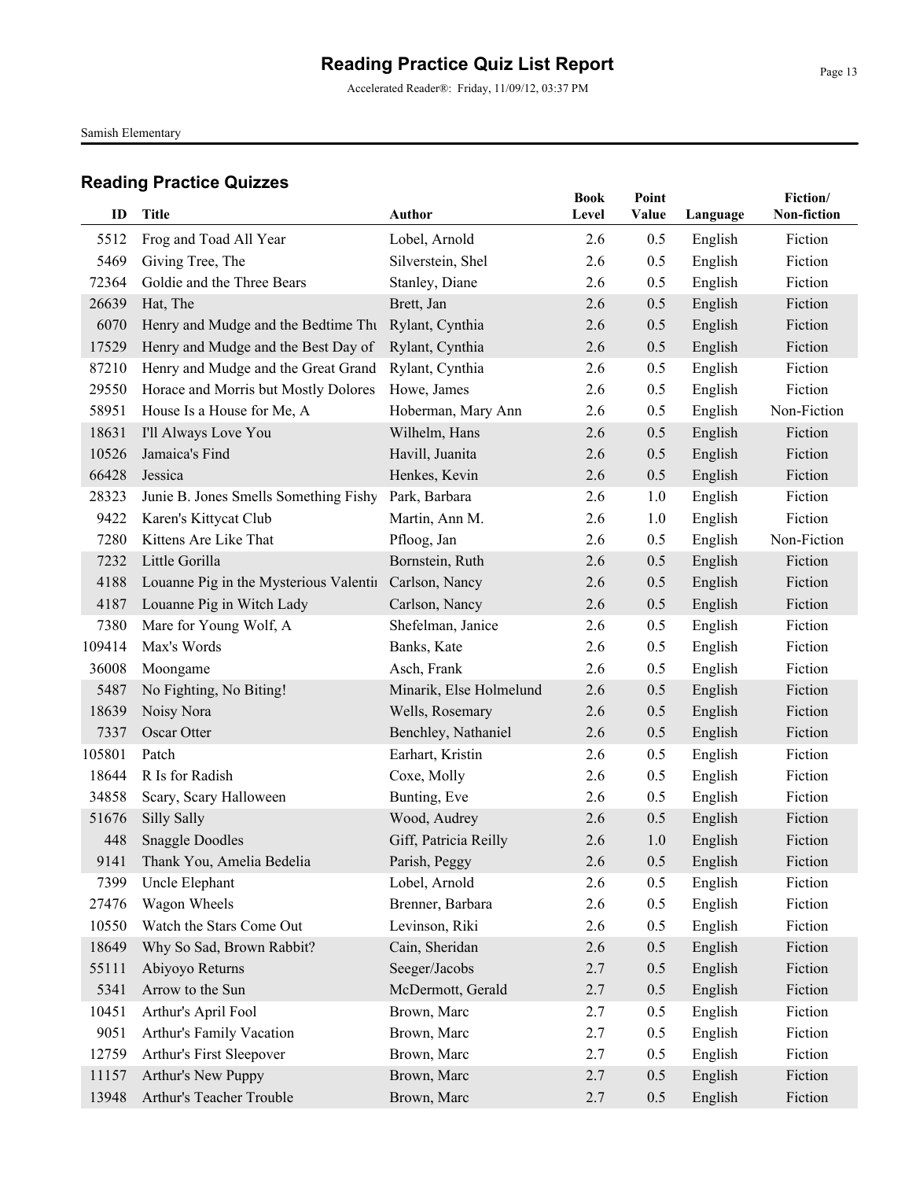# Reading Practice Quiz List Report

Accelerated Reader®: Friday, 11/09/12, 03:37 PM

Samish Elementary

## Reading Practice Quizzes

| ID | Title | Author | Book Level | Point Value | Language | Fiction/ Non-fiction |
|---|---|---|---|---|---|---|
| 5512 | Frog and Toad All Year | Lobel, Arnold | 2.6 | 0.5 | English | Fiction |
| 5469 | Giving Tree, The | Silverstein, Shel | 2.6 | 0.5 | English | Fiction |
| 72364 | Goldie and the Three Bears | Stanley, Diane | 2.6 | 0.5 | English | Fiction |
| 26639 | Hat, The | Brett, Jan | 2.6 | 0.5 | English | Fiction |
| 6070 | Henry and Mudge and the Bedtime Thu | Rylant, Cynthia | 2.6 | 0.5 | English | Fiction |
| 17529 | Henry and Mudge and the Best Day of | Rylant, Cynthia | 2.6 | 0.5 | English | Fiction |
| 87210 | Henry and Mudge and the Great Grand | Rylant, Cynthia | 2.6 | 0.5 | English | Fiction |
| 29550 | Horace and Morris but Mostly Dolores | Howe, James | 2.6 | 0.5 | English | Fiction |
| 58951 | House Is a House for Me, A | Hoberman, Mary Ann | 2.6 | 0.5 | English | Non-Fiction |
| 18631 | I'll Always Love You | Wilhelm, Hans | 2.6 | 0.5 | English | Fiction |
| 10526 | Jamaica's Find | Havill, Juanita | 2.6 | 0.5 | English | Fiction |
| 66428 | Jessica | Henkes, Kevin | 2.6 | 0.5 | English | Fiction |
| 28323 | Junie B. Jones Smells Something Fishy | Park, Barbara | 2.6 | 1.0 | English | Fiction |
| 9422 | Karen's Kittycat Club | Martin, Ann M. | 2.6 | 1.0 | English | Fiction |
| 7280 | Kittens Are Like That | Pfloog, Jan | 2.6 | 0.5 | English | Non-Fiction |
| 7232 | Little Gorilla | Bornstein, Ruth | 2.6 | 0.5 | English | Fiction |
| 4188 | Louanne Pig in the Mysterious Valentii | Carlson, Nancy | 2.6 | 0.5 | English | Fiction |
| 4187 | Louanne Pig in Witch Lady | Carlson, Nancy | 2.6 | 0.5 | English | Fiction |
| 7380 | Mare for Young Wolf, A | Shefelman, Janice | 2.6 | 0.5 | English | Fiction |
| 109414 | Max's Words | Banks, Kate | 2.6 | 0.5 | English | Fiction |
| 36008 | Moongame | Asch, Frank | 2.6 | 0.5 | English | Fiction |
| 5487 | No Fighting, No Biting! | Minarik, Else Holmelund | 2.6 | 0.5 | English | Fiction |
| 18639 | Noisy Nora | Wells, Rosemary | 2.6 | 0.5 | English | Fiction |
| 7337 | Oscar Otter | Benchley, Nathaniel | 2.6 | 0.5 | English | Fiction |
| 105801 | Patch | Earhart, Kristin | 2.6 | 0.5 | English | Fiction |
| 18644 | R Is for Radish | Coxe, Molly | 2.6 | 0.5 | English | Fiction |
| 34858 | Scary, Scary Halloween | Bunting, Eve | 2.6 | 0.5 | English | Fiction |
| 51676 | Silly Sally | Wood, Audrey | 2.6 | 0.5 | English | Fiction |
| 448 | Snaggle Doodles | Giff, Patricia Reilly | 2.6 | 1.0 | English | Fiction |
| 9141 | Thank You, Amelia Bedelia | Parish, Peggy | 2.6 | 0.5 | English | Fiction |
| 7399 | Uncle Elephant | Lobel, Arnold | 2.6 | 0.5 | English | Fiction |
| 27476 | Wagon Wheels | Brenner, Barbara | 2.6 | 0.5 | English | Fiction |
| 10550 | Watch the Stars Come Out | Levinson, Riki | 2.6 | 0.5 | English | Fiction |
| 18649 | Why So Sad, Brown Rabbit? | Cain, Sheridan | 2.6 | 0.5 | English | Fiction |
| 55111 | Abiyoyo Returns | Seeger/Jacobs | 2.7 | 0.5 | English | Fiction |
| 5341 | Arrow to the Sun | McDermott, Gerald | 2.7 | 0.5 | English | Fiction |
| 10451 | Arthur's April Fool | Brown, Marc | 2.7 | 0.5 | English | Fiction |
| 9051 | Arthur's Family Vacation | Brown, Marc | 2.7 | 0.5 | English | Fiction |
| 12759 | Arthur's First Sleepover | Brown, Marc | 2.7 | 0.5 | English | Fiction |
| 11157 | Arthur's New Puppy | Brown, Marc | 2.7 | 0.5 | English | Fiction |
| 13948 | Arthur's Teacher Trouble | Brown, Marc | 2.7 | 0.5 | English | Fiction |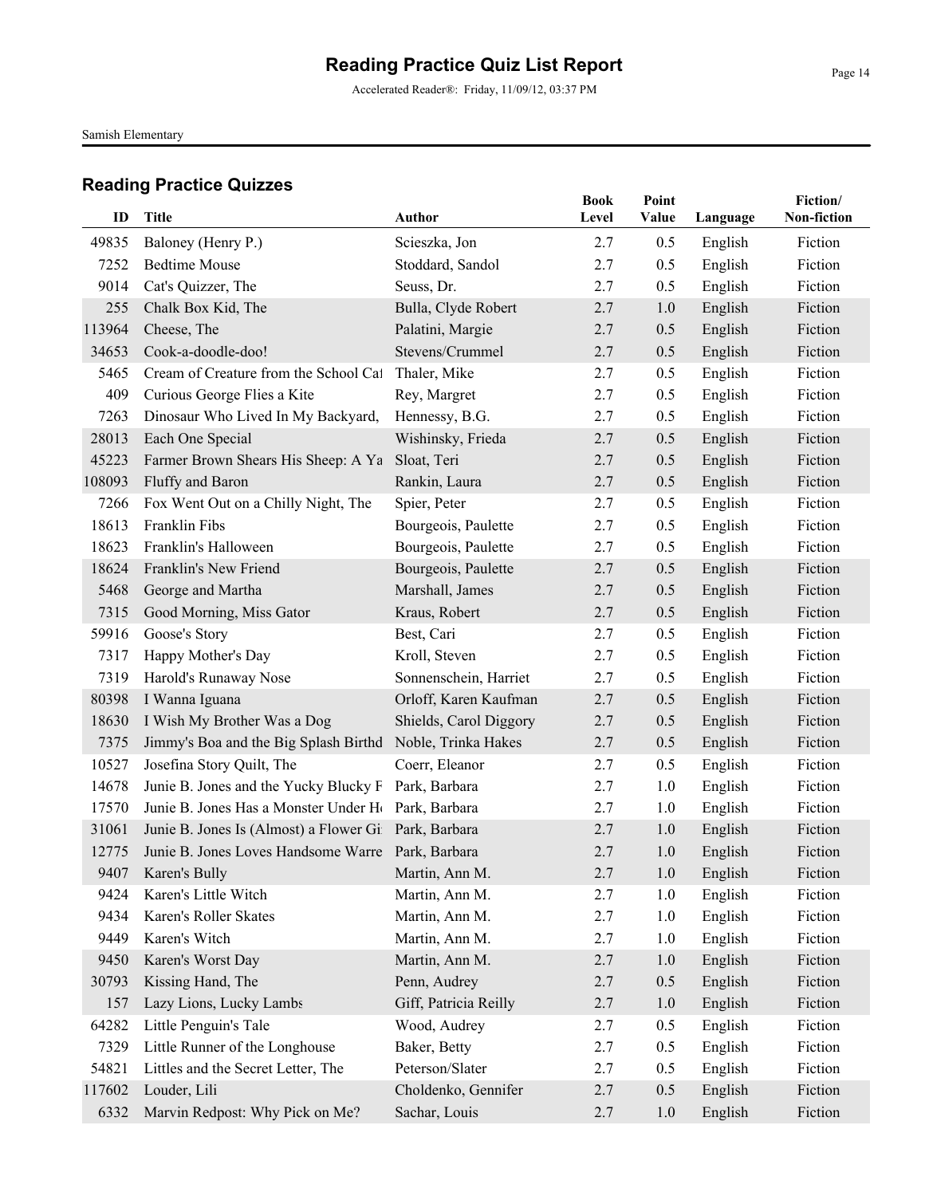# Reading Practice Quiz List Report

Accelerated Reader®: Friday, 11/09/12, 03:37 PM

Samish Elementary

## Reading Practice Quizzes

| ID | Title | Author | Book Level | Point Value | Language | Fiction/ Non-fiction |
|---|---|---|---|---|---|---|
| 49835 | Baloney (Henry P.) | Scieszka, Jon | 2.7 | 0.5 | English | Fiction |
| 7252 | Bedtime Mouse | Stoddard, Sandol | 2.7 | 0.5 | English | Fiction |
| 9014 | Cat's Quizzer, The | Seuss, Dr. | 2.7 | 0.5 | English | Fiction |
| 255 | Chalk Box Kid, The | Bulla, Clyde Robert | 2.7 | 1.0 | English | Fiction |
| 113964 | Cheese, The | Palatini, Margie | 2.7 | 0.5 | English | Fiction |
| 34653 | Cook-a-doodle-doo! | Stevens/Crummel | 2.7 | 0.5 | English | Fiction |
| 5465 | Cream of Creature from the School Cat | Thaler, Mike | 2.7 | 0.5 | English | Fiction |
| 409 | Curious George Flies a Kite | Rey, Margret | 2.7 | 0.5 | English | Fiction |
| 7263 | Dinosaur Who Lived In My Backyard, | Hennessy, B.G. | 2.7 | 0.5 | English | Fiction |
| 28013 | Each One Special | Wishinsky, Frieda | 2.7 | 0.5 | English | Fiction |
| 45223 | Farmer Brown Shears His Sheep: A Ya | Sloat, Teri | 2.7 | 0.5 | English | Fiction |
| 108093 | Fluffy and Baron | Rankin, Laura | 2.7 | 0.5 | English | Fiction |
| 7266 | Fox Went Out on a Chilly Night, The | Spier, Peter | 2.7 | 0.5 | English | Fiction |
| 18613 | Franklin Fibs | Bourgeois, Paulette | 2.7 | 0.5 | English | Fiction |
| 18623 | Franklin's Halloween | Bourgeois, Paulette | 2.7 | 0.5 | English | Fiction |
| 18624 | Franklin's New Friend | Bourgeois, Paulette | 2.7 | 0.5 | English | Fiction |
| 5468 | George and Martha | Marshall, James | 2.7 | 0.5 | English | Fiction |
| 7315 | Good Morning, Miss Gator | Kraus, Robert | 2.7 | 0.5 | English | Fiction |
| 59916 | Goose's Story | Best, Cari | 2.7 | 0.5 | English | Fiction |
| 7317 | Happy Mother's Day | Kroll, Steven | 2.7 | 0.5 | English | Fiction |
| 7319 | Harold's Runaway Nose | Sonnenschein, Harriet | 2.7 | 0.5 | English | Fiction |
| 80398 | I Wanna Iguana | Orloff, Karen Kaufman | 2.7 | 0.5 | English | Fiction |
| 18630 | I Wish My Brother Was a Dog | Shields, Carol Diggory | 2.7 | 0.5 | English | Fiction |
| 7375 | Jimmy's Boa and the Big Splash Birthd | Noble, Trinka Hakes | 2.7 | 0.5 | English | Fiction |
| 10527 | Josefina Story Quilt, The | Coerr, Eleanor | 2.7 | 0.5 | English | Fiction |
| 14678 | Junie B. Jones and the Yucky Blucky F | Park, Barbara | 2.7 | 1.0 | English | Fiction |
| 17570 | Junie B. Jones Has a Monster Under He | Park, Barbara | 2.7 | 1.0 | English | Fiction |
| 31061 | Junie B. Jones Is (Almost) a Flower Gi | Park, Barbara | 2.7 | 1.0 | English | Fiction |
| 12775 | Junie B. Jones Loves Handsome Warre | Park, Barbara | 2.7 | 1.0 | English | Fiction |
| 9407 | Karen's Bully | Martin, Ann M. | 2.7 | 1.0 | English | Fiction |
| 9424 | Karen's Little Witch | Martin, Ann M. | 2.7 | 1.0 | English | Fiction |
| 9434 | Karen's Roller Skates | Martin, Ann M. | 2.7 | 1.0 | English | Fiction |
| 9449 | Karen's Witch | Martin, Ann M. | 2.7 | 1.0 | English | Fiction |
| 9450 | Karen's Worst Day | Martin, Ann M. | 2.7 | 1.0 | English | Fiction |
| 30793 | Kissing Hand, The | Penn, Audrey | 2.7 | 0.5 | English | Fiction |
| 157 | Lazy Lions, Lucky Lambs | Giff, Patricia Reilly | 2.7 | 1.0 | English | Fiction |
| 64282 | Little Penguin's Tale | Wood, Audrey | 2.7 | 0.5 | English | Fiction |
| 7329 | Little Runner of the Longhouse | Baker, Betty | 2.7 | 0.5 | English | Fiction |
| 54821 | Littles and the Secret Letter, The | Peterson/Slater | 2.7 | 0.5 | English | Fiction |
| 117602 | Louder, Lili | Choldenko, Gennifer | 2.7 | 0.5 | English | Fiction |
| 6332 | Marvin Redpost: Why Pick on Me? | Sachar, Louis | 2.7 | 1.0 | English | Fiction |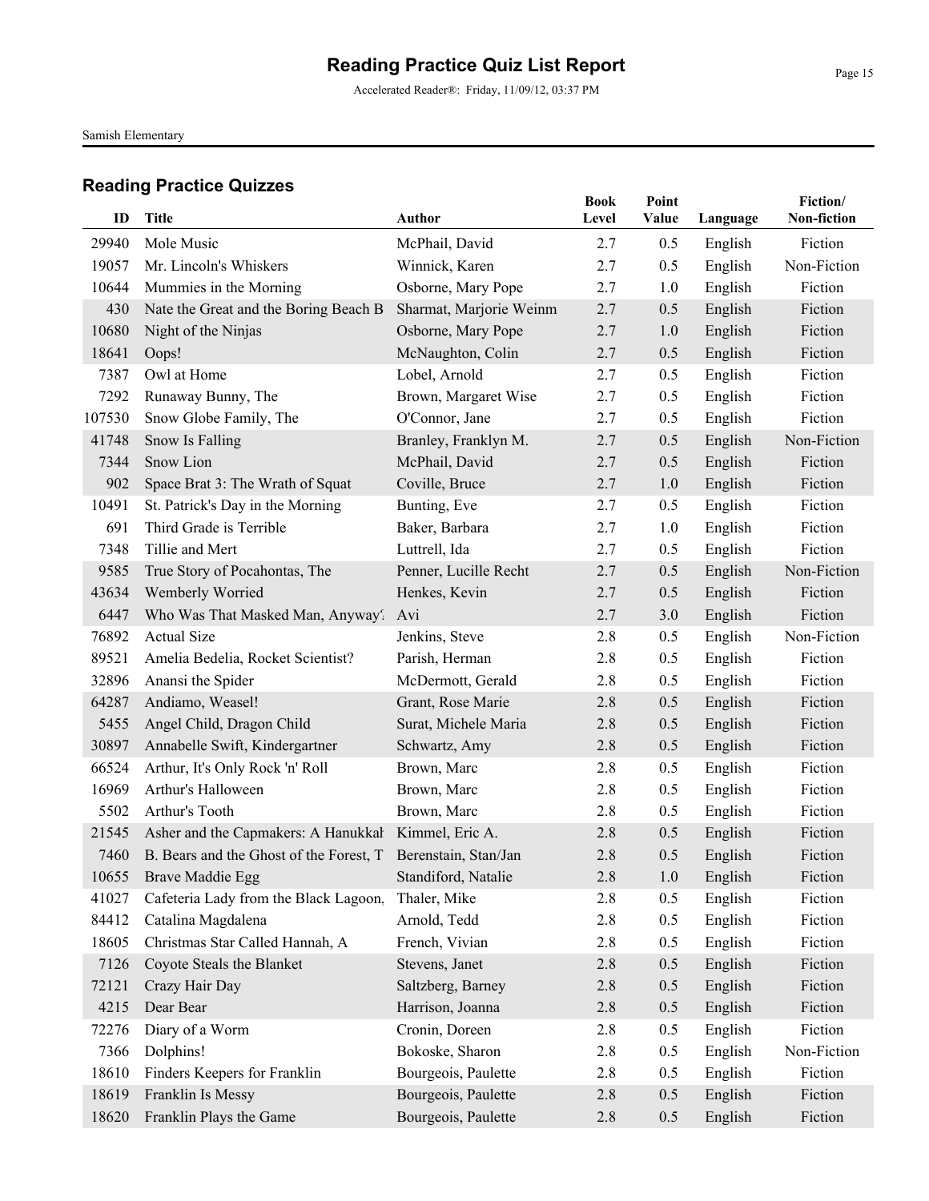# Reading Practice Quiz List Report

Accelerated Reader®: Friday, 11/09/12, 03:37 PM

Samish Elementary

## Reading Practice Quizzes

| ID | Title | Author | Book Level | Point Value | Language | Fiction/ Non-fiction |
|---|---|---|---|---|---|---|
| 29940 | Mole Music | McPhail, David | 2.7 | 0.5 | English | Fiction |
| 19057 | Mr. Lincoln's Whiskers | Winnick, Karen | 2.7 | 0.5 | English | Non-Fiction |
| 10644 | Mummies in the Morning | Osborne, Mary Pope | 2.7 | 1.0 | English | Fiction |
| 430 | Nate the Great and the Boring Beach B | Sharmat, Marjorie Weinm | 2.7 | 0.5 | English | Fiction |
| 10680 | Night of the Ninjas | Osborne, Mary Pope | 2.7 | 1.0 | English | Fiction |
| 18641 | Oops! | McNaughton, Colin | 2.7 | 0.5 | English | Fiction |
| 7387 | Owl at Home | Lobel, Arnold | 2.7 | 0.5 | English | Fiction |
| 7292 | Runaway Bunny, The | Brown, Margaret Wise | 2.7 | 0.5 | English | Fiction |
| 107530 | Snow Globe Family, The | O'Connor, Jane | 2.7 | 0.5 | English | Fiction |
| 41748 | Snow Is Falling | Branley, Franklyn M. | 2.7 | 0.5 | English | Non-Fiction |
| 7344 | Snow Lion | McPhail, David | 2.7 | 0.5 | English | Fiction |
| 902 | Space Brat 3: The Wrath of Squat | Coville, Bruce | 2.7 | 1.0 | English | Fiction |
| 10491 | St. Patrick's Day in the Morning | Bunting, Eve | 2.7 | 0.5 | English | Fiction |
| 691 | Third Grade is Terrible | Baker, Barbara | 2.7 | 1.0 | English | Fiction |
| 7348 | Tillie and Mert | Luttrell, Ida | 2.7 | 0.5 | English | Fiction |
| 9585 | True Story of Pocahontas, The | Penner, Lucille Recht | 2.7 | 0.5 | English | Non-Fiction |
| 43634 | Wemberly Worried | Henkes, Kevin | 2.7 | 0.5 | English | Fiction |
| 6447 | Who Was That Masked Man, Anyway? | Avi | 2.7 | 3.0 | English | Fiction |
| 76892 | Actual Size | Jenkins, Steve | 2.8 | 0.5 | English | Non-Fiction |
| 89521 | Amelia Bedelia, Rocket Scientist? | Parish, Herman | 2.8 | 0.5 | English | Fiction |
| 32896 | Anansi the Spider | McDermott, Gerald | 2.8 | 0.5 | English | Fiction |
| 64287 | Andiamo, Weasel! | Grant, Rose Marie | 2.8 | 0.5 | English | Fiction |
| 5455 | Angel Child, Dragon Child | Surat, Michele Maria | 2.8 | 0.5 | English | Fiction |
| 30897 | Annabelle Swift, Kindergartner | Schwartz, Amy | 2.8 | 0.5 | English | Fiction |
| 66524 | Arthur, It's Only Rock 'n' Roll | Brown, Marc | 2.8 | 0.5 | English | Fiction |
| 16969 | Arthur's Halloween | Brown, Marc | 2.8 | 0.5 | English | Fiction |
| 5502 | Arthur's Tooth | Brown, Marc | 2.8 | 0.5 | English | Fiction |
| 21545 | Asher and the Capmakers: A Hanukkah | Kimmel, Eric A. | 2.8 | 0.5 | English | Fiction |
| 7460 | B. Bears and the Ghost of the Forest, T | Berenstain, Stan/Jan | 2.8 | 0.5 | English | Fiction |
| 10655 | Brave Maddie Egg | Standiford, Natalie | 2.8 | 1.0 | English | Fiction |
| 41027 | Cafeteria Lady from the Black Lagoon, | Thaler, Mike | 2.8 | 0.5 | English | Fiction |
| 84412 | Catalina Magdalena | Arnold, Tedd | 2.8 | 0.5 | English | Fiction |
| 18605 | Christmas Star Called Hannah, A | French, Vivian | 2.8 | 0.5 | English | Fiction |
| 7126 | Coyote Steals the Blanket | Stevens, Janet | 2.8 | 0.5 | English | Fiction |
| 72121 | Crazy Hair Day | Saltzberg, Barney | 2.8 | 0.5 | English | Fiction |
| 4215 | Dear Bear | Harrison, Joanna | 2.8 | 0.5 | English | Fiction |
| 72276 | Diary of a Worm | Cronin, Doreen | 2.8 | 0.5 | English | Fiction |
| 7366 | Dolphins! | Bokoske, Sharon | 2.8 | 0.5 | English | Non-Fiction |
| 18610 | Finders Keepers for Franklin | Bourgeois, Paulette | 2.8 | 0.5 | English | Fiction |
| 18619 | Franklin Is Messy | Bourgeois, Paulette | 2.8 | 0.5 | English | Fiction |
| 18620 | Franklin Plays the Game | Bourgeois, Paulette | 2.8 | 0.5 | English | Fiction |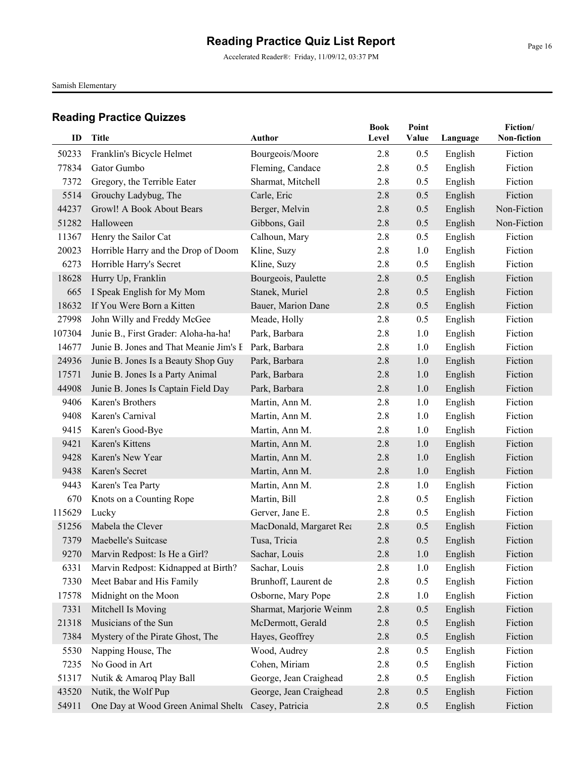# Reading Practice Quiz List Report

Accelerated Reader®: Friday, 11/09/12, 03:37 PM

Samish Elementary

## Reading Practice Quizzes

| ID | Title | Author | Book Level | Point Value | Language | Fiction/ Non-fiction |
|---|---|---|---|---|---|---|
| 50233 | Franklin's Bicycle Helmet | Bourgeois/Moore | 2.8 | 0.5 | English | Fiction |
| 77834 | Gator Gumbo | Fleming, Candace | 2.8 | 0.5 | English | Fiction |
| 7372 | Gregory, the Terrible Eater | Sharmat, Mitchell | 2.8 | 0.5 | English | Fiction |
| 5514 | Grouchy Ladybug, The | Carle, Eric | 2.8 | 0.5 | English | Fiction |
| 44237 | Growl! A Book About Bears | Berger, Melvin | 2.8 | 0.5 | English | Non-Fiction |
| 51282 | Halloween | Gibbons, Gail | 2.8 | 0.5 | English | Non-Fiction |
| 11367 | Henry the Sailor Cat | Calhoun, Mary | 2.8 | 0.5 | English | Fiction |
| 20023 | Horrible Harry and the Drop of Doom | Kline, Suzy | 2.8 | 1.0 | English | Fiction |
| 6273 | Horrible Harry's Secret | Kline, Suzy | 2.8 | 0.5 | English | Fiction |
| 18628 | Hurry Up, Franklin | Bourgeois, Paulette | 2.8 | 0.5 | English | Fiction |
| 665 | I Speak English for My Mom | Stanek, Muriel | 2.8 | 0.5 | English | Fiction |
| 18632 | If You Were Born a Kitten | Bauer, Marion Dane | 2.8 | 0.5 | English | Fiction |
| 27998 | John Willy and Freddy McGee | Meade, Holly | 2.8 | 0.5 | English | Fiction |
| 107304 | Junie B., First Grader: Aloha-ha-ha! | Park, Barbara | 2.8 | 1.0 | English | Fiction |
| 14677 | Junie B. Jones and That Meanie Jim's E | Park, Barbara | 2.8 | 1.0 | English | Fiction |
| 24936 | Junie B. Jones Is a Beauty Shop Guy | Park, Barbara | 2.8 | 1.0 | English | Fiction |
| 17571 | Junie B. Jones Is a Party Animal | Park, Barbara | 2.8 | 1.0 | English | Fiction |
| 44908 | Junie B. Jones Is Captain Field Day | Park, Barbara | 2.8 | 1.0 | English | Fiction |
| 9406 | Karen's Brothers | Martin, Ann M. | 2.8 | 1.0 | English | Fiction |
| 9408 | Karen's Carnival | Martin, Ann M. | 2.8 | 1.0 | English | Fiction |
| 9415 | Karen's Good-Bye | Martin, Ann M. | 2.8 | 1.0 | English | Fiction |
| 9421 | Karen's Kittens | Martin, Ann M. | 2.8 | 1.0 | English | Fiction |
| 9428 | Karen's New Year | Martin, Ann M. | 2.8 | 1.0 | English | Fiction |
| 9438 | Karen's Secret | Martin, Ann M. | 2.8 | 1.0 | English | Fiction |
| 9443 | Karen's Tea Party | Martin, Ann M. | 2.8 | 1.0 | English | Fiction |
| 670 | Knots on a Counting Rope | Martin, Bill | 2.8 | 0.5 | English | Fiction |
| 115629 | Lucky | Gerver, Jane E. | 2.8 | 0.5 | English | Fiction |
| 51256 | Mabela the Clever | MacDonald, Margaret Rea | 2.8 | 0.5 | English | Fiction |
| 7379 | Maebelle's Suitcase | Tusa, Tricia | 2.8 | 0.5 | English | Fiction |
| 9270 | Marvin Redpost: Is He a Girl? | Sachar, Louis | 2.8 | 1.0 | English | Fiction |
| 6331 | Marvin Redpost: Kidnapped at Birth? | Sachar, Louis | 2.8 | 1.0 | English | Fiction |
| 7330 | Meet Babar and His Family | Brunhoff, Laurent de | 2.8 | 0.5 | English | Fiction |
| 17578 | Midnight on the Moon | Osborne, Mary Pope | 2.8 | 1.0 | English | Fiction |
| 7331 | Mitchell Is Moving | Sharmat, Marjorie Weinm | 2.8 | 0.5 | English | Fiction |
| 21318 | Musicians of the Sun | McDermott, Gerald | 2.8 | 0.5 | English | Fiction |
| 7384 | Mystery of the Pirate Ghost, The | Hayes, Geoffrey | 2.8 | 0.5 | English | Fiction |
| 5530 | Napping House, The | Wood, Audrey | 2.8 | 0.5 | English | Fiction |
| 7235 | No Good in Art | Cohen, Miriam | 2.8 | 0.5 | English | Fiction |
| 51317 | Nutik & Amaroq Play Ball | George, Jean Craighead | 2.8 | 0.5 | English | Fiction |
| 43520 | Nutik, the Wolf Pup | George, Jean Craighead | 2.8 | 0.5 | English | Fiction |
| 54911 | One Day at Wood Green Animal Shelte | Casey, Patricia | 2.8 | 0.5 | English | Fiction |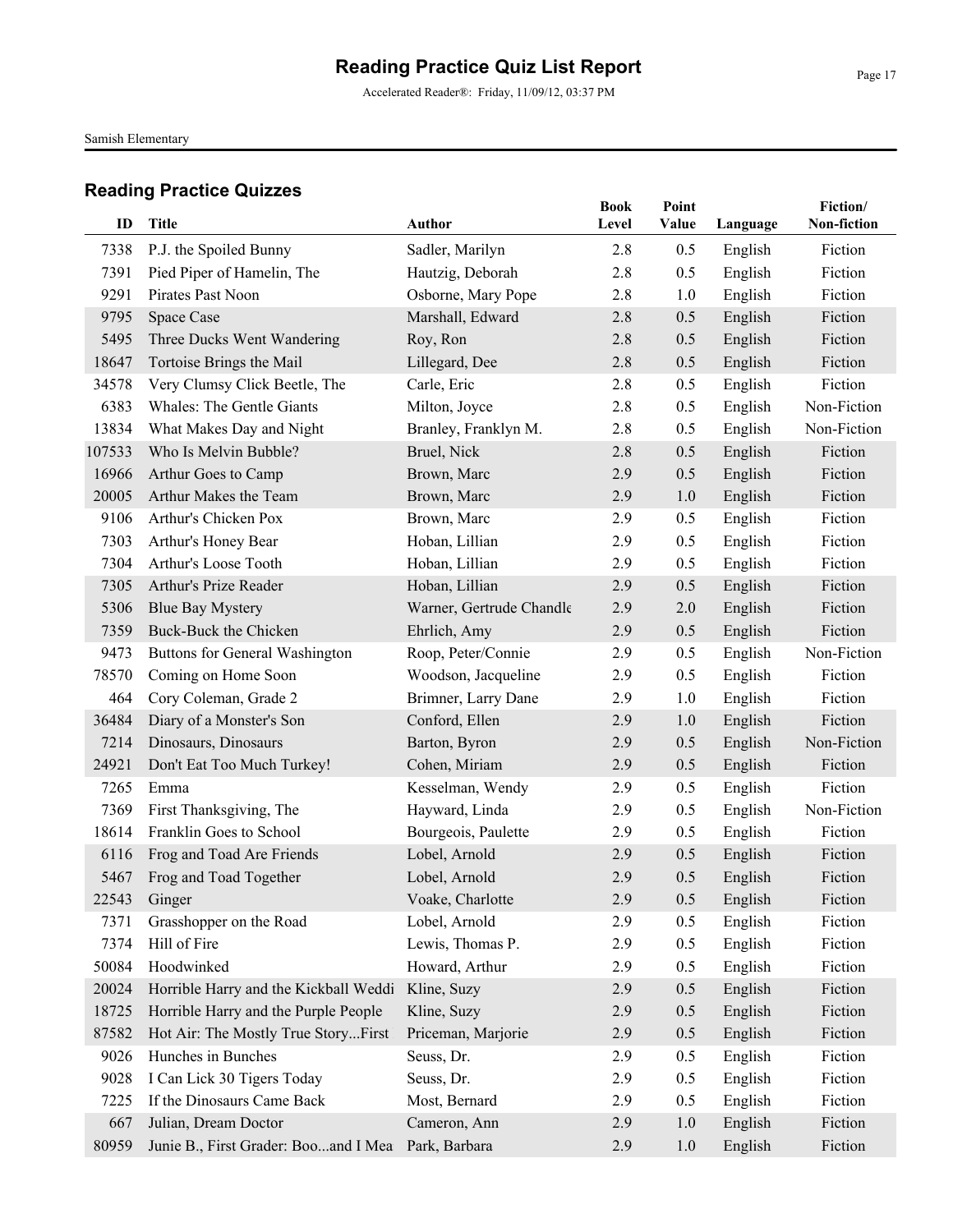# Reading Practice Quiz List Report

Accelerated Reader®: Friday, 11/09/12, 03:37 PM

Samish Elementary

## Reading Practice Quizzes

| ID | Title | Author | Book Level | Point Value | Language | Fiction/ Non-fiction |
|---|---|---|---|---|---|---|
| 7338 | P.J. the Spoiled Bunny | Sadler, Marilyn | 2.8 | 0.5 | English | Fiction |
| 7391 | Pied Piper of Hamelin, The | Hautzig, Deborah | 2.8 | 0.5 | English | Fiction |
| 9291 | Pirates Past Noon | Osborne, Mary Pope | 2.8 | 1.0 | English | Fiction |
| 9795 | Space Case | Marshall, Edward | 2.8 | 0.5 | English | Fiction |
| 5495 | Three Ducks Went Wandering | Roy, Ron | 2.8 | 0.5 | English | Fiction |
| 18647 | Tortoise Brings the Mail | Lillegard, Dee | 2.8 | 0.5 | English | Fiction |
| 34578 | Very Clumsy Click Beetle, The | Carle, Eric | 2.8 | 0.5 | English | Fiction |
| 6383 | Whales: The Gentle Giants | Milton, Joyce | 2.8 | 0.5 | English | Non-Fiction |
| 13834 | What Makes Day and Night | Branley, Franklyn M. | 2.8 | 0.5 | English | Non-Fiction |
| 107533 | Who Is Melvin Bubble? | Bruel, Nick | 2.8 | 0.5 | English | Fiction |
| 16966 | Arthur Goes to Camp | Brown, Marc | 2.9 | 0.5 | English | Fiction |
| 20005 | Arthur Makes the Team | Brown, Marc | 2.9 | 1.0 | English | Fiction |
| 9106 | Arthur's Chicken Pox | Brown, Marc | 2.9 | 0.5 | English | Fiction |
| 7303 | Arthur's Honey Bear | Hoban, Lillian | 2.9 | 0.5 | English | Fiction |
| 7304 | Arthur's Loose Tooth | Hoban, Lillian | 2.9 | 0.5 | English | Fiction |
| 7305 | Arthur's Prize Reader | Hoban, Lillian | 2.9 | 0.5 | English | Fiction |
| 5306 | Blue Bay Mystery | Warner, Gertrude Chandle | 2.9 | 2.0 | English | Fiction |
| 7359 | Buck-Buck the Chicken | Ehrlich, Amy | 2.9 | 0.5 | English | Fiction |
| 9473 | Buttons for General Washington | Roop, Peter/Connie | 2.9 | 0.5 | English | Non-Fiction |
| 78570 | Coming on Home Soon | Woodson, Jacqueline | 2.9 | 0.5 | English | Fiction |
| 464 | Cory Coleman, Grade 2 | Brimner, Larry Dane | 2.9 | 1.0 | English | Fiction |
| 36484 | Diary of a Monster's Son | Conford, Ellen | 2.9 | 1.0 | English | Fiction |
| 7214 | Dinosaurs, Dinosaurs | Barton, Byron | 2.9 | 0.5 | English | Non-Fiction |
| 24921 | Don't Eat Too Much Turkey! | Cohen, Miriam | 2.9 | 0.5 | English | Fiction |
| 7265 | Emma | Kesselman, Wendy | 2.9 | 0.5 | English | Fiction |
| 7369 | First Thanksgiving, The | Hayward, Linda | 2.9 | 0.5 | English | Non-Fiction |
| 18614 | Franklin Goes to School | Bourgeois, Paulette | 2.9 | 0.5 | English | Fiction |
| 6116 | Frog and Toad Are Friends | Lobel, Arnold | 2.9 | 0.5 | English | Fiction |
| 5467 | Frog and Toad Together | Lobel, Arnold | 2.9 | 0.5 | English | Fiction |
| 22543 | Ginger | Voake, Charlotte | 2.9 | 0.5 | English | Fiction |
| 7371 | Grasshopper on the Road | Lobel, Arnold | 2.9 | 0.5 | English | Fiction |
| 7374 | Hill of Fire | Lewis, Thomas P. | 2.9 | 0.5 | English | Fiction |
| 50084 | Hoodwinked | Howard, Arthur | 2.9 | 0.5 | English | Fiction |
| 20024 | Horrible Harry and the Kickball Weddi | Kline, Suzy | 2.9 | 0.5 | English | Fiction |
| 18725 | Horrible Harry and the Purple People | Kline, Suzy | 2.9 | 0.5 | English | Fiction |
| 87582 | Hot Air: The Mostly True Story...First | Priceman, Marjorie | 2.9 | 0.5 | English | Fiction |
| 9026 | Hunches in Bunches | Seuss, Dr. | 2.9 | 0.5 | English | Fiction |
| 9028 | I Can Lick 30 Tigers Today | Seuss, Dr. | 2.9 | 0.5 | English | Fiction |
| 7225 | If the Dinosaurs Came Back | Most, Bernard | 2.9 | 0.5 | English | Fiction |
| 667 | Julian, Dream Doctor | Cameron, Ann | 2.9 | 1.0 | English | Fiction |
| 80959 | Junie B., First Grader: Boo...and I Mea | Park, Barbara | 2.9 | 1.0 | English | Fiction |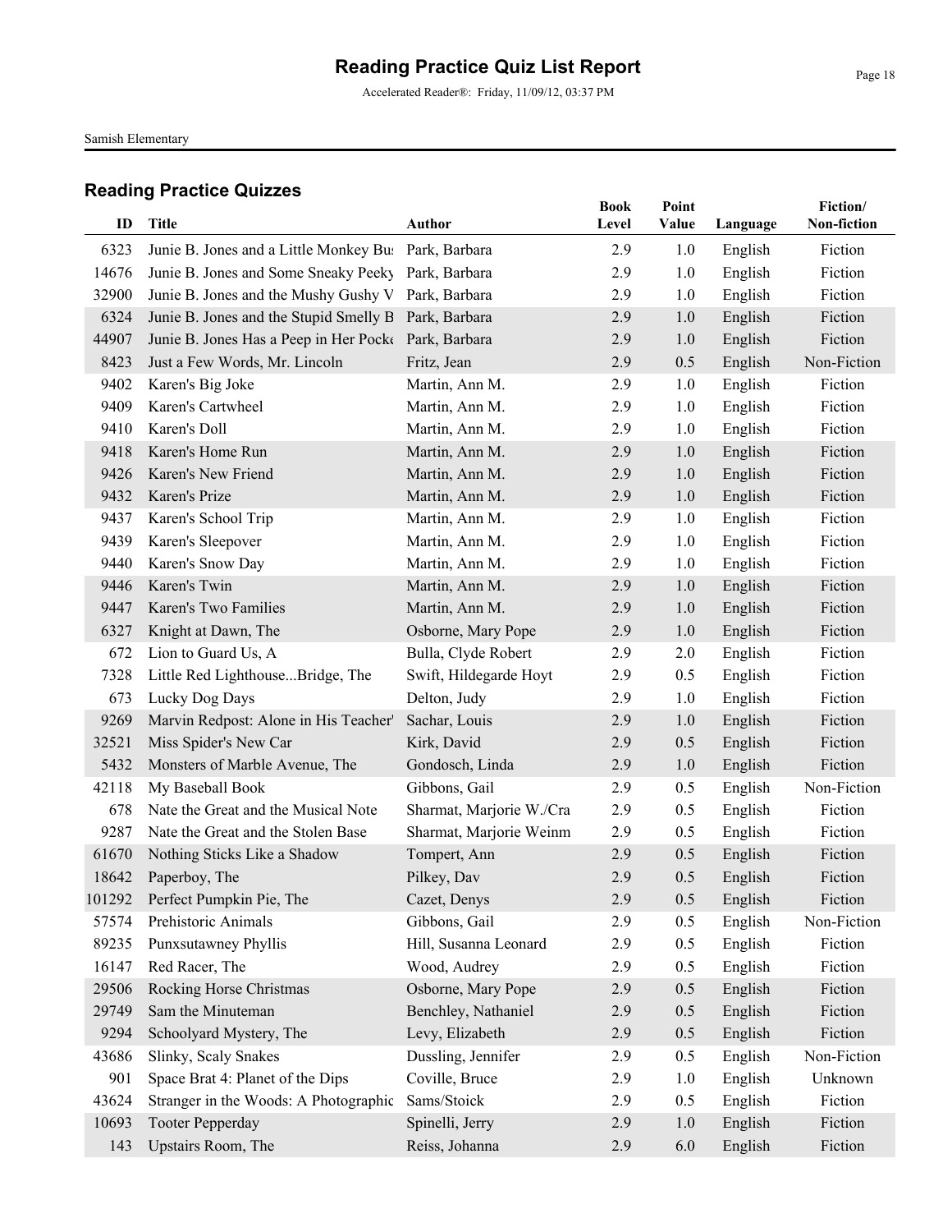# Reading Practice Quiz List Report

Accelerated Reader®: Friday, 11/09/12, 03:37 PM

Samish Elementary

## Reading Practice Quizzes

| ID | Title | Author | Book Level | Point Value | Language | Fiction/ Non-fiction |
|---|---|---|---|---|---|---|
| 6323 | Junie B. Jones and a Little Monkey Bu: | Park, Barbara | 2.9 | 1.0 | English | Fiction |
| 14676 | Junie B. Jones and Some Sneaky Peeky | Park, Barbara | 2.9 | 1.0 | English | Fiction |
| 32900 | Junie B. Jones and the Mushy Gushy V | Park, Barbara | 2.9 | 1.0 | English | Fiction |
| 6324 | Junie B. Jones and the Stupid Smelly B | Park, Barbara | 2.9 | 1.0 | English | Fiction |
| 44907 | Junie B. Jones Has a Peep in Her Pock | Park, Barbara | 2.9 | 1.0 | English | Fiction |
| 8423 | Just a Few Words, Mr. Lincoln | Fritz, Jean | 2.9 | 0.5 | English | Non-Fiction |
| 9402 | Karen's Big Joke | Martin, Ann M. | 2.9 | 1.0 | English | Fiction |
| 9409 | Karen's Cartwheel | Martin, Ann M. | 2.9 | 1.0 | English | Fiction |
| 9410 | Karen's Doll | Martin, Ann M. | 2.9 | 1.0 | English | Fiction |
| 9418 | Karen's Home Run | Martin, Ann M. | 2.9 | 1.0 | English | Fiction |
| 9426 | Karen's New Friend | Martin, Ann M. | 2.9 | 1.0 | English | Fiction |
| 9432 | Karen's Prize | Martin, Ann M. | 2.9 | 1.0 | English | Fiction |
| 9437 | Karen's School Trip | Martin, Ann M. | 2.9 | 1.0 | English | Fiction |
| 9439 | Karen's Sleepover | Martin, Ann M. | 2.9 | 1.0 | English | Fiction |
| 9440 | Karen's Snow Day | Martin, Ann M. | 2.9 | 1.0 | English | Fiction |
| 9446 | Karen's Twin | Martin, Ann M. | 2.9 | 1.0 | English | Fiction |
| 9447 | Karen's Two Families | Martin, Ann M. | 2.9 | 1.0 | English | Fiction |
| 6327 | Knight at Dawn, The | Osborne, Mary Pope | 2.9 | 1.0 | English | Fiction |
| 672 | Lion to Guard Us, A | Bulla, Clyde Robert | 2.9 | 2.0 | English | Fiction |
| 7328 | Little Red Lighthouse...Bridge, The | Swift, Hildegarde Hoyt | 2.9 | 0.5 | English | Fiction |
| 673 | Lucky Dog Days | Delton, Judy | 2.9 | 1.0 | English | Fiction |
| 9269 | Marvin Redpost: Alone in His Teacher' | Sachar, Louis | 2.9 | 1.0 | English | Fiction |
| 32521 | Miss Spider's New Car | Kirk, David | 2.9 | 0.5 | English | Fiction |
| 5432 | Monsters of Marble Avenue, The | Gondosch, Linda | 2.9 | 1.0 | English | Fiction |
| 42118 | My Baseball Book | Gibbons, Gail | 2.9 | 0.5 | English | Non-Fiction |
| 678 | Nate the Great and the Musical Note | Sharmat, Marjorie W./Cra | 2.9 | 0.5 | English | Fiction |
| 9287 | Nate the Great and the Stolen Base | Sharmat, Marjorie Weinm | 2.9 | 0.5 | English | Fiction |
| 61670 | Nothing Sticks Like a Shadow | Tompert, Ann | 2.9 | 0.5 | English | Fiction |
| 18642 | Paperboy, The | Pilkey, Dav | 2.9 | 0.5 | English | Fiction |
| 101292 | Perfect Pumpkin Pie, The | Cazet, Denys | 2.9 | 0.5 | English | Fiction |
| 57574 | Prehistoric Animals | Gibbons, Gail | 2.9 | 0.5 | English | Non-Fiction |
| 89235 | Punxsutawney Phyllis | Hill, Susanna Leonard | 2.9 | 0.5 | English | Fiction |
| 16147 | Red Racer, The | Wood, Audrey | 2.9 | 0.5 | English | Fiction |
| 29506 | Rocking Horse Christmas | Osborne, Mary Pope | 2.9 | 0.5 | English | Fiction |
| 29749 | Sam the Minuteman | Benchley, Nathaniel | 2.9 | 0.5 | English | Fiction |
| 9294 | Schoolyard Mystery, The | Levy, Elizabeth | 2.9 | 0.5 | English | Fiction |
| 43686 | Slinky, Scaly Snakes | Dussling, Jennifer | 2.9 | 0.5 | English | Non-Fiction |
| 901 | Space Brat 4: Planet of the Dips | Coville, Bruce | 2.9 | 1.0 | English | Unknown |
| 43624 | Stranger in the Woods: A Photographic | Sams/Stoick | 2.9 | 0.5 | English | Fiction |
| 10693 | Tooter Pepperday | Spinelli, Jerry | 2.9 | 1.0 | English | Fiction |
| 143 | Upstairs Room, The | Reiss, Johanna | 2.9 | 6.0 | English | Fiction |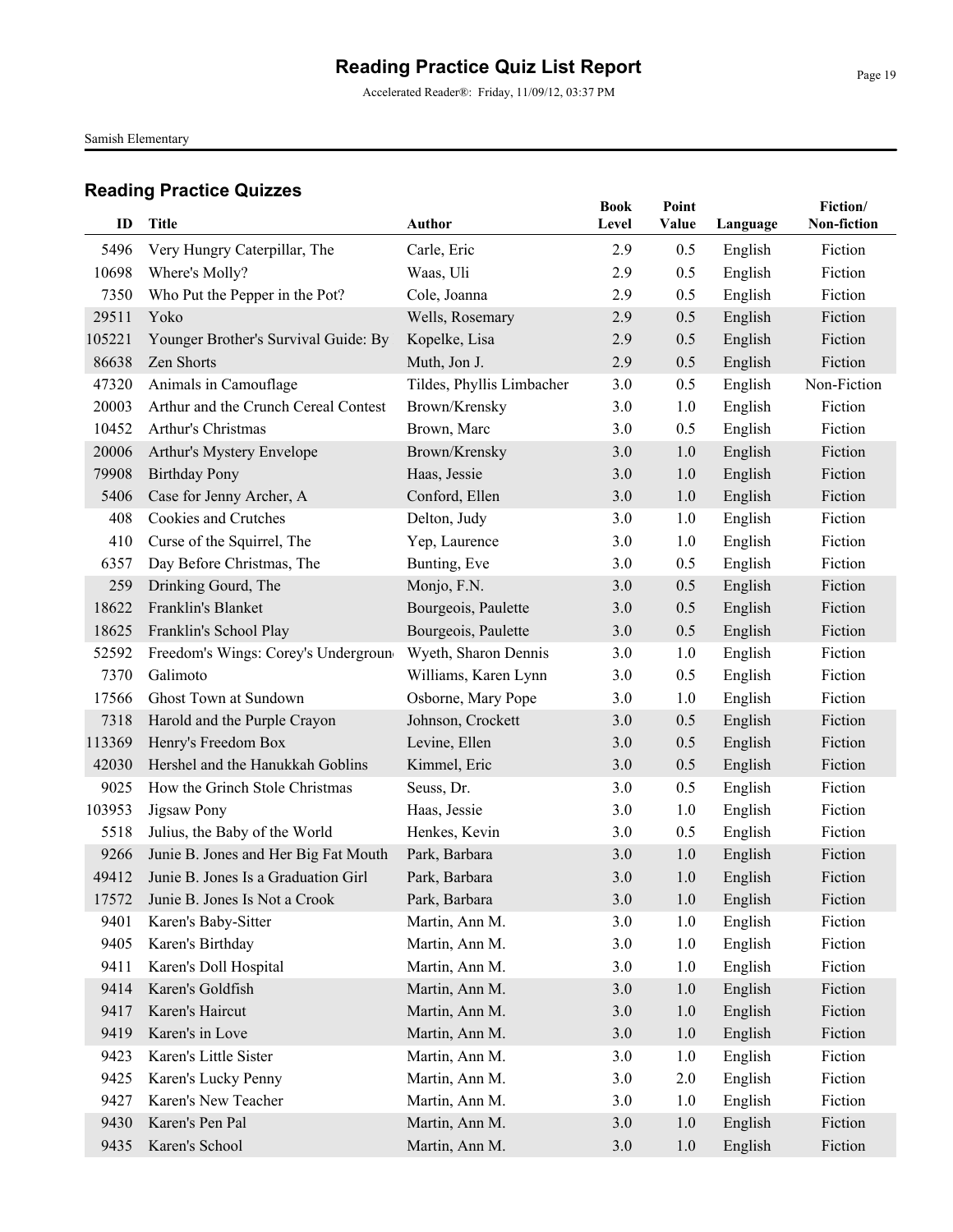# Reading Practice Quiz List Report

Accelerated Reader®: Friday, 11/09/12, 03:37 PM

Samish Elementary

## Reading Practice Quizzes

| ID | Title | Author | Book Level | Point Value | Language | Fiction/ Non-fiction |
|---|---|---|---|---|---|---|
| 5496 | Very Hungry Caterpillar, The | Carle, Eric | 2.9 | 0.5 | English | Fiction |
| 10698 | Where's Molly? | Waas, Uli | 2.9 | 0.5 | English | Fiction |
| 7350 | Who Put the Pepper in the Pot? | Cole, Joanna | 2.9 | 0.5 | English | Fiction |
| 29511 | Yoko | Wells, Rosemary | 2.9 | 0.5 | English | Fiction |
| 105221 | Younger Brother's Survival Guide: By | Kopelke, Lisa | 2.9 | 0.5 | English | Fiction |
| 86638 | Zen Shorts | Muth, Jon J. | 2.9 | 0.5 | English | Fiction |
| 47320 | Animals in Camouflage | Tildes, Phyllis Limbacher | 3.0 | 0.5 | English | Non-Fiction |
| 20003 | Arthur and the Crunch Cereal Contest | Brown/Krensky | 3.0 | 1.0 | English | Fiction |
| 10452 | Arthur's Christmas | Brown, Marc | 3.0 | 0.5 | English | Fiction |
| 20006 | Arthur's Mystery Envelope | Brown/Krensky | 3.0 | 1.0 | English | Fiction |
| 79908 | Birthday Pony | Haas, Jessie | 3.0 | 1.0 | English | Fiction |
| 5406 | Case for Jenny Archer, A | Conford, Ellen | 3.0 | 1.0 | English | Fiction |
| 408 | Cookies and Crutches | Delton, Judy | 3.0 | 1.0 | English | Fiction |
| 410 | Curse of the Squirrel, The | Yep, Laurence | 3.0 | 1.0 | English | Fiction |
| 6357 | Day Before Christmas, The | Bunting, Eve | 3.0 | 0.5 | English | Fiction |
| 259 | Drinking Gourd, The | Monjo, F.N. | 3.0 | 0.5 | English | Fiction |
| 18622 | Franklin's Blanket | Bourgeois, Paulette | 3.0 | 0.5 | English | Fiction |
| 18625 | Franklin's School Play | Bourgeois, Paulette | 3.0 | 0.5 | English | Fiction |
| 52592 | Freedom's Wings: Corey's Undergroun | Wyeth, Sharon Dennis | 3.0 | 1.0 | English | Fiction |
| 7370 | Galimoto | Williams, Karen Lynn | 3.0 | 0.5 | English | Fiction |
| 17566 | Ghost Town at Sundown | Osborne, Mary Pope | 3.0 | 1.0 | English | Fiction |
| 7318 | Harold and the Purple Crayon | Johnson, Crockett | 3.0 | 0.5 | English | Fiction |
| 113369 | Henry's Freedom Box | Levine, Ellen | 3.0 | 0.5 | English | Fiction |
| 42030 | Hershel and the Hanukkah Goblins | Kimmel, Eric | 3.0 | 0.5 | English | Fiction |
| 9025 | How the Grinch Stole Christmas | Seuss, Dr. | 3.0 | 0.5 | English | Fiction |
| 103953 | Jigsaw Pony | Haas, Jessie | 3.0 | 1.0 | English | Fiction |
| 5518 | Julius, the Baby of the World | Henkes, Kevin | 3.0 | 0.5 | English | Fiction |
| 9266 | Junie B. Jones and Her Big Fat Mouth | Park, Barbara | 3.0 | 1.0 | English | Fiction |
| 49412 | Junie B. Jones Is a Graduation Girl | Park, Barbara | 3.0 | 1.0 | English | Fiction |
| 17572 | Junie B. Jones Is Not a Crook | Park, Barbara | 3.0 | 1.0 | English | Fiction |
| 9401 | Karen's Baby-Sitter | Martin, Ann M. | 3.0 | 1.0 | English | Fiction |
| 9405 | Karen's Birthday | Martin, Ann M. | 3.0 | 1.0 | English | Fiction |
| 9411 | Karen's Doll Hospital | Martin, Ann M. | 3.0 | 1.0 | English | Fiction |
| 9414 | Karen's Goldfish | Martin, Ann M. | 3.0 | 1.0 | English | Fiction |
| 9417 | Karen's Haircut | Martin, Ann M. | 3.0 | 1.0 | English | Fiction |
| 9419 | Karen's in Love | Martin, Ann M. | 3.0 | 1.0 | English | Fiction |
| 9423 | Karen's Little Sister | Martin, Ann M. | 3.0 | 1.0 | English | Fiction |
| 9425 | Karen's Lucky Penny | Martin, Ann M. | 3.0 | 2.0 | English | Fiction |
| 9427 | Karen's New Teacher | Martin, Ann M. | 3.0 | 1.0 | English | Fiction |
| 9430 | Karen's Pen Pal | Martin, Ann M. | 3.0 | 1.0 | English | Fiction |
| 9435 | Karen's School | Martin, Ann M. | 3.0 | 1.0 | English | Fiction |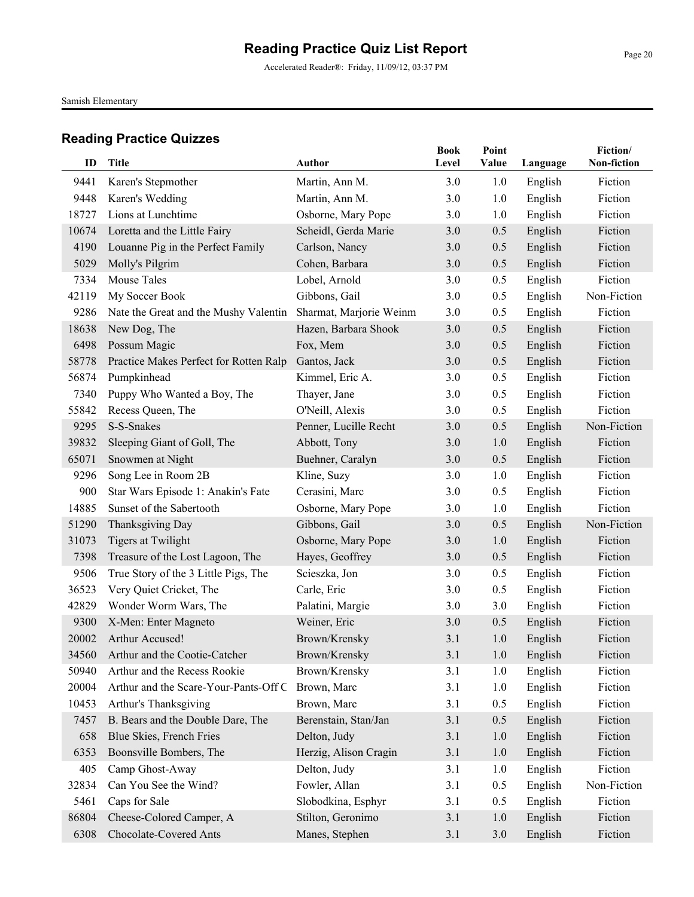# Reading Practice Quiz List Report

Accelerated Reader®: Friday, 11/09/12, 03:37 PM

Samish Elementary

## Reading Practice Quizzes

| ID | Title | Author | Book Level | Point Value | Language | Fiction/ Non-fiction |
|---|---|---|---|---|---|---|
| 9441 | Karen's Stepmother | Martin, Ann M. | 3.0 | 1.0 | English | Fiction |
| 9448 | Karen's Wedding | Martin, Ann M. | 3.0 | 1.0 | English | Fiction |
| 18727 | Lions at Lunchtime | Osborne, Mary Pope | 3.0 | 1.0 | English | Fiction |
| 10674 | Loretta and the Little Fairy | Scheidl, Gerda Marie | 3.0 | 0.5 | English | Fiction |
| 4190 | Louanne Pig in the Perfect Family | Carlson, Nancy | 3.0 | 0.5 | English | Fiction |
| 5029 | Molly's Pilgrim | Cohen, Barbara | 3.0 | 0.5 | English | Fiction |
| 7334 | Mouse Tales | Lobel, Arnold | 3.0 | 0.5 | English | Fiction |
| 42119 | My Soccer Book | Gibbons, Gail | 3.0 | 0.5 | English | Non-Fiction |
| 9286 | Nate the Great and the Mushy Valentin | Sharmat, Marjorie Weinm | 3.0 | 0.5 | English | Fiction |
| 18638 | New Dog, The | Hazen, Barbara Shook | 3.0 | 0.5 | English | Fiction |
| 6498 | Possum Magic | Fox, Mem | 3.0 | 0.5 | English | Fiction |
| 58778 | Practice Makes Perfect for Rotten Ralp | Gantos, Jack | 3.0 | 0.5 | English | Fiction |
| 56874 | Pumpkinhead | Kimmel, Eric A. | 3.0 | 0.5 | English | Fiction |
| 7340 | Puppy Who Wanted a Boy, The | Thayer, Jane | 3.0 | 0.5 | English | Fiction |
| 55842 | Recess Queen, The | O'Neill, Alexis | 3.0 | 0.5 | English | Fiction |
| 9295 | S-S-Snakes | Penner, Lucille Recht | 3.0 | 0.5 | English | Non-Fiction |
| 39832 | Sleeping Giant of Goll, The | Abbott, Tony | 3.0 | 1.0 | English | Fiction |
| 65071 | Snowmen at Night | Buehner, Caralyn | 3.0 | 0.5 | English | Fiction |
| 9296 | Song Lee in Room 2B | Kline, Suzy | 3.0 | 1.0 | English | Fiction |
| 900 | Star Wars Episode 1: Anakin's Fate | Cerasini, Marc | 3.0 | 0.5 | English | Fiction |
| 14885 | Sunset of the Sabertooth | Osborne, Mary Pope | 3.0 | 1.0 | English | Fiction |
| 51290 | Thanksgiving Day | Gibbons, Gail | 3.0 | 0.5 | English | Non-Fiction |
| 31073 | Tigers at Twilight | Osborne, Mary Pope | 3.0 | 1.0 | English | Fiction |
| 7398 | Treasure of the Lost Lagoon, The | Hayes, Geoffrey | 3.0 | 0.5 | English | Fiction |
| 9506 | True Story of the 3 Little Pigs, The | Scieszka, Jon | 3.0 | 0.5 | English | Fiction |
| 36523 | Very Quiet Cricket, The | Carle, Eric | 3.0 | 0.5 | English | Fiction |
| 42829 | Wonder Worm Wars, The | Palatini, Margie | 3.0 | 3.0 | English | Fiction |
| 9300 | X-Men: Enter Magneto | Weiner, Eric | 3.0 | 0.5 | English | Fiction |
| 20002 | Arthur Accused! | Brown/Krensky | 3.1 | 1.0 | English | Fiction |
| 34560 | Arthur and the Cootie-Catcher | Brown/Krensky | 3.1 | 1.0 | English | Fiction |
| 50940 | Arthur and the Recess Rookie | Brown/Krensky | 3.1 | 1.0 | English | Fiction |
| 20004 | Arthur and the Scare-Your-Pants-Off C | Brown, Marc | 3.1 | 1.0 | English | Fiction |
| 10453 | Arthur's Thanksgiving | Brown, Marc | 3.1 | 0.5 | English | Fiction |
| 7457 | B. Bears and the Double Dare, The | Berenstain, Stan/Jan | 3.1 | 0.5 | English | Fiction |
| 658 | Blue Skies, French Fries | Delton, Judy | 3.1 | 1.0 | English | Fiction |
| 6353 | Boonsville Bombers, The | Herzig, Alison Cragin | 3.1 | 1.0 | English | Fiction |
| 405 | Camp Ghost-Away | Delton, Judy | 3.1 | 1.0 | English | Fiction |
| 32834 | Can You See the Wind? | Fowler, Allan | 3.1 | 0.5 | English | Non-Fiction |
| 5461 | Caps for Sale | Slobodkina, Esphyr | 3.1 | 0.5 | English | Fiction |
| 86804 | Cheese-Colored Camper, A | Stilton, Geronimo | 3.1 | 1.0 | English | Fiction |
| 6308 | Chocolate-Covered Ants | Manes, Stephen | 3.1 | 3.0 | English | Fiction |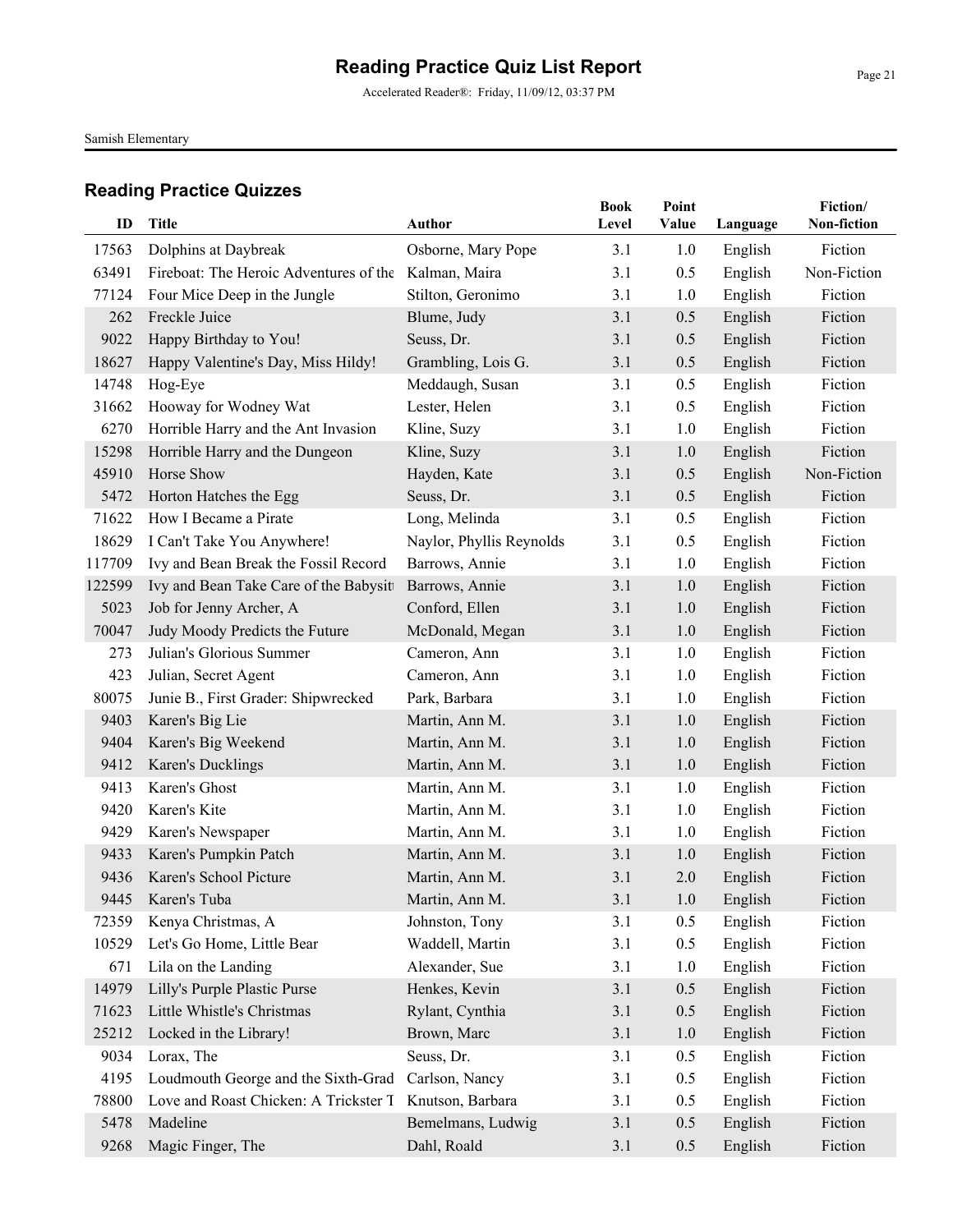# Reading Practice Quiz List Report

Accelerated Reader®: Friday, 11/09/12, 03:37 PM

Samish Elementary

## Reading Practice Quizzes

| ID | Title | Author | Book Level | Point Value | Language | Fiction/ Non-fiction |
|---|---|---|---|---|---|---|
| 17563 | Dolphins at Daybreak | Osborne, Mary Pope | 3.1 | 1.0 | English | Fiction |
| 63491 | Fireboat: The Heroic Adventures of the | Kalman, Maira | 3.1 | 0.5 | English | Non-Fiction |
| 77124 | Four Mice Deep in the Jungle | Stilton, Geronimo | 3.1 | 1.0 | English | Fiction |
| 262 | Freckle Juice | Blume, Judy | 3.1 | 0.5 | English | Fiction |
| 9022 | Happy Birthday to You! | Seuss, Dr. | 3.1 | 0.5 | English | Fiction |
| 18627 | Happy Valentine's Day, Miss Hildy! | Grambling, Lois G. | 3.1 | 0.5 | English | Fiction |
| 14748 | Hog-Eye | Meddaugh, Susan | 3.1 | 0.5 | English | Fiction |
| 31662 | Hooway for Wodney Wat | Lester, Helen | 3.1 | 0.5 | English | Fiction |
| 6270 | Horrible Harry and the Ant Invasion | Kline, Suzy | 3.1 | 1.0 | English | Fiction |
| 15298 | Horrible Harry and the Dungeon | Kline, Suzy | 3.1 | 1.0 | English | Fiction |
| 45910 | Horse Show | Hayden, Kate | 3.1 | 0.5 | English | Non-Fiction |
| 5472 | Horton Hatches the Egg | Seuss, Dr. | 3.1 | 0.5 | English | Fiction |
| 71622 | How I Became a Pirate | Long, Melinda | 3.1 | 0.5 | English | Fiction |
| 18629 | I Can't Take You Anywhere! | Naylor, Phyllis Reynolds | 3.1 | 0.5 | English | Fiction |
| 117709 | Ivy and Bean Break the Fossil Record | Barrows, Annie | 3.1 | 1.0 | English | Fiction |
| 122599 | Ivy and Bean Take Care of the Babysitt | Barrows, Annie | 3.1 | 1.0 | English | Fiction |
| 5023 | Job for Jenny Archer, A | Conford, Ellen | 3.1 | 1.0 | English | Fiction |
| 70047 | Judy Moody Predicts the Future | McDonald, Megan | 3.1 | 1.0 | English | Fiction |
| 273 | Julian's Glorious Summer | Cameron, Ann | 3.1 | 1.0 | English | Fiction |
| 423 | Julian, Secret Agent | Cameron, Ann | 3.1 | 1.0 | English | Fiction |
| 80075 | Junie B., First Grader: Shipwrecked | Park, Barbara | 3.1 | 1.0 | English | Fiction |
| 9403 | Karen's Big Lie | Martin, Ann M. | 3.1 | 1.0 | English | Fiction |
| 9404 | Karen's Big Weekend | Martin, Ann M. | 3.1 | 1.0 | English | Fiction |
| 9412 | Karen's Ducklings | Martin, Ann M. | 3.1 | 1.0 | English | Fiction |
| 9413 | Karen's Ghost | Martin, Ann M. | 3.1 | 1.0 | English | Fiction |
| 9420 | Karen's Kite | Martin, Ann M. | 3.1 | 1.0 | English | Fiction |
| 9429 | Karen's Newspaper | Martin, Ann M. | 3.1 | 1.0 | English | Fiction |
| 9433 | Karen's Pumpkin Patch | Martin, Ann M. | 3.1 | 1.0 | English | Fiction |
| 9436 | Karen's School Picture | Martin, Ann M. | 3.1 | 2.0 | English | Fiction |
| 9445 | Karen's Tuba | Martin, Ann M. | 3.1 | 1.0 | English | Fiction |
| 72359 | Kenya Christmas, A | Johnston, Tony | 3.1 | 0.5 | English | Fiction |
| 10529 | Let's Go Home, Little Bear | Waddell, Martin | 3.1 | 0.5 | English | Fiction |
| 671 | Lila on the Landing | Alexander, Sue | 3.1 | 1.0 | English | Fiction |
| 14979 | Lilly's Purple Plastic Purse | Henkes, Kevin | 3.1 | 0.5 | English | Fiction |
| 71623 | Little Whistle's Christmas | Rylant, Cynthia | 3.1 | 0.5 | English | Fiction |
| 25212 | Locked in the Library! | Brown, Marc | 3.1 | 1.0 | English | Fiction |
| 9034 | Lorax, The | Seuss, Dr. | 3.1 | 0.5 | English | Fiction |
| 4195 | Loudmouth George and the Sixth-Grad | Carlson, Nancy | 3.1 | 0.5 | English | Fiction |
| 78800 | Love and Roast Chicken: A Trickster T | Knutson, Barbara | 3.1 | 0.5 | English | Fiction |
| 5478 | Madeline | Bemelmans, Ludwig | 3.1 | 0.5 | English | Fiction |
| 9268 | Magic Finger, The | Dahl, Roald | 3.1 | 0.5 | English | Fiction |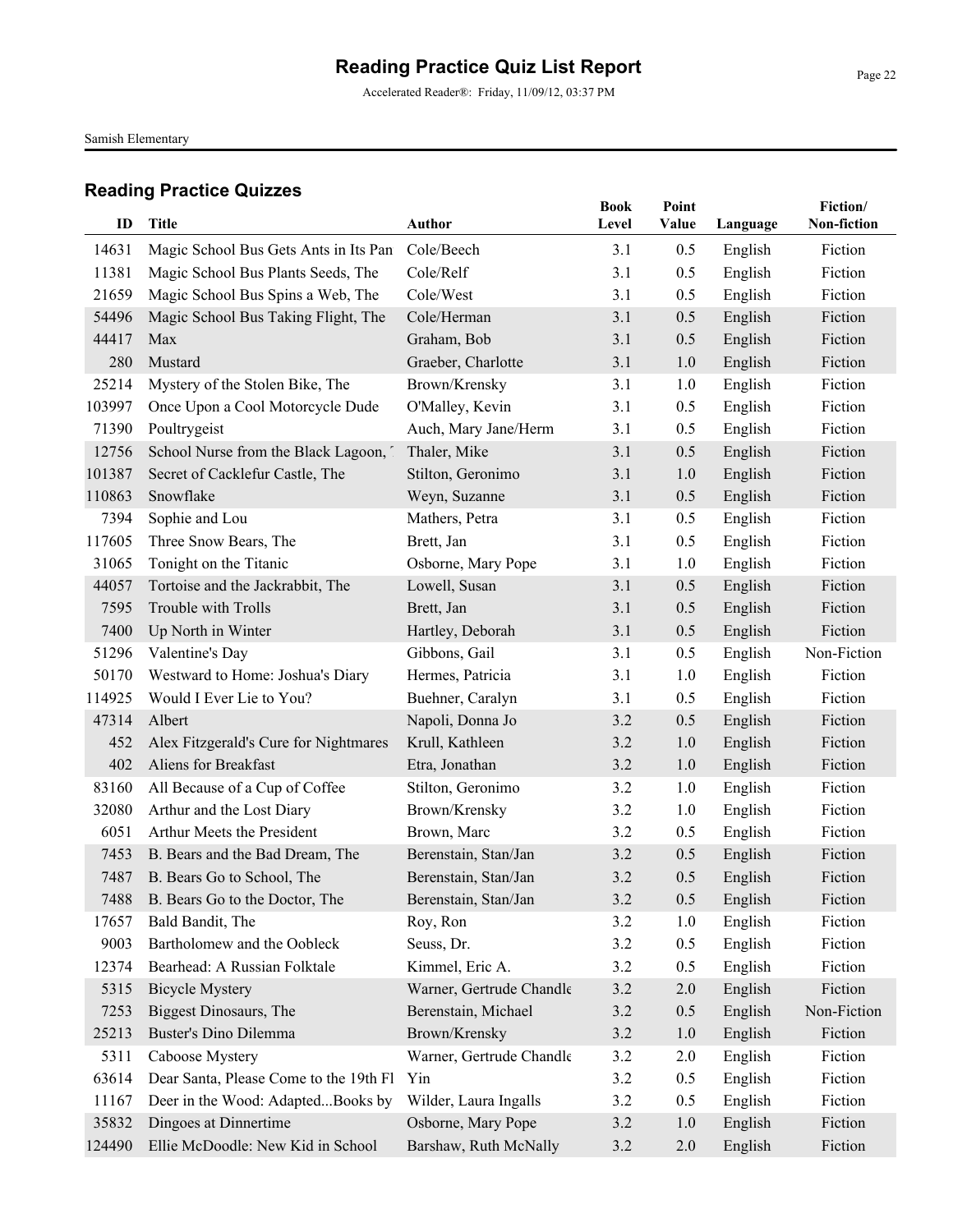# Reading Practice Quiz List Report

Accelerated Reader®: Friday, 11/09/12, 03:37 PM

Samish Elementary

## Reading Practice Quizzes

| ID | Title | Author | Book Level | Point Value | Language | Fiction/ Non-fiction |
|---|---|---|---|---|---|---|
| 14631 | Magic School Bus Gets Ants in Its Pan | Cole/Beech | 3.1 | 0.5 | English | Fiction |
| 11381 | Magic School Bus Plants Seeds, The | Cole/Relf | 3.1 | 0.5 | English | Fiction |
| 21659 | Magic School Bus Spins a Web, The | Cole/West | 3.1 | 0.5 | English | Fiction |
| 54496 | Magic School Bus Taking Flight, The | Cole/Herman | 3.1 | 0.5 | English | Fiction |
| 44417 | Max | Graham, Bob | 3.1 | 0.5 | English | Fiction |
| 280 | Mustard | Graeber, Charlotte | 3.1 | 1.0 | English | Fiction |
| 25214 | Mystery of the Stolen Bike, The | Brown/Krensky | 3.1 | 1.0 | English | Fiction |
| 103997 | Once Upon a Cool Motorcycle Dude | O'Malley, Kevin | 3.1 | 0.5 | English | Fiction |
| 71390 | Poultrygeist | Auch, Mary Jane/Herm | 3.1 | 0.5 | English | Fiction |
| 12756 | School Nurse from the Black Lagoon, ' | Thaler, Mike | 3.1 | 0.5 | English | Fiction |
| 101387 | Secret of Cacklefur Castle, The | Stilton, Geronimo | 3.1 | 1.0 | English | Fiction |
| 110863 | Snowflake | Weyn, Suzanne | 3.1 | 0.5 | English | Fiction |
| 7394 | Sophie and Lou | Mathers, Petra | 3.1 | 0.5 | English | Fiction |
| 117605 | Three Snow Bears, The | Brett, Jan | 3.1 | 0.5 | English | Fiction |
| 31065 | Tonight on the Titanic | Osborne, Mary Pope | 3.1 | 1.0 | English | Fiction |
| 44057 | Tortoise and the Jackrabbit, The | Lowell, Susan | 3.1 | 0.5 | English | Fiction |
| 7595 | Trouble with Trolls | Brett, Jan | 3.1 | 0.5 | English | Fiction |
| 7400 | Up North in Winter | Hartley, Deborah | 3.1 | 0.5 | English | Fiction |
| 51296 | Valentine's Day | Gibbons, Gail | 3.1 | 0.5 | English | Non-Fiction |
| 50170 | Westward to Home: Joshua's Diary | Hermes, Patricia | 3.1 | 1.0 | English | Fiction |
| 114925 | Would I Ever Lie to You? | Buehner, Caralyn | 3.1 | 0.5 | English | Fiction |
| 47314 | Albert | Napoli, Donna Jo | 3.2 | 0.5 | English | Fiction |
| 452 | Alex Fitzgerald's Cure for Nightmares | Krull, Kathleen | 3.2 | 1.0 | English | Fiction |
| 402 | Aliens for Breakfast | Etra, Jonathan | 3.2 | 1.0 | English | Fiction |
| 83160 | All Because of a Cup of Coffee | Stilton, Geronimo | 3.2 | 1.0 | English | Fiction |
| 32080 | Arthur and the Lost Diary | Brown/Krensky | 3.2 | 1.0 | English | Fiction |
| 6051 | Arthur Meets the President | Brown, Marc | 3.2 | 0.5 | English | Fiction |
| 7453 | B. Bears and the Bad Dream, The | Berenstain, Stan/Jan | 3.2 | 0.5 | English | Fiction |
| 7487 | B. Bears Go to School, The | Berenstain, Stan/Jan | 3.2 | 0.5 | English | Fiction |
| 7488 | B. Bears Go to the Doctor, The | Berenstain, Stan/Jan | 3.2 | 0.5 | English | Fiction |
| 17657 | Bald Bandit, The | Roy, Ron | 3.2 | 1.0 | English | Fiction |
| 9003 | Bartholomew and the Oobleck | Seuss, Dr. | 3.2 | 0.5 | English | Fiction |
| 12374 | Bearhead: A Russian Folktale | Kimmel, Eric A. | 3.2 | 0.5 | English | Fiction |
| 5315 | Bicycle Mystery | Warner, Gertrude Chandle | 3.2 | 2.0 | English | Fiction |
| 7253 | Biggest Dinosaurs, The | Berenstain, Michael | 3.2 | 0.5 | English | Non-Fiction |
| 25213 | Buster's Dino Dilemma | Brown/Krensky | 3.2 | 1.0 | English | Fiction |
| 5311 | Caboose Mystery | Warner, Gertrude Chandle | 3.2 | 2.0 | English | Fiction |
| 63614 | Dear Santa, Please Come to the 19th Fl | Yin | 3.2 | 0.5 | English | Fiction |
| 11167 | Deer in the Wood: Adapted...Books by | Wilder, Laura Ingalls | 3.2 | 0.5 | English | Fiction |
| 35832 | Dingoes at Dinnertime | Osborne, Mary Pope | 3.2 | 1.0 | English | Fiction |
| 124490 | Ellie McDoodle: New Kid in School | Barshaw, Ruth McNally | 3.2 | 2.0 | English | Fiction |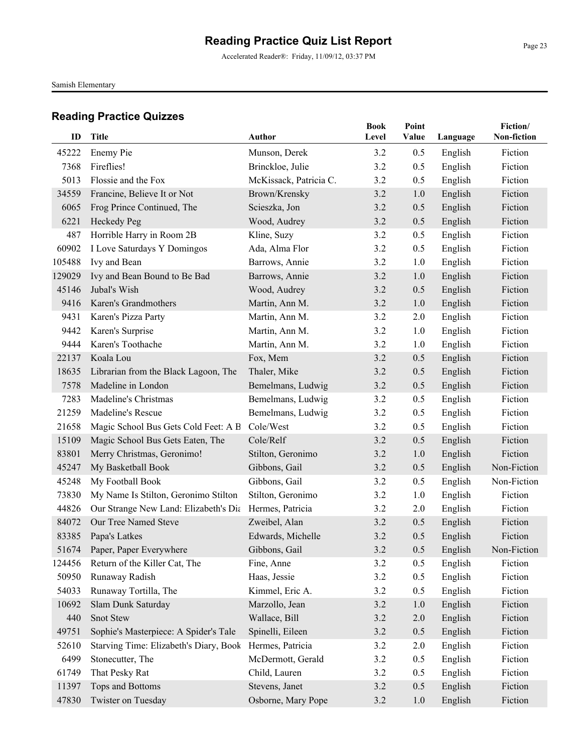# Reading Practice Quiz List Report

Accelerated Reader®: Friday, 11/09/12, 03:37 PM

Samish Elementary

## Reading Practice Quizzes

| ID | Title | Author | Book Level | Point Value | Language | Fiction/ Non-fiction |
|---|---|---|---|---|---|---|
| 45222 | Enemy Pie | Munson, Derek | 3.2 | 0.5 | English | Fiction |
| 7368 | Fireflies! | Brinckloe, Julie | 3.2 | 0.5 | English | Fiction |
| 5013 | Flossie and the Fox | McKissack, Patricia C. | 3.2 | 0.5 | English | Fiction |
| 34559 | Francine, Believe It or Not | Brown/Krensky | 3.2 | 1.0 | English | Fiction |
| 6065 | Frog Prince Continued, The | Scieszka, Jon | 3.2 | 0.5 | English | Fiction |
| 6221 | Heckedy Peg | Wood, Audrey | 3.2 | 0.5 | English | Fiction |
| 487 | Horrible Harry in Room 2B | Kline, Suzy | 3.2 | 0.5 | English | Fiction |
| 60902 | I Love Saturdays Y Domingos | Ada, Alma Flor | 3.2 | 0.5 | English | Fiction |
| 105488 | Ivy and Bean | Barrows, Annie | 3.2 | 1.0 | English | Fiction |
| 129029 | Ivy and Bean Bound to Be Bad | Barrows, Annie | 3.2 | 1.0 | English | Fiction |
| 45146 | Jubal's Wish | Wood, Audrey | 3.2 | 0.5 | English | Fiction |
| 9416 | Karen's Grandmothers | Martin, Ann M. | 3.2 | 1.0 | English | Fiction |
| 9431 | Karen's Pizza Party | Martin, Ann M. | 3.2 | 2.0 | English | Fiction |
| 9442 | Karen's Surprise | Martin, Ann M. | 3.2 | 1.0 | English | Fiction |
| 9444 | Karen's Toothache | Martin, Ann M. | 3.2 | 1.0 | English | Fiction |
| 22137 | Koala Lou | Fox, Mem | 3.2 | 0.5 | English | Fiction |
| 18635 | Librarian from the Black Lagoon, The | Thaler, Mike | 3.2 | 0.5 | English | Fiction |
| 7578 | Madeline in London | Bemelmans, Ludwig | 3.2 | 0.5 | English | Fiction |
| 7283 | Madeline's Christmas | Bemelmans, Ludwig | 3.2 | 0.5 | English | Fiction |
| 21259 | Madeline's Rescue | Bemelmans, Ludwig | 3.2 | 0.5 | English | Fiction |
| 21658 | Magic School Bus Gets Cold Feet: A B | Cole/West | 3.2 | 0.5 | English | Fiction |
| 15109 | Magic School Bus Gets Eaten, The | Cole/Relf | 3.2 | 0.5 | English | Fiction |
| 83801 | Merry Christmas, Geronimo! | Stilton, Geronimo | 3.2 | 1.0 | English | Fiction |
| 45247 | My Basketball Book | Gibbons, Gail | 3.2 | 0.5 | English | Non-Fiction |
| 45248 | My Football Book | Gibbons, Gail | 3.2 | 0.5 | English | Non-Fiction |
| 73830 | My Name Is Stilton, Geronimo Stilton | Stilton, Geronimo | 3.2 | 1.0 | English | Fiction |
| 44826 | Our Strange New Land: Elizabeth's Dia | Hermes, Patricia | 3.2 | 2.0 | English | Fiction |
| 84072 | Our Tree Named Steve | Zweibel, Alan | 3.2 | 0.5 | English | Fiction |
| 83385 | Papa's Latkes | Edwards, Michelle | 3.2 | 0.5 | English | Fiction |
| 51674 | Paper, Paper Everywhere | Gibbons, Gail | 3.2 | 0.5 | English | Non-Fiction |
| 124456 | Return of the Killer Cat, The | Fine, Anne | 3.2 | 0.5 | English | Fiction |
| 50950 | Runaway Radish | Haas, Jessie | 3.2 | 0.5 | English | Fiction |
| 54033 | Runaway Tortilla, The | Kimmel, Eric A. | 3.2 | 0.5 | English | Fiction |
| 10692 | Slam Dunk Saturday | Marzollo, Jean | 3.2 | 1.0 | English | Fiction |
| 440 | Snot Stew | Wallace, Bill | 3.2 | 2.0 | English | Fiction |
| 49751 | Sophie's Masterpiece: A Spider's Tale | Spinelli, Eileen | 3.2 | 0.5 | English | Fiction |
| 52610 | Starving Time: Elizabeth's Diary, Book | Hermes, Patricia | 3.2 | 2.0 | English | Fiction |
| 6499 | Stonecutter, The | McDermott, Gerald | 3.2 | 0.5 | English | Fiction |
| 61749 | That Pesky Rat | Child, Lauren | 3.2 | 0.5 | English | Fiction |
| 11397 | Tops and Bottoms | Stevens, Janet | 3.2 | 0.5 | English | Fiction |
| 47830 | Twister on Tuesday | Osborne, Mary Pope | 3.2 | 1.0 | English | Fiction |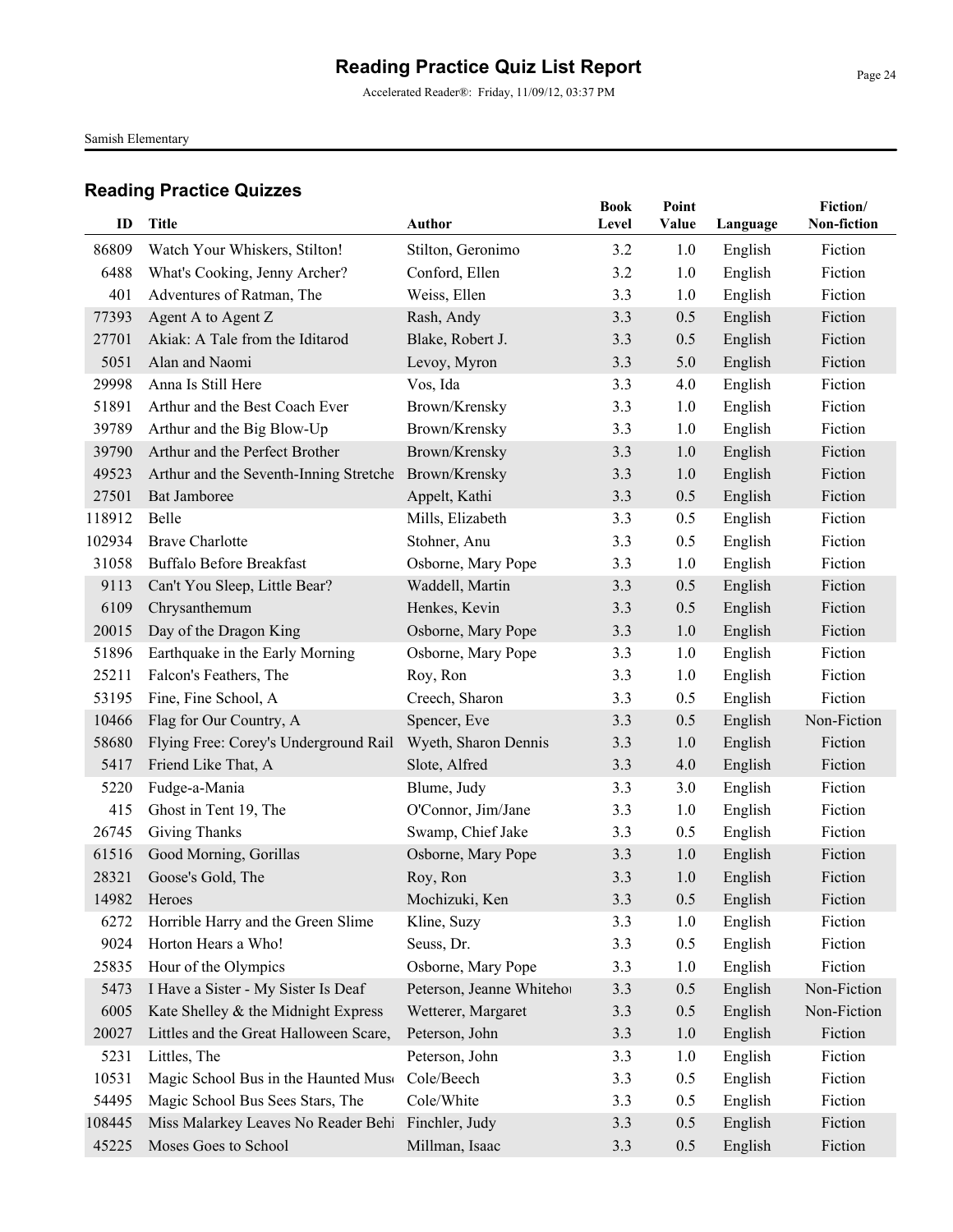# Reading Practice Quiz List Report

Accelerated Reader®: Friday, 11/09/12, 03:37 PM

Samish Elementary

## Reading Practice Quizzes

| ID | Title | Author | Book Level | Point Value | Language | Fiction/ Non-fiction |
|---|---|---|---|---|---|---|
| 86809 | Watch Your Whiskers, Stilton! | Stilton, Geronimo | 3.2 | 1.0 | English | Fiction |
| 6488 | What's Cooking, Jenny Archer? | Conford, Ellen | 3.2 | 1.0 | English | Fiction |
| 401 | Adventures of Ratman, The | Weiss, Ellen | 3.3 | 1.0 | English | Fiction |
| 77393 | Agent A to Agent Z | Rash, Andy | 3.3 | 0.5 | English | Fiction |
| 27701 | Akiak: A Tale from the Iditarod | Blake, Robert J. | 3.3 | 0.5 | English | Fiction |
| 5051 | Alan and Naomi | Levoy, Myron | 3.3 | 5.0 | English | Fiction |
| 29998 | Anna Is Still Here | Vos, Ida | 3.3 | 4.0 | English | Fiction |
| 51891 | Arthur and the Best Coach Ever | Brown/Krensky | 3.3 | 1.0 | English | Fiction |
| 39789 | Arthur and the Big Blow-Up | Brown/Krensky | 3.3 | 1.0 | English | Fiction |
| 39790 | Arthur and the Perfect Brother | Brown/Krensky | 3.3 | 1.0 | English | Fiction |
| 49523 | Arthur and the Seventh-Inning Stretche | Brown/Krensky | 3.3 | 1.0 | English | Fiction |
| 27501 | Bat Jamboree | Appelt, Kathi | 3.3 | 0.5 | English | Fiction |
| 118912 | Belle | Mills, Elizabeth | 3.3 | 0.5 | English | Fiction |
| 102934 | Brave Charlotte | Stohner, Anu | 3.3 | 0.5 | English | Fiction |
| 31058 | Buffalo Before Breakfast | Osborne, Mary Pope | 3.3 | 1.0 | English | Fiction |
| 9113 | Can't You Sleep, Little Bear? | Waddell, Martin | 3.3 | 0.5 | English | Fiction |
| 6109 | Chrysanthemum | Henkes, Kevin | 3.3 | 0.5 | English | Fiction |
| 20015 | Day of the Dragon King | Osborne, Mary Pope | 3.3 | 1.0 | English | Fiction |
| 51896 | Earthquake in the Early Morning | Osborne, Mary Pope | 3.3 | 1.0 | English | Fiction |
| 25211 | Falcon's Feathers, The | Roy, Ron | 3.3 | 1.0 | English | Fiction |
| 53195 | Fine, Fine School, A | Creech, Sharon | 3.3 | 0.5 | English | Fiction |
| 10466 | Flag for Our Country, A | Spencer, Eve | 3.3 | 0.5 | English | Non-Fiction |
| 58680 | Flying Free: Corey's Underground Rail | Wyeth, Sharon Dennis | 3.3 | 1.0 | English | Fiction |
| 5417 | Friend Like That, A | Slote, Alfred | 3.3 | 4.0 | English | Fiction |
| 5220 | Fudge-a-Mania | Blume, Judy | 3.3 | 3.0 | English | Fiction |
| 415 | Ghost in Tent 19, The | O'Connor, Jim/Jane | 3.3 | 1.0 | English | Fiction |
| 26745 | Giving Thanks | Swamp, Chief Jake | 3.3 | 0.5 | English | Fiction |
| 61516 | Good Morning, Gorillas | Osborne, Mary Pope | 3.3 | 1.0 | English | Fiction |
| 28321 | Goose's Gold, The | Roy, Ron | 3.3 | 1.0 | English | Fiction |
| 14982 | Heroes | Mochizuki, Ken | 3.3 | 0.5 | English | Fiction |
| 6272 | Horrible Harry and the Green Slime | Kline, Suzy | 3.3 | 1.0 | English | Fiction |
| 9024 | Horton Hears a Who! | Seuss, Dr. | 3.3 | 0.5 | English | Fiction |
| 25835 | Hour of the Olympics | Osborne, Mary Pope | 3.3 | 1.0 | English | Fiction |
| 5473 | I Have a Sister - My Sister Is Deaf | Peterson, Jeanne Whitehoi | 3.3 | 0.5 | English | Non-Fiction |
| 6005 | Kate Shelley & the Midnight Express | Wetterer, Margaret | 3.3 | 0.5 | English | Non-Fiction |
| 20027 | Littles and the Great Halloween Scare, | Peterson, John | 3.3 | 1.0 | English | Fiction |
| 5231 | Littles, The | Peterson, John | 3.3 | 1.0 | English | Fiction |
| 10531 | Magic School Bus in the Haunted Muse | Cole/Beech | 3.3 | 0.5 | English | Fiction |
| 54495 | Magic School Bus Sees Stars, The | Cole/White | 3.3 | 0.5 | English | Fiction |
| 108445 | Miss Malarkey Leaves No Reader Behi | Finchler, Judy | 3.3 | 0.5 | English | Fiction |
| 45225 | Moses Goes to School | Millman, Isaac | 3.3 | 0.5 | English | Fiction |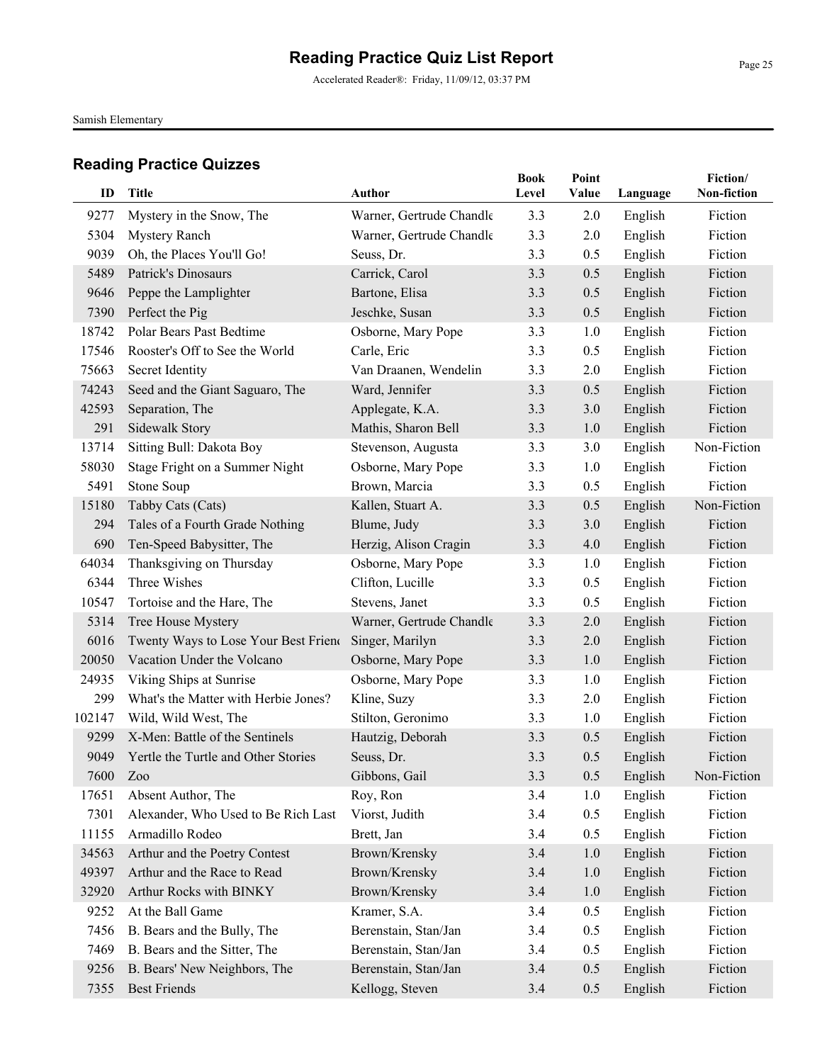# Reading Practice Quiz List Report

Accelerated Reader®: Friday, 11/09/12, 03:37 PM

Samish Elementary

## Reading Practice Quizzes

| ID | Title | Author | Book Level | Point Value | Language | Fiction/ Non-fiction |
|---|---|---|---|---|---|---|
| 9277 | Mystery in the Snow, The | Warner, Gertrude Chandle | 3.3 | 2.0 | English | Fiction |
| 5304 | Mystery Ranch | Warner, Gertrude Chandle | 3.3 | 2.0 | English | Fiction |
| 9039 | Oh, the Places You'll Go! | Seuss, Dr. | 3.3 | 0.5 | English | Fiction |
| 5489 | Patrick's Dinosaurs | Carrick, Carol | 3.3 | 0.5 | English | Fiction |
| 9646 | Peppe the Lamplighter | Bartone, Elisa | 3.3 | 0.5 | English | Fiction |
| 7390 | Perfect the Pig | Jeschke, Susan | 3.3 | 0.5 | English | Fiction |
| 18742 | Polar Bears Past Bedtime | Osborne, Mary Pope | 3.3 | 1.0 | English | Fiction |
| 17546 | Rooster's Off to See the World | Carle, Eric | 3.3 | 0.5 | English | Fiction |
| 75663 | Secret Identity | Van Draanen, Wendelin | 3.3 | 2.0 | English | Fiction |
| 74243 | Seed and the Giant Saguaro, The | Ward, Jennifer | 3.3 | 0.5 | English | Fiction |
| 42593 | Separation, The | Applegate, K.A. | 3.3 | 3.0 | English | Fiction |
| 291 | Sidewalk Story | Mathis, Sharon Bell | 3.3 | 1.0 | English | Fiction |
| 13714 | Sitting Bull: Dakota Boy | Stevenson, Augusta | 3.3 | 3.0 | English | Non-Fiction |
| 58030 | Stage Fright on a Summer Night | Osborne, Mary Pope | 3.3 | 1.0 | English | Fiction |
| 5491 | Stone Soup | Brown, Marcia | 3.3 | 0.5 | English | Fiction |
| 15180 | Tabby Cats (Cats) | Kallen, Stuart A. | 3.3 | 0.5 | English | Non-Fiction |
| 294 | Tales of a Fourth Grade Nothing | Blume, Judy | 3.3 | 3.0 | English | Fiction |
| 690 | Ten-Speed Babysitter, The | Herzig, Alison Cragin | 3.3 | 4.0 | English | Fiction |
| 64034 | Thanksgiving on Thursday | Osborne, Mary Pope | 3.3 | 1.0 | English | Fiction |
| 6344 | Three Wishes | Clifton, Lucille | 3.3 | 0.5 | English | Fiction |
| 10547 | Tortoise and the Hare, The | Stevens, Janet | 3.3 | 0.5 | English | Fiction |
| 5314 | Tree House Mystery | Warner, Gertrude Chandle | 3.3 | 2.0 | English | Fiction |
| 6016 | Twenty Ways to Lose Your Best Friend | Singer, Marilyn | 3.3 | 2.0 | English | Fiction |
| 20050 | Vacation Under the Volcano | Osborne, Mary Pope | 3.3 | 1.0 | English | Fiction |
| 24935 | Viking Ships at Sunrise | Osborne, Mary Pope | 3.3 | 1.0 | English | Fiction |
| 299 | What's the Matter with Herbie Jones? | Kline, Suzy | 3.3 | 2.0 | English | Fiction |
| 102147 | Wild, Wild West, The | Stilton, Geronimo | 3.3 | 1.0 | English | Fiction |
| 9299 | X-Men: Battle of the Sentinels | Hautzig, Deborah | 3.3 | 0.5 | English | Fiction |
| 9049 | Yertle the Turtle and Other Stories | Seuss, Dr. | 3.3 | 0.5 | English | Fiction |
| 7600 | Zoo | Gibbons, Gail | 3.3 | 0.5 | English | Non-Fiction |
| 17651 | Absent Author, The | Roy, Ron | 3.4 | 1.0 | English | Fiction |
| 7301 | Alexander, Who Used to Be Rich Last | Viorst, Judith | 3.4 | 0.5 | English | Fiction |
| 11155 | Armadillo Rodeo | Brett, Jan | 3.4 | 0.5 | English | Fiction |
| 34563 | Arthur and the Poetry Contest | Brown/Krensky | 3.4 | 1.0 | English | Fiction |
| 49397 | Arthur and the Race to Read | Brown/Krensky | 3.4 | 1.0 | English | Fiction |
| 32920 | Arthur Rocks with BINKY | Brown/Krensky | 3.4 | 1.0 | English | Fiction |
| 9252 | At the Ball Game | Kramer, S.A. | 3.4 | 0.5 | English | Fiction |
| 7456 | B. Bears and the Bully, The | Berenstain, Stan/Jan | 3.4 | 0.5 | English | Fiction |
| 7469 | B. Bears and the Sitter, The | Berenstain, Stan/Jan | 3.4 | 0.5 | English | Fiction |
| 9256 | B. Bears' New Neighbors, The | Berenstain, Stan/Jan | 3.4 | 0.5 | English | Fiction |
| 7355 | Best Friends | Kellogg, Steven | 3.4 | 0.5 | English | Fiction |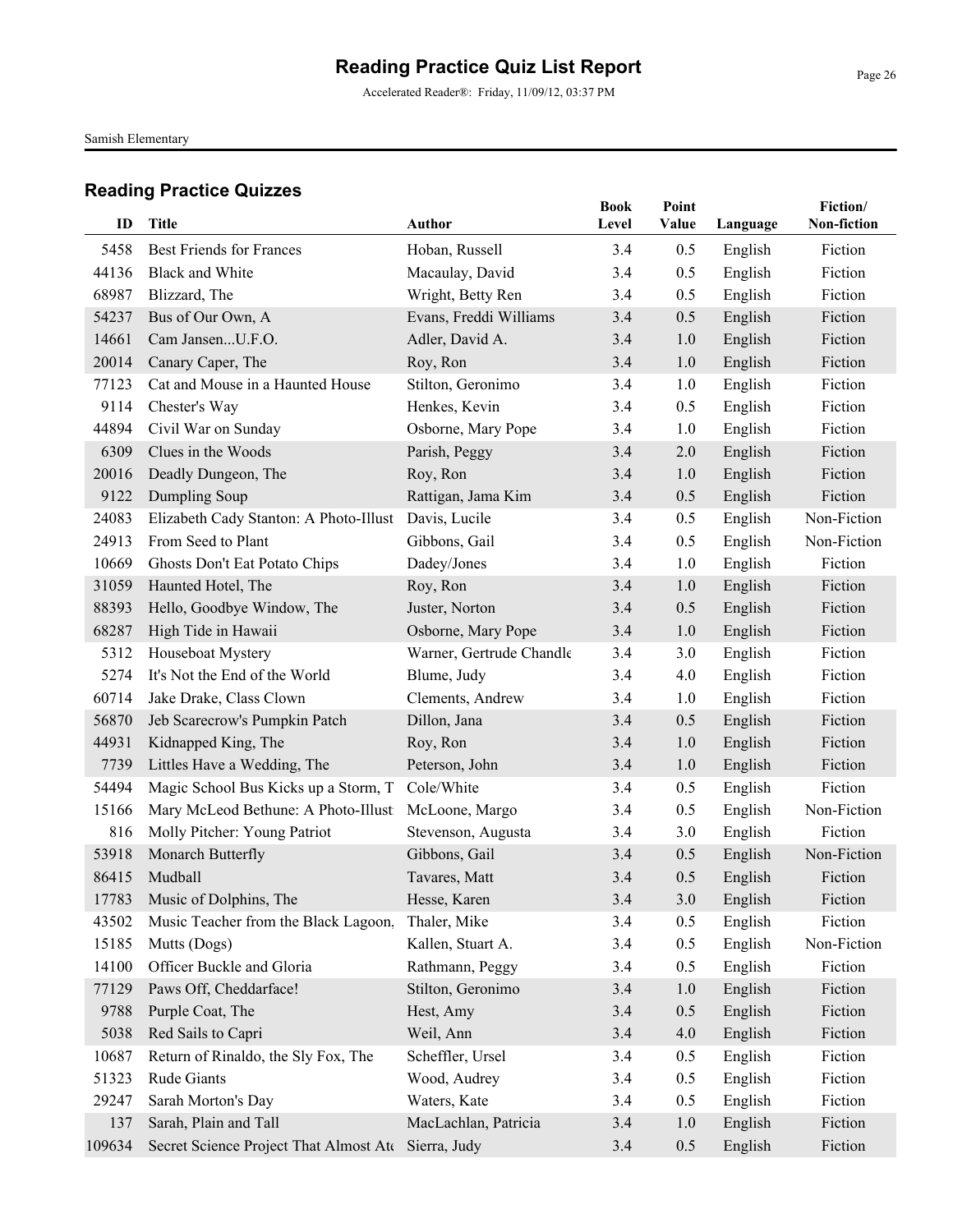# Reading Practice Quiz List Report

Accelerated Reader®: Friday, 11/09/12, 03:37 PM

Samish Elementary

## Reading Practice Quizzes

| ID | Title | Author | Book Level | Point Value | Language | Fiction/ Non-fiction |
|---|---|---|---|---|---|---|
| 5458 | Best Friends for Frances | Hoban, Russell | 3.4 | 0.5 | English | Fiction |
| 44136 | Black and White | Macaulay, David | 3.4 | 0.5 | English | Fiction |
| 68987 | Blizzard, The | Wright, Betty Ren | 3.4 | 0.5 | English | Fiction |
| 54237 | Bus of Our Own, A | Evans, Freddi Williams | 3.4 | 0.5 | English | Fiction |
| 14661 | Cam Jansen...U.F.O. | Adler, David A. | 3.4 | 1.0 | English | Fiction |
| 20014 | Canary Caper, The | Roy, Ron | 3.4 | 1.0 | English | Fiction |
| 77123 | Cat and Mouse in a Haunted House | Stilton, Geronimo | 3.4 | 1.0 | English | Fiction |
| 9114 | Chester's Way | Henkes, Kevin | 3.4 | 0.5 | English | Fiction |
| 44894 | Civil War on Sunday | Osborne, Mary Pope | 3.4 | 1.0 | English | Fiction |
| 6309 | Clues in the Woods | Parish, Peggy | 3.4 | 2.0 | English | Fiction |
| 20016 | Deadly Dungeon, The | Roy, Ron | 3.4 | 1.0 | English | Fiction |
| 9122 | Dumpling Soup | Rattigan, Jama Kim | 3.4 | 0.5 | English | Fiction |
| 24083 | Elizabeth Cady Stanton: A Photo-Illust | Davis, Lucile | 3.4 | 0.5 | English | Non-Fiction |
| 24913 | From Seed to Plant | Gibbons, Gail | 3.4 | 0.5 | English | Non-Fiction |
| 10669 | Ghosts Don't Eat Potato Chips | Dadey/Jones | 3.4 | 1.0 | English | Fiction |
| 31059 | Haunted Hotel, The | Roy, Ron | 3.4 | 1.0 | English | Fiction |
| 88393 | Hello, Goodbye Window, The | Juster, Norton | 3.4 | 0.5 | English | Fiction |
| 68287 | High Tide in Hawaii | Osborne, Mary Pope | 3.4 | 1.0 | English | Fiction |
| 5312 | Houseboat Mystery | Warner, Gertrude Chandle | 3.4 | 3.0 | English | Fiction |
| 5274 | It's Not the End of the World | Blume, Judy | 3.4 | 4.0 | English | Fiction |
| 60714 | Jake Drake, Class Clown | Clements, Andrew | 3.4 | 1.0 | English | Fiction |
| 56870 | Jeb Scarecrow's Pumpkin Patch | Dillon, Jana | 3.4 | 0.5 | English | Fiction |
| 44931 | Kidnapped King, The | Roy, Ron | 3.4 | 1.0 | English | Fiction |
| 7739 | Littles Have a Wedding, The | Peterson, John | 3.4 | 1.0 | English | Fiction |
| 54494 | Magic School Bus Kicks up a Storm, T | Cole/White | 3.4 | 0.5 | English | Fiction |
| 15166 | Mary McLeod Bethune: A Photo-Illust | McLoone, Margo | 3.4 | 0.5 | English | Non-Fiction |
| 816 | Molly Pitcher: Young Patriot | Stevenson, Augusta | 3.4 | 3.0 | English | Fiction |
| 53918 | Monarch Butterfly | Gibbons, Gail | 3.4 | 0.5 | English | Non-Fiction |
| 86415 | Mudball | Tavares, Matt | 3.4 | 0.5 | English | Fiction |
| 17783 | Music of Dolphins, The | Hesse, Karen | 3.4 | 3.0 | English | Fiction |
| 43502 | Music Teacher from the Black Lagoon, | Thaler, Mike | 3.4 | 0.5 | English | Fiction |
| 15185 | Mutts (Dogs) | Kallen, Stuart A. | 3.4 | 0.5 | English | Non-Fiction |
| 14100 | Officer Buckle and Gloria | Rathmann, Peggy | 3.4 | 0.5 | English | Fiction |
| 77129 | Paws Off, Cheddarface! | Stilton, Geronimo | 3.4 | 1.0 | English | Fiction |
| 9788 | Purple Coat, The | Hest, Amy | 3.4 | 0.5 | English | Fiction |
| 5038 | Red Sails to Capri | Weil, Ann | 3.4 | 4.0 | English | Fiction |
| 10687 | Return of Rinaldo, the Sly Fox, The | Scheffler, Ursel | 3.4 | 0.5 | English | Fiction |
| 51323 | Rude Giants | Wood, Audrey | 3.4 | 0.5 | English | Fiction |
| 29247 | Sarah Morton's Day | Waters, Kate | 3.4 | 0.5 | English | Fiction |
| 137 | Sarah, Plain and Tall | MacLachlan, Patricia | 3.4 | 1.0 | English | Fiction |
| 109634 | Secret Science Project That Almost At | Sierra, Judy | 3.4 | 0.5 | English | Fiction |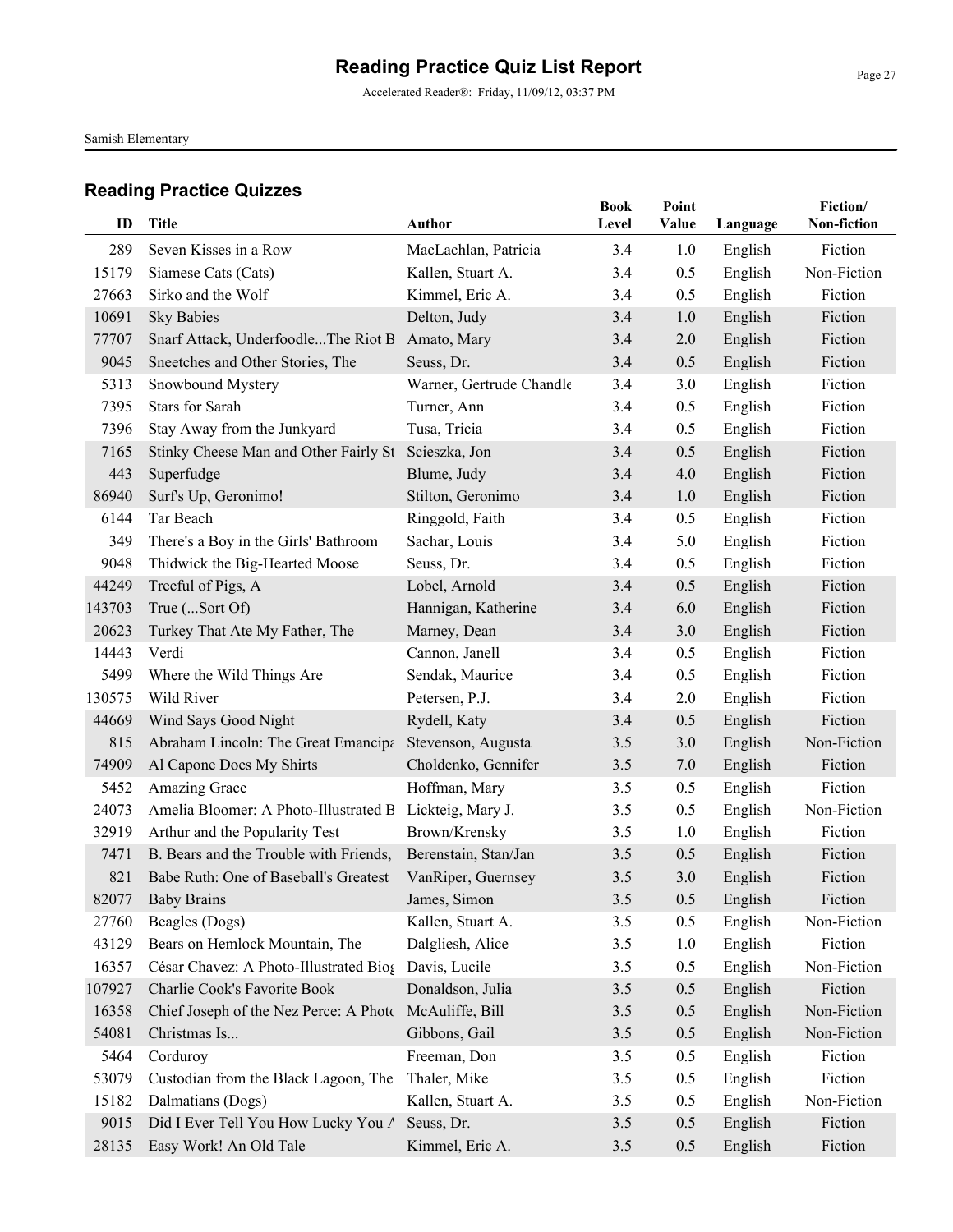# Reading Practice Quiz List Report

Accelerated Reader®: Friday, 11/09/12, 03:37 PM

Samish Elementary

## Reading Practice Quizzes

| ID | Title | Author | Book Level | Point Value | Language | Fiction/ Non-fiction |
|---|---|---|---|---|---|---|
| 289 | Seven Kisses in a Row | MacLachlan, Patricia | 3.4 | 1.0 | English | Fiction |
| 15179 | Siamese Cats (Cats) | Kallen, Stuart A. | 3.4 | 0.5 | English | Non-Fiction |
| 27663 | Sirko and the Wolf | Kimmel, Eric A. | 3.4 | 0.5 | English | Fiction |
| 10691 | Sky Babies | Delton, Judy | 3.4 | 1.0 | English | Fiction |
| 77707 | Snarf Attack, Underfoodle...The Riot B | Amato, Mary | 3.4 | 2.0 | English | Fiction |
| 9045 | Sneetches and Other Stories, The | Seuss, Dr. | 3.4 | 0.5 | English | Fiction |
| 5313 | Snowbound Mystery | Warner, Gertrude Chandle | 3.4 | 3.0 | English | Fiction |
| 7395 | Stars for Sarah | Turner, Ann | 3.4 | 0.5 | English | Fiction |
| 7396 | Stay Away from the Junkyard | Tusa, Tricia | 3.4 | 0.5 | English | Fiction |
| 7165 | Stinky Cheese Man and Other Fairly St | Scieszka, Jon | 3.4 | 0.5 | English | Fiction |
| 443 | Superfudge | Blume, Judy | 3.4 | 4.0 | English | Fiction |
| 86940 | Surf's Up, Geronimo! | Stilton, Geronimo | 3.4 | 1.0 | English | Fiction |
| 6144 | Tar Beach | Ringgold, Faith | 3.4 | 0.5 | English | Fiction |
| 349 | There's a Boy in the Girls' Bathroom | Sachar, Louis | 3.4 | 5.0 | English | Fiction |
| 9048 | Thidwick the Big-Hearted Moose | Seuss, Dr. | 3.4 | 0.5 | English | Fiction |
| 44249 | Treeful of Pigs, A | Lobel, Arnold | 3.4 | 0.5 | English | Fiction |
| 143703 | True (...Sort Of) | Hannigan, Katherine | 3.4 | 6.0 | English | Fiction |
| 20623 | Turkey That Ate My Father, The | Marney, Dean | 3.4 | 3.0 | English | Fiction |
| 14443 | Verdi | Cannon, Janell | 3.4 | 0.5 | English | Fiction |
| 5499 | Where the Wild Things Are | Sendak, Maurice | 3.4 | 0.5 | English | Fiction |
| 130575 | Wild River | Petersen, P.J. | 3.4 | 2.0 | English | Fiction |
| 44669 | Wind Says Good Night | Rydell, Katy | 3.4 | 0.5 | English | Fiction |
| 815 | Abraham Lincoln: The Great Emancipa | Stevenson, Augusta | 3.5 | 3.0 | English | Non-Fiction |
| 74909 | Al Capone Does My Shirts | Choldenko, Gennifer | 3.5 | 7.0 | English | Fiction |
| 5452 | Amazing Grace | Hoffman, Mary | 3.5 | 0.5 | English | Fiction |
| 24073 | Amelia Bloomer: A Photo-Illustrated B | Lickteig, Mary J. | 3.5 | 0.5 | English | Non-Fiction |
| 32919 | Arthur and the Popularity Test | Brown/Krensky | 3.5 | 1.0 | English | Fiction |
| 7471 | B. Bears and the Trouble with Friends, | Berenstain, Stan/Jan | 3.5 | 0.5 | English | Fiction |
| 821 | Babe Ruth: One of Baseball's Greatest | VanRiper, Guernsey | 3.5 | 3.0 | English | Fiction |
| 82077 | Baby Brains | James, Simon | 3.5 | 0.5 | English | Fiction |
| 27760 | Beagles (Dogs) | Kallen, Stuart A. | 3.5 | 0.5 | English | Non-Fiction |
| 43129 | Bears on Hemlock Mountain, The | Dalgliesh, Alice | 3.5 | 1.0 | English | Fiction |
| 16357 | César Chavez: A Photo-Illustrated Biog | Davis, Lucile | 3.5 | 0.5 | English | Non-Fiction |
| 107927 | Charlie Cook's Favorite Book | Donaldson, Julia | 3.5 | 0.5 | English | Fiction |
| 16358 | Chief Joseph of the Nez Perce: A Photo | McAuliffe, Bill | 3.5 | 0.5 | English | Non-Fiction |
| 54081 | Christmas Is... | Gibbons, Gail | 3.5 | 0.5 | English | Non-Fiction |
| 5464 | Corduroy | Freeman, Don | 3.5 | 0.5 | English | Fiction |
| 53079 | Custodian from the Black Lagoon, The | Thaler, Mike | 3.5 | 0.5 | English | Fiction |
| 15182 | Dalmatians (Dogs) | Kallen, Stuart A. | 3.5 | 0.5 | English | Non-Fiction |
| 9015 | Did I Ever Tell You How Lucky You A | Seuss, Dr. | 3.5 | 0.5 | English | Fiction |
| 28135 | Easy Work! An Old Tale | Kimmel, Eric A. | 3.5 | 0.5 | English | Fiction |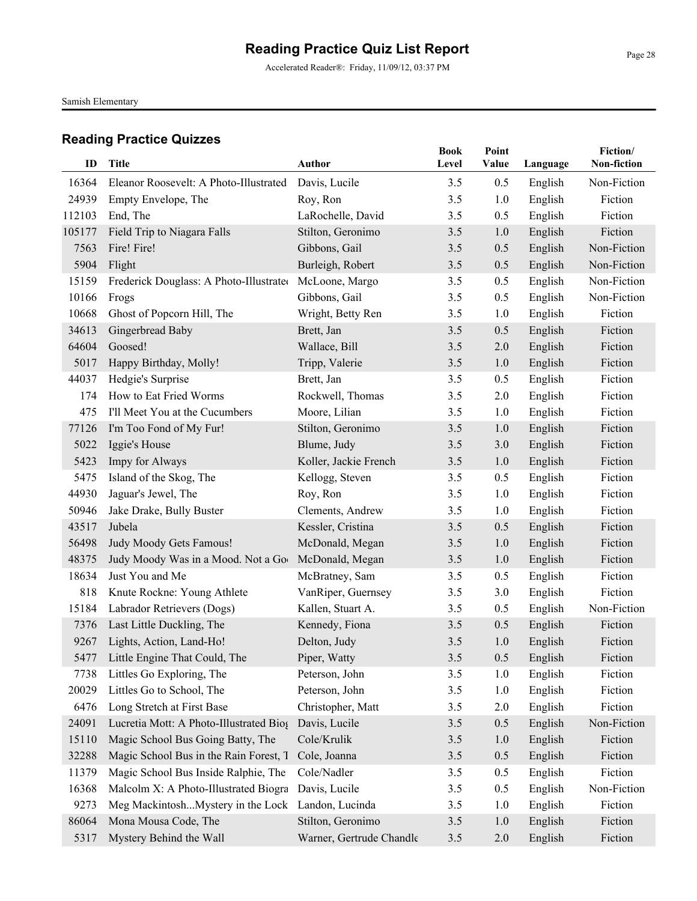# Reading Practice Quiz List Report

Accelerated Reader®: Friday, 11/09/12, 03:37 PM

Samish Elementary

## Reading Practice Quizzes

| ID | Title | Author | Book Level | Point Value | Language | Fiction/ Non-fiction |
|---|---|---|---|---|---|---|
| 16364 | Eleanor Roosevelt: A Photo-Illustrated | Davis, Lucile | 3.5 | 0.5 | English | Non-Fiction |
| 24939 | Empty Envelope, The | Roy, Ron | 3.5 | 1.0 | English | Fiction |
| 112103 | End, The | LaRochelle, David | 3.5 | 0.5 | English | Fiction |
| 105177 | Field Trip to Niagara Falls | Stilton, Geronimo | 3.5 | 1.0 | English | Fiction |
| 7563 | Fire! Fire! | Gibbons, Gail | 3.5 | 0.5 | English | Non-Fiction |
| 5904 | Flight | Burleigh, Robert | 3.5 | 0.5 | English | Non-Fiction |
| 15159 | Frederick Douglass: A Photo-Illustrated | McLoone, Margo | 3.5 | 0.5 | English | Non-Fiction |
| 10166 | Frogs | Gibbons, Gail | 3.5 | 0.5 | English | Non-Fiction |
| 10668 | Ghost of Popcorn Hill, The | Wright, Betty Ren | 3.5 | 1.0 | English | Fiction |
| 34613 | Gingerbread Baby | Brett, Jan | 3.5 | 0.5 | English | Fiction |
| 64604 | Goosed! | Wallace, Bill | 3.5 | 2.0 | English | Fiction |
| 5017 | Happy Birthday, Molly! | Tripp, Valerie | 3.5 | 1.0 | English | Fiction |
| 44037 | Hedgie's Surprise | Brett, Jan | 3.5 | 0.5 | English | Fiction |
| 174 | How to Eat Fried Worms | Rockwell, Thomas | 3.5 | 2.0 | English | Fiction |
| 475 | I'll Meet You at the Cucumbers | Moore, Lilian | 3.5 | 1.0 | English | Fiction |
| 77126 | I'm Too Fond of My Fur! | Stilton, Geronimo | 3.5 | 1.0 | English | Fiction |
| 5022 | Iggie's House | Blume, Judy | 3.5 | 3.0 | English | Fiction |
| 5423 | Impy for Always | Koller, Jackie French | 3.5 | 1.0 | English | Fiction |
| 5475 | Island of the Skog, The | Kellogg, Steven | 3.5 | 0.5 | English | Fiction |
| 44930 | Jaguar's Jewel, The | Roy, Ron | 3.5 | 1.0 | English | Fiction |
| 50946 | Jake Drake, Bully Buster | Clements, Andrew | 3.5 | 1.0 | English | Fiction |
| 43517 | Jubela | Kessler, Cristina | 3.5 | 0.5 | English | Fiction |
| 56498 | Judy Moody Gets Famous! | McDonald, Megan | 3.5 | 1.0 | English | Fiction |
| 48375 | Judy Moody Was in a Mood. Not a Go | McDonald, Megan | 3.5 | 1.0 | English | Fiction |
| 18634 | Just You and Me | McBratney, Sam | 3.5 | 0.5 | English | Fiction |
| 818 | Knute Rockne: Young Athlete | VanRiper, Guernsey | 3.5 | 3.0 | English | Fiction |
| 15184 | Labrador Retrievers (Dogs) | Kallen, Stuart A. | 3.5 | 0.5 | English | Non-Fiction |
| 7376 | Last Little Duckling, The | Kennedy, Fiona | 3.5 | 0.5 | English | Fiction |
| 9267 | Lights, Action, Land-Ho! | Delton, Judy | 3.5 | 1.0 | English | Fiction |
| 5477 | Little Engine That Could, The | Piper, Watty | 3.5 | 0.5 | English | Fiction |
| 7738 | Littles Go Exploring, The | Peterson, John | 3.5 | 1.0 | English | Fiction |
| 20029 | Littles Go to School, The | Peterson, John | 3.5 | 1.0 | English | Fiction |
| 6476 | Long Stretch at First Base | Christopher, Matt | 3.5 | 2.0 | English | Fiction |
| 24091 | Lucretia Mott: A Photo-Illustrated Biog | Davis, Lucile | 3.5 | 0.5 | English | Non-Fiction |
| 15110 | Magic School Bus Going Batty, The | Cole/Krulik | 3.5 | 1.0 | English | Fiction |
| 32288 | Magic School Bus in the Rain Forest, T | Cole, Joanna | 3.5 | 0.5 | English | Fiction |
| 11379 | Magic School Bus Inside Ralphie, The | Cole/Nadler | 3.5 | 0.5 | English | Fiction |
| 16368 | Malcolm X: A Photo-Illustrated Biogra | Davis, Lucile | 3.5 | 0.5 | English | Non-Fiction |
| 9273 | Meg Mackintosh...Mystery in the Lock | Landon, Lucinda | 3.5 | 1.0 | English | Fiction |
| 86064 | Mona Mousa Code, The | Stilton, Geronimo | 3.5 | 1.0 | English | Fiction |
| 5317 | Mystery Behind the Wall | Warner, Gertrude Chandle | 3.5 | 2.0 | English | Fiction |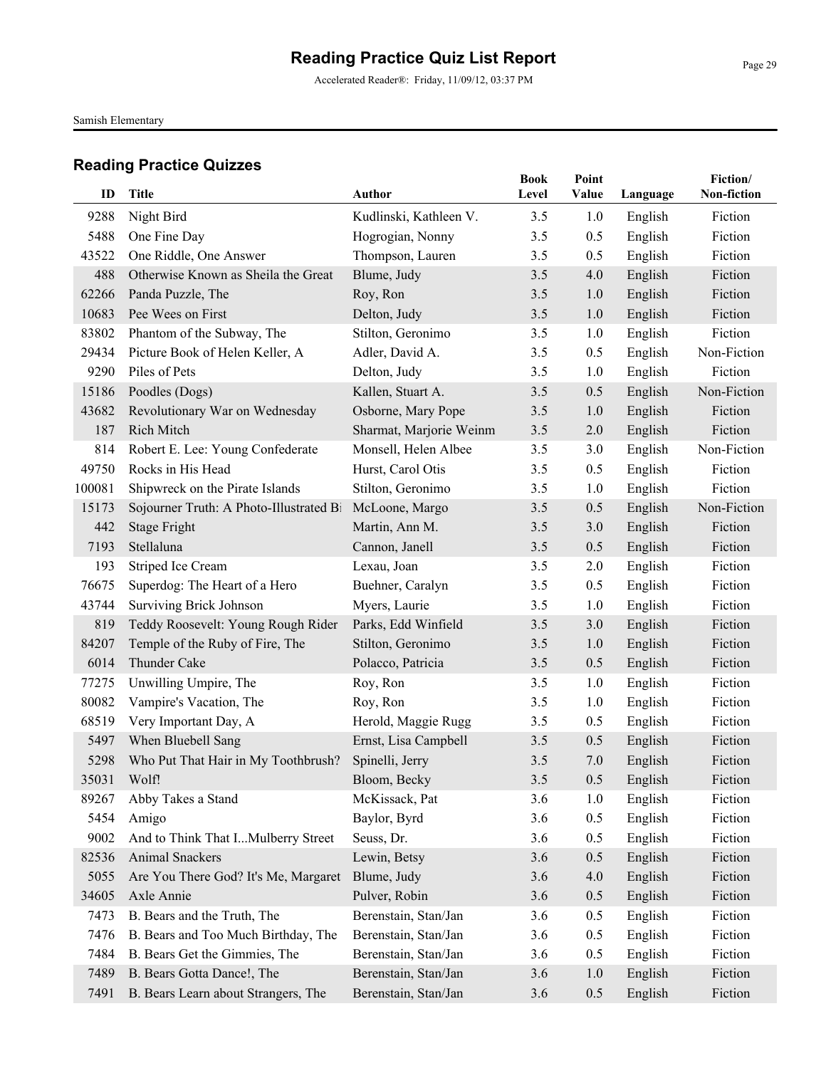# Reading Practice Quiz List Report

Accelerated Reader®: Friday, 11/09/12, 03:37 PM

Samish Elementary

## Reading Practice Quizzes

| ID | Title | Author | Book Level | Point Value | Language | Fiction/ Non-fiction |
|---|---|---|---|---|---|---|
| 9288 | Night Bird | Kudlinski, Kathleen V. | 3.5 | 1.0 | English | Fiction |
| 5488 | One Fine Day | Hogrogian, Nonny | 3.5 | 0.5 | English | Fiction |
| 43522 | One Riddle, One Answer | Thompson, Lauren | 3.5 | 0.5 | English | Fiction |
| 488 | Otherwise Known as Sheila the Great | Blume, Judy | 3.5 | 4.0 | English | Fiction |
| 62266 | Panda Puzzle, The | Roy, Ron | 3.5 | 1.0 | English | Fiction |
| 10683 | Pee Wees on First | Delton, Judy | 3.5 | 1.0 | English | Fiction |
| 83802 | Phantom of the Subway, The | Stilton, Geronimo | 3.5 | 1.0 | English | Fiction |
| 29434 | Picture Book of Helen Keller, A | Adler, David A. | 3.5 | 0.5 | English | Non-Fiction |
| 9290 | Piles of Pets | Delton, Judy | 3.5 | 1.0 | English | Fiction |
| 15186 | Poodles (Dogs) | Kallen, Stuart A. | 3.5 | 0.5 | English | Non-Fiction |
| 43682 | Revolutionary War on Wednesday | Osborne, Mary Pope | 3.5 | 1.0 | English | Fiction |
| 187 | Rich Mitch | Sharmat, Marjorie Weinm | 3.5 | 2.0 | English | Fiction |
| 814 | Robert E. Lee: Young Confederate | Monsell, Helen Albee | 3.5 | 3.0 | English | Non-Fiction |
| 49750 | Rocks in His Head | Hurst, Carol Otis | 3.5 | 0.5 | English | Fiction |
| 100081 | Shipwreck on the Pirate Islands | Stilton, Geronimo | 3.5 | 1.0 | English | Fiction |
| 15173 | Sojourner Truth: A Photo-Illustrated Bi | McLoone, Margo | 3.5 | 0.5 | English | Non-Fiction |
| 442 | Stage Fright | Martin, Ann M. | 3.5 | 3.0 | English | Fiction |
| 7193 | Stellaluna | Cannon, Janell | 3.5 | 0.5 | English | Fiction |
| 193 | Striped Ice Cream | Lexau, Joan | 3.5 | 2.0 | English | Fiction |
| 76675 | Superdog: The Heart of a Hero | Buehner, Caralyn | 3.5 | 0.5 | English | Fiction |
| 43744 | Surviving Brick Johnson | Myers, Laurie | 3.5 | 1.0 | English | Fiction |
| 819 | Teddy Roosevelt: Young Rough Rider | Parks, Edd Winfield | 3.5 | 3.0 | English | Fiction |
| 84207 | Temple of the Ruby of Fire, The | Stilton, Geronimo | 3.5 | 1.0 | English | Fiction |
| 6014 | Thunder Cake | Polacco, Patricia | 3.5 | 0.5 | English | Fiction |
| 77275 | Unwilling Umpire, The | Roy, Ron | 3.5 | 1.0 | English | Fiction |
| 80082 | Vampire's Vacation, The | Roy, Ron | 3.5 | 1.0 | English | Fiction |
| 68519 | Very Important Day, A | Herold, Maggie Rugg | 3.5 | 0.5 | English | Fiction |
| 5497 | When Bluebell Sang | Ernst, Lisa Campbell | 3.5 | 0.5 | English | Fiction |
| 5298 | Who Put That Hair in My Toothbrush? | Spinelli, Jerry | 3.5 | 7.0 | English | Fiction |
| 35031 | Wolf! | Bloom, Becky | 3.5 | 0.5 | English | Fiction |
| 89267 | Abby Takes a Stand | McKissack, Pat | 3.6 | 1.0 | English | Fiction |
| 5454 | Amigo | Baylor, Byrd | 3.6 | 0.5 | English | Fiction |
| 9002 | And to Think That I...Mulberry Street | Seuss, Dr. | 3.6 | 0.5 | English | Fiction |
| 82536 | Animal Snackers | Lewin, Betsy | 3.6 | 0.5 | English | Fiction |
| 5055 | Are You There God? It's Me, Margaret | Blume, Judy | 3.6 | 4.0 | English | Fiction |
| 34605 | Axle Annie | Pulver, Robin | 3.6 | 0.5 | English | Fiction |
| 7473 | B. Bears and the Truth, The | Berenstain, Stan/Jan | 3.6 | 0.5 | English | Fiction |
| 7476 | B. Bears and Too Much Birthday, The | Berenstain, Stan/Jan | 3.6 | 0.5 | English | Fiction |
| 7484 | B. Bears Get the Gimmies, The | Berenstain, Stan/Jan | 3.6 | 0.5 | English | Fiction |
| 7489 | B. Bears Gotta Dance!, The | Berenstain, Stan/Jan | 3.6 | 1.0 | English | Fiction |
| 7491 | B. Bears Learn about Strangers, The | Berenstain, Stan/Jan | 3.6 | 0.5 | English | Fiction |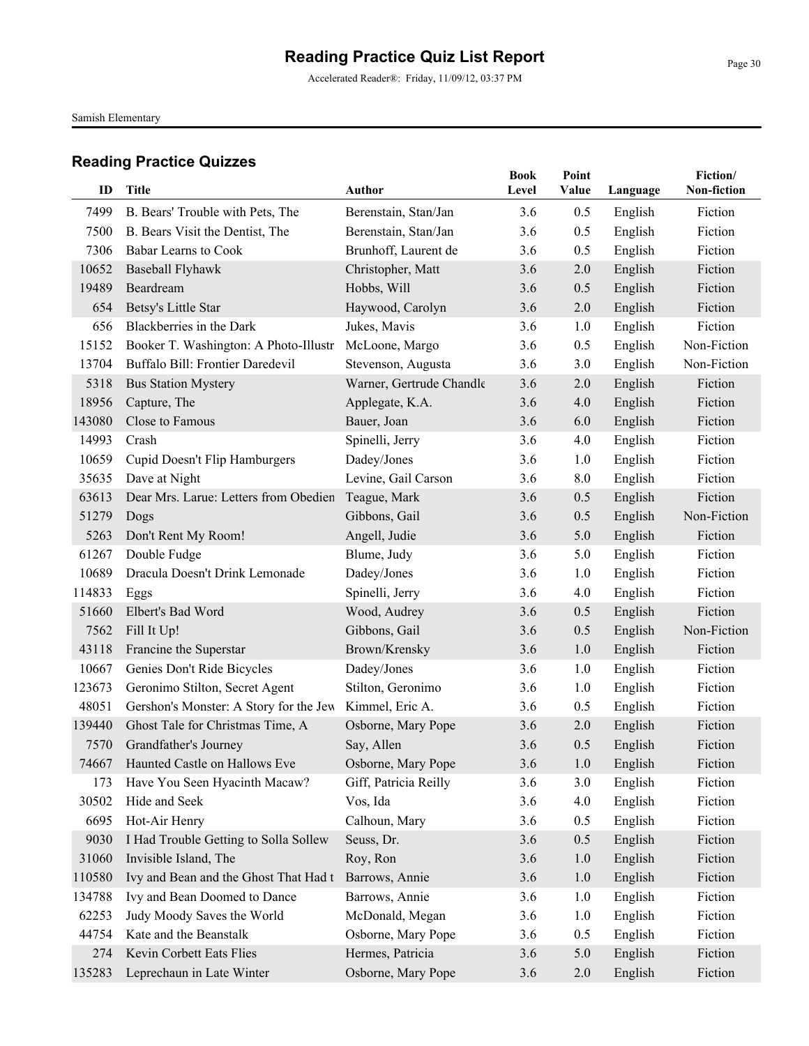# Reading Practice Quiz List Report

Accelerated Reader®: Friday, 11/09/12, 03:37 PM

Samish Elementary

## Reading Practice Quizzes

| ID | Title | Author | Book Level | Point Value | Language | Fiction/ Non-fiction |
|---|---|---|---|---|---|---|
| 7499 | B. Bears' Trouble with Pets, The | Berenstain, Stan/Jan | 3.6 | 0.5 | English | Fiction |
| 7500 | B. Bears Visit the Dentist, The | Berenstain, Stan/Jan | 3.6 | 0.5 | English | Fiction |
| 7306 | Babar Learns to Cook | Brunhoff, Laurent de | 3.6 | 0.5 | English | Fiction |
| 10652 | Baseball Flyhawk | Christopher, Matt | 3.6 | 2.0 | English | Fiction |
| 19489 | Beardream | Hobbs, Will | 3.6 | 0.5 | English | Fiction |
| 654 | Betsy's Little Star | Haywood, Carolyn | 3.6 | 2.0 | English | Fiction |
| 656 | Blackberries in the Dark | Jukes, Mavis | 3.6 | 1.0 | English | Fiction |
| 15152 | Booker T. Washington: A Photo-Illustr | McLoone, Margo | 3.6 | 0.5 | English | Non-Fiction |
| 13704 | Buffalo Bill: Frontier Daredevil | Stevenson, Augusta | 3.6 | 3.0 | English | Non-Fiction |
| 5318 | Bus Station Mystery | Warner, Gertrude Chandle | 3.6 | 2.0 | English | Fiction |
| 18956 | Capture, The | Applegate, K.A. | 3.6 | 4.0 | English | Fiction |
| 143080 | Close to Famous | Bauer, Joan | 3.6 | 6.0 | English | Fiction |
| 14993 | Crash | Spinelli, Jerry | 3.6 | 4.0 | English | Fiction |
| 10659 | Cupid Doesn't Flip Hamburgers | Dadey/Jones | 3.6 | 1.0 | English | Fiction |
| 35635 | Dave at Night | Levine, Gail Carson | 3.6 | 8.0 | English | Fiction |
| 63613 | Dear Mrs. Larue: Letters from Obedien | Teague, Mark | 3.6 | 0.5 | English | Fiction |
| 51279 | Dogs | Gibbons, Gail | 3.6 | 0.5 | English | Non-Fiction |
| 5263 | Don't Rent My Room! | Angell, Judie | 3.6 | 5.0 | English | Fiction |
| 61267 | Double Fudge | Blume, Judy | 3.6 | 5.0 | English | Fiction |
| 10689 | Dracula Doesn't Drink Lemonade | Dadey/Jones | 3.6 | 1.0 | English | Fiction |
| 114833 | Eggs | Spinelli, Jerry | 3.6 | 4.0 | English | Fiction |
| 51660 | Elbert's Bad Word | Wood, Audrey | 3.6 | 0.5 | English | Fiction |
| 7562 | Fill It Up! | Gibbons, Gail | 3.6 | 0.5 | English | Non-Fiction |
| 43118 | Francine the Superstar | Brown/Krensky | 3.6 | 1.0 | English | Fiction |
| 10667 | Genies Don't Ride Bicycles | Dadey/Jones | 3.6 | 1.0 | English | Fiction |
| 123673 | Geronimo Stilton, Secret Agent | Stilton, Geronimo | 3.6 | 1.0 | English | Fiction |
| 48051 | Gershon's Monster: A Story for the Jew | Kimmel, Eric A. | 3.6 | 0.5 | English | Fiction |
| 139440 | Ghost Tale for Christmas Time, A | Osborne, Mary Pope | 3.6 | 2.0 | English | Fiction |
| 7570 | Grandfather's Journey | Say, Allen | 3.6 | 0.5 | English | Fiction |
| 74667 | Haunted Castle on Hallows Eve | Osborne, Mary Pope | 3.6 | 1.0 | English | Fiction |
| 173 | Have You Seen Hyacinth Macaw? | Giff, Patricia Reilly | 3.6 | 3.0 | English | Fiction |
| 30502 | Hide and Seek | Vos, Ida | 3.6 | 4.0 | English | Fiction |
| 6695 | Hot-Air Henry | Calhoun, Mary | 3.6 | 0.5 | English | Fiction |
| 9030 | I Had Trouble Getting to Solla Sollew | Seuss, Dr. | 3.6 | 0.5 | English | Fiction |
| 31060 | Invisible Island, The | Roy, Ron | 3.6 | 1.0 | English | Fiction |
| 110580 | Ivy and Bean and the Ghost That Had t | Barrows, Annie | 3.6 | 1.0 | English | Fiction |
| 134788 | Ivy and Bean Doomed to Dance | Barrows, Annie | 3.6 | 1.0 | English | Fiction |
| 62253 | Judy Moody Saves the World | McDonald, Megan | 3.6 | 1.0 | English | Fiction |
| 44754 | Kate and the Beanstalk | Osborne, Mary Pope | 3.6 | 0.5 | English | Fiction |
| 274 | Kevin Corbett Eats Flies | Hermes, Patricia | 3.6 | 5.0 | English | Fiction |
| 135283 | Leprechaun in Late Winter | Osborne, Mary Pope | 3.6 | 2.0 | English | Fiction |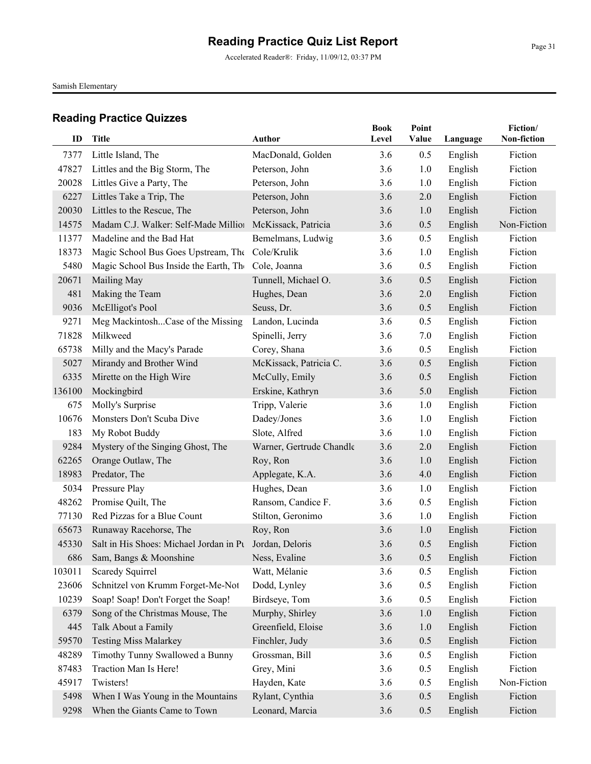# Reading Practice Quiz List Report

Accelerated Reader®: Friday, 11/09/12, 03:37 PM

Samish Elementary

## Reading Practice Quizzes

| ID | Title | Author | Book Level | Point Value | Language | Fiction/ Non-fiction |
|---|---|---|---|---|---|---|
| 7377 | Little Island, The | MacDonald, Golden | 3.6 | 0.5 | English | Fiction |
| 47827 | Littles and the Big Storm, The | Peterson, John | 3.6 | 1.0 | English | Fiction |
| 20028 | Littles Give a Party, The | Peterson, John | 3.6 | 1.0 | English | Fiction |
| 6227 | Littles Take a Trip, The | Peterson, John | 3.6 | 2.0 | English | Fiction |
| 20030 | Littles to the Rescue, The | Peterson, John | 3.6 | 1.0 | English | Fiction |
| 14575 | Madam C.J. Walker: Self-Made Millior | McKissack, Patricia | 3.6 | 0.5 | English | Non-Fiction |
| 11377 | Madeline and the Bad Hat | Bemelmans, Ludwig | 3.6 | 0.5 | English | Fiction |
| 18373 | Magic School Bus Goes Upstream, The | Cole/Krulik | 3.6 | 1.0 | English | Fiction |
| 5480 | Magic School Bus Inside the Earth, The | Cole, Joanna | 3.6 | 0.5 | English | Fiction |
| 20671 | Mailing May | Tunnell, Michael O. | 3.6 | 0.5 | English | Fiction |
| 481 | Making the Team | Hughes, Dean | 3.6 | 2.0 | English | Fiction |
| 9036 | McElligot's Pool | Seuss, Dr. | 3.6 | 0.5 | English | Fiction |
| 9271 | Meg Mackintosh...Case of the Missing | Landon, Lucinda | 3.6 | 0.5 | English | Fiction |
| 71828 | Milkweed | Spinelli, Jerry | 3.6 | 7.0 | English | Fiction |
| 65738 | Milly and the Macy's Parade | Corey, Shana | 3.6 | 0.5 | English | Fiction |
| 5027 | Mirandy and Brother Wind | McKissack, Patricia C. | 3.6 | 0.5 | English | Fiction |
| 6335 | Mirette on the High Wire | McCully, Emily | 3.6 | 0.5 | English | Fiction |
| 136100 | Mockingbird | Erskine, Kathryn | 3.6 | 5.0 | English | Fiction |
| 675 | Molly's Surprise | Tripp, Valerie | 3.6 | 1.0 | English | Fiction |
| 10676 | Monsters Don't Scuba Dive | Dadey/Jones | 3.6 | 1.0 | English | Fiction |
| 183 | My Robot Buddy | Slote, Alfred | 3.6 | 1.0 | English | Fiction |
| 9284 | Mystery of the Singing Ghost, The | Warner, Gertrude Chandle | 3.6 | 2.0 | English | Fiction |
| 62265 | Orange Outlaw, The | Roy, Ron | 3.6 | 1.0 | English | Fiction |
| 18983 | Predator, The | Applegate, K.A. | 3.6 | 4.0 | English | Fiction |
| 5034 | Pressure Play | Hughes, Dean | 3.6 | 1.0 | English | Fiction |
| 48262 | Promise Quilt, The | Ransom, Candice F. | 3.6 | 0.5 | English | Fiction |
| 77130 | Red Pizzas for a Blue Count | Stilton, Geronimo | 3.6 | 1.0 | English | Fiction |
| 65673 | Runaway Racehorse, The | Roy, Ron | 3.6 | 1.0 | English | Fiction |
| 45330 | Salt in His Shoes: Michael Jordan in Pu | Jordan, Deloris | 3.6 | 0.5 | English | Fiction |
| 686 | Sam, Bangs & Moonshine | Ness, Evaline | 3.6 | 0.5 | English | Fiction |
| 103011 | Scaredy Squirrel | Watt, Mélanie | 3.6 | 0.5 | English | Fiction |
| 23606 | Schnitzel von Krumm Forget-Me-Not | Dodd, Lynley | 3.6 | 0.5 | English | Fiction |
| 10239 | Soap! Soap! Don't Forget the Soap! | Birdseye, Tom | 3.6 | 0.5 | English | Fiction |
| 6379 | Song of the Christmas Mouse, The | Murphy, Shirley | 3.6 | 1.0 | English | Fiction |
| 445 | Talk About a Family | Greenfield, Eloise | 3.6 | 1.0 | English | Fiction |
| 59570 | Testing Miss Malarkey | Finchler, Judy | 3.6 | 0.5 | English | Fiction |
| 48289 | Timothy Tunny Swallowed a Bunny | Grossman, Bill | 3.6 | 0.5 | English | Fiction |
| 87483 | Traction Man Is Here! | Grey, Mini | 3.6 | 0.5 | English | Fiction |
| 45917 | Twisters! | Hayden, Kate | 3.6 | 0.5 | English | Non-Fiction |
| 5498 | When I Was Young in the Mountains | Rylant, Cynthia | 3.6 | 0.5 | English | Fiction |
| 9298 | When the Giants Came to Town | Leonard, Marcia | 3.6 | 0.5 | English | Fiction |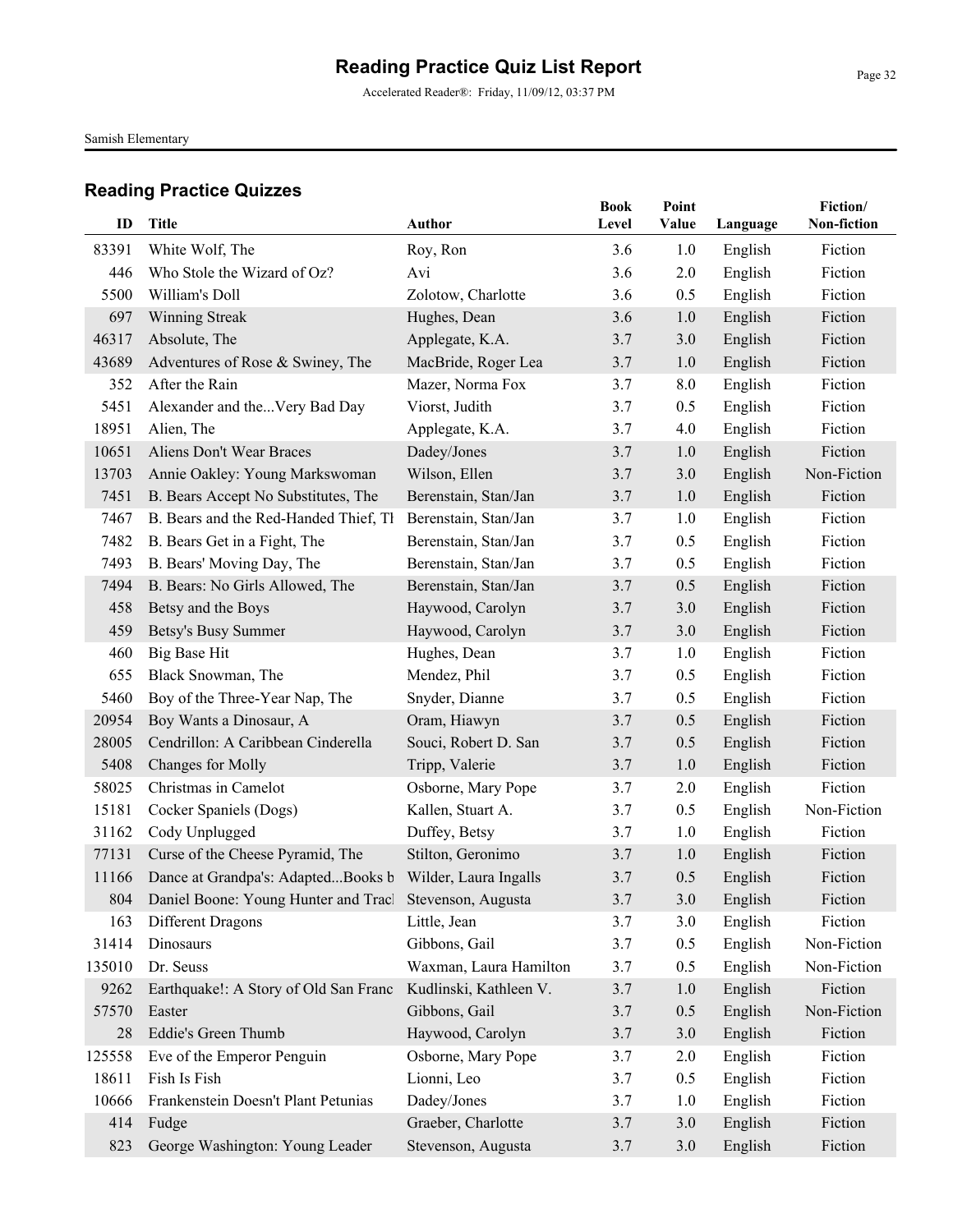# Reading Practice Quiz List Report

Accelerated Reader®: Friday, 11/09/12, 03:37 PM

Samish Elementary

## Reading Practice Quizzes

| ID | Title | Author | Book Level | Point Value | Language | Fiction/ Non-fiction |
|---|---|---|---|---|---|---|
| 83391 | White Wolf, The | Roy, Ron | 3.6 | 1.0 | English | Fiction |
| 446 | Who Stole the Wizard of Oz? | Avi | 3.6 | 2.0 | English | Fiction |
| 5500 | William's Doll | Zolotow, Charlotte | 3.6 | 0.5 | English | Fiction |
| 697 | Winning Streak | Hughes, Dean | 3.6 | 1.0 | English | Fiction |
| 46317 | Absolute, The | Applegate, K.A. | 3.7 | 3.0 | English | Fiction |
| 43689 | Adventures of Rose & Swiney, The | MacBride, Roger Lea | 3.7 | 1.0 | English | Fiction |
| 352 | After the Rain | Mazer, Norma Fox | 3.7 | 8.0 | English | Fiction |
| 5451 | Alexander and the...Very Bad Day | Viorst, Judith | 3.7 | 0.5 | English | Fiction |
| 18951 | Alien, The | Applegate, K.A. | 3.7 | 4.0 | English | Fiction |
| 10651 | Aliens Don't Wear Braces | Dadey/Jones | 3.7 | 1.0 | English | Fiction |
| 13703 | Annie Oakley: Young Markswoman | Wilson, Ellen | 3.7 | 3.0 | English | Non-Fiction |
| 7451 | B. Bears Accept No Substitutes, The | Berenstain, Stan/Jan | 3.7 | 1.0 | English | Fiction |
| 7467 | B. Bears and the Red-Handed Thief, Th | Berenstain, Stan/Jan | 3.7 | 1.0 | English | Fiction |
| 7482 | B. Bears Get in a Fight, The | Berenstain, Stan/Jan | 3.7 | 0.5 | English | Fiction |
| 7493 | B. Bears' Moving Day, The | Berenstain, Stan/Jan | 3.7 | 0.5 | English | Fiction |
| 7494 | B. Bears: No Girls Allowed, The | Berenstain, Stan/Jan | 3.7 | 0.5 | English | Fiction |
| 458 | Betsy and the Boys | Haywood, Carolyn | 3.7 | 3.0 | English | Fiction |
| 459 | Betsy's Busy Summer | Haywood, Carolyn | 3.7 | 3.0 | English | Fiction |
| 460 | Big Base Hit | Hughes, Dean | 3.7 | 1.0 | English | Fiction |
| 655 | Black Snowman, The | Mendez, Phil | 3.7 | 0.5 | English | Fiction |
| 5460 | Boy of the Three-Year Nap, The | Snyder, Dianne | 3.7 | 0.5 | English | Fiction |
| 20954 | Boy Wants a Dinosaur, A | Oram, Hiawyn | 3.7 | 0.5 | English | Fiction |
| 28005 | Cendrillon: A Caribbean Cinderella | Souci, Robert D. San | 3.7 | 0.5 | English | Fiction |
| 5408 | Changes for Molly | Tripp, Valerie | 3.7 | 1.0 | English | Fiction |
| 58025 | Christmas in Camelot | Osborne, Mary Pope | 3.7 | 2.0 | English | Fiction |
| 15181 | Cocker Spaniels (Dogs) | Kallen, Stuart A. | 3.7 | 0.5 | English | Non-Fiction |
| 31162 | Cody Unplugged | Duffey, Betsy | 3.7 | 1.0 | English | Fiction |
| 77131 | Curse of the Cheese Pyramid, The | Stilton, Geronimo | 3.7 | 1.0 | English | Fiction |
| 11166 | Dance at Grandpa's: Adapted...Books b | Wilder, Laura Ingalls | 3.7 | 0.5 | English | Fiction |
| 804 | Daniel Boone: Young Hunter and Tracl | Stevenson, Augusta | 3.7 | 3.0 | English | Fiction |
| 163 | Different Dragons | Little, Jean | 3.7 | 3.0 | English | Fiction |
| 31414 | Dinosaurs | Gibbons, Gail | 3.7 | 0.5 | English | Non-Fiction |
| 135010 | Dr. Seuss | Waxman, Laura Hamilton | 3.7 | 0.5 | English | Non-Fiction |
| 9262 | Earthquake!: A Story of Old San Franc | Kudlinski, Kathleen V. | 3.7 | 1.0 | English | Fiction |
| 57570 | Easter | Gibbons, Gail | 3.7 | 0.5 | English | Non-Fiction |
| 28 | Eddie's Green Thumb | Haywood, Carolyn | 3.7 | 3.0 | English | Fiction |
| 125558 | Eve of the Emperor Penguin | Osborne, Mary Pope | 3.7 | 2.0 | English | Fiction |
| 18611 | Fish Is Fish | Lionni, Leo | 3.7 | 0.5 | English | Fiction |
| 10666 | Frankenstein Doesn't Plant Petunias | Dadey/Jones | 3.7 | 1.0 | English | Fiction |
| 414 | Fudge | Graeber, Charlotte | 3.7 | 3.0 | English | Fiction |
| 823 | George Washington: Young Leader | Stevenson, Augusta | 3.7 | 3.0 | English | Fiction |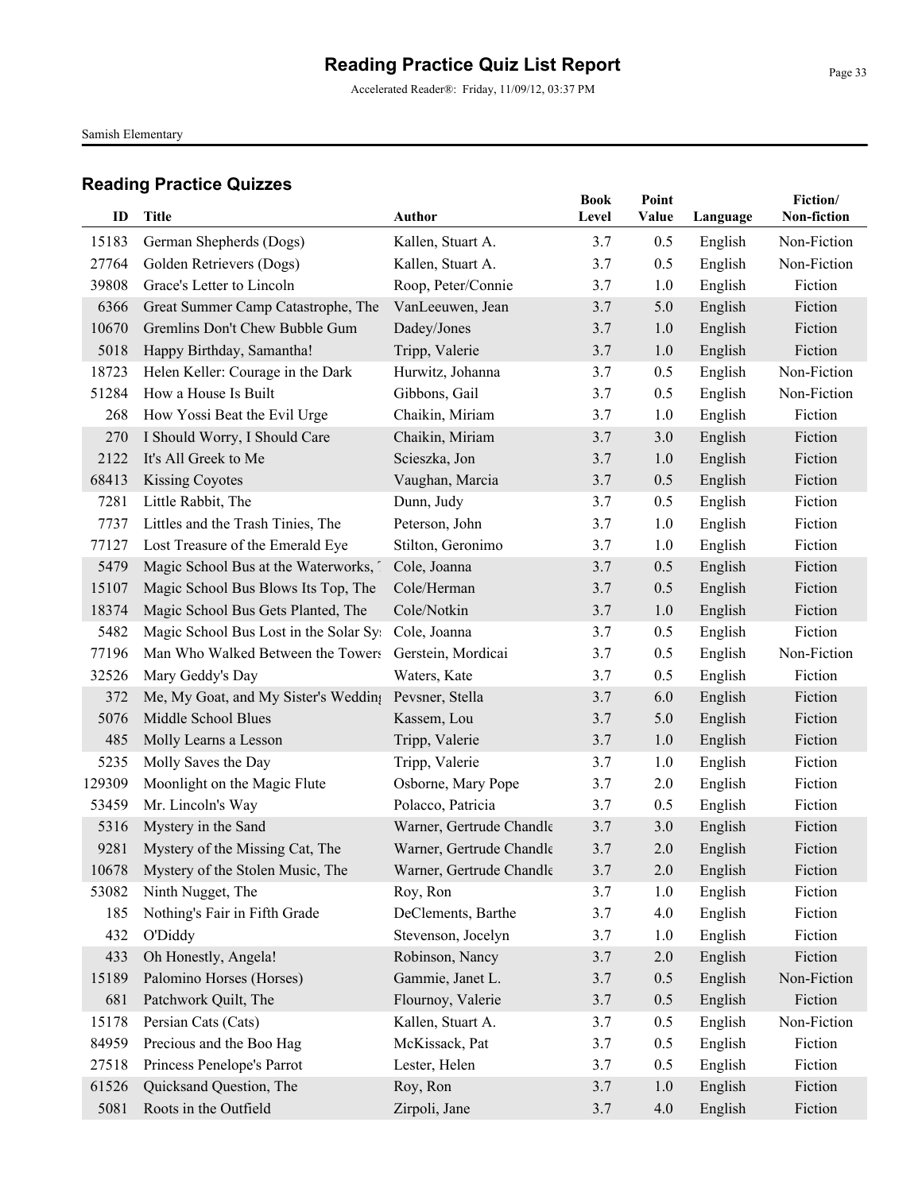# Reading Practice Quiz List Report

Accelerated Reader®: Friday, 11/09/12, 03:37 PM

Samish Elementary

## Reading Practice Quizzes

| ID | Title | Author | Book Level | Point Value | Language | Fiction/ Non-fiction |
|---|---|---|---|---|---|---|
| 15183 | German Shepherds (Dogs) | Kallen, Stuart A. | 3.7 | 0.5 | English | Non-Fiction |
| 27764 | Golden Retrievers (Dogs) | Kallen, Stuart A. | 3.7 | 0.5 | English | Non-Fiction |
| 39808 | Grace's Letter to Lincoln | Roop, Peter/Connie | 3.7 | 1.0 | English | Fiction |
| 6366 | Great Summer Camp Catastrophe, The | VanLeeuwen, Jean | 3.7 | 5.0 | English | Fiction |
| 10670 | Gremlins Don't Chew Bubble Gum | Dadey/Jones | 3.7 | 1.0 | English | Fiction |
| 5018 | Happy Birthday, Samantha! | Tripp, Valerie | 3.7 | 1.0 | English | Fiction |
| 18723 | Helen Keller: Courage in the Dark | Hurwitz, Johanna | 3.7 | 0.5 | English | Non-Fiction |
| 51284 | How a House Is Built | Gibbons, Gail | 3.7 | 0.5 | English | Non-Fiction |
| 268 | How Yossi Beat the Evil Urge | Chaikin, Miriam | 3.7 | 1.0 | English | Fiction |
| 270 | I Should Worry, I Should Care | Chaikin, Miriam | 3.7 | 3.0 | English | Fiction |
| 2122 | It's All Greek to Me | Scieszka, Jon | 3.7 | 1.0 | English | Fiction |
| 68413 | Kissing Coyotes | Vaughan, Marcia | 3.7 | 0.5 | English | Fiction |
| 7281 | Little Rabbit, The | Dunn, Judy | 3.7 | 0.5 | English | Fiction |
| 7737 | Littles and the Trash Tinies, The | Peterson, John | 3.7 | 1.0 | English | Fiction |
| 77127 | Lost Treasure of the Emerald Eye | Stilton, Geronimo | 3.7 | 1.0 | English | Fiction |
| 5479 | Magic School Bus at the Waterworks, T | Cole, Joanna | 3.7 | 0.5 | English | Fiction |
| 15107 | Magic School Bus Blows Its Top, The | Cole/Herman | 3.7 | 0.5 | English | Fiction |
| 18374 | Magic School Bus Gets Planted, The | Cole/Notkin | 3.7 | 1.0 | English | Fiction |
| 5482 | Magic School Bus Lost in the Solar Sys | Cole, Joanna | 3.7 | 0.5 | English | Fiction |
| 77196 | Man Who Walked Between the Towers | Gerstein, Mordicai | 3.7 | 0.5 | English | Non-Fiction |
| 32526 | Mary Geddy's Day | Waters, Kate | 3.7 | 0.5 | English | Fiction |
| 372 | Me, My Goat, and My Sister's Wedding | Pevsner, Stella | 3.7 | 6.0 | English | Fiction |
| 5076 | Middle School Blues | Kassem, Lou | 3.7 | 5.0 | English | Fiction |
| 485 | Molly Learns a Lesson | Tripp, Valerie | 3.7 | 1.0 | English | Fiction |
| 5235 | Molly Saves the Day | Tripp, Valerie | 3.7 | 1.0 | English | Fiction |
| 129309 | Moonlight on the Magic Flute | Osborne, Mary Pope | 3.7 | 2.0 | English | Fiction |
| 53459 | Mr. Lincoln's Way | Polacco, Patricia | 3.7 | 0.5 | English | Fiction |
| 5316 | Mystery in the Sand | Warner, Gertrude Chandle | 3.7 | 3.0 | English | Fiction |
| 9281 | Mystery of the Missing Cat, The | Warner, Gertrude Chandle | 3.7 | 2.0 | English | Fiction |
| 10678 | Mystery of the Stolen Music, The | Warner, Gertrude Chandle | 3.7 | 2.0 | English | Fiction |
| 53082 | Ninth Nugget, The | Roy, Ron | 3.7 | 1.0 | English | Fiction |
| 185 | Nothing's Fair in Fifth Grade | DeClements, Barthe | 3.7 | 4.0 | English | Fiction |
| 432 | O'Diddy | Stevenson, Jocelyn | 3.7 | 1.0 | English | Fiction |
| 433 | Oh Honestly, Angela! | Robinson, Nancy | 3.7 | 2.0 | English | Fiction |
| 15189 | Palomino Horses (Horses) | Gammie, Janet L. | 3.7 | 0.5 | English | Non-Fiction |
| 681 | Patchwork Quilt, The | Flournoy, Valerie | 3.7 | 0.5 | English | Fiction |
| 15178 | Persian Cats (Cats) | Kallen, Stuart A. | 3.7 | 0.5 | English | Non-Fiction |
| 84959 | Precious and the Boo Hag | McKissack, Pat | 3.7 | 0.5 | English | Fiction |
| 27518 | Princess Penelope's Parrot | Lester, Helen | 3.7 | 0.5 | English | Fiction |
| 61526 | Quicksand Question, The | Roy, Ron | 3.7 | 1.0 | English | Fiction |
| 5081 | Roots in the Outfield | Zirpoli, Jane | 3.7 | 4.0 | English | Fiction |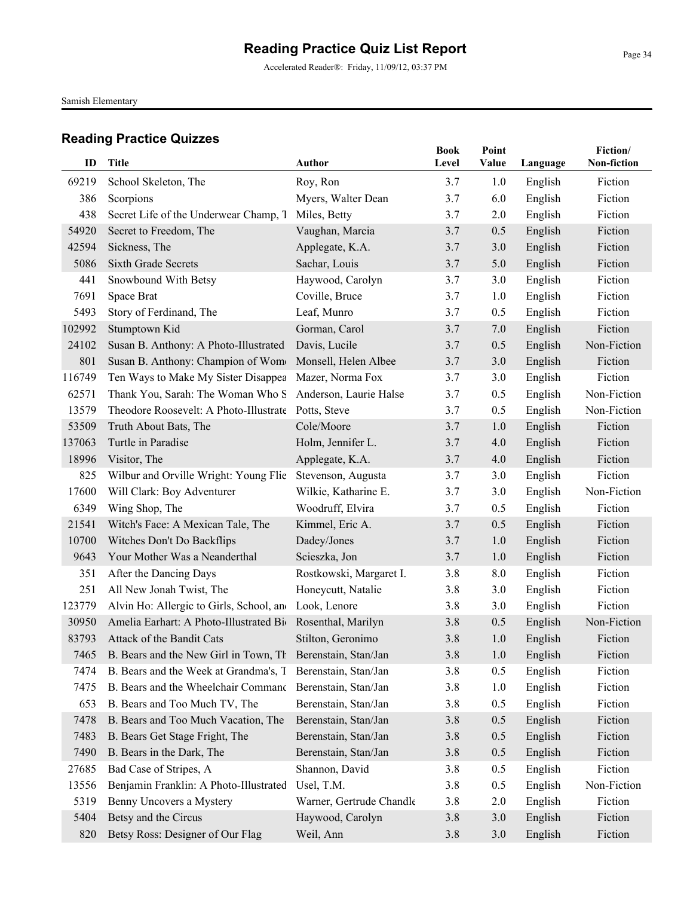# Reading Practice Quiz List Report

Accelerated Reader®: Friday, 11/09/12, 03:37 PM

Samish Elementary

## Reading Practice Quizzes

| ID | Title | Author | Book Level | Point Value | Language | Fiction/ Non-fiction |
|---|---|---|---|---|---|---|
| 69219 | School Skeleton, The | Roy, Ron | 3.7 | 1.0 | English | Fiction |
| 386 | Scorpions | Myers, Walter Dean | 3.7 | 6.0 | English | Fiction |
| 438 | Secret Life of the Underwear Champ, T | Miles, Betty | 3.7 | 2.0 | English | Fiction |
| 54920 | Secret to Freedom, The | Vaughan, Marcia | 3.7 | 0.5 | English | Fiction |
| 42594 | Sickness, The | Applegate, K.A. | 3.7 | 3.0 | English | Fiction |
| 5086 | Sixth Grade Secrets | Sachar, Louis | 3.7 | 5.0 | English | Fiction |
| 441 | Snowbound With Betsy | Haywood, Carolyn | 3.7 | 3.0 | English | Fiction |
| 7691 | Space Brat | Coville, Bruce | 3.7 | 1.0 | English | Fiction |
| 5493 | Story of Ferdinand, The | Leaf, Munro | 3.7 | 0.5 | English | Fiction |
| 102992 | Stumptown Kid | Gorman, Carol | 3.7 | 7.0 | English | Fiction |
| 24102 | Susan B. Anthony: A Photo-Illustrated | Davis, Lucile | 3.7 | 0.5 | English | Non-Fiction |
| 801 | Susan B. Anthony: Champion of Wom | Monsell, Helen Albee | 3.7 | 3.0 | English | Fiction |
| 116749 | Ten Ways to Make My Sister Disappea | Mazer, Norma Fox | 3.7 | 3.0 | English | Fiction |
| 62571 | Thank You, Sarah: The Woman Who S | Anderson, Laurie Halse | 3.7 | 0.5 | English | Non-Fiction |
| 13579 | Theodore Roosevelt: A Photo-Illustrate | Potts, Steve | 3.7 | 0.5 | English | Non-Fiction |
| 53509 | Truth About Bats, The | Cole/Moore | 3.7 | 1.0 | English | Fiction |
| 137063 | Turtle in Paradise | Holm, Jennifer L. | 3.7 | 4.0 | English | Fiction |
| 18996 | Visitor, The | Applegate, K.A. | 3.7 | 4.0 | English | Fiction |
| 825 | Wilbur and Orville Wright: Young Flie | Stevenson, Augusta | 3.7 | 3.0 | English | Fiction |
| 17600 | Will Clark: Boy Adventurer | Wilkie, Katharine E. | 3.7 | 3.0 | English | Non-Fiction |
| 6349 | Wing Shop, The | Woodruff, Elvira | 3.7 | 0.5 | English | Fiction |
| 21541 | Witch's Face: A Mexican Tale, The | Kimmel, Eric A. | 3.7 | 0.5 | English | Fiction |
| 10700 | Witches Don't Do Backflips | Dadey/Jones | 3.7 | 1.0 | English | Fiction |
| 9643 | Your Mother Was a Neanderthal | Scieszka, Jon | 3.7 | 1.0 | English | Fiction |
| 351 | After the Dancing Days | Rostkowski, Margaret I. | 3.8 | 8.0 | English | Fiction |
| 251 | All New Jonah Twist, The | Honeycutt, Natalie | 3.8 | 3.0 | English | Fiction |
| 123779 | Alvin Ho: Allergic to Girls, School, and | Look, Lenore | 3.8 | 3.0 | English | Fiction |
| 30950 | Amelia Earhart: A Photo-Illustrated Bi | Rosenthal, Marilyn | 3.8 | 0.5 | English | Non-Fiction |
| 83793 | Attack of the Bandit Cats | Stilton, Geronimo | 3.8 | 1.0 | English | Fiction |
| 7465 | B. Bears and the New Girl in Town, Th | Berenstain, Stan/Jan | 3.8 | 1.0 | English | Fiction |
| 7474 | B. Bears and the Week at Grandma's, T | Berenstain, Stan/Jan | 3.8 | 0.5 | English | Fiction |
| 7475 | B. Bears and the Wheelchair Commanc | Berenstain, Stan/Jan | 3.8 | 1.0 | English | Fiction |
| 653 | B. Bears and Too Much TV, The | Berenstain, Stan/Jan | 3.8 | 0.5 | English | Fiction |
| 7478 | B. Bears and Too Much Vacation, The | Berenstain, Stan/Jan | 3.8 | 0.5 | English | Fiction |
| 7483 | B. Bears Get Stage Fright, The | Berenstain, Stan/Jan | 3.8 | 0.5 | English | Fiction |
| 7490 | B. Bears in the Dark, The | Berenstain, Stan/Jan | 3.8 | 0.5 | English | Fiction |
| 27685 | Bad Case of Stripes, A | Shannon, David | 3.8 | 0.5 | English | Fiction |
| 13556 | Benjamin Franklin: A Photo-Illustrated | Usel, T.M. | 3.8 | 0.5 | English | Non-Fiction |
| 5319 | Benny Uncovers a Mystery | Warner, Gertrude Chandle | 3.8 | 2.0 | English | Fiction |
| 5404 | Betsy and the Circus | Haywood, Carolyn | 3.8 | 3.0 | English | Fiction |
| 820 | Betsy Ross: Designer of Our Flag | Weil, Ann | 3.8 | 3.0 | English | Fiction |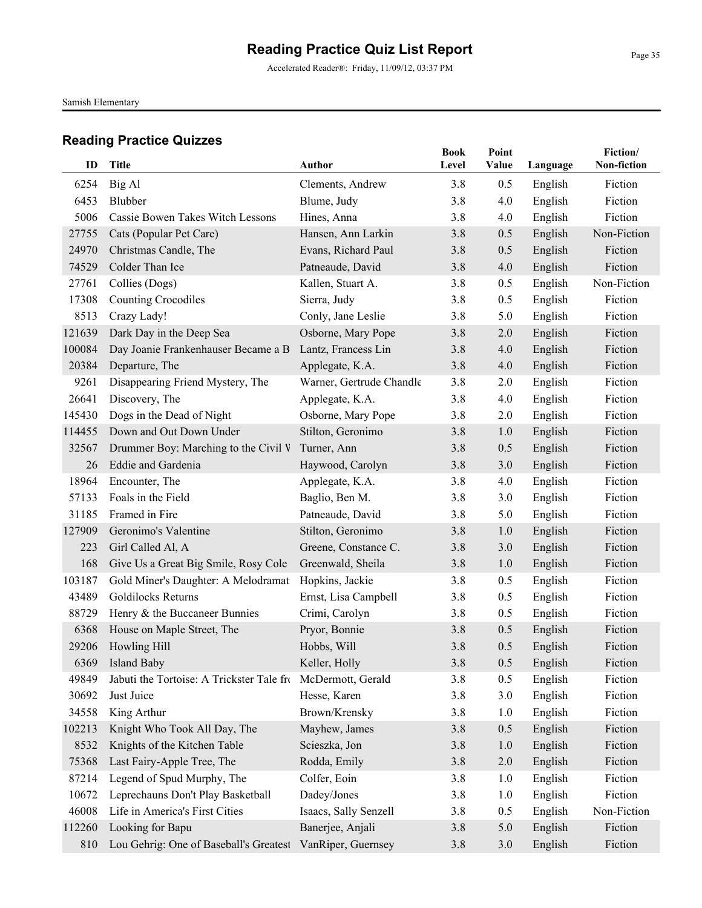# Reading Practice Quiz List Report

Accelerated Reader®: Friday, 11/09/12, 03:37 PM

Samish Elementary

## Reading Practice Quizzes

| ID | Title | Author | Book Level | Point Value | Language | Fiction/ Non-fiction |
|---|---|---|---|---|---|---|
| 6254 | Big Al | Clements, Andrew | 3.8 | 0.5 | English | Fiction |
| 6453 | Blubber | Blume, Judy | 3.8 | 4.0 | English | Fiction |
| 5006 | Cassie Bowen Takes Witch Lessons | Hines, Anna | 3.8 | 4.0 | English | Fiction |
| 27755 | Cats (Popular Pet Care) | Hansen, Ann Larkin | 3.8 | 0.5 | English | Non-Fiction |
| 24970 | Christmas Candle, The | Evans, Richard Paul | 3.8 | 0.5 | English | Fiction |
| 74529 | Colder Than Ice | Patneaude, David | 3.8 | 4.0 | English | Fiction |
| 27761 | Collies (Dogs) | Kallen, Stuart A. | 3.8 | 0.5 | English | Non-Fiction |
| 17308 | Counting Crocodiles | Sierra, Judy | 3.8 | 0.5 | English | Fiction |
| 8513 | Crazy Lady! | Conly, Jane Leslie | 3.8 | 5.0 | English | Fiction |
| 121639 | Dark Day in the Deep Sea | Osborne, Mary Pope | 3.8 | 2.0 | English | Fiction |
| 100084 | Day Joanie Frankenhauser Became a B | Lantz, Francess Lin | 3.8 | 4.0 | English | Fiction |
| 20384 | Departure, The | Applegate, K.A. | 3.8 | 4.0 | English | Fiction |
| 9261 | Disappearing Friend Mystery, The | Warner, Gertrude Chandle | 3.8 | 2.0 | English | Fiction |
| 26641 | Discovery, The | Applegate, K.A. | 3.8 | 4.0 | English | Fiction |
| 145430 | Dogs in the Dead of Night | Osborne, Mary Pope | 3.8 | 2.0 | English | Fiction |
| 114455 | Down and Out Down Under | Stilton, Geronimo | 3.8 | 1.0 | English | Fiction |
| 32567 | Drummer Boy: Marching to the Civil V | Turner, Ann | 3.8 | 0.5 | English | Fiction |
| 26 | Eddie and Gardenia | Haywood, Carolyn | 3.8 | 3.0 | English | Fiction |
| 18964 | Encounter, The | Applegate, K.A. | 3.8 | 4.0 | English | Fiction |
| 57133 | Foals in the Field | Baglio, Ben M. | 3.8 | 3.0 | English | Fiction |
| 31185 | Framed in Fire | Patneaude, David | 3.8 | 5.0 | English | Fiction |
| 127909 | Geronimo's Valentine | Stilton, Geronimo | 3.8 | 1.0 | English | Fiction |
| 223 | Girl Called Al, A | Greene, Constance C. | 3.8 | 3.0 | English | Fiction |
| 168 | Give Us a Great Big Smile, Rosy Cole | Greenwald, Sheila | 3.8 | 1.0 | English | Fiction |
| 103187 | Gold Miner's Daughter: A Melodramat | Hopkins, Jackie | 3.8 | 0.5 | English | Fiction |
| 43489 | Goldilocks Returns | Ernst, Lisa Campbell | 3.8 | 0.5 | English | Fiction |
| 88729 | Henry & the Buccaneer Bunnies | Crimi, Carolyn | 3.8 | 0.5 | English | Fiction |
| 6368 | House on Maple Street, The | Pryor, Bonnie | 3.8 | 0.5 | English | Fiction |
| 29206 | Howling Hill | Hobbs, Will | 3.8 | 0.5 | English | Fiction |
| 6369 | Island Baby | Keller, Holly | 3.8 | 0.5 | English | Fiction |
| 49849 | Jabuti the Tortoise: A Trickster Tale fro | McDermott, Gerald | 3.8 | 0.5 | English | Fiction |
| 30692 | Just Juice | Hesse, Karen | 3.8 | 3.0 | English | Fiction |
| 34558 | King Arthur | Brown/Krensky | 3.8 | 1.0 | English | Fiction |
| 102213 | Knight Who Took All Day, The | Mayhew, James | 3.8 | 0.5 | English | Fiction |
| 8532 | Knights of the Kitchen Table | Scieszka, Jon | 3.8 | 1.0 | English | Fiction |
| 75368 | Last Fairy-Apple Tree, The | Rodda, Emily | 3.8 | 2.0 | English | Fiction |
| 87214 | Legend of Spud Murphy, The | Colfer, Eoin | 3.8 | 1.0 | English | Fiction |
| 10672 | Leprechauns Don't Play Basketball | Dadey/Jones | 3.8 | 1.0 | English | Fiction |
| 46008 | Life in America's First Cities | Isaacs, Sally Senzell | 3.8 | 0.5 | English | Non-Fiction |
| 112260 | Looking for Bapu | Banerjee, Anjali | 3.8 | 5.0 | English | Fiction |
| 810 | Lou Gehrig: One of Baseball's Greatest | VanRiper, Guernsey | 3.8 | 3.0 | English | Fiction |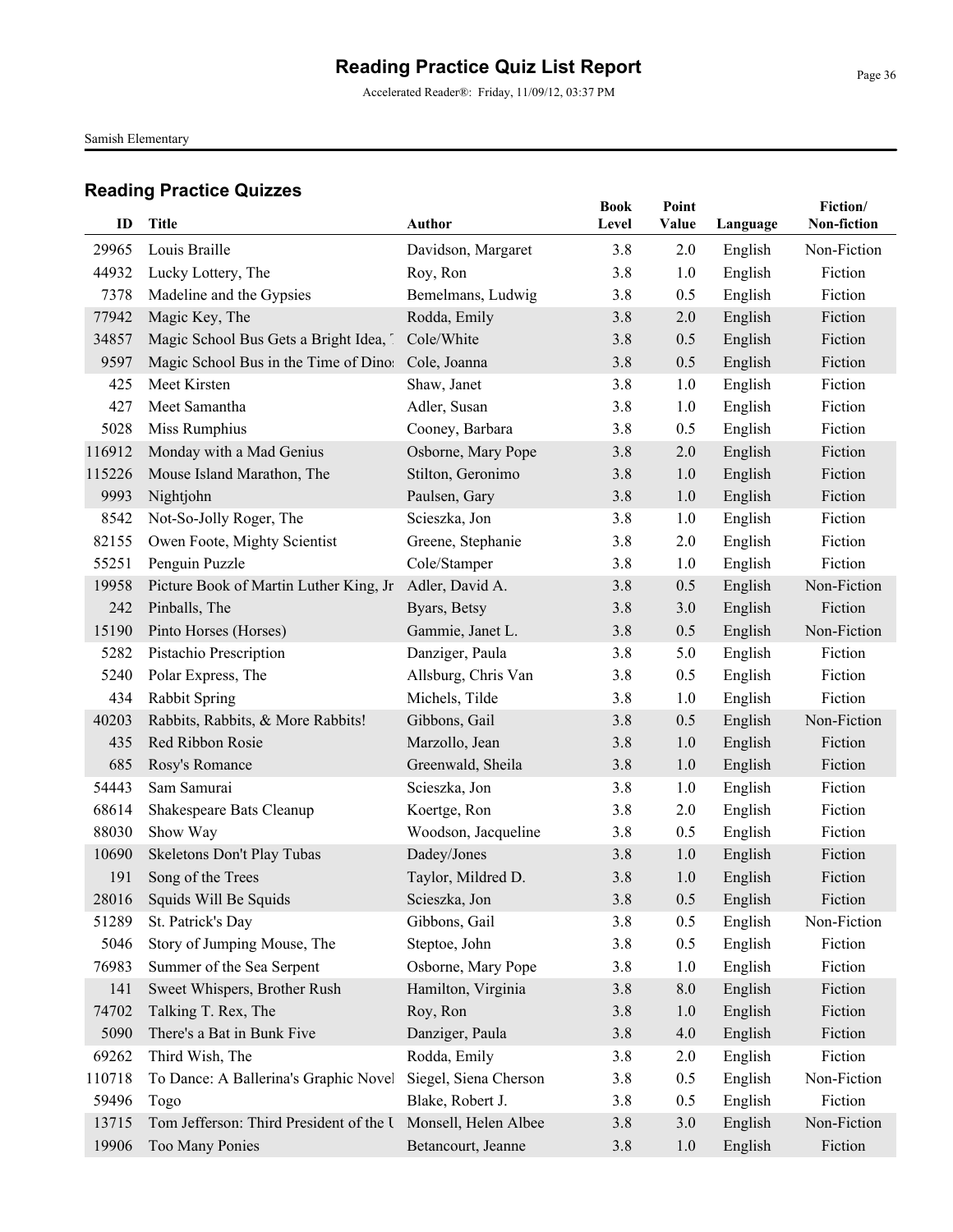# Reading Practice Quiz List Report

Accelerated Reader®: Friday, 11/09/12, 03:37 PM

Samish Elementary

## Reading Practice Quizzes

| ID | Title | Author | Book Level | Point Value | Language | Fiction/ Non-fiction |
|---|---|---|---|---|---|---|
| 29965 | Louis Braille | Davidson, Margaret | 3.8 | 2.0 | English | Non-Fiction |
| 44932 | Lucky Lottery, The | Roy, Ron | 3.8 | 1.0 | English | Fiction |
| 7378 | Madeline and the Gypsies | Bemelmans, Ludwig | 3.8 | 0.5 | English | Fiction |
| 77942 | Magic Key, The | Rodda, Emily | 3.8 | 2.0 | English | Fiction |
| 34857 | Magic School Bus Gets a Bright Idea, T | Cole/White | 3.8 | 0.5 | English | Fiction |
| 9597 | Magic School Bus in the Time of Dinos | Cole, Joanna | 3.8 | 0.5 | English | Fiction |
| 425 | Meet Kirsten | Shaw, Janet | 3.8 | 1.0 | English | Fiction |
| 427 | Meet Samantha | Adler, Susan | 3.8 | 1.0 | English | Fiction |
| 5028 | Miss Rumphius | Cooney, Barbara | 3.8 | 0.5 | English | Fiction |
| 116912 | Monday with a Mad Genius | Osborne, Mary Pope | 3.8 | 2.0 | English | Fiction |
| 115226 | Mouse Island Marathon, The | Stilton, Geronimo | 3.8 | 1.0 | English | Fiction |
| 9993 | Nightjohn | Paulsen, Gary | 3.8 | 1.0 | English | Fiction |
| 8542 | Not-So-Jolly Roger, The | Scieszka, Jon | 3.8 | 1.0 | English | Fiction |
| 82155 | Owen Foote, Mighty Scientist | Greene, Stephanie | 3.8 | 2.0 | English | Fiction |
| 55251 | Penguin Puzzle | Cole/Stamper | 3.8 | 1.0 | English | Fiction |
| 19958 | Picture Book of Martin Luther King, Jr | Adler, David A. | 3.8 | 0.5 | English | Non-Fiction |
| 242 | Pinballs, The | Byars, Betsy | 3.8 | 3.0 | English | Fiction |
| 15190 | Pinto Horses (Horses) | Gammie, Janet L. | 3.8 | 0.5 | English | Non-Fiction |
| 5282 | Pistachio Prescription | Danziger, Paula | 3.8 | 5.0 | English | Fiction |
| 5240 | Polar Express, The | Allsburg, Chris Van | 3.8 | 0.5 | English | Fiction |
| 434 | Rabbit Spring | Michels, Tilde | 3.8 | 1.0 | English | Fiction |
| 40203 | Rabbits, Rabbits, & More Rabbits! | Gibbons, Gail | 3.8 | 0.5 | English | Non-Fiction |
| 435 | Red Ribbon Rosie | Marzollo, Jean | 3.8 | 1.0 | English | Fiction |
| 685 | Rosy's Romance | Greenwald, Sheila | 3.8 | 1.0 | English | Fiction |
| 54443 | Sam Samurai | Scieszka, Jon | 3.8 | 1.0 | English | Fiction |
| 68614 | Shakespeare Bats Cleanup | Koertge, Ron | 3.8 | 2.0 | English | Fiction |
| 88030 | Show Way | Woodson, Jacqueline | 3.8 | 0.5 | English | Fiction |
| 10690 | Skeletons Don't Play Tubas | Dadey/Jones | 3.8 | 1.0 | English | Fiction |
| 191 | Song of the Trees | Taylor, Mildred D. | 3.8 | 1.0 | English | Fiction |
| 28016 | Squids Will Be Squids | Scieszka, Jon | 3.8 | 0.5 | English | Fiction |
| 51289 | St. Patrick's Day | Gibbons, Gail | 3.8 | 0.5 | English | Non-Fiction |
| 5046 | Story of Jumping Mouse, The | Steptoe, John | 3.8 | 0.5 | English | Fiction |
| 76983 | Summer of the Sea Serpent | Osborne, Mary Pope | 3.8 | 1.0 | English | Fiction |
| 141 | Sweet Whispers, Brother Rush | Hamilton, Virginia | 3.8 | 8.0 | English | Fiction |
| 74702 | Talking T. Rex, The | Roy, Ron | 3.8 | 1.0 | English | Fiction |
| 5090 | There's a Bat in Bunk Five | Danziger, Paula | 3.8 | 4.0 | English | Fiction |
| 69262 | Third Wish, The | Rodda, Emily | 3.8 | 2.0 | English | Fiction |
| 110718 | To Dance: A Ballerina's Graphic Novel | Siegel, Siena Cherson | 3.8 | 0.5 | English | Non-Fiction |
| 59496 | Togo | Blake, Robert J. | 3.8 | 0.5 | English | Fiction |
| 13715 | Tom Jefferson: Third President of the U | Monsell, Helen Albee | 3.8 | 3.0 | English | Non-Fiction |
| 19906 | Too Many Ponies | Betancourt, Jeanne | 3.8 | 1.0 | English | Fiction |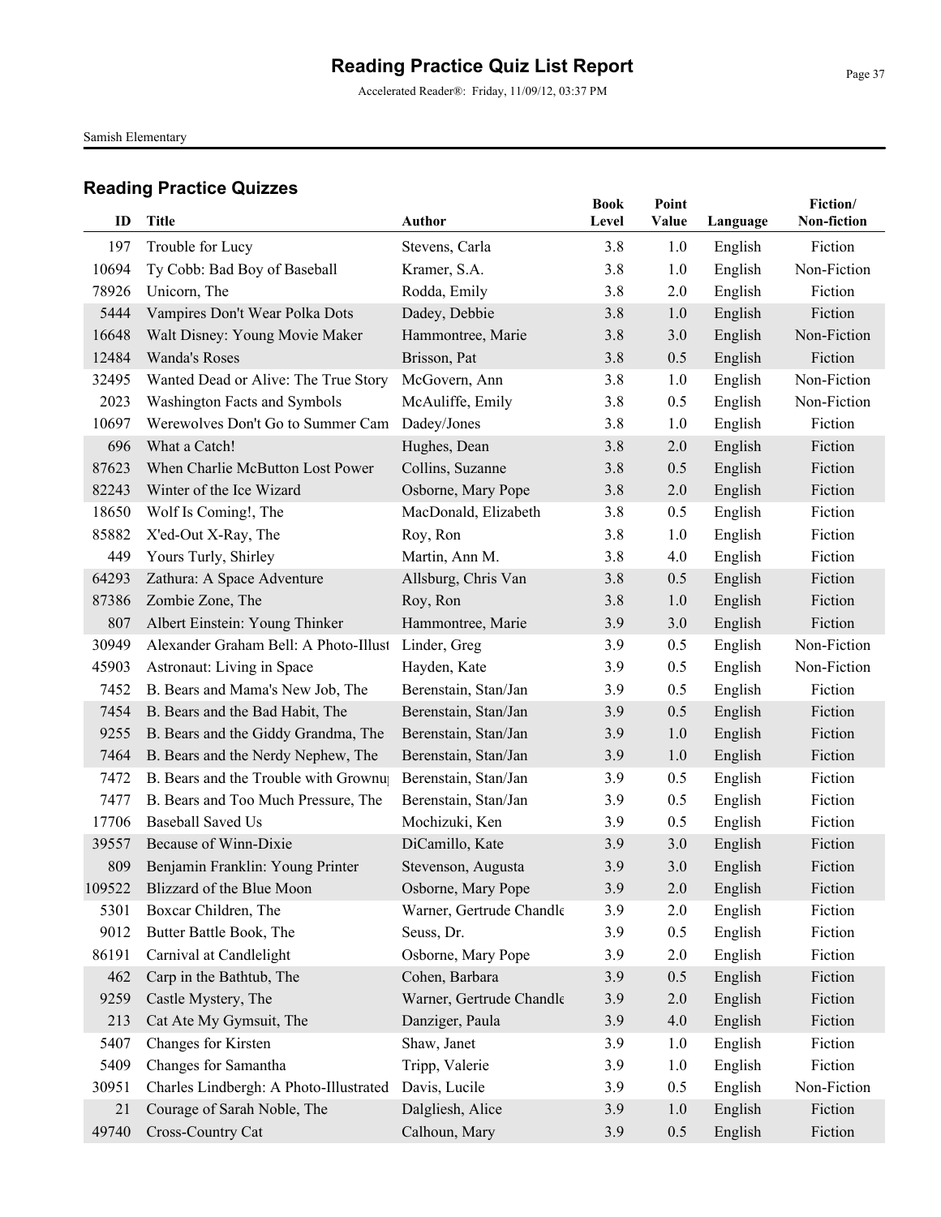# Reading Practice Quiz List Report

Accelerated Reader®: Friday, 11/09/12, 03:37 PM

Samish Elementary

## Reading Practice Quizzes

| ID | Title | Author | Book Level | Point Value | Language | Fiction/ Non-fiction |
|---|---|---|---|---|---|---|
| 197 | Trouble for Lucy | Stevens, Carla | 3.8 | 1.0 | English | Fiction |
| 10694 | Ty Cobb: Bad Boy of Baseball | Kramer, S.A. | 3.8 | 1.0 | English | Non-Fiction |
| 78926 | Unicorn, The | Rodda, Emily | 3.8 | 2.0 | English | Fiction |
| 5444 | Vampires Don't Wear Polka Dots | Dadey, Debbie | 3.8 | 1.0 | English | Fiction |
| 16648 | Walt Disney: Young Movie Maker | Hammontree, Marie | 3.8 | 3.0 | English | Non-Fiction |
| 12484 | Wanda's Roses | Brisson, Pat | 3.8 | 0.5 | English | Fiction |
| 32495 | Wanted Dead or Alive: The True Story | McGovern, Ann | 3.8 | 1.0 | English | Non-Fiction |
| 2023 | Washington Facts and Symbols | McAuliffe, Emily | 3.8 | 0.5 | English | Non-Fiction |
| 10697 | Werewolves Don't Go to Summer Cam | Dadey/Jones | 3.8 | 1.0 | English | Fiction |
| 696 | What a Catch! | Hughes, Dean | 3.8 | 2.0 | English | Fiction |
| 87623 | When Charlie McButton Lost Power | Collins, Suzanne | 3.8 | 0.5 | English | Fiction |
| 82243 | Winter of the Ice Wizard | Osborne, Mary Pope | 3.8 | 2.0 | English | Fiction |
| 18650 | Wolf Is Coming!, The | MacDonald, Elizabeth | 3.8 | 0.5 | English | Fiction |
| 85882 | X'ed-Out X-Ray, The | Roy, Ron | 3.8 | 1.0 | English | Fiction |
| 449 | Yours Turly, Shirley | Martin, Ann M. | 3.8 | 4.0 | English | Fiction |
| 64293 | Zathura: A Space Adventure | Allsburg, Chris Van | 3.8 | 0.5 | English | Fiction |
| 87386 | Zombie Zone, The | Roy, Ron | 3.8 | 1.0 | English | Fiction |
| 807 | Albert Einstein: Young Thinker | Hammontree, Marie | 3.9 | 3.0 | English | Fiction |
| 30949 | Alexander Graham Bell: A Photo-Illust | Linder, Greg | 3.9 | 0.5 | English | Non-Fiction |
| 45903 | Astronaut: Living in Space | Hayden, Kate | 3.9 | 0.5 | English | Non-Fiction |
| 7452 | B. Bears and Mama's New Job, The | Berenstain, Stan/Jan | 3.9 | 0.5 | English | Fiction |
| 7454 | B. Bears and the Bad Habit, The | Berenstain, Stan/Jan | 3.9 | 0.5 | English | Fiction |
| 9255 | B. Bears and the Giddy Grandma, The | Berenstain, Stan/Jan | 3.9 | 1.0 | English | Fiction |
| 7464 | B. Bears and the Nerdy Nephew, The | Berenstain, Stan/Jan | 3.9 | 1.0 | English | Fiction |
| 7472 | B. Bears and the Trouble with Grownu | Berenstain, Stan/Jan | 3.9 | 0.5 | English | Fiction |
| 7477 | B. Bears and Too Much Pressure, The | Berenstain, Stan/Jan | 3.9 | 0.5 | English | Fiction |
| 17706 | Baseball Saved Us | Mochizuki, Ken | 3.9 | 0.5 | English | Fiction |
| 39557 | Because of Winn-Dixie | DiCamillo, Kate | 3.9 | 3.0 | English | Fiction |
| 809 | Benjamin Franklin: Young Printer | Stevenson, Augusta | 3.9 | 3.0 | English | Fiction |
| 109522 | Blizzard of the Blue Moon | Osborne, Mary Pope | 3.9 | 2.0 | English | Fiction |
| 5301 | Boxcar Children, The | Warner, Gertrude Chandle | 3.9 | 2.0 | English | Fiction |
| 9012 | Butter Battle Book, The | Seuss, Dr. | 3.9 | 0.5 | English | Fiction |
| 86191 | Carnival at Candlelight | Osborne, Mary Pope | 3.9 | 2.0 | English | Fiction |
| 462 | Carp in the Bathtub, The | Cohen, Barbara | 3.9 | 0.5 | English | Fiction |
| 9259 | Castle Mystery, The | Warner, Gertrude Chandle | 3.9 | 2.0 | English | Fiction |
| 213 | Cat Ate My Gymsuit, The | Danziger, Paula | 3.9 | 4.0 | English | Fiction |
| 5407 | Changes for Kirsten | Shaw, Janet | 3.9 | 1.0 | English | Fiction |
| 5409 | Changes for Samantha | Tripp, Valerie | 3.9 | 1.0 | English | Fiction |
| 30951 | Charles Lindbergh: A Photo-Illustrated | Davis, Lucile | 3.9 | 0.5 | English | Non-Fiction |
| 21 | Courage of Sarah Noble, The | Dalgliesh, Alice | 3.9 | 1.0 | English | Fiction |
| 49740 | Cross-Country Cat | Calhoun, Mary | 3.9 | 0.5 | English | Fiction |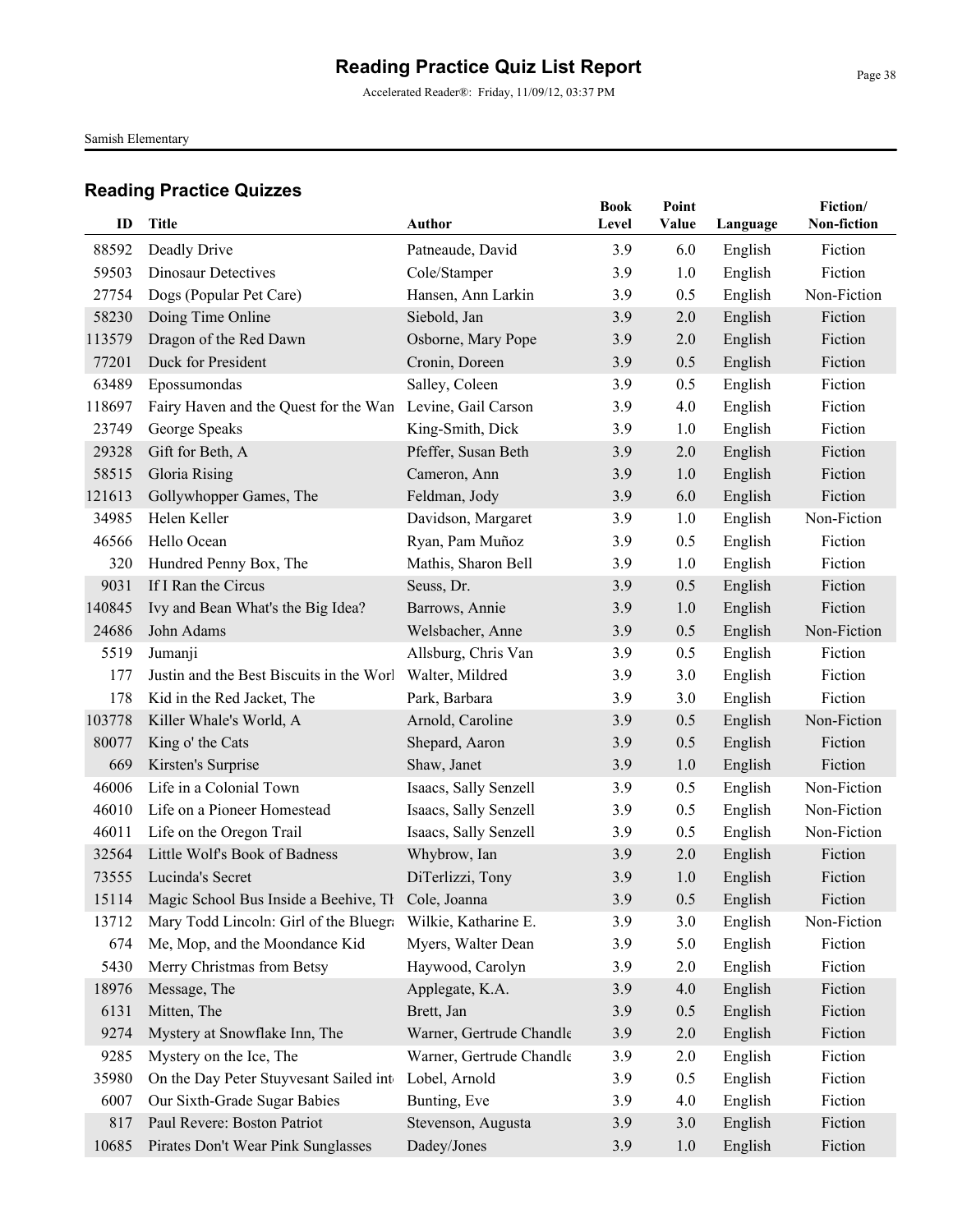# Reading Practice Quiz List Report

Accelerated Reader®: Friday, 11/09/12, 03:37 PM

Samish Elementary

## Reading Practice Quizzes

| ID | Title | Author | Book Level | Point Value | Language | Fiction/ Non-fiction |
|---|---|---|---|---|---|---|
| 88592 | Deadly Drive | Patneaude, David | 3.9 | 6.0 | English | Fiction |
| 59503 | Dinosaur Detectives | Cole/Stamper | 3.9 | 1.0 | English | Fiction |
| 27754 | Dogs (Popular Pet Care) | Hansen, Ann Larkin | 3.9 | 0.5 | English | Non-Fiction |
| 58230 | Doing Time Online | Siebold, Jan | 3.9 | 2.0 | English | Fiction |
| 113579 | Dragon of the Red Dawn | Osborne, Mary Pope | 3.9 | 2.0 | English | Fiction |
| 77201 | Duck for President | Cronin, Doreen | 3.9 | 0.5 | English | Fiction |
| 63489 | Epossumondas | Salley, Coleen | 3.9 | 0.5 | English | Fiction |
| 118697 | Fairy Haven and the Quest for the Wan | Levine, Gail Carson | 3.9 | 4.0 | English | Fiction |
| 23749 | George Speaks | King-Smith, Dick | 3.9 | 1.0 | English | Fiction |
| 29328 | Gift for Beth, A | Pfeffer, Susan Beth | 3.9 | 2.0 | English | Fiction |
| 58515 | Gloria Rising | Cameron, Ann | 3.9 | 1.0 | English | Fiction |
| 121613 | Gollywhopper Games, The | Feldman, Jody | 3.9 | 6.0 | English | Fiction |
| 34985 | Helen Keller | Davidson, Margaret | 3.9 | 1.0 | English | Non-Fiction |
| 46566 | Hello Ocean | Ryan, Pam Muñoz | 3.9 | 0.5 | English | Fiction |
| 320 | Hundred Penny Box, The | Mathis, Sharon Bell | 3.9 | 1.0 | English | Fiction |
| 9031 | If I Ran the Circus | Seuss, Dr. | 3.9 | 0.5 | English | Fiction |
| 140845 | Ivy and Bean What's the Big Idea? | Barrows, Annie | 3.9 | 1.0 | English | Fiction |
| 24686 | John Adams | Welsbacher, Anne | 3.9 | 0.5 | English | Non-Fiction |
| 5519 | Jumanji | Allsburg, Chris Van | 3.9 | 0.5 | English | Fiction |
| 177 | Justin and the Best Biscuits in the Worl | Walter, Mildred | 3.9 | 3.0 | English | Fiction |
| 178 | Kid in the Red Jacket, The | Park, Barbara | 3.9 | 3.0 | English | Fiction |
| 103778 | Killer Whale's World, A | Arnold, Caroline | 3.9 | 0.5 | English | Non-Fiction |
| 80077 | King o' the Cats | Shepard, Aaron | 3.9 | 0.5 | English | Fiction |
| 669 | Kirsten's Surprise | Shaw, Janet | 3.9 | 1.0 | English | Fiction |
| 46006 | Life in a Colonial Town | Isaacs, Sally Senzell | 3.9 | 0.5 | English | Non-Fiction |
| 46010 | Life on a Pioneer Homestead | Isaacs, Sally Senzell | 3.9 | 0.5 | English | Non-Fiction |
| 46011 | Life on the Oregon Trail | Isaacs, Sally Senzell | 3.9 | 0.5 | English | Non-Fiction |
| 32564 | Little Wolf's Book of Badness | Whybrow, Ian | 3.9 | 2.0 | English | Fiction |
| 73555 | Lucinda's Secret | DiTerlizzi, Tony | 3.9 | 1.0 | English | Fiction |
| 15114 | Magic School Bus Inside a Beehive, Th | Cole, Joanna | 3.9 | 0.5 | English | Fiction |
| 13712 | Mary Todd Lincoln: Girl of the Bluegra | Wilkie, Katharine E. | 3.9 | 3.0 | English | Non-Fiction |
| 674 | Me, Mop, and the Moondance Kid | Myers, Walter Dean | 3.9 | 5.0 | English | Fiction |
| 5430 | Merry Christmas from Betsy | Haywood, Carolyn | 3.9 | 2.0 | English | Fiction |
| 18976 | Message, The | Applegate, K.A. | 3.9 | 4.0 | English | Fiction |
| 6131 | Mitten, The | Brett, Jan | 3.9 | 0.5 | English | Fiction |
| 9274 | Mystery at Snowflake Inn, The | Warner, Gertrude Chandle | 3.9 | 2.0 | English | Fiction |
| 9285 | Mystery on the Ice, The | Warner, Gertrude Chandle | 3.9 | 2.0 | English | Fiction |
| 35980 | On the Day Peter Stuyvesant Sailed int | Lobel, Arnold | 3.9 | 0.5 | English | Fiction |
| 6007 | Our Sixth-Grade Sugar Babies | Bunting, Eve | 3.9 | 4.0 | English | Fiction |
| 817 | Paul Revere: Boston Patriot | Stevenson, Augusta | 3.9 | 3.0 | English | Fiction |
| 10685 | Pirates Don't Wear Pink Sunglasses | Dadey/Jones | 3.9 | 1.0 | English | Fiction |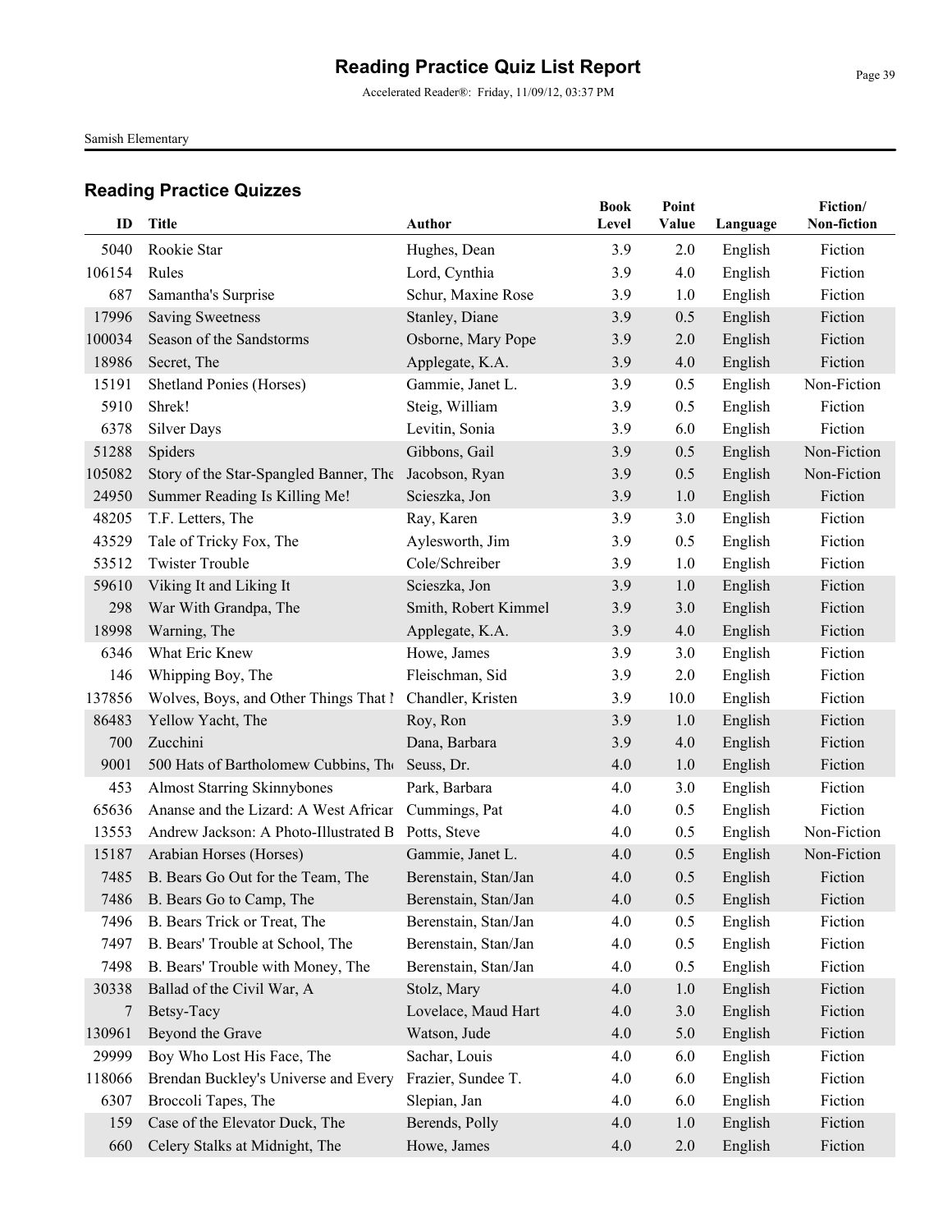# Reading Practice Quiz List Report

Accelerated Reader®: Friday, 11/09/12, 03:37 PM

Samish Elementary

## Reading Practice Quizzes

| ID | Title | Author | Book Level | Point Value | Language | Fiction/ Non-fiction |
|---|---|---|---|---|---|---|
| 5040 | Rookie Star | Hughes, Dean | 3.9 | 2.0 | English | Fiction |
| 106154 | Rules | Lord, Cynthia | 3.9 | 4.0 | English | Fiction |
| 687 | Samantha's Surprise | Schur, Maxine Rose | 3.9 | 1.0 | English | Fiction |
| 17996 | Saving Sweetness | Stanley, Diane | 3.9 | 0.5 | English | Fiction |
| 100034 | Season of the Sandstorms | Osborne, Mary Pope | 3.9 | 2.0 | English | Fiction |
| 18986 | Secret, The | Applegate, K.A. | 3.9 | 4.0 | English | Fiction |
| 15191 | Shetland Ponies (Horses) | Gammie, Janet L. | 3.9 | 0.5 | English | Non-Fiction |
| 5910 | Shrek! | Steig, William | 3.9 | 0.5 | English | Fiction |
| 6378 | Silver Days | Levitin, Sonia | 3.9 | 6.0 | English | Fiction |
| 51288 | Spiders | Gibbons, Gail | 3.9 | 0.5 | English | Non-Fiction |
| 105082 | Story of the Star-Spangled Banner, The | Jacobson, Ryan | 3.9 | 0.5 | English | Non-Fiction |
| 24950 | Summer Reading Is Killing Me! | Scieszka, Jon | 3.9 | 1.0 | English | Fiction |
| 48205 | T.F. Letters, The | Ray, Karen | 3.9 | 3.0 | English | Fiction |
| 43529 | Tale of Tricky Fox, The | Aylesworth, Jim | 3.9 | 0.5 | English | Fiction |
| 53512 | Twister Trouble | Cole/Schreiber | 3.9 | 1.0 | English | Fiction |
| 59610 | Viking It and Liking It | Scieszka, Jon | 3.9 | 1.0 | English | Fiction |
| 298 | War With Grandpa, The | Smith, Robert Kimmel | 3.9 | 3.0 | English | Fiction |
| 18998 | Warning, The | Applegate, K.A. | 3.9 | 4.0 | English | Fiction |
| 6346 | What Eric Knew | Howe, James | 3.9 | 3.0 | English | Fiction |
| 146 | Whipping Boy, The | Fleischman, Sid | 3.9 | 2.0 | English | Fiction |
| 137856 | Wolves, Boys, and Other Things That I | Chandler, Kristen | 3.9 | 10.0 | English | Fiction |
| 86483 | Yellow Yacht, The | Roy, Ron | 3.9 | 1.0 | English | Fiction |
| 700 | Zucchini | Dana, Barbara | 3.9 | 4.0 | English | Fiction |
| 9001 | 500 Hats of Bartholomew Cubbins, The | Seuss, Dr. | 4.0 | 1.0 | English | Fiction |
| 453 | Almost Starring Skinnybones | Park, Barbara | 4.0 | 3.0 | English | Fiction |
| 65636 | Ananse and the Lizard: A West African | Cummings, Pat | 4.0 | 0.5 | English | Fiction |
| 13553 | Andrew Jackson: A Photo-Illustrated B | Potts, Steve | 4.0 | 0.5 | English | Non-Fiction |
| 15187 | Arabian Horses (Horses) | Gammie, Janet L. | 4.0 | 0.5 | English | Non-Fiction |
| 7485 | B. Bears Go Out for the Team, The | Berenstain, Stan/Jan | 4.0 | 0.5 | English | Fiction |
| 7486 | B. Bears Go to Camp, The | Berenstain, Stan/Jan | 4.0 | 0.5 | English | Fiction |
| 7496 | B. Bears Trick or Treat, The | Berenstain, Stan/Jan | 4.0 | 0.5 | English | Fiction |
| 7497 | B. Bears' Trouble at School, The | Berenstain, Stan/Jan | 4.0 | 0.5 | English | Fiction |
| 7498 | B. Bears' Trouble with Money, The | Berenstain, Stan/Jan | 4.0 | 0.5 | English | Fiction |
| 30338 | Ballad of the Civil War, A | Stolz, Mary | 4.0 | 1.0 | English | Fiction |
| 7 | Betsy-Tacy | Lovelace, Maud Hart | 4.0 | 3.0 | English | Fiction |
| 130961 | Beyond the Grave | Watson, Jude | 4.0 | 5.0 | English | Fiction |
| 29999 | Boy Who Lost His Face, The | Sachar, Louis | 4.0 | 6.0 | English | Fiction |
| 118066 | Brendan Buckley's Universe and Every | Frazier, Sundee T. | 4.0 | 6.0 | English | Fiction |
| 6307 | Broccoli Tapes, The | Slepian, Jan | 4.0 | 6.0 | English | Fiction |
| 159 | Case of the Elevator Duck, The | Berends, Polly | 4.0 | 1.0 | English | Fiction |
| 660 | Celery Stalks at Midnight, The | Howe, James | 4.0 | 2.0 | English | Fiction |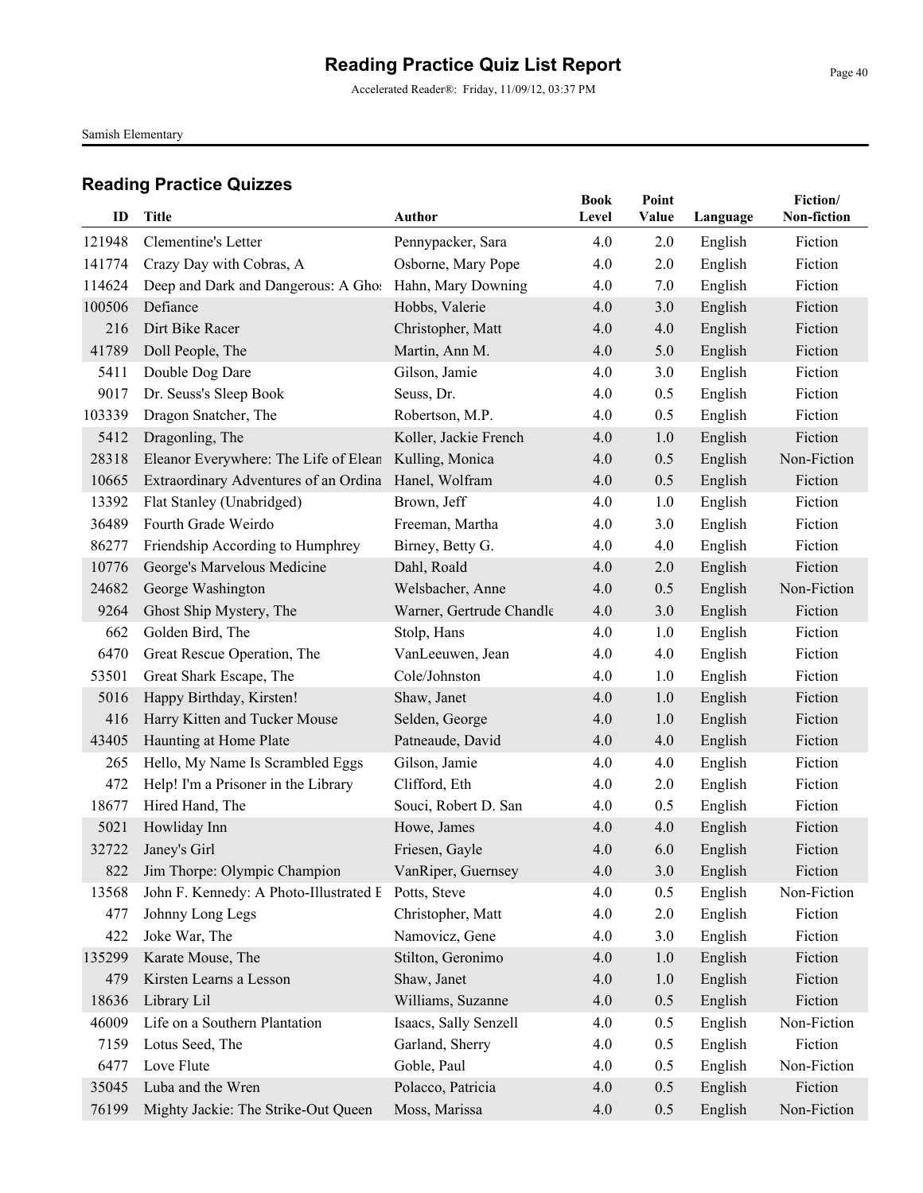# Reading Practice Quiz List Report

Accelerated Reader®: Friday, 11/09/12, 03:37 PM

Samish Elementary

## Reading Practice Quizzes

| ID | Title | Author | Book Level | Point Value | Language | Fiction/ Non-fiction |
|---|---|---|---|---|---|---|
| 121948 | Clementine's Letter | Pennypacker, Sara | 4.0 | 2.0 | English | Fiction |
| 141774 | Crazy Day with Cobras, A | Osborne, Mary Pope | 4.0 | 2.0 | English | Fiction |
| 114624 | Deep and Dark and Dangerous: A Ghos | Hahn, Mary Downing | 4.0 | 7.0 | English | Fiction |
| 100506 | Defiance | Hobbs, Valerie | 4.0 | 3.0 | English | Fiction |
| 216 | Dirt Bike Racer | Christopher, Matt | 4.0 | 4.0 | English | Fiction |
| 41789 | Doll People, The | Martin, Ann M. | 4.0 | 5.0 | English | Fiction |
| 5411 | Double Dog Dare | Gilson, Jamie | 4.0 | 3.0 | English | Fiction |
| 9017 | Dr. Seuss's Sleep Book | Seuss, Dr. | 4.0 | 0.5 | English | Fiction |
| 103339 | Dragon Snatcher, The | Robertson, M.P. | 4.0 | 0.5 | English | Fiction |
| 5412 | Dragonling, The | Koller, Jackie French | 4.0 | 1.0 | English | Fiction |
| 28318 | Eleanor Everywhere: The Life of Elean | Kulling, Monica | 4.0 | 0.5 | English | Non-Fiction |
| 10665 | Extraordinary Adventures of an Ordina | Hanel, Wolfram | 4.0 | 0.5 | English | Fiction |
| 13392 | Flat Stanley (Unabridged) | Brown, Jeff | 4.0 | 1.0 | English | Fiction |
| 36489 | Fourth Grade Weirdo | Freeman, Martha | 4.0 | 3.0 | English | Fiction |
| 86277 | Friendship According to Humphrey | Birney, Betty G. | 4.0 | 4.0 | English | Fiction |
| 10776 | George's Marvelous Medicine | Dahl, Roald | 4.0 | 2.0 | English | Fiction |
| 24682 | George Washington | Welsbacher, Anne | 4.0 | 0.5 | English | Non-Fiction |
| 9264 | Ghost Ship Mystery, The | Warner, Gertrude Chandle | 4.0 | 3.0 | English | Fiction |
| 662 | Golden Bird, The | Stolp, Hans | 4.0 | 1.0 | English | Fiction |
| 6470 | Great Rescue Operation, The | VanLeeuwen, Jean | 4.0 | 4.0 | English | Fiction |
| 53501 | Great Shark Escape, The | Cole/Johnston | 4.0 | 1.0 | English | Fiction |
| 5016 | Happy Birthday, Kirsten! | Shaw, Janet | 4.0 | 1.0 | English | Fiction |
| 416 | Harry Kitten and Tucker Mouse | Selden, George | 4.0 | 1.0 | English | Fiction |
| 43405 | Haunting at Home Plate | Patneaude, David | 4.0 | 4.0 | English | Fiction |
| 265 | Hello, My Name Is Scrambled Eggs | Gilson, Jamie | 4.0 | 4.0 | English | Fiction |
| 472 | Help! I'm a Prisoner in the Library | Clifford, Eth | 4.0 | 2.0 | English | Fiction |
| 18677 | Hired Hand, The | Souci, Robert D. San | 4.0 | 0.5 | English | Fiction |
| 5021 | Howliday Inn | Howe, James | 4.0 | 4.0 | English | Fiction |
| 32722 | Janey's Girl | Friesen, Gayle | 4.0 | 6.0 | English | Fiction |
| 822 | Jim Thorpe: Olympic Champion | VanRiper, Guernsey | 4.0 | 3.0 | English | Fiction |
| 13568 | John F. Kennedy: A Photo-Illustrated E | Potts, Steve | 4.0 | 0.5 | English | Non-Fiction |
| 477 | Johnny Long Legs | Christopher, Matt | 4.0 | 2.0 | English | Fiction |
| 422 | Joke War, The | Namovicz, Gene | 4.0 | 3.0 | English | Fiction |
| 135299 | Karate Mouse, The | Stilton, Geronimo | 4.0 | 1.0 | English | Fiction |
| 479 | Kirsten Learns a Lesson | Shaw, Janet | 4.0 | 1.0 | English | Fiction |
| 18636 | Library Lil | Williams, Suzanne | 4.0 | 0.5 | English | Fiction |
| 46009 | Life on a Southern Plantation | Isaacs, Sally Senzell | 4.0 | 0.5 | English | Non-Fiction |
| 7159 | Lotus Seed, The | Garland, Sherry | 4.0 | 0.5 | English | Fiction |
| 6477 | Love Flute | Goble, Paul | 4.0 | 0.5 | English | Non-Fiction |
| 35045 | Luba and the Wren | Polacco, Patricia | 4.0 | 0.5 | English | Fiction |
| 76199 | Mighty Jackie: The Strike-Out Queen | Moss, Marissa | 4.0 | 0.5 | English | Non-Fiction |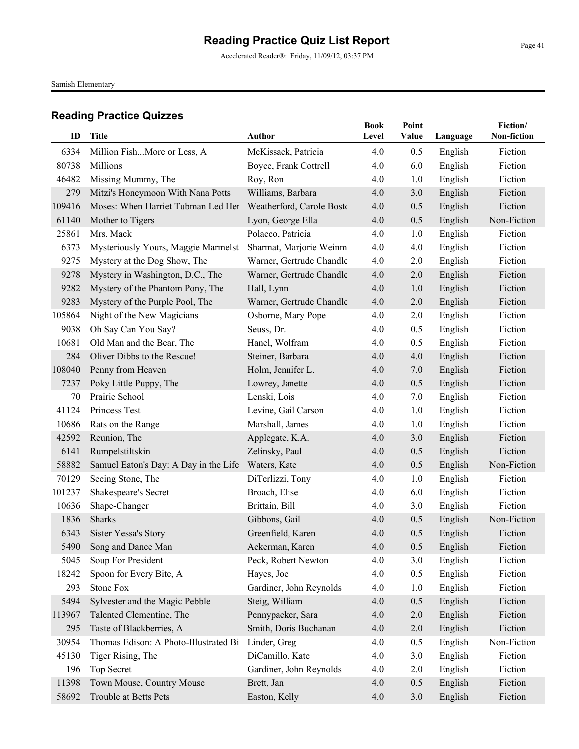# Reading Practice Quiz List Report

Accelerated Reader®: Friday, 11/09/12, 03:37 PM

Samish Elementary

## Reading Practice Quizzes

| ID | Title | Author | Book Level | Point Value | Language | Fiction/ Non-fiction |
|---|---|---|---|---|---|---|
| 6334 | Million Fish...More or Less, A | McKissack, Patricia | 4.0 | 0.5 | English | Fiction |
| 80738 | Millions | Boyce, Frank Cottrell | 4.0 | 6.0 | English | Fiction |
| 46482 | Missing Mummy, The | Roy, Ron | 4.0 | 1.0 | English | Fiction |
| 279 | Mitzi's Honeymoon With Nana Potts | Williams, Barbara | 4.0 | 3.0 | English | Fiction |
| 109416 | Moses: When Harriet Tubman Led Her | Weatherford, Carole Bosto | 4.0 | 0.5 | English | Fiction |
| 61140 | Mother to Tigers | Lyon, George Ella | 4.0 | 0.5 | English | Non-Fiction |
| 25861 | Mrs. Mack | Polacco, Patricia | 4.0 | 1.0 | English | Fiction |
| 6373 | Mysteriously Yours, Maggie Marmelst | Sharmat, Marjorie Weinm | 4.0 | 4.0 | English | Fiction |
| 9275 | Mystery at the Dog Show, The | Warner, Gertrude Chandle | 4.0 | 2.0 | English | Fiction |
| 9278 | Mystery in Washington, D.C., The | Warner, Gertrude Chandle | 4.0 | 2.0 | English | Fiction |
| 9282 | Mystery of the Phantom Pony, The | Hall, Lynn | 4.0 | 1.0 | English | Fiction |
| 9283 | Mystery of the Purple Pool, The | Warner, Gertrude Chandle | 4.0 | 2.0 | English | Fiction |
| 105864 | Night of the New Magicians | Osborne, Mary Pope | 4.0 | 2.0 | English | Fiction |
| 9038 | Oh Say Can You Say? | Seuss, Dr. | 4.0 | 0.5 | English | Fiction |
| 10681 | Old Man and the Bear, The | Hanel, Wolfram | 4.0 | 0.5 | English | Fiction |
| 284 | Oliver Dibbs to the Rescue! | Steiner, Barbara | 4.0 | 4.0 | English | Fiction |
| 108040 | Penny from Heaven | Holm, Jennifer L. | 4.0 | 7.0 | English | Fiction |
| 7237 | Poky Little Puppy, The | Lowrey, Janette | 4.0 | 0.5 | English | Fiction |
| 70 | Prairie School | Lenski, Lois | 4.0 | 7.0 | English | Fiction |
| 41124 | Princess Test | Levine, Gail Carson | 4.0 | 1.0 | English | Fiction |
| 10686 | Rats on the Range | Marshall, James | 4.0 | 1.0 | English | Fiction |
| 42592 | Reunion, The | Applegate, K.A. | 4.0 | 3.0 | English | Fiction |
| 6141 | Rumpelstiltskin | Zelinsky, Paul | 4.0 | 0.5 | English | Fiction |
| 58882 | Samuel Eaton's Day: A Day in the Life | Waters, Kate | 4.0 | 0.5 | English | Non-Fiction |
| 70129 | Seeing Stone, The | DiTerlizzi, Tony | 4.0 | 1.0 | English | Fiction |
| 101237 | Shakespeare's Secret | Broach, Elise | 4.0 | 6.0 | English | Fiction |
| 10636 | Shape-Changer | Brittain, Bill | 4.0 | 3.0 | English | Fiction |
| 1836 | Sharks | Gibbons, Gail | 4.0 | 0.5 | English | Non-Fiction |
| 6343 | Sister Yessa's Story | Greenfield, Karen | 4.0 | 0.5 | English | Fiction |
| 5490 | Song and Dance Man | Ackerman, Karen | 4.0 | 0.5 | English | Fiction |
| 5045 | Soup For President | Peck, Robert Newton | 4.0 | 3.0 | English | Fiction |
| 18242 | Spoon for Every Bite, A | Hayes, Joe | 4.0 | 0.5 | English | Fiction |
| 293 | Stone Fox | Gardiner, John Reynolds | 4.0 | 1.0 | English | Fiction |
| 5494 | Sylvester and the Magic Pebble | Steig, William | 4.0 | 0.5 | English | Fiction |
| 113967 | Talented Clementine, The | Pennypacker, Sara | 4.0 | 2.0 | English | Fiction |
| 295 | Taste of Blackberries, A | Smith, Doris Buchanan | 4.0 | 2.0 | English | Fiction |
| 30954 | Thomas Edison: A Photo-Illustrated Bi | Linder, Greg | 4.0 | 0.5 | English | Non-Fiction |
| 45130 | Tiger Rising, The | DiCamillo, Kate | 4.0 | 3.0 | English | Fiction |
| 196 | Top Secret | Gardiner, John Reynolds | 4.0 | 2.0 | English | Fiction |
| 11398 | Town Mouse, Country Mouse | Brett, Jan | 4.0 | 0.5 | English | Fiction |
| 58692 | Trouble at Betts Pets | Easton, Kelly | 4.0 | 3.0 | English | Fiction |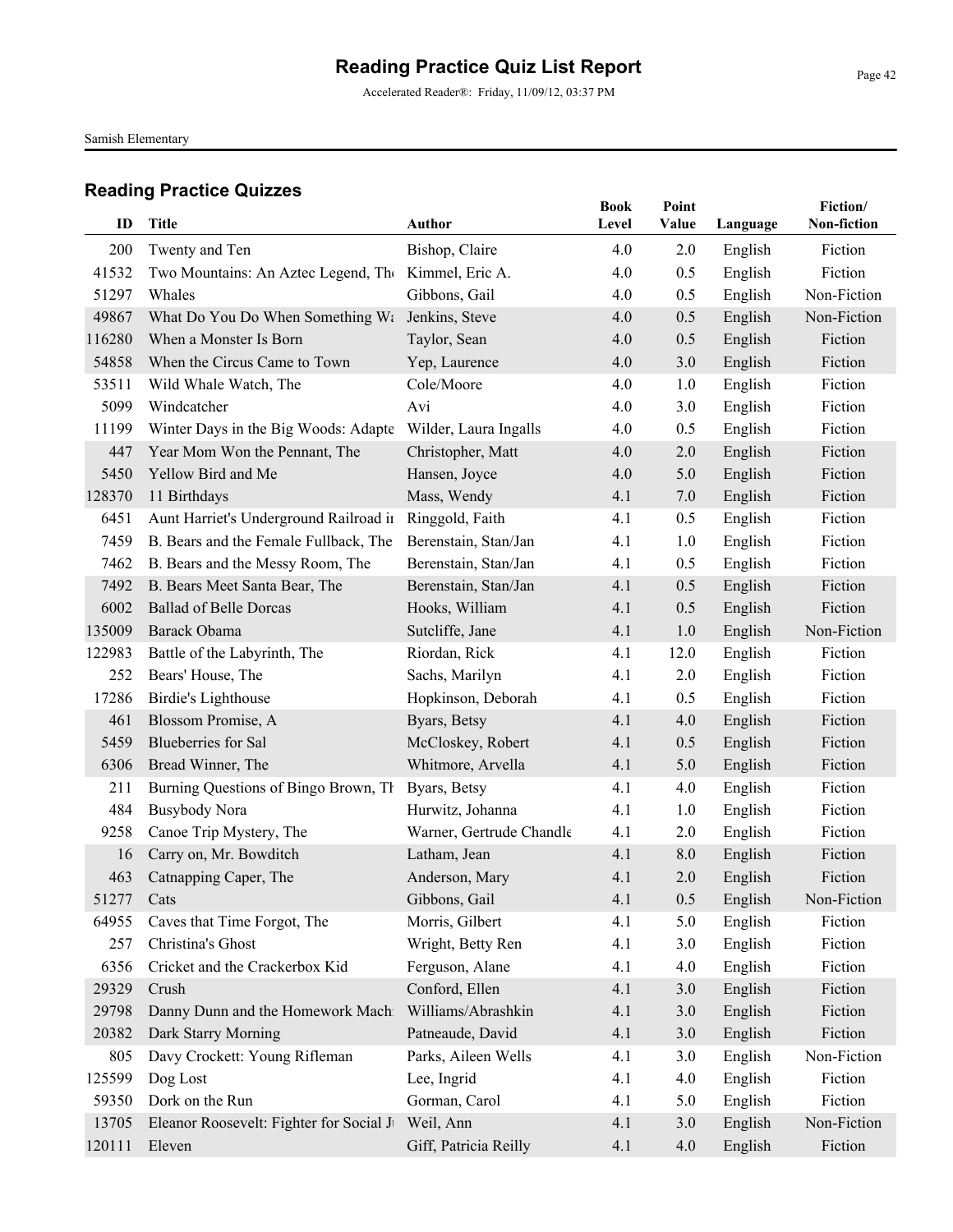# Reading Practice Quiz List Report

Accelerated Reader®: Friday, 11/09/12, 03:37 PM

Samish Elementary

## Reading Practice Quizzes

| ID | Title | Author | Book Level | Point Value | Language | Fiction/ Non-fiction |
|---|---|---|---|---|---|---|
| 200 | Twenty and Ten | Bishop, Claire | 4.0 | 2.0 | English | Fiction |
| 41532 | Two Mountains: An Aztec Legend, The | Kimmel, Eric A. | 4.0 | 0.5 | English | Fiction |
| 51297 | Whales | Gibbons, Gail | 4.0 | 0.5 | English | Non-Fiction |
| 49867 | What Do You Do When Something Wa | Jenkins, Steve | 4.0 | 0.5 | English | Non-Fiction |
| 116280 | When a Monster Is Born | Taylor, Sean | 4.0 | 0.5 | English | Fiction |
| 54858 | When the Circus Came to Town | Yep, Laurence | 4.0 | 3.0 | English | Fiction |
| 53511 | Wild Whale Watch, The | Cole/Moore | 4.0 | 1.0 | English | Fiction |
| 5099 | Windcatcher | Avi | 4.0 | 3.0 | English | Fiction |
| 11199 | Winter Days in the Big Woods: Adapte | Wilder, Laura Ingalls | 4.0 | 0.5 | English | Fiction |
| 447 | Year Mom Won the Pennant, The | Christopher, Matt | 4.0 | 2.0 | English | Fiction |
| 5450 | Yellow Bird and Me | Hansen, Joyce | 4.0 | 5.0 | English | Fiction |
| 128370 | 11 Birthdays | Mass, Wendy | 4.1 | 7.0 | English | Fiction |
| 6451 | Aunt Harriet's Underground Railroad in | Ringgold, Faith | 4.1 | 0.5 | English | Fiction |
| 7459 | B. Bears and the Female Fullback, The | Berenstain, Stan/Jan | 4.1 | 1.0 | English | Fiction |
| 7462 | B. Bears and the Messy Room, The | Berenstain, Stan/Jan | 4.1 | 0.5 | English | Fiction |
| 7492 | B. Bears Meet Santa Bear, The | Berenstain, Stan/Jan | 4.1 | 0.5 | English | Fiction |
| 6002 | Ballad of Belle Dorcas | Hooks, William | 4.1 | 0.5 | English | Fiction |
| 135009 | Barack Obama | Sutcliffe, Jane | 4.1 | 1.0 | English | Non-Fiction |
| 122983 | Battle of the Labyrinth, The | Riordan, Rick | 4.1 | 12.0 | English | Fiction |
| 252 | Bears' House, The | Sachs, Marilyn | 4.1 | 2.0 | English | Fiction |
| 17286 | Birdie's Lighthouse | Hopkinson, Deborah | 4.1 | 0.5 | English | Fiction |
| 461 | Blossom Promise, A | Byars, Betsy | 4.1 | 4.0 | English | Fiction |
| 5459 | Blueberries for Sal | McCloskey, Robert | 4.1 | 0.5 | English | Fiction |
| 6306 | Bread Winner, The | Whitmore, Arvella | 4.1 | 5.0 | English | Fiction |
| 211 | Burning Questions of Bingo Brown, Th | Byars, Betsy | 4.1 | 4.0 | English | Fiction |
| 484 | Busybody Nora | Hurwitz, Johanna | 4.1 | 1.0 | English | Fiction |
| 9258 | Canoe Trip Mystery, The | Warner, Gertrude Chandle | 4.1 | 2.0 | English | Fiction |
| 16 | Carry on, Mr. Bowditch | Latham, Jean | 4.1 | 8.0 | English | Fiction |
| 463 | Catnapping Caper, The | Anderson, Mary | 4.1 | 2.0 | English | Fiction |
| 51277 | Cats | Gibbons, Gail | 4.1 | 0.5 | English | Non-Fiction |
| 64955 | Caves that Time Forgot, The | Morris, Gilbert | 4.1 | 5.0 | English | Fiction |
| 257 | Christina's Ghost | Wright, Betty Ren | 4.1 | 3.0 | English | Fiction |
| 6356 | Cricket and the Crackerbox Kid | Ferguson, Alane | 4.1 | 4.0 | English | Fiction |
| 29329 | Crush | Conford, Ellen | 4.1 | 3.0 | English | Fiction |
| 29798 | Danny Dunn and the Homework Mach | Williams/Abrashkin | 4.1 | 3.0 | English | Fiction |
| 20382 | Dark Starry Morning | Patneaude, David | 4.1 | 3.0 | English | Fiction |
| 805 | Davy Crockett: Young Rifleman | Parks, Aileen Wells | 4.1 | 3.0 | English | Non-Fiction |
| 125599 | Dog Lost | Lee, Ingrid | 4.1 | 4.0 | English | Fiction |
| 59350 | Dork on the Run | Gorman, Carol | 4.1 | 5.0 | English | Fiction |
| 13705 | Eleanor Roosevelt: Fighter for Social Ju | Weil, Ann | 4.1 | 3.0 | English | Non-Fiction |
| 120111 | Eleven | Giff, Patricia Reilly | 4.1 | 4.0 | English | Fiction |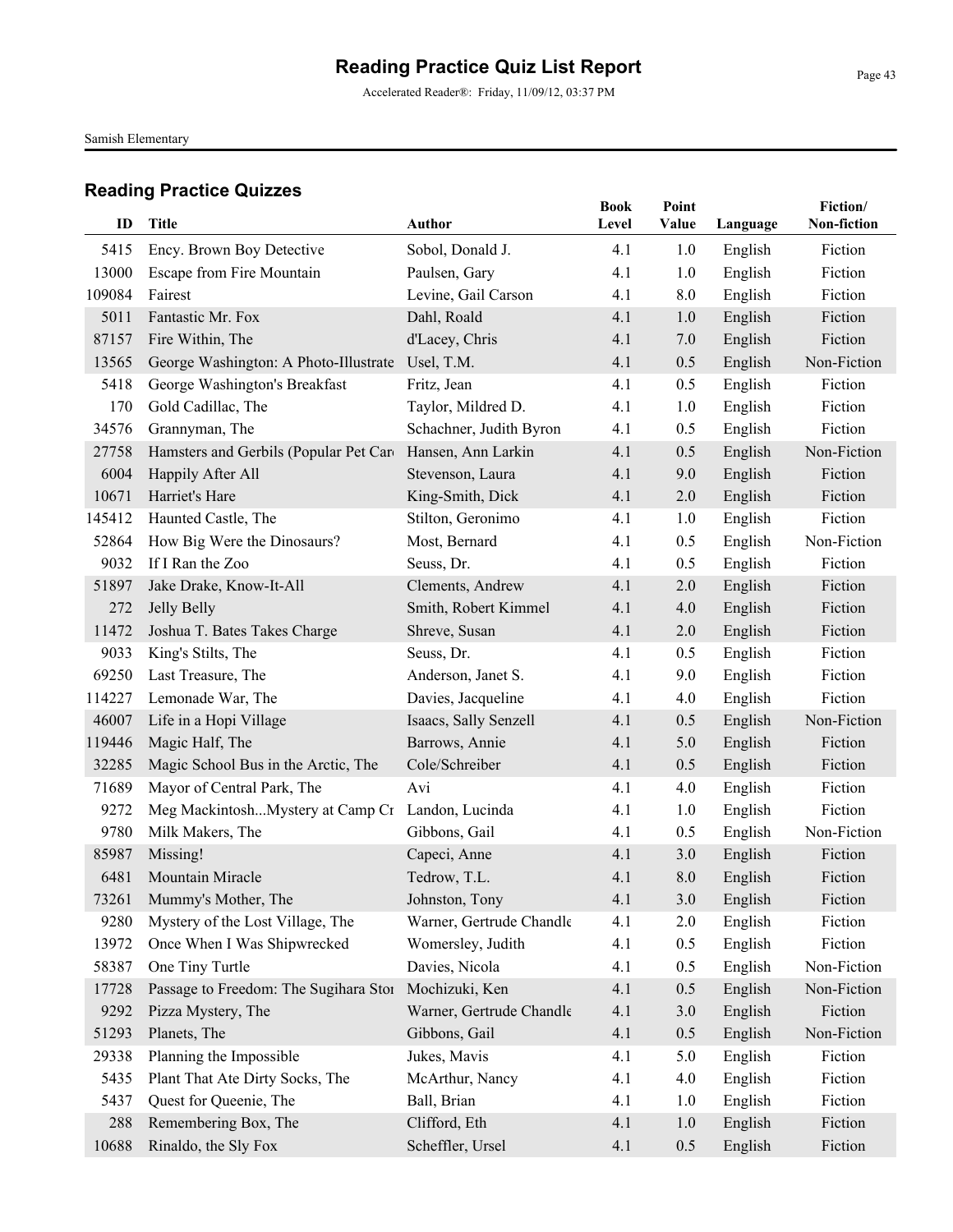# Reading Practice Quiz List Report

Accelerated Reader®: Friday, 11/09/12, 03:37 PM

Samish Elementary

## Reading Practice Quizzes

| ID | Title | Author | Book Level | Point Value | Language | Fiction/ Non-fiction |
|---|---|---|---|---|---|---|
| 5415 | Ency. Brown Boy Detective | Sobol, Donald J. | 4.1 | 1.0 | English | Fiction |
| 13000 | Escape from Fire Mountain | Paulsen, Gary | 4.1 | 1.0 | English | Fiction |
| 109084 | Fairest | Levine, Gail Carson | 4.1 | 8.0 | English | Fiction |
| 5011 | Fantastic Mr. Fox | Dahl, Roald | 4.1 | 1.0 | English | Fiction |
| 87157 | Fire Within, The | d'Lacey, Chris | 4.1 | 7.0 | English | Fiction |
| 13565 | George Washington: A Photo-Illustrate | Usel, T.M. | 4.1 | 0.5 | English | Non-Fiction |
| 5418 | George Washington's Breakfast | Fritz, Jean | 4.1 | 0.5 | English | Fiction |
| 170 | Gold Cadillac, The | Taylor, Mildred D. | 4.1 | 1.0 | English | Fiction |
| 34576 | Grannyman, The | Schachner, Judith Byron | 4.1 | 0.5 | English | Fiction |
| 27758 | Hamsters and Gerbils (Popular Pet Car | Hansen, Ann Larkin | 4.1 | 0.5 | English | Non-Fiction |
| 6004 | Happily After All | Stevenson, Laura | 4.1 | 9.0 | English | Fiction |
| 10671 | Harriet's Hare | King-Smith, Dick | 4.1 | 2.0 | English | Fiction |
| 145412 | Haunted Castle, The | Stilton, Geronimo | 4.1 | 1.0 | English | Fiction |
| 52864 | How Big Were the Dinosaurs? | Most, Bernard | 4.1 | 0.5 | English | Non-Fiction |
| 9032 | If I Ran the Zoo | Seuss, Dr. | 4.1 | 0.5 | English | Fiction |
| 51897 | Jake Drake, Know-It-All | Clements, Andrew | 4.1 | 2.0 | English | Fiction |
| 272 | Jelly Belly | Smith, Robert Kimmel | 4.1 | 4.0 | English | Fiction |
| 11472 | Joshua T. Bates Takes Charge | Shreve, Susan | 4.1 | 2.0 | English | Fiction |
| 9033 | King's Stilts, The | Seuss, Dr. | 4.1 | 0.5 | English | Fiction |
| 69250 | Last Treasure, The | Anderson, Janet S. | 4.1 | 9.0 | English | Fiction |
| 114227 | Lemonade War, The | Davies, Jacqueline | 4.1 | 4.0 | English | Fiction |
| 46007 | Life in a Hopi Village | Isaacs, Sally Senzell | 4.1 | 0.5 | English | Non-Fiction |
| 119446 | Magic Half, The | Barrows, Annie | 4.1 | 5.0 | English | Fiction |
| 32285 | Magic School Bus in the Arctic, The | Cole/Schreiber | 4.1 | 0.5 | English | Fiction |
| 71689 | Mayor of Central Park, The | Avi | 4.1 | 4.0 | English | Fiction |
| 9272 | Meg Mackintosh...Mystery at Camp Cr | Landon, Lucinda | 4.1 | 1.0 | English | Fiction |
| 9780 | Milk Makers, The | Gibbons, Gail | 4.1 | 0.5 | English | Non-Fiction |
| 85987 | Missing! | Capeci, Anne | 4.1 | 3.0 | English | Fiction |
| 6481 | Mountain Miracle | Tedrow, T.L. | 4.1 | 8.0 | English | Fiction |
| 73261 | Mummy's Mother, The | Johnston, Tony | 4.1 | 3.0 | English | Fiction |
| 9280 | Mystery of the Lost Village, The | Warner, Gertrude Chandle | 4.1 | 2.0 | English | Fiction |
| 13972 | Once When I Was Shipwrecked | Womersley, Judith | 4.1 | 0.5 | English | Fiction |
| 58387 | One Tiny Turtle | Davies, Nicola | 4.1 | 0.5 | English | Non-Fiction |
| 17728 | Passage to Freedom: The Sugihara Stor | Mochizuki, Ken | 4.1 | 0.5 | English | Non-Fiction |
| 9292 | Pizza Mystery, The | Warner, Gertrude Chandle | 4.1 | 3.0 | English | Fiction |
| 51293 | Planets, The | Gibbons, Gail | 4.1 | 0.5 | English | Non-Fiction |
| 29338 | Planning the Impossible | Jukes, Mavis | 4.1 | 5.0 | English | Fiction |
| 5435 | Plant That Ate Dirty Socks, The | McArthur, Nancy | 4.1 | 4.0 | English | Fiction |
| 5437 | Quest for Queenie, The | Ball, Brian | 4.1 | 1.0 | English | Fiction |
| 288 | Remembering Box, The | Clifford, Eth | 4.1 | 1.0 | English | Fiction |
| 10688 | Rinaldo, the Sly Fox | Scheffler, Ursel | 4.1 | 0.5 | English | Fiction |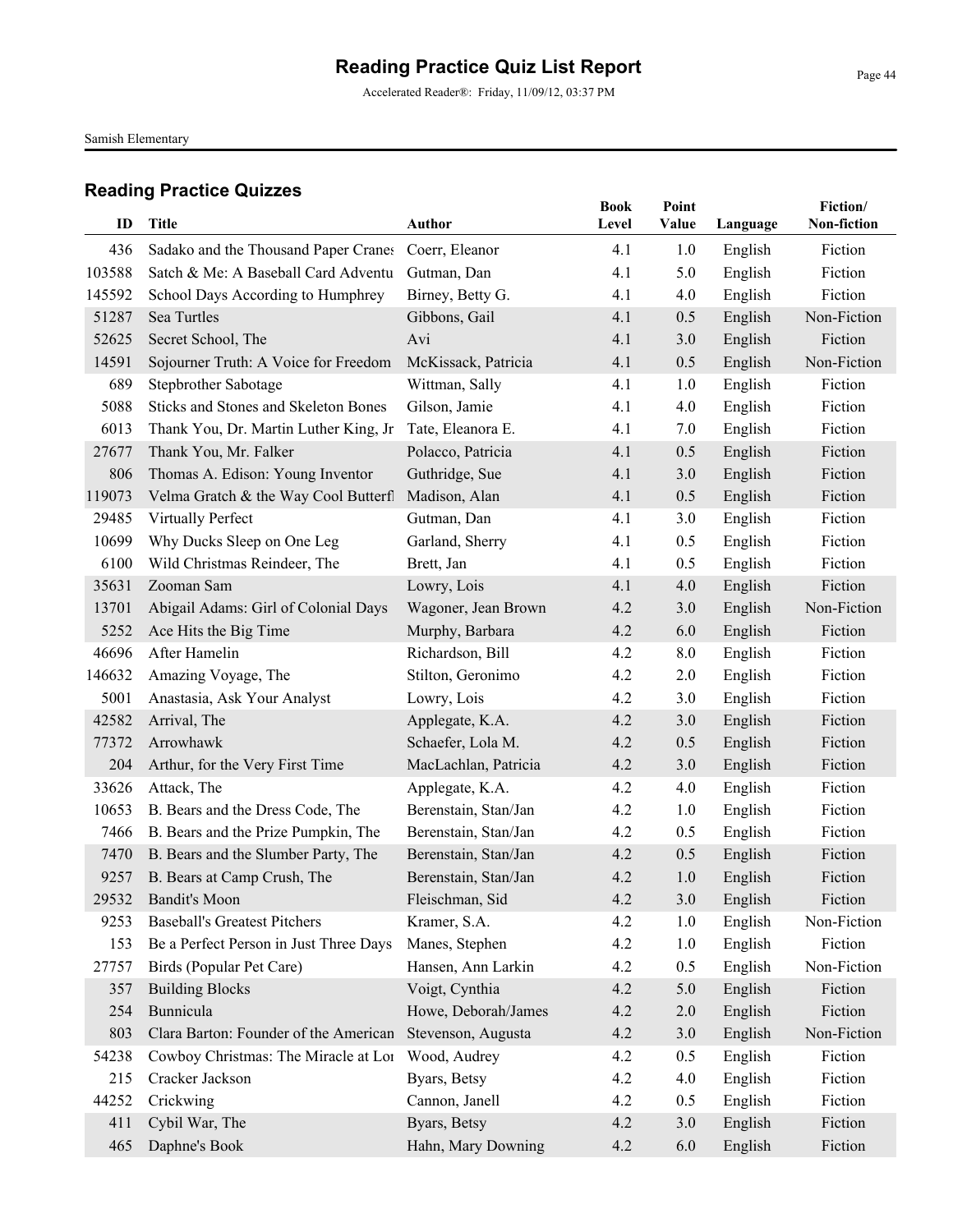# Reading Practice Quiz List Report

Accelerated Reader®: Friday, 11/09/12, 03:37 PM

Samish Elementary

## Reading Practice Quizzes

| ID | Title | Author | Book Level | Point Value | Language | Fiction/ Non-fiction |
|---|---|---|---|---|---|---|
| 436 | Sadako and the Thousand Paper Cranes | Coerr, Eleanor | 4.1 | 1.0 | English | Fiction |
| 103588 | Satch & Me: A Baseball Card Adventu | Gutman, Dan | 4.1 | 5.0 | English | Fiction |
| 145592 | School Days According to Humphrey | Birney, Betty G. | 4.1 | 4.0 | English | Fiction |
| 51287 | Sea Turtles | Gibbons, Gail | 4.1 | 0.5 | English | Non-Fiction |
| 52625 | Secret School, The | Avi | 4.1 | 3.0 | English | Fiction |
| 14591 | Sojourner Truth: A Voice for Freedom | McKissack, Patricia | 4.1 | 0.5 | English | Non-Fiction |
| 689 | Stepbrother Sabotage | Wittman, Sally | 4.1 | 1.0 | English | Fiction |
| 5088 | Sticks and Stones and Skeleton Bones | Gilson, Jamie | 4.1 | 4.0 | English | Fiction |
| 6013 | Thank You, Dr. Martin Luther King, Jr | Tate, Eleanora E. | 4.1 | 7.0 | English | Fiction |
| 27677 | Thank You, Mr. Falker | Polacco, Patricia | 4.1 | 0.5 | English | Fiction |
| 806 | Thomas A. Edison: Young Inventor | Guthridge, Sue | 4.1 | 3.0 | English | Fiction |
| 119073 | Velma Gratch & the Way Cool Butterfl | Madison, Alan | 4.1 | 0.5 | English | Fiction |
| 29485 | Virtually Perfect | Gutman, Dan | 4.1 | 3.0 | English | Fiction |
| 10699 | Why Ducks Sleep on One Leg | Garland, Sherry | 4.1 | 0.5 | English | Fiction |
| 6100 | Wild Christmas Reindeer, The | Brett, Jan | 4.1 | 0.5 | English | Fiction |
| 35631 | Zooman Sam | Lowry, Lois | 4.1 | 4.0 | English | Fiction |
| 13701 | Abigail Adams: Girl of Colonial Days | Wagoner, Jean Brown | 4.2 | 3.0 | English | Non-Fiction |
| 5252 | Ace Hits the Big Time | Murphy, Barbara | 4.2 | 6.0 | English | Fiction |
| 46696 | After Hamelin | Richardson, Bill | 4.2 | 8.0 | English | Fiction |
| 146632 | Amazing Voyage, The | Stilton, Geronimo | 4.2 | 2.0 | English | Fiction |
| 5001 | Anastasia, Ask Your Analyst | Lowry, Lois | 4.2 | 3.0 | English | Fiction |
| 42582 | Arrival, The | Applegate, K.A. | 4.2 | 3.0 | English | Fiction |
| 77372 | Arrowhawk | Schaefer, Lola M. | 4.2 | 0.5 | English | Fiction |
| 204 | Arthur, for the Very First Time | MacLachlan, Patricia | 4.2 | 3.0 | English | Fiction |
| 33626 | Attack, The | Applegate, K.A. | 4.2 | 4.0 | English | Fiction |
| 10653 | B. Bears and the Dress Code, The | Berenstain, Stan/Jan | 4.2 | 1.0 | English | Fiction |
| 7466 | B. Bears and the Prize Pumpkin, The | Berenstain, Stan/Jan | 4.2 | 0.5 | English | Fiction |
| 7470 | B. Bears and the Slumber Party, The | Berenstain, Stan/Jan | 4.2 | 0.5 | English | Fiction |
| 9257 | B. Bears at Camp Crush, The | Berenstain, Stan/Jan | 4.2 | 1.0 | English | Fiction |
| 29532 | Bandit's Moon | Fleischman, Sid | 4.2 | 3.0 | English | Fiction |
| 9253 | Baseball's Greatest Pitchers | Kramer, S.A. | 4.2 | 1.0 | English | Non-Fiction |
| 153 | Be a Perfect Person in Just Three Days | Manes, Stephen | 4.2 | 1.0 | English | Fiction |
| 27757 | Birds (Popular Pet Care) | Hansen, Ann Larkin | 4.2 | 0.5 | English | Non-Fiction |
| 357 | Building Blocks | Voigt, Cynthia | 4.2 | 5.0 | English | Fiction |
| 254 | Bunnicula | Howe, Deborah/James | 4.2 | 2.0 | English | Fiction |
| 803 | Clara Barton: Founder of the American | Stevenson, Augusta | 4.2 | 3.0 | English | Non-Fiction |
| 54238 | Cowboy Christmas: The Miracle at Loi | Wood, Audrey | 4.2 | 0.5 | English | Fiction |
| 215 | Cracker Jackson | Byars, Betsy | 4.2 | 4.0 | English | Fiction |
| 44252 | Crickwing | Cannon, Janell | 4.2 | 0.5 | English | Fiction |
| 411 | Cybil War, The | Byars, Betsy | 4.2 | 3.0 | English | Fiction |
| 465 | Daphne's Book | Hahn, Mary Downing | 4.2 | 6.0 | English | Fiction |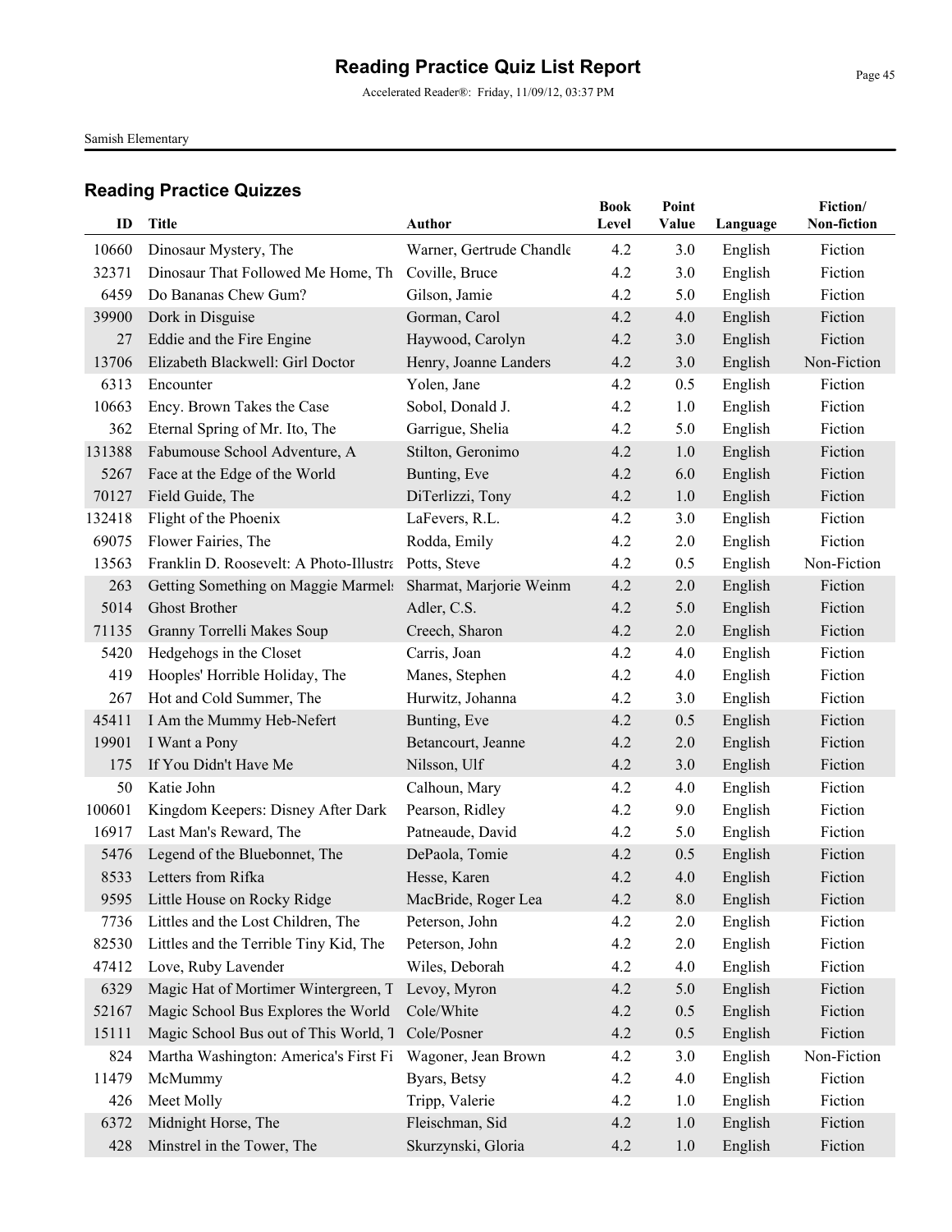# Reading Practice Quiz List Report

Accelerated Reader®: Friday, 11/09/12, 03:37 PM

Samish Elementary

## Reading Practice Quizzes

| ID | Title | Author | Book Level | Point Value | Language | Fiction/ Non-fiction |
|---|---|---|---|---|---|---|
| 10660 | Dinosaur Mystery, The | Warner, Gertrude Chandle | 4.2 | 3.0 | English | Fiction |
| 32371 | Dinosaur That Followed Me Home, Th | Coville, Bruce | 4.2 | 3.0 | English | Fiction |
| 6459 | Do Bananas Chew Gum? | Gilson, Jamie | 4.2 | 5.0 | English | Fiction |
| 39900 | Dork in Disguise | Gorman, Carol | 4.2 | 4.0 | English | Fiction |
| 27 | Eddie and the Fire Engine | Haywood, Carolyn | 4.2 | 3.0 | English | Fiction |
| 13706 | Elizabeth Blackwell: Girl Doctor | Henry, Joanne Landers | 4.2 | 3.0 | English | Non-Fiction |
| 6313 | Encounter | Yolen, Jane | 4.2 | 0.5 | English | Fiction |
| 10663 | Ency. Brown Takes the Case | Sobol, Donald J. | 4.2 | 1.0 | English | Fiction |
| 362 | Eternal Spring of Mr. Ito, The | Garrigue, Shelia | 4.2 | 5.0 | English | Fiction |
| 131388 | Fabumouse School Adventure, A | Stilton, Geronimo | 4.2 | 1.0 | English | Fiction |
| 5267 | Face at the Edge of the World | Bunting, Eve | 4.2 | 6.0 | English | Fiction |
| 70127 | Field Guide, The | DiTerlizzi, Tony | 4.2 | 1.0 | English | Fiction |
| 132418 | Flight of the Phoenix | LaFevers, R.L. | 4.2 | 3.0 | English | Fiction |
| 69075 | Flower Fairies, The | Rodda, Emily | 4.2 | 2.0 | English | Fiction |
| 13563 | Franklin D. Roosevelt: A Photo-Illustra | Potts, Steve | 4.2 | 0.5 | English | Non-Fiction |
| 263 | Getting Something on Maggie Marmel: | Sharmat, Marjorie Weinm | 4.2 | 2.0 | English | Fiction |
| 5014 | Ghost Brother | Adler, C.S. | 4.2 | 5.0 | English | Fiction |
| 71135 | Granny Torrelli Makes Soup | Creech, Sharon | 4.2 | 2.0 | English | Fiction |
| 5420 | Hedgehogs in the Closet | Carris, Joan | 4.2 | 4.0 | English | Fiction |
| 419 | Hooples' Horrible Holiday, The | Manes, Stephen | 4.2 | 4.0 | English | Fiction |
| 267 | Hot and Cold Summer, The | Hurwitz, Johanna | 4.2 | 3.0 | English | Fiction |
| 45411 | I Am the Mummy Heb-Nefert | Bunting, Eve | 4.2 | 0.5 | English | Fiction |
| 19901 | I Want a Pony | Betancourt, Jeanne | 4.2 | 2.0 | English | Fiction |
| 175 | If You Didn't Have Me | Nilsson, Ulf | 4.2 | 3.0 | English | Fiction |
| 50 | Katie John | Calhoun, Mary | 4.2 | 4.0 | English | Fiction |
| 100601 | Kingdom Keepers: Disney After Dark | Pearson, Ridley | 4.2 | 9.0 | English | Fiction |
| 16917 | Last Man's Reward, The | Patneaude, David | 4.2 | 5.0 | English | Fiction |
| 5476 | Legend of the Bluebonnet, The | DePaola, Tomie | 4.2 | 0.5 | English | Fiction |
| 8533 | Letters from Rifka | Hesse, Karen | 4.2 | 4.0 | English | Fiction |
| 9595 | Little House on Rocky Ridge | MacBride, Roger Lea | 4.2 | 8.0 | English | Fiction |
| 7736 | Littles and the Lost Children, The | Peterson, John | 4.2 | 2.0 | English | Fiction |
| 82530 | Littles and the Terrible Tiny Kid, The | Peterson, John | 4.2 | 2.0 | English | Fiction |
| 47412 | Love, Ruby Lavender | Wiles, Deborah | 4.2 | 4.0 | English | Fiction |
| 6329 | Magic Hat of Mortimer Wintergreen, T | Levoy, Myron | 4.2 | 5.0 | English | Fiction |
| 52167 | Magic School Bus Explores the World | Cole/White | 4.2 | 0.5 | English | Fiction |
| 15111 | Magic School Bus out of This World, T | Cole/Posner | 4.2 | 0.5 | English | Fiction |
| 824 | Martha Washington: America's First Fi | Wagoner, Jean Brown | 4.2 | 3.0 | English | Non-Fiction |
| 11479 | McMummy | Byars, Betsy | 4.2 | 4.0 | English | Fiction |
| 426 | Meet Molly | Tripp, Valerie | 4.2 | 1.0 | English | Fiction |
| 6372 | Midnight Horse, The | Fleischman, Sid | 4.2 | 1.0 | English | Fiction |
| 428 | Minstrel in the Tower, The | Skurzynski, Gloria | 4.2 | 1.0 | English | Fiction |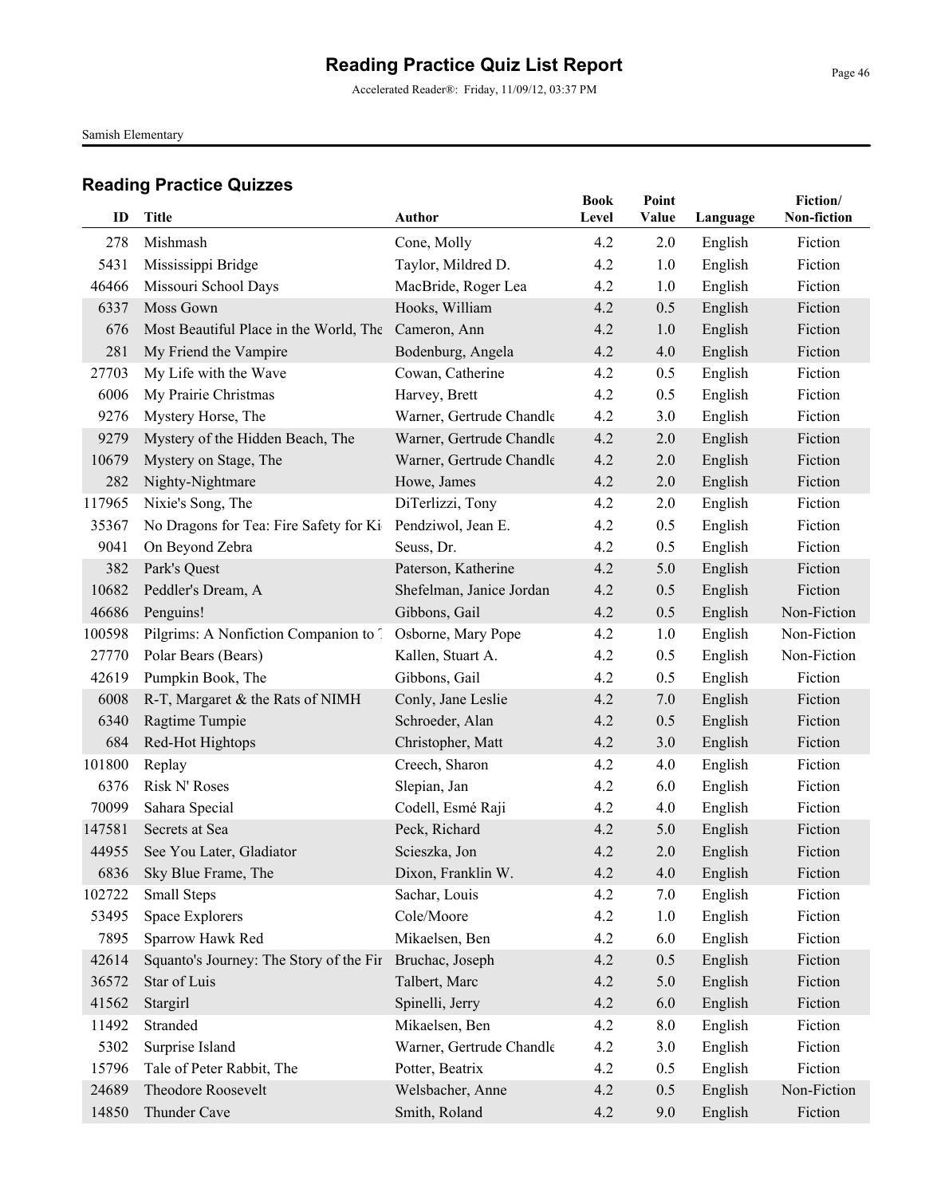# Reading Practice Quiz List Report

Accelerated Reader®: Friday, 11/09/12, 03:37 PM

Samish Elementary

## Reading Practice Quizzes

| ID | Title | Author | Book Level | Point Value | Language | Fiction/ Non-fiction |
|---|---|---|---|---|---|---|
| 278 | Mishmash | Cone, Molly | 4.2 | 2.0 | English | Fiction |
| 5431 | Mississippi Bridge | Taylor, Mildred D. | 4.2 | 1.0 | English | Fiction |
| 46466 | Missouri School Days | MacBride, Roger Lea | 4.2 | 1.0 | English | Fiction |
| 6337 | Moss Gown | Hooks, William | 4.2 | 0.5 | English | Fiction |
| 676 | Most Beautiful Place in the World, The | Cameron, Ann | 4.2 | 1.0 | English | Fiction |
| 281 | My Friend the Vampire | Bodenburg, Angela | 4.2 | 4.0 | English | Fiction |
| 27703 | My Life with the Wave | Cowan, Catherine | 4.2 | 0.5 | English | Fiction |
| 6006 | My Prairie Christmas | Harvey, Brett | 4.2 | 0.5 | English | Fiction |
| 9276 | Mystery Horse, The | Warner, Gertrude Chandle | 4.2 | 3.0 | English | Fiction |
| 9279 | Mystery of the Hidden Beach, The | Warner, Gertrude Chandle | 4.2 | 2.0 | English | Fiction |
| 10679 | Mystery on Stage, The | Warner, Gertrude Chandle | 4.2 | 2.0 | English | Fiction |
| 282 | Nighty-Nightmare | Howe, James | 4.2 | 2.0 | English | Fiction |
| 117965 | Nixie's Song, The | DiTerlizzi, Tony | 4.2 | 2.0 | English | Fiction |
| 35367 | No Dragons for Tea: Fire Safety for Ki | Pendziwol, Jean E. | 4.2 | 0.5 | English | Fiction |
| 9041 | On Beyond Zebra | Seuss, Dr. | 4.2 | 0.5 | English | Fiction |
| 382 | Park's Quest | Paterson, Katherine | 4.2 | 5.0 | English | Fiction |
| 10682 | Peddler's Dream, A | Shefelman, Janice Jordan | 4.2 | 0.5 | English | Fiction |
| 46686 | Penguins! | Gibbons, Gail | 4.2 | 0.5 | English | Non-Fiction |
| 100598 | Pilgrims: A Nonfiction Companion to T | Osborne, Mary Pope | 4.2 | 1.0 | English | Non-Fiction |
| 27770 | Polar Bears (Bears) | Kallen, Stuart A. | 4.2 | 0.5 | English | Non-Fiction |
| 42619 | Pumpkin Book, The | Gibbons, Gail | 4.2 | 0.5 | English | Fiction |
| 6008 | R-T, Margaret & the Rats of NIMH | Conly, Jane Leslie | 4.2 | 7.0 | English | Fiction |
| 6340 | Ragtime Tumpie | Schroeder, Alan | 4.2 | 0.5 | English | Fiction |
| 684 | Red-Hot Hightops | Christopher, Matt | 4.2 | 3.0 | English | Fiction |
| 101800 | Replay | Creech, Sharon | 4.2 | 4.0 | English | Fiction |
| 6376 | Risk N' Roses | Slepian, Jan | 4.2 | 6.0 | English | Fiction |
| 70099 | Sahara Special | Codell, Esmé Raji | 4.2 | 4.0 | English | Fiction |
| 147581 | Secrets at Sea | Peck, Richard | 4.2 | 5.0 | English | Fiction |
| 44955 | See You Later, Gladiator | Scieszka, Jon | 4.2 | 2.0 | English | Fiction |
| 6836 | Sky Blue Frame, The | Dixon, Franklin W. | 4.2 | 4.0 | English | Fiction |
| 102722 | Small Steps | Sachar, Louis | 4.2 | 7.0 | English | Fiction |
| 53495 | Space Explorers | Cole/Moore | 4.2 | 1.0 | English | Fiction |
| 7895 | Sparrow Hawk Red | Mikaelsen, Ben | 4.2 | 6.0 | English | Fiction |
| 42614 | Squanto's Journey: The Story of the Fir | Bruchac, Joseph | 4.2 | 0.5 | English | Fiction |
| 36572 | Star of Luis | Talbert, Marc | 4.2 | 5.0 | English | Fiction |
| 41562 | Stargirl | Spinelli, Jerry | 4.2 | 6.0 | English | Fiction |
| 11492 | Stranded | Mikaelsen, Ben | 4.2 | 8.0 | English | Fiction |
| 5302 | Surprise Island | Warner, Gertrude Chandle | 4.2 | 3.0 | English | Fiction |
| 15796 | Tale of Peter Rabbit, The | Potter, Beatrix | 4.2 | 0.5 | English | Fiction |
| 24689 | Theodore Roosevelt | Welsbacher, Anne | 4.2 | 0.5 | English | Non-Fiction |
| 14850 | Thunder Cave | Smith, Roland | 4.2 | 9.0 | English | Fiction |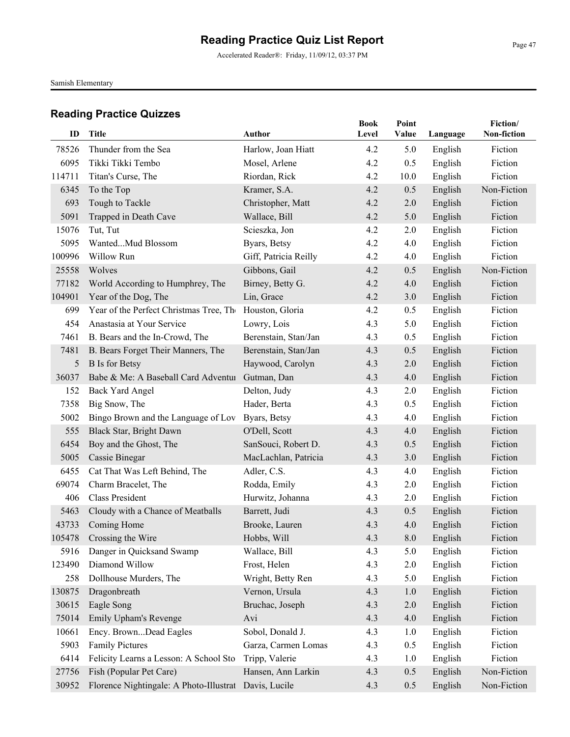# Reading Practice Quiz List Report

Accelerated Reader®: Friday, 11/09/12, 03:37 PM

Samish Elementary

## Reading Practice Quizzes

| ID | Title | Author | Book Level | Point Value | Language | Fiction/ Non-fiction |
|---|---|---|---|---|---|---|
| 78526 | Thunder from the Sea | Harlow, Joan Hiatt | 4.2 | 5.0 | English | Fiction |
| 6095 | Tikki Tikki Tembo | Mosel, Arlene | 4.2 | 0.5 | English | Fiction |
| 114711 | Titan's Curse, The | Riordan, Rick | 4.2 | 10.0 | English | Fiction |
| 6345 | To the Top | Kramer, S.A. | 4.2 | 0.5 | English | Non-Fiction |
| 693 | Tough to Tackle | Christopher, Matt | 4.2 | 2.0 | English | Fiction |
| 5091 | Trapped in Death Cave | Wallace, Bill | 4.2 | 5.0 | English | Fiction |
| 15076 | Tut, Tut | Scieszka, Jon | 4.2 | 2.0 | English | Fiction |
| 5095 | Wanted...Mud Blossom | Byars, Betsy | 4.2 | 4.0 | English | Fiction |
| 100996 | Willow Run | Giff, Patricia Reilly | 4.2 | 4.0 | English | Fiction |
| 25558 | Wolves | Gibbons, Gail | 4.2 | 0.5 | English | Non-Fiction |
| 77182 | World According to Humphrey, The | Birney, Betty G. | 4.2 | 4.0 | English | Fiction |
| 104901 | Year of the Dog, The | Lin, Grace | 4.2 | 3.0 | English | Fiction |
| 699 | Year of the Perfect Christmas Tree, The | Houston, Gloria | 4.2 | 0.5 | English | Fiction |
| 454 | Anastasia at Your Service | Lowry, Lois | 4.3 | 5.0 | English | Fiction |
| 7461 | B. Bears and the In-Crowd, The | Berenstain, Stan/Jan | 4.3 | 0.5 | English | Fiction |
| 7481 | B. Bears Forget Their Manners, The | Berenstain, Stan/Jan | 4.3 | 0.5 | English | Fiction |
| 5 | B Is for Betsy | Haywood, Carolyn | 4.3 | 2.0 | English | Fiction |
| 36037 | Babe & Me: A Baseball Card Adventur | Gutman, Dan | 4.3 | 4.0 | English | Fiction |
| 152 | Back Yard Angel | Delton, Judy | 4.3 | 2.0 | English | Fiction |
| 7358 | Big Snow, The | Hader, Berta | 4.3 | 0.5 | English | Fiction |
| 5002 | Bingo Brown and the Language of Lov | Byars, Betsy | 4.3 | 4.0 | English | Fiction |
| 555 | Black Star, Bright Dawn | O'Dell, Scott | 4.3 | 4.0 | English | Fiction |
| 6454 | Boy and the Ghost, The | SanSouci, Robert D. | 4.3 | 0.5 | English | Fiction |
| 5005 | Cassie Binegar | MacLachlan, Patricia | 4.3 | 3.0 | English | Fiction |
| 6455 | Cat That Was Left Behind, The | Adler, C.S. | 4.3 | 4.0 | English | Fiction |
| 69074 | Charm Bracelet, The | Rodda, Emily | 4.3 | 2.0 | English | Fiction |
| 406 | Class President | Hurwitz, Johanna | 4.3 | 2.0 | English | Fiction |
| 5463 | Cloudy with a Chance of Meatballs | Barrett, Judi | 4.3 | 0.5 | English | Fiction |
| 43733 | Coming Home | Brooke, Lauren | 4.3 | 4.0 | English | Fiction |
| 105478 | Crossing the Wire | Hobbs, Will | 4.3 | 8.0 | English | Fiction |
| 5916 | Danger in Quicksand Swamp | Wallace, Bill | 4.3 | 5.0 | English | Fiction |
| 123490 | Diamond Willow | Frost, Helen | 4.3 | 2.0 | English | Fiction |
| 258 | Dollhouse Murders, The | Wright, Betty Ren | 4.3 | 5.0 | English | Fiction |
| 130875 | Dragonbreath | Vernon, Ursula | 4.3 | 1.0 | English | Fiction |
| 30615 | Eagle Song | Bruchac, Joseph | 4.3 | 2.0 | English | Fiction |
| 75014 | Emily Upham's Revenge | Avi | 4.3 | 4.0 | English | Fiction |
| 10661 | Ency. Brown...Dead Eagles | Sobol, Donald J. | 4.3 | 1.0 | English | Fiction |
| 5903 | Family Pictures | Garza, Carmen Lomas | 4.3 | 0.5 | English | Fiction |
| 6414 | Felicity Learns a Lesson: A School Sto | Tripp, Valerie | 4.3 | 1.0 | English | Fiction |
| 27756 | Fish (Popular Pet Care) | Hansen, Ann Larkin | 4.3 | 0.5 | English | Non-Fiction |
| 30952 | Florence Nightingale: A Photo-Illustrat | Davis, Lucile | 4.3 | 0.5 | English | Non-Fiction |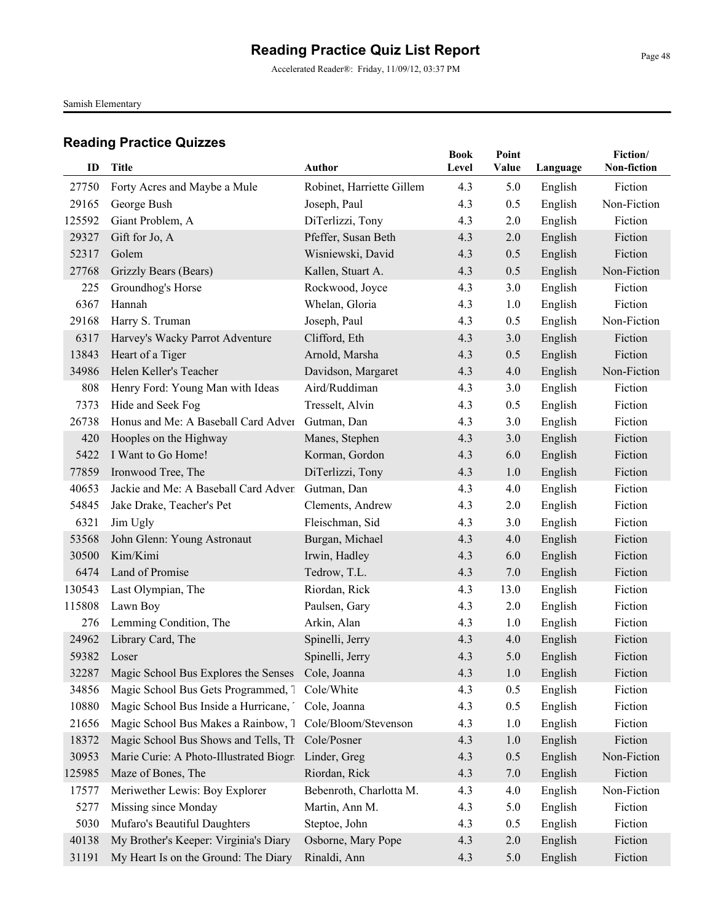# Reading Practice Quiz List Report

Accelerated Reader®: Friday, 11/09/12, 03:37 PM

Samish Elementary

## Reading Practice Quizzes

| ID | Title | Author | Book Level | Point Value | Language | Fiction/ Non-fiction |
|---|---|---|---|---|---|---|
| 27750 | Forty Acres and Maybe a Mule | Robinet, Harriette Gillem | 4.3 | 5.0 | English | Fiction |
| 29165 | George Bush | Joseph, Paul | 4.3 | 0.5 | English | Non-Fiction |
| 125592 | Giant Problem, A | DiTerlizzi, Tony | 4.3 | 2.0 | English | Fiction |
| 29327 | Gift for Jo, A | Pfeffer, Susan Beth | 4.3 | 2.0 | English | Fiction |
| 52317 | Golem | Wisniewski, David | 4.3 | 0.5 | English | Fiction |
| 27768 | Grizzly Bears (Bears) | Kallen, Stuart A. | 4.3 | 0.5 | English | Non-Fiction |
| 225 | Groundhog's Horse | Rockwood, Joyce | 4.3 | 3.0 | English | Fiction |
| 6367 | Hannah | Whelan, Gloria | 4.3 | 1.0 | English | Fiction |
| 29168 | Harry S. Truman | Joseph, Paul | 4.3 | 0.5 | English | Non-Fiction |
| 6317 | Harvey's Wacky Parrot Adventure | Clifford, Eth | 4.3 | 3.0 | English | Fiction |
| 13843 | Heart of a Tiger | Arnold, Marsha | 4.3 | 0.5 | English | Fiction |
| 34986 | Helen Keller's Teacher | Davidson, Margaret | 4.3 | 4.0 | English | Non-Fiction |
| 808 | Henry Ford: Young Man with Ideas | Aird/Ruddiman | 4.3 | 3.0 | English | Fiction |
| 7373 | Hide and Seek Fog | Tresselt, Alvin | 4.3 | 0.5 | English | Fiction |
| 26738 | Honus and Me: A Baseball Card Adver | Gutman, Dan | 4.3 | 3.0 | English | Fiction |
| 420 | Hooples on the Highway | Manes, Stephen | 4.3 | 3.0 | English | Fiction |
| 5422 | I Want to Go Home! | Korman, Gordon | 4.3 | 6.0 | English | Fiction |
| 77859 | Ironwood Tree, The | DiTerlizzi, Tony | 4.3 | 1.0 | English | Fiction |
| 40653 | Jackie and Me: A Baseball Card Adver | Gutman, Dan | 4.3 | 4.0 | English | Fiction |
| 54845 | Jake Drake, Teacher's Pet | Clements, Andrew | 4.3 | 2.0 | English | Fiction |
| 6321 | Jim Ugly | Fleischman, Sid | 4.3 | 3.0 | English | Fiction |
| 53568 | John Glenn: Young Astronaut | Burgan, Michael | 4.3 | 4.0 | English | Fiction |
| 30500 | Kim/Kimi | Irwin, Hadley | 4.3 | 6.0 | English | Fiction |
| 6474 | Land of Promise | Tedrow, T.L. | 4.3 | 7.0 | English | Fiction |
| 130543 | Last Olympian, The | Riordan, Rick | 4.3 | 13.0 | English | Fiction |
| 115808 | Lawn Boy | Paulsen, Gary | 4.3 | 2.0 | English | Fiction |
| 276 | Lemming Condition, The | Arkin, Alan | 4.3 | 1.0 | English | Fiction |
| 24962 | Library Card, The | Spinelli, Jerry | 4.3 | 4.0 | English | Fiction |
| 59382 | Loser | Spinelli, Jerry | 4.3 | 5.0 | English | Fiction |
| 32287 | Magic School Bus Explores the Senses | Cole, Joanna | 4.3 | 1.0 | English | Fiction |
| 34856 | Magic School Bus Gets Programmed, T | Cole/White | 4.3 | 0.5 | English | Fiction |
| 10880 | Magic School Bus Inside a Hurricane, ' | Cole, Joanna | 4.3 | 0.5 | English | Fiction |
| 21656 | Magic School Bus Makes a Rainbow, T | Cole/Bloom/Stevenson | 4.3 | 1.0 | English | Fiction |
| 18372 | Magic School Bus Shows and Tells, Th | Cole/Posner | 4.3 | 1.0 | English | Fiction |
| 30953 | Marie Curie: A Photo-Illustrated Biogr | Linder, Greg | 4.3 | 0.5 | English | Non-Fiction |
| 125985 | Maze of Bones, The | Riordan, Rick | 4.3 | 7.0 | English | Fiction |
| 17577 | Meriwether Lewis: Boy Explorer | Bebenroth, Charlotta M. | 4.3 | 4.0 | English | Non-Fiction |
| 5277 | Missing since Monday | Martin, Ann M. | 4.3 | 5.0 | English | Fiction |
| 5030 | Mufaro's Beautiful Daughters | Steptoe, John | 4.3 | 0.5 | English | Fiction |
| 40138 | My Brother's Keeper: Virginia's Diary | Osborne, Mary Pope | 4.3 | 2.0 | English | Fiction |
| 31191 | My Heart Is on the Ground: The Diary | Rinaldi, Ann | 4.3 | 5.0 | English | Fiction |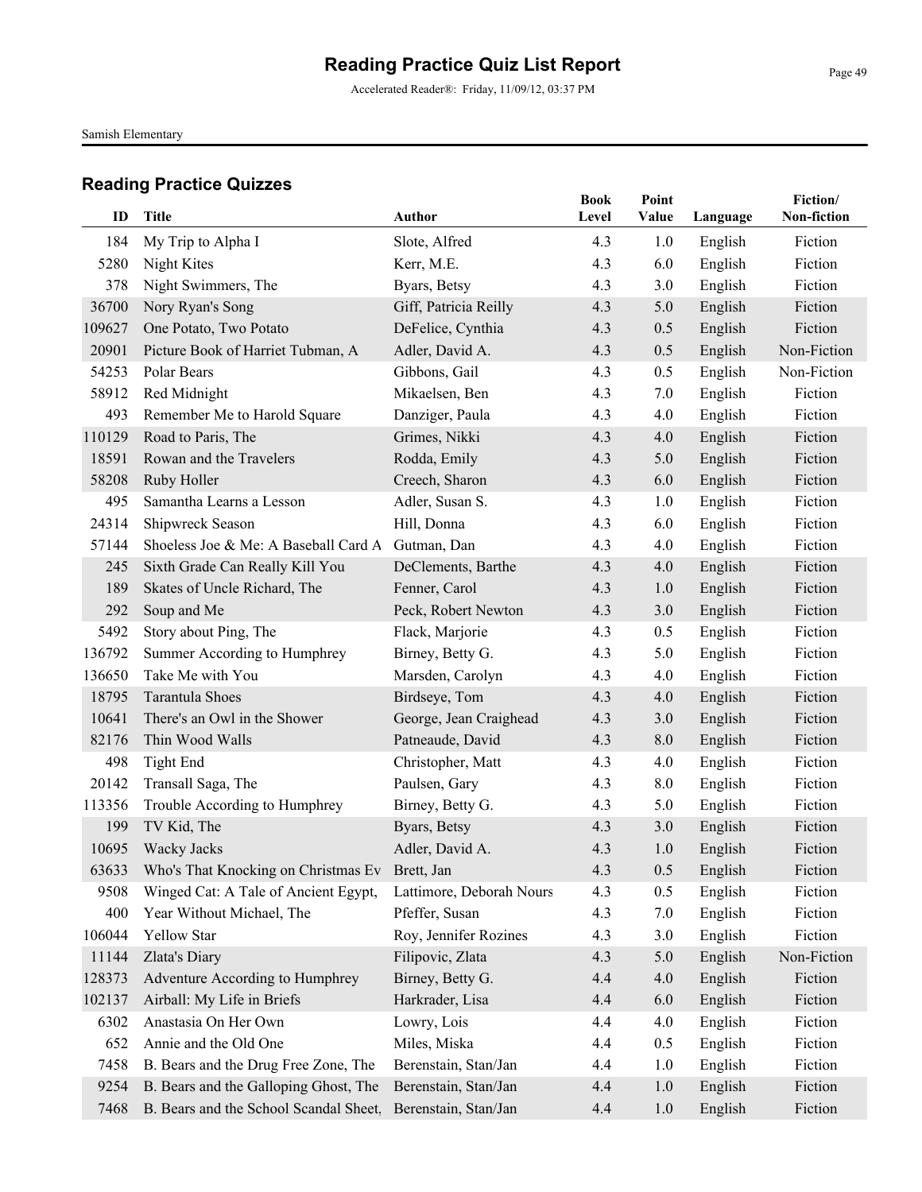# Reading Practice Quiz List Report

Accelerated Reader®: Friday, 11/09/12, 03:37 PM

Samish Elementary

## Reading Practice Quizzes

| ID | Title | Author | Book Level | Point Value | Language | Fiction/ Non-fiction |
|---|---|---|---|---|---|---|
| 184 | My Trip to Alpha I | Slote, Alfred | 4.3 | 1.0 | English | Fiction |
| 5280 | Night Kites | Kerr, M.E. | 4.3 | 6.0 | English | Fiction |
| 378 | Night Swimmers, The | Byars, Betsy | 4.3 | 3.0 | English | Fiction |
| 36700 | Nory Ryan's Song | Giff, Patricia Reilly | 4.3 | 5.0 | English | Fiction |
| 109627 | One Potato, Two Potato | DeFelice, Cynthia | 4.3 | 0.5 | English | Fiction |
| 20901 | Picture Book of Harriet Tubman, A | Adler, David A. | 4.3 | 0.5 | English | Non-Fiction |
| 54253 | Polar Bears | Gibbons, Gail | 4.3 | 0.5 | English | Non-Fiction |
| 58912 | Red Midnight | Mikaelsen, Ben | 4.3 | 7.0 | English | Fiction |
| 493 | Remember Me to Harold Square | Danziger, Paula | 4.3 | 4.0 | English | Fiction |
| 110129 | Road to Paris, The | Grimes, Nikki | 4.3 | 4.0 | English | Fiction |
| 18591 | Rowan and the Travelers | Rodda, Emily | 4.3 | 5.0 | English | Fiction |
| 58208 | Ruby Holler | Creech, Sharon | 4.3 | 6.0 | English | Fiction |
| 495 | Samantha Learns a Lesson | Adler, Susan S. | 4.3 | 1.0 | English | Fiction |
| 24314 | Shipwreck Season | Hill, Donna | 4.3 | 6.0 | English | Fiction |
| 57144 | Shoeless Joe & Me: A Baseball Card A | Gutman, Dan | 4.3 | 4.0 | English | Fiction |
| 245 | Sixth Grade Can Really Kill You | DeClements, Barthe | 4.3 | 4.0 | English | Fiction |
| 189 | Skates of Uncle Richard, The | Fenner, Carol | 4.3 | 1.0 | English | Fiction |
| 292 | Soup and Me | Peck, Robert Newton | 4.3 | 3.0 | English | Fiction |
| 5492 | Story about Ping, The | Flack, Marjorie | 4.3 | 0.5 | English | Fiction |
| 136792 | Summer According to Humphrey | Birney, Betty G. | 4.3 | 5.0 | English | Fiction |
| 136650 | Take Me with You | Marsden, Carolyn | 4.3 | 4.0 | English | Fiction |
| 18795 | Tarantula Shoes | Birdseye, Tom | 4.3 | 4.0 | English | Fiction |
| 10641 | There's an Owl in the Shower | George, Jean Craighead | 4.3 | 3.0 | English | Fiction |
| 82176 | Thin Wood Walls | Patneaude, David | 4.3 | 8.0 | English | Fiction |
| 498 | Tight End | Christopher, Matt | 4.3 | 4.0 | English | Fiction |
| 20142 | Transall Saga, The | Paulsen, Gary | 4.3 | 8.0 | English | Fiction |
| 113356 | Trouble According to Humphrey | Birney, Betty G. | 4.3 | 5.0 | English | Fiction |
| 199 | TV Kid, The | Byars, Betsy | 4.3 | 3.0 | English | Fiction |
| 10695 | Wacky Jacks | Adler, David A. | 4.3 | 1.0 | English | Fiction |
| 63633 | Who's That Knocking on Christmas Ev | Brett, Jan | 4.3 | 0.5 | English | Fiction |
| 9508 | Winged Cat: A Tale of Ancient Egypt, | Lattimore, Deborah Nours | 4.3 | 0.5 | English | Fiction |
| 400 | Year Without Michael, The | Pfeffer, Susan | 4.3 | 7.0 | English | Fiction |
| 106044 | Yellow Star | Roy, Jennifer Rozines | 4.3 | 3.0 | English | Fiction |
| 11144 | Zlata's Diary | Filipovic, Zlata | 4.3 | 5.0 | English | Non-Fiction |
| 128373 | Adventure According to Humphrey | Birney, Betty G. | 4.4 | 4.0 | English | Fiction |
| 102137 | Airball: My Life in Briefs | Harkrader, Lisa | 4.4 | 6.0 | English | Fiction |
| 6302 | Anastasia On Her Own | Lowry, Lois | 4.4 | 4.0 | English | Fiction |
| 652 | Annie and the Old One | Miles, Miska | 4.4 | 0.5 | English | Fiction |
| 7458 | B. Bears and the Drug Free Zone, The | Berenstain, Stan/Jan | 4.4 | 1.0 | English | Fiction |
| 9254 | B. Bears and the Galloping Ghost, The | Berenstain, Stan/Jan | 4.4 | 1.0 | English | Fiction |
| 7468 | B. Bears and the School Scandal Sheet, | Berenstain, Stan/Jan | 4.4 | 1.0 | English | Fiction |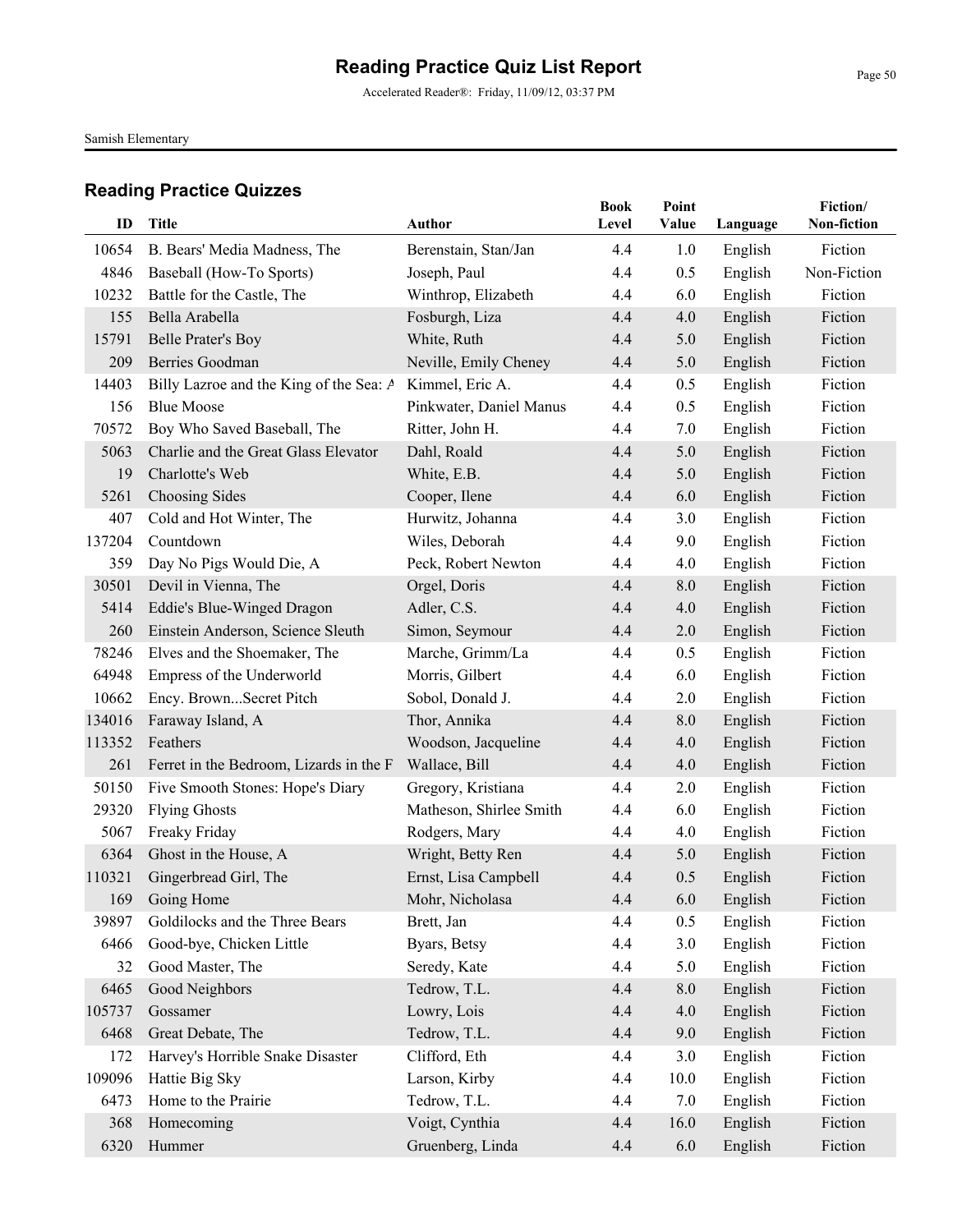# Reading Practice Quiz List Report

Accelerated Reader®: Friday, 11/09/12, 03:37 PM

Samish Elementary

## Reading Practice Quizzes

| ID | Title | Author | Book Level | Point Value | Language | Fiction/ Non-fiction |
|---|---|---|---|---|---|---|
| 10654 | B. Bears' Media Madness, The | Berenstain, Stan/Jan | 4.4 | 1.0 | English | Fiction |
| 4846 | Baseball (How-To Sports) | Joseph, Paul | 4.4 | 0.5 | English | Non-Fiction |
| 10232 | Battle for the Castle, The | Winthrop, Elizabeth | 4.4 | 6.0 | English | Fiction |
| 155 | Bella Arabella | Fosburgh, Liza | 4.4 | 4.0 | English | Fiction |
| 15791 | Belle Prater's Boy | White, Ruth | 4.4 | 5.0 | English | Fiction |
| 209 | Berries Goodman | Neville, Emily Cheney | 4.4 | 5.0 | English | Fiction |
| 14403 | Billy Lazroe and the King of the Sea: A | Kimmel, Eric A. | 4.4 | 0.5 | English | Fiction |
| 156 | Blue Moose | Pinkwater, Daniel Manus | 4.4 | 0.5 | English | Fiction |
| 70572 | Boy Who Saved Baseball, The | Ritter, John H. | 4.4 | 7.0 | English | Fiction |
| 5063 | Charlie and the Great Glass Elevator | Dahl, Roald | 4.4 | 5.0 | English | Fiction |
| 19 | Charlotte's Web | White, E.B. | 4.4 | 5.0 | English | Fiction |
| 5261 | Choosing Sides | Cooper, Ilene | 4.4 | 6.0 | English | Fiction |
| 407 | Cold and Hot Winter, The | Hurwitz, Johanna | 4.4 | 3.0 | English | Fiction |
| 137204 | Countdown | Wiles, Deborah | 4.4 | 9.0 | English | Fiction |
| 359 | Day No Pigs Would Die, A | Peck, Robert Newton | 4.4 | 4.0 | English | Fiction |
| 30501 | Devil in Vienna, The | Orgel, Doris | 4.4 | 8.0 | English | Fiction |
| 5414 | Eddie's Blue-Winged Dragon | Adler, C.S. | 4.4 | 4.0 | English | Fiction |
| 260 | Einstein Anderson, Science Sleuth | Simon, Seymour | 4.4 | 2.0 | English | Fiction |
| 78246 | Elves and the Shoemaker, The | Marche, Grimm/La | 4.4 | 0.5 | English | Fiction |
| 64948 | Empress of the Underworld | Morris, Gilbert | 4.4 | 6.0 | English | Fiction |
| 10662 | Ency. Brown...Secret Pitch | Sobol, Donald J. | 4.4 | 2.0 | English | Fiction |
| 134016 | Faraway Island, A | Thor, Annika | 4.4 | 8.0 | English | Fiction |
| 113352 | Feathers | Woodson, Jacqueline | 4.4 | 4.0 | English | Fiction |
| 261 | Ferret in the Bedroom, Lizards in the F | Wallace, Bill | 4.4 | 4.0 | English | Fiction |
| 50150 | Five Smooth Stones: Hope's Diary | Gregory, Kristiana | 4.4 | 2.0 | English | Fiction |
| 29320 | Flying Ghosts | Matheson, Shirlee Smith | 4.4 | 6.0 | English | Fiction |
| 5067 | Freaky Friday | Rodgers, Mary | 4.4 | 4.0 | English | Fiction |
| 6364 | Ghost in the House, A | Wright, Betty Ren | 4.4 | 5.0 | English | Fiction |
| 110321 | Gingerbread Girl, The | Ernst, Lisa Campbell | 4.4 | 0.5 | English | Fiction |
| 169 | Going Home | Mohr, Nicholasa | 4.4 | 6.0 | English | Fiction |
| 39897 | Goldilocks and the Three Bears | Brett, Jan | 4.4 | 0.5 | English | Fiction |
| 6466 | Good-bye, Chicken Little | Byars, Betsy | 4.4 | 3.0 | English | Fiction |
| 32 | Good Master, The | Seredy, Kate | 4.4 | 5.0 | English | Fiction |
| 6465 | Good Neighbors | Tedrow, T.L. | 4.4 | 8.0 | English | Fiction |
| 105737 | Gossamer | Lowry, Lois | 4.4 | 4.0 | English | Fiction |
| 6468 | Great Debate, The | Tedrow, T.L. | 4.4 | 9.0 | English | Fiction |
| 172 | Harvey's Horrible Snake Disaster | Clifford, Eth | 4.4 | 3.0 | English | Fiction |
| 109096 | Hattie Big Sky | Larson, Kirby | 4.4 | 10.0 | English | Fiction |
| 6473 | Home to the Prairie | Tedrow, T.L. | 4.4 | 7.0 | English | Fiction |
| 368 | Homecoming | Voigt, Cynthia | 4.4 | 16.0 | English | Fiction |
| 6320 | Hummer | Gruenberg, Linda | 4.4 | 6.0 | English | Fiction |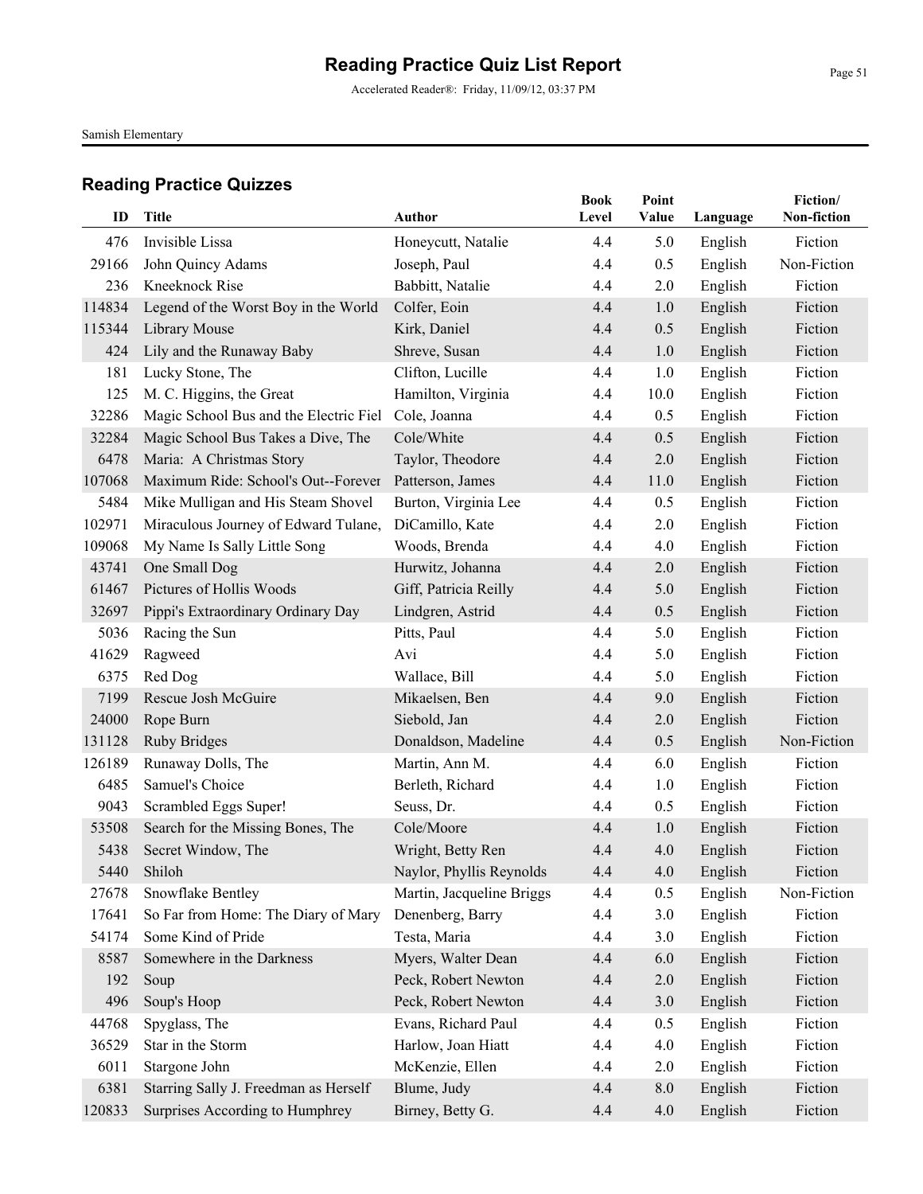# Reading Practice Quiz List Report

Accelerated Reader®: Friday, 11/09/12, 03:37 PM

Samish Elementary

## Reading Practice Quizzes

| ID | Title | Author | Book Level | Point Value | Language | Fiction/ Non-fiction |
|---|---|---|---|---|---|---|
| 476 | Invisible Lissa | Honeycutt, Natalie | 4.4 | 5.0 | English | Fiction |
| 29166 | John Quincy Adams | Joseph, Paul | 4.4 | 0.5 | English | Non-Fiction |
| 236 | Kneeknock Rise | Babbitt, Natalie | 4.4 | 2.0 | English | Fiction |
| 114834 | Legend of the Worst Boy in the World | Colfer, Eoin | 4.4 | 1.0 | English | Fiction |
| 115344 | Library Mouse | Kirk, Daniel | 4.4 | 0.5 | English | Fiction |
| 424 | Lily and the Runaway Baby | Shreve, Susan | 4.4 | 1.0 | English | Fiction |
| 181 | Lucky Stone, The | Clifton, Lucille | 4.4 | 1.0 | English | Fiction |
| 125 | M. C. Higgins, the Great | Hamilton, Virginia | 4.4 | 10.0 | English | Fiction |
| 32286 | Magic School Bus and the Electric Fiel | Cole, Joanna | 4.4 | 0.5 | English | Fiction |
| 32284 | Magic School Bus Takes a Dive, The | Cole/White | 4.4 | 0.5 | English | Fiction |
| 6478 | Maria:  A Christmas Story | Taylor, Theodore | 4.4 | 2.0 | English | Fiction |
| 107068 | Maximum Ride: School's Out--Forever | Patterson, James | 4.4 | 11.0 | English | Fiction |
| 5484 | Mike Mulligan and His Steam Shovel | Burton, Virginia Lee | 4.4 | 0.5 | English | Fiction |
| 102971 | Miraculous Journey of Edward Tulane, | DiCamillo, Kate | 4.4 | 2.0 | English | Fiction |
| 109068 | My Name Is Sally Little Song | Woods, Brenda | 4.4 | 4.0 | English | Fiction |
| 43741 | One Small Dog | Hurwitz, Johanna | 4.4 | 2.0 | English | Fiction |
| 61467 | Pictures of Hollis Woods | Giff, Patricia Reilly | 4.4 | 5.0 | English | Fiction |
| 32697 | Pippi's Extraordinary Ordinary Day | Lindgren, Astrid | 4.4 | 0.5 | English | Fiction |
| 5036 | Racing the Sun | Pitts, Paul | 4.4 | 5.0 | English | Fiction |
| 41629 | Ragweed | Avi | 4.4 | 5.0 | English | Fiction |
| 6375 | Red Dog | Wallace, Bill | 4.4 | 5.0 | English | Fiction |
| 7199 | Rescue Josh McGuire | Mikaelsen, Ben | 4.4 | 9.0 | English | Fiction |
| 24000 | Rope Burn | Siebold, Jan | 4.4 | 2.0 | English | Fiction |
| 131128 | Ruby Bridges | Donaldson, Madeline | 4.4 | 0.5 | English | Non-Fiction |
| 126189 | Runaway Dolls, The | Martin, Ann M. | 4.4 | 6.0 | English | Fiction |
| 6485 | Samuel's Choice | Berleth, Richard | 4.4 | 1.0 | English | Fiction |
| 9043 | Scrambled Eggs Super! | Seuss, Dr. | 4.4 | 0.5 | English | Fiction |
| 53508 | Search for the Missing Bones, The | Cole/Moore | 4.4 | 1.0 | English | Fiction |
| 5438 | Secret Window, The | Wright, Betty Ren | 4.4 | 4.0 | English | Fiction |
| 5440 | Shiloh | Naylor, Phyllis Reynolds | 4.4 | 4.0 | English | Fiction |
| 27678 | Snowflake Bentley | Martin, Jacqueline Briggs | 4.4 | 0.5 | English | Non-Fiction |
| 17641 | So Far from Home: The Diary of Mary | Denenberg, Barry | 4.4 | 3.0 | English | Fiction |
| 54174 | Some Kind of Pride | Testa, Maria | 4.4 | 3.0 | English | Fiction |
| 8587 | Somewhere in the Darkness | Myers, Walter Dean | 4.4 | 6.0 | English | Fiction |
| 192 | Soup | Peck, Robert Newton | 4.4 | 2.0 | English | Fiction |
| 496 | Soup's Hoop | Peck, Robert Newton | 4.4 | 3.0 | English | Fiction |
| 44768 | Spyglass, The | Evans, Richard Paul | 4.4 | 0.5 | English | Fiction |
| 36529 | Star in the Storm | Harlow, Joan Hiatt | 4.4 | 4.0 | English | Fiction |
| 6011 | Stargone John | McKenzie, Ellen | 4.4 | 2.0 | English | Fiction |
| 6381 | Starring Sally J. Freedman as Herself | Blume, Judy | 4.4 | 8.0 | English | Fiction |
| 120833 | Surprises According to Humphrey | Birney, Betty G. | 4.4 | 4.0 | English | Fiction |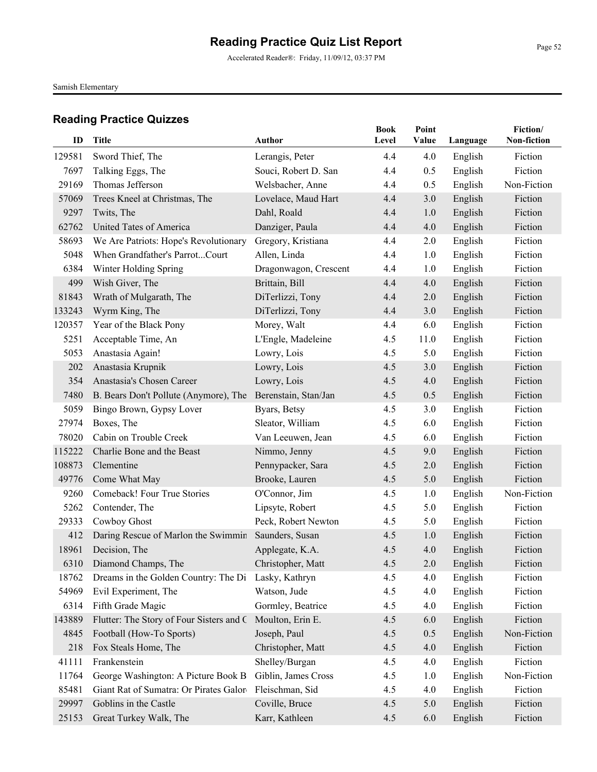# Reading Practice Quiz List Report

Accelerated Reader®: Friday, 11/09/12, 03:37 PM

Samish Elementary

## Reading Practice Quizzes

| ID | Title | Author | Book Level | Point Value | Language | Fiction/ Non-fiction |
|---|---|---|---|---|---|---|
| 129581 | Sword Thief, The | Lerangis, Peter | 4.4 | 4.0 | English | Fiction |
| 7697 | Talking Eggs, The | Souci, Robert D. San | 4.4 | 0.5 | English | Fiction |
| 29169 | Thomas Jefferson | Welsbacher, Anne | 4.4 | 0.5 | English | Non-Fiction |
| 57069 | Trees Kneel at Christmas, The | Lovelace, Maud Hart | 4.4 | 3.0 | English | Fiction |
| 9297 | Twits, The | Dahl, Roald | 4.4 | 1.0 | English | Fiction |
| 62762 | United Tates of America | Danziger, Paula | 4.4 | 4.0 | English | Fiction |
| 58693 | We Are Patriots: Hope's Revolutionary | Gregory, Kristiana | 4.4 | 2.0 | English | Fiction |
| 5048 | When Grandfather's Parrot...Court | Allen, Linda | 4.4 | 1.0 | English | Fiction |
| 6384 | Winter Holding Spring | Dragonwagon, Crescent | 4.4 | 1.0 | English | Fiction |
| 499 | Wish Giver, The | Brittain, Bill | 4.4 | 4.0 | English | Fiction |
| 81843 | Wrath of Mulgarath, The | DiTerlizzi, Tony | 4.4 | 2.0 | English | Fiction |
| 133243 | Wyrm King, The | DiTerlizzi, Tony | 4.4 | 3.0 | English | Fiction |
| 120357 | Year of the Black Pony | Morey, Walt | 4.4 | 6.0 | English | Fiction |
| 5251 | Acceptable Time, An | L'Engle, Madeleine | 4.5 | 11.0 | English | Fiction |
| 5053 | Anastasia Again! | Lowry, Lois | 4.5 | 5.0 | English | Fiction |
| 202 | Anastasia Krupnik | Lowry, Lois | 4.5 | 3.0 | English | Fiction |
| 354 | Anastasia's Chosen Career | Lowry, Lois | 4.5 | 4.0 | English | Fiction |
| 7480 | B. Bears Don't Pollute (Anymore), The | Berenstain, Stan/Jan | 4.5 | 0.5 | English | Fiction |
| 5059 | Bingo Brown, Gypsy Lover | Byars, Betsy | 4.5 | 3.0 | English | Fiction |
| 27974 | Boxes, The | Sleator, William | 4.5 | 6.0 | English | Fiction |
| 78020 | Cabin on Trouble Creek | Van Leeuwen, Jean | 4.5 | 6.0 | English | Fiction |
| 115222 | Charlie Bone and the Beast | Nimmo, Jenny | 4.5 | 9.0 | English | Fiction |
| 108873 | Clementine | Pennypacker, Sara | 4.5 | 2.0 | English | Fiction |
| 49776 | Come What May | Brooke, Lauren | 4.5 | 5.0 | English | Fiction |
| 9260 | Comeback! Four True Stories | O'Connor, Jim | 4.5 | 1.0 | English | Non-Fiction |
| 5262 | Contender, The | Lipsyte, Robert | 4.5 | 5.0 | English | Fiction |
| 29333 | Cowboy Ghost | Peck, Robert Newton | 4.5 | 5.0 | English | Fiction |
| 412 | Daring Rescue of Marlon the Swimmin | Saunders, Susan | 4.5 | 1.0 | English | Fiction |
| 18961 | Decision, The | Applegate, K.A. | 4.5 | 4.0 | English | Fiction |
| 6310 | Diamond Champs, The | Christopher, Matt | 4.5 | 2.0 | English | Fiction |
| 18762 | Dreams in the Golden Country: The Di | Lasky, Kathryn | 4.5 | 4.0 | English | Fiction |
| 54969 | Evil Experiment, The | Watson, Jude | 4.5 | 4.0 | English | Fiction |
| 6314 | Fifth Grade Magic | Gormley, Beatrice | 4.5 | 4.0 | English | Fiction |
| 143889 | Flutter: The Story of Four Sisters and C | Moulton, Erin E. | 4.5 | 6.0 | English | Fiction |
| 4845 | Football (How-To Sports) | Joseph, Paul | 4.5 | 0.5 | English | Non-Fiction |
| 218 | Fox Steals Home, The | Christopher, Matt | 4.5 | 4.0 | English | Fiction |
| 41111 | Frankenstein | Shelley/Burgan | 4.5 | 4.0 | English | Fiction |
| 11764 | George Washington: A Picture Book B | Giblin, James Cross | 4.5 | 1.0 | English | Non-Fiction |
| 85481 | Giant Rat of Sumatra: Or Pirates Galor | Fleischman, Sid | 4.5 | 4.0 | English | Fiction |
| 29997 | Goblins in the Castle | Coville, Bruce | 4.5 | 5.0 | English | Fiction |
| 25153 | Great Turkey Walk, The | Karr, Kathleen | 4.5 | 6.0 | English | Fiction |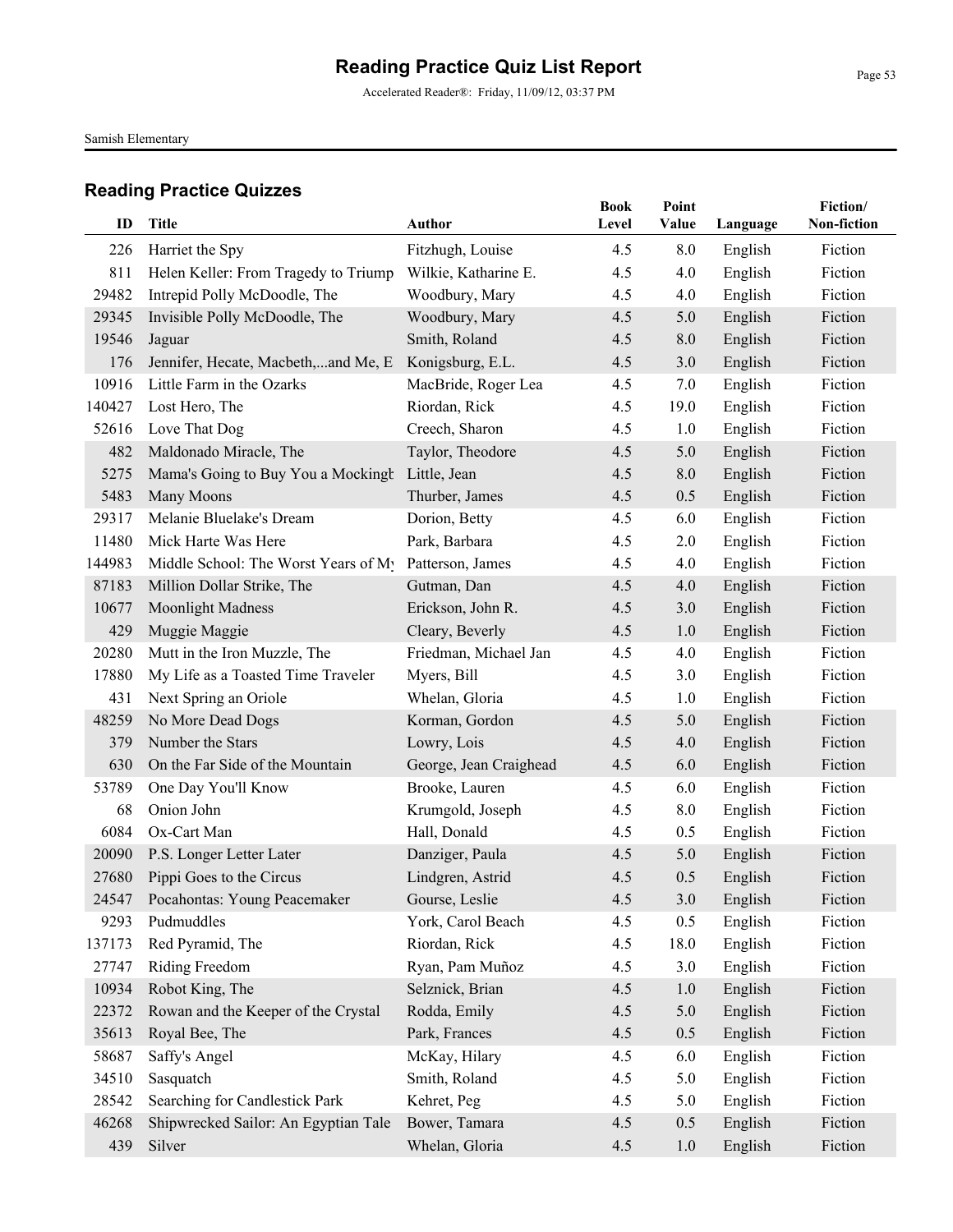# Reading Practice Quiz List Report

Accelerated Reader®: Friday, 11/09/12, 03:37 PM

Samish Elementary

## Reading Practice Quizzes

| ID | Title | Author | Book Level | Point Value | Language | Fiction/ Non-fiction |
|---|---|---|---|---|---|---|
| 226 | Harriet the Spy | Fitzhugh, Louise | 4.5 | 8.0 | English | Fiction |
| 811 | Helen Keller: From Tragedy to Triump | Wilkie, Katharine E. | 4.5 | 4.0 | English | Fiction |
| 29482 | Intrepid Polly McDoodle, The | Woodbury, Mary | 4.5 | 4.0 | English | Fiction |
| 29345 | Invisible Polly McDoodle, The | Woodbury, Mary | 4.5 | 5.0 | English | Fiction |
| 19546 | Jaguar | Smith, Roland | 4.5 | 8.0 | English | Fiction |
| 176 | Jennifer, Hecate, Macbeth,...and Me, E | Konigsburg, E.L. | 4.5 | 3.0 | English | Fiction |
| 10916 | Little Farm in the Ozarks | MacBride, Roger Lea | 4.5 | 7.0 | English | Fiction |
| 140427 | Lost Hero, The | Riordan, Rick | 4.5 | 19.0 | English | Fiction |
| 52616 | Love That Dog | Creech, Sharon | 4.5 | 1.0 | English | Fiction |
| 482 | Maldonado Miracle, The | Taylor, Theodore | 4.5 | 5.0 | English | Fiction |
| 5275 | Mama's Going to Buy You a Mockingb | Little, Jean | 4.5 | 8.0 | English | Fiction |
| 5483 | Many Moons | Thurber, James | 4.5 | 0.5 | English | Fiction |
| 29317 | Melanie Bluelake's Dream | Dorion, Betty | 4.5 | 6.0 | English | Fiction |
| 11480 | Mick Harte Was Here | Park, Barbara | 4.5 | 2.0 | English | Fiction |
| 144983 | Middle School: The Worst Years of My | Patterson, James | 4.5 | 4.0 | English | Fiction |
| 87183 | Million Dollar Strike, The | Gutman, Dan | 4.5 | 4.0 | English | Fiction |
| 10677 | Moonlight Madness | Erickson, John R. | 4.5 | 3.0 | English | Fiction |
| 429 | Muggie Maggie | Cleary, Beverly | 4.5 | 1.0 | English | Fiction |
| 20280 | Mutt in the Iron Muzzle, The | Friedman, Michael Jan | 4.5 | 4.0 | English | Fiction |
| 17880 | My Life as a Toasted Time Traveler | Myers, Bill | 4.5 | 3.0 | English | Fiction |
| 431 | Next Spring an Oriole | Whelan, Gloria | 4.5 | 1.0 | English | Fiction |
| 48259 | No More Dead Dogs | Korman, Gordon | 4.5 | 5.0 | English | Fiction |
| 379 | Number the Stars | Lowry, Lois | 4.5 | 4.0 | English | Fiction |
| 630 | On the Far Side of the Mountain | George, Jean Craighead | 4.5 | 6.0 | English | Fiction |
| 53789 | One Day You'll Know | Brooke, Lauren | 4.5 | 6.0 | English | Fiction |
| 68 | Onion John | Krumgold, Joseph | 4.5 | 8.0 | English | Fiction |
| 6084 | Ox-Cart Man | Hall, Donald | 4.5 | 0.5 | English | Fiction |
| 20090 | P.S. Longer Letter Later | Danziger, Paula | 4.5 | 5.0 | English | Fiction |
| 27680 | Pippi Goes to the Circus | Lindgren, Astrid | 4.5 | 0.5 | English | Fiction |
| 24547 | Pocahontas: Young Peacemaker | Gourse, Leslie | 4.5 | 3.0 | English | Fiction |
| 9293 | Pudmuddles | York, Carol Beach | 4.5 | 0.5 | English | Fiction |
| 137173 | Red Pyramid, The | Riordan, Rick | 4.5 | 18.0 | English | Fiction |
| 27747 | Riding Freedom | Ryan, Pam Muñoz | 4.5 | 3.0 | English | Fiction |
| 10934 | Robot King, The | Selznick, Brian | 4.5 | 1.0 | English | Fiction |
| 22372 | Rowan and the Keeper of the Crystal | Rodda, Emily | 4.5 | 5.0 | English | Fiction |
| 35613 | Royal Bee, The | Park, Frances | 4.5 | 0.5 | English | Fiction |
| 58687 | Saffy's Angel | McKay, Hilary | 4.5 | 6.0 | English | Fiction |
| 34510 | Sasquatch | Smith, Roland | 4.5 | 5.0 | English | Fiction |
| 28542 | Searching for Candlestick Park | Kehret, Peg | 4.5 | 5.0 | English | Fiction |
| 46268 | Shipwrecked Sailor: An Egyptian Tale | Bower, Tamara | 4.5 | 0.5 | English | Fiction |
| 439 | Silver | Whelan, Gloria | 4.5 | 1.0 | English | Fiction |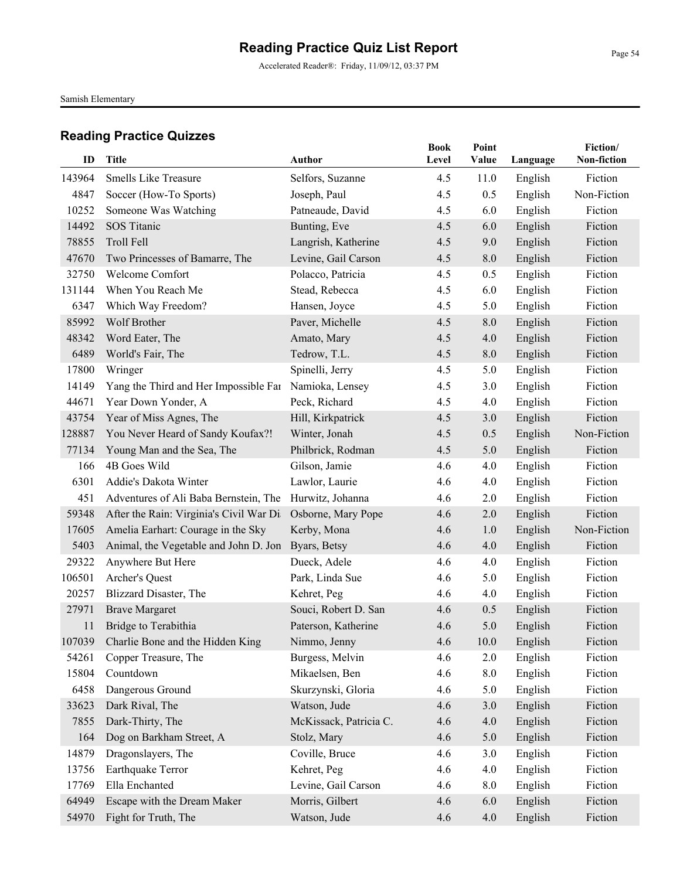# Reading Practice Quiz List Report

Accelerated Reader®: Friday, 11/09/12, 03:37 PM

Samish Elementary

## Reading Practice Quizzes

| ID | Title | Author | Book Level | Point Value | Language | Fiction/ Non-fiction |
|---|---|---|---|---|---|---|
| 143964 | Smells Like Treasure | Selfors, Suzanne | 4.5 | 11.0 | English | Fiction |
| 4847 | Soccer (How-To Sports) | Joseph, Paul | 4.5 | 0.5 | English | Non-Fiction |
| 10252 | Someone Was Watching | Patneaude, David | 4.5 | 6.0 | English | Fiction |
| 14492 | SOS Titanic | Bunting, Eve | 4.5 | 6.0 | English | Fiction |
| 78855 | Troll Fell | Langrish, Katherine | 4.5 | 9.0 | English | Fiction |
| 47670 | Two Princesses of Bamarre, The | Levine, Gail Carson | 4.5 | 8.0 | English | Fiction |
| 32750 | Welcome Comfort | Polacco, Patricia | 4.5 | 0.5 | English | Fiction |
| 131144 | When You Reach Me | Stead, Rebecca | 4.5 | 6.0 | English | Fiction |
| 6347 | Which Way Freedom? | Hansen, Joyce | 4.5 | 5.0 | English | Fiction |
| 85992 | Wolf Brother | Paver, Michelle | 4.5 | 8.0 | English | Fiction |
| 48342 | Word Eater, The | Amato, Mary | 4.5 | 4.0 | English | Fiction |
| 6489 | World's Fair, The | Tedrow, T.L. | 4.5 | 8.0 | English | Fiction |
| 17800 | Wringer | Spinelli, Jerry | 4.5 | 5.0 | English | Fiction |
| 14149 | Yang the Third and Her Impossible Fai | Namioka, Lensey | 4.5 | 3.0 | English | Fiction |
| 44671 | Year Down Yonder, A | Peck, Richard | 4.5 | 4.0 | English | Fiction |
| 43754 | Year of Miss Agnes, The | Hill, Kirkpatrick | 4.5 | 3.0 | English | Fiction |
| 128887 | You Never Heard of Sandy Koufax?! | Winter, Jonah | 4.5 | 0.5 | English | Non-Fiction |
| 77134 | Young Man and the Sea, The | Philbrick, Rodman | 4.5 | 5.0 | English | Fiction |
| 166 | 4B Goes Wild | Gilson, Jamie | 4.6 | 4.0 | English | Fiction |
| 6301 | Addie's Dakota Winter | Lawlor, Laurie | 4.6 | 4.0 | English | Fiction |
| 451 | Adventures of Ali Baba Bernstein, The | Hurwitz, Johanna | 4.6 | 2.0 | English | Fiction |
| 59348 | After the Rain: Virginia's Civil War Di | Osborne, Mary Pope | 4.6 | 2.0 | English | Fiction |
| 17605 | Amelia Earhart: Courage in the Sky | Kerby, Mona | 4.6 | 1.0 | English | Non-Fiction |
| 5403 | Animal, the Vegetable and John D. Jon | Byars, Betsy | 4.6 | 4.0 | English | Fiction |
| 29322 | Anywhere But Here | Dueck, Adele | 4.6 | 4.0 | English | Fiction |
| 106501 | Archer's Quest | Park, Linda Sue | 4.6 | 5.0 | English | Fiction |
| 20257 | Blizzard Disaster, The | Kehret, Peg | 4.6 | 4.0 | English | Fiction |
| 27971 | Brave Margaret | Souci, Robert D. San | 4.6 | 0.5 | English | Fiction |
| 11 | Bridge to Terabithia | Paterson, Katherine | 4.6 | 5.0 | English | Fiction |
| 107039 | Charlie Bone and the Hidden King | Nimmo, Jenny | 4.6 | 10.0 | English | Fiction |
| 54261 | Copper Treasure, The | Burgess, Melvin | 4.6 | 2.0 | English | Fiction |
| 15804 | Countdown | Mikaelsen, Ben | 4.6 | 8.0 | English | Fiction |
| 6458 | Dangerous Ground | Skurzynski, Gloria | 4.6 | 5.0 | English | Fiction |
| 33623 | Dark Rival, The | Watson, Jude | 4.6 | 3.0 | English | Fiction |
| 7855 | Dark-Thirty, The | McKissack, Patricia C. | 4.6 | 4.0 | English | Fiction |
| 164 | Dog on Barkham Street, A | Stolz, Mary | 4.6 | 5.0 | English | Fiction |
| 14879 | Dragonslayers, The | Coville, Bruce | 4.6 | 3.0 | English | Fiction |
| 13756 | Earthquake Terror | Kehret, Peg | 4.6 | 4.0 | English | Fiction |
| 17769 | Ella Enchanted | Levine, Gail Carson | 4.6 | 8.0 | English | Fiction |
| 64949 | Escape with the Dream Maker | Morris, Gilbert | 4.6 | 6.0 | English | Fiction |
| 54970 | Fight for Truth, The | Watson, Jude | 4.6 | 4.0 | English | Fiction |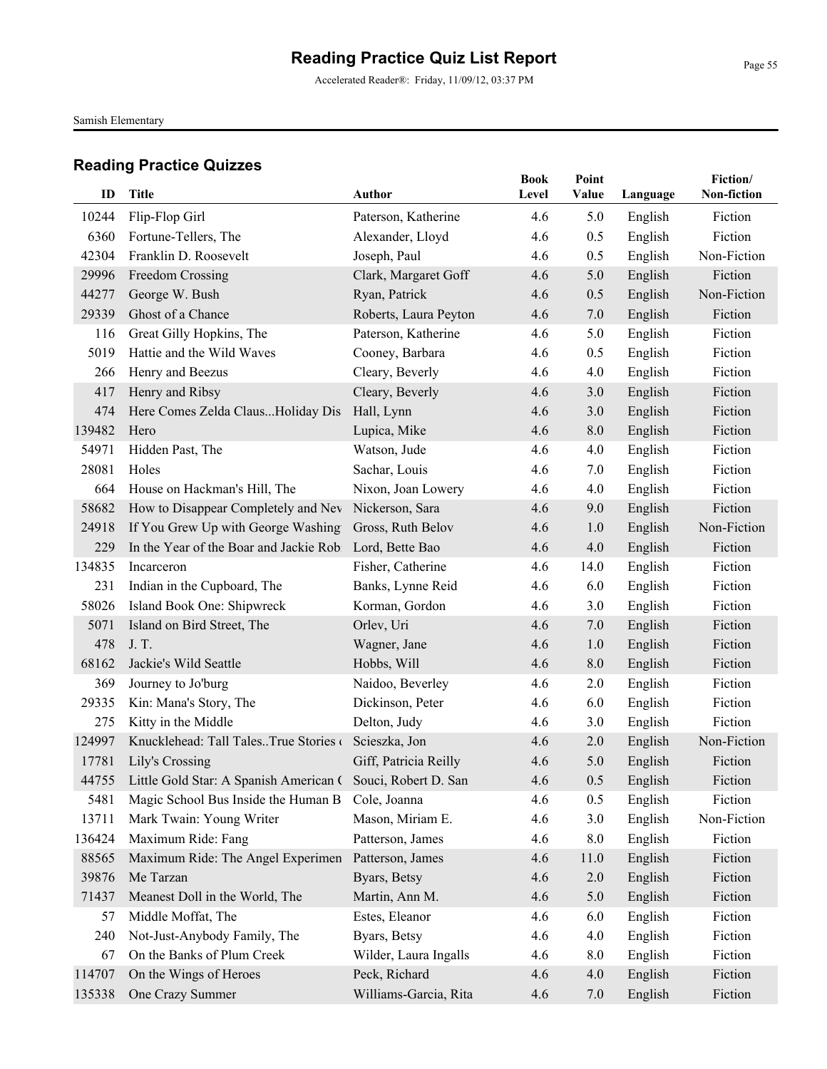# Reading Practice Quiz List Report

Accelerated Reader®: Friday, 11/09/12, 03:37 PM

Samish Elementary

## Reading Practice Quizzes

| ID | Title | Author | Book Level | Point Value | Language | Fiction/ Non-fiction |
|---|---|---|---|---|---|---|
| 10244 | Flip-Flop Girl | Paterson, Katherine | 4.6 | 5.0 | English | Fiction |
| 6360 | Fortune-Tellers, The | Alexander, Lloyd | 4.6 | 0.5 | English | Fiction |
| 42304 | Franklin D. Roosevelt | Joseph, Paul | 4.6 | 0.5 | English | Non-Fiction |
| 29996 | Freedom Crossing | Clark, Margaret Goff | 4.6 | 5.0 | English | Fiction |
| 44277 | George W. Bush | Ryan, Patrick | 4.6 | 0.5 | English | Non-Fiction |
| 29339 | Ghost of a Chance | Roberts, Laura Peyton | 4.6 | 7.0 | English | Fiction |
| 116 | Great Gilly Hopkins, The | Paterson, Katherine | 4.6 | 5.0 | English | Fiction |
| 5019 | Hattie and the Wild Waves | Cooney, Barbara | 4.6 | 0.5 | English | Fiction |
| 266 | Henry and Beezus | Cleary, Beverly | 4.6 | 4.0 | English | Fiction |
| 417 | Henry and Ribsy | Cleary, Beverly | 4.6 | 3.0 | English | Fiction |
| 474 | Here Comes Zelda Claus...Holiday Dis | Hall, Lynn | 4.6 | 3.0 | English | Fiction |
| 139482 | Hero | Lupica, Mike | 4.6 | 8.0 | English | Fiction |
| 54971 | Hidden Past, The | Watson, Jude | 4.6 | 4.0 | English | Fiction |
| 28081 | Holes | Sachar, Louis | 4.6 | 7.0 | English | Fiction |
| 664 | House on Hackman's Hill, The | Nixon, Joan Lowery | 4.6 | 4.0 | English | Fiction |
| 58682 | How to Disappear Completely and Nev | Nickerson, Sara | 4.6 | 9.0 | English | Fiction |
| 24918 | If You Grew Up with George Washing | Gross, Ruth Belov | 4.6 | 1.0 | English | Non-Fiction |
| 229 | In the Year of the Boar and Jackie Rob | Lord, Bette Bao | 4.6 | 4.0 | English | Fiction |
| 134835 | Incarceron | Fisher, Catherine | 4.6 | 14.0 | English | Fiction |
| 231 | Indian in the Cupboard, The | Banks, Lynne Reid | 4.6 | 6.0 | English | Fiction |
| 58026 | Island Book One: Shipwreck | Korman, Gordon | 4.6 | 3.0 | English | Fiction |
| 5071 | Island on Bird Street, The | Orlev, Uri | 4.6 | 7.0 | English | Fiction |
| 478 | J. T. | Wagner, Jane | 4.6 | 1.0 | English | Fiction |
| 68162 | Jackie's Wild Seattle | Hobbs, Will | 4.6 | 8.0 | English | Fiction |
| 369 | Journey to Jo'burg | Naidoo, Beverley | 4.6 | 2.0 | English | Fiction |
| 29335 | Kin: Mana's Story, The | Dickinson, Peter | 4.6 | 6.0 | English | Fiction |
| 275 | Kitty in the Middle | Delton, Judy | 4.6 | 3.0 | English | Fiction |
| 124997 | Knucklehead: Tall Tales..True Stories ( | Scieszka, Jon | 4.6 | 2.0 | English | Non-Fiction |
| 17781 | Lily's Crossing | Giff, Patricia Reilly | 4.6 | 5.0 | English | Fiction |
| 44755 | Little Gold Star: A Spanish American ( | Souci, Robert D. San | 4.6 | 0.5 | English | Fiction |
| 5481 | Magic School Bus Inside the Human B | Cole, Joanna | 4.6 | 0.5 | English | Fiction |
| 13711 | Mark Twain: Young Writer | Mason, Miriam E. | 4.6 | 3.0 | English | Non-Fiction |
| 136424 | Maximum Ride: Fang | Patterson, James | 4.6 | 8.0 | English | Fiction |
| 88565 | Maximum Ride: The Angel Experimen | Patterson, James | 4.6 | 11.0 | English | Fiction |
| 39876 | Me Tarzan | Byars, Betsy | 4.6 | 2.0 | English | Fiction |
| 71437 | Meanest Doll in the World, The | Martin, Ann M. | 4.6 | 5.0 | English | Fiction |
| 57 | Middle Moffat, The | Estes, Eleanor | 4.6 | 6.0 | English | Fiction |
| 240 | Not-Just-Anybody Family, The | Byars, Betsy | 4.6 | 4.0 | English | Fiction |
| 67 | On the Banks of Plum Creek | Wilder, Laura Ingalls | 4.6 | 8.0 | English | Fiction |
| 114707 | On the Wings of Heroes | Peck, Richard | 4.6 | 4.0 | English | Fiction |
| 135338 | One Crazy Summer | Williams-Garcia, Rita | 4.6 | 7.0 | English | Fiction |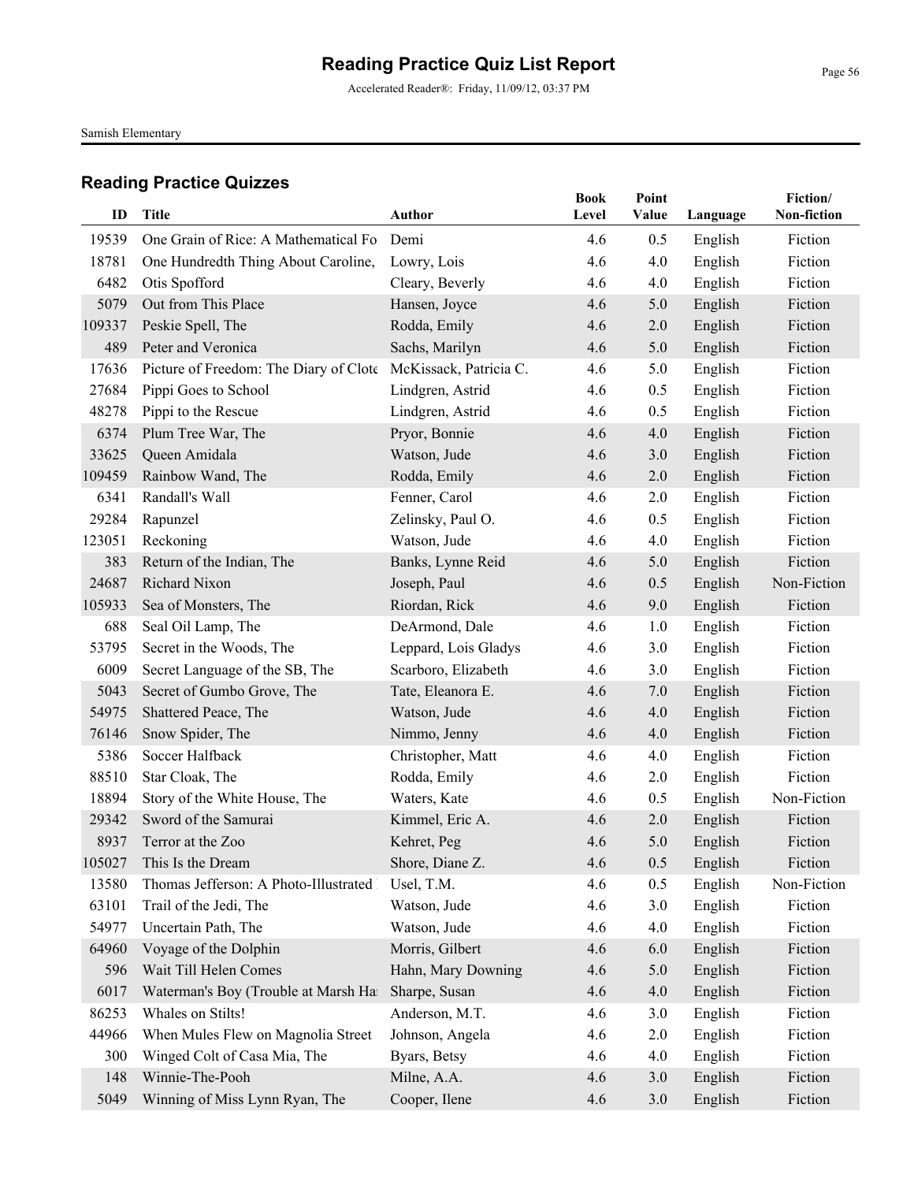# Reading Practice Quiz List Report

Accelerated Reader®: Friday, 11/09/12, 03:37 PM

Samish Elementary

## Reading Practice Quizzes

| ID | Title | Author | Book Level | Point Value | Language | Fiction/ Non-fiction |
|---|---|---|---|---|---|---|
| 19539 | One Grain of Rice: A Mathematical Fo | Demi | 4.6 | 0.5 | English | Fiction |
| 18781 | One Hundredth Thing About Caroline, | Lowry, Lois | 4.6 | 4.0 | English | Fiction |
| 6482 | Otis Spofford | Cleary, Beverly | 4.6 | 4.0 | English | Fiction |
| 5079 | Out from This Place | Hansen, Joyce | 4.6 | 5.0 | English | Fiction |
| 109337 | Peskie Spell, The | Rodda, Emily | 4.6 | 2.0 | English | Fiction |
| 489 | Peter and Veronica | Sachs, Marilyn | 4.6 | 5.0 | English | Fiction |
| 17636 | Picture of Freedom: The Diary of Clote | McKissack, Patricia C. | 4.6 | 5.0 | English | Fiction |
| 27684 | Pippi Goes to School | Lindgren, Astrid | 4.6 | 0.5 | English | Fiction |
| 48278 | Pippi to the Rescue | Lindgren, Astrid | 4.6 | 0.5 | English | Fiction |
| 6374 | Plum Tree War, The | Pryor, Bonnie | 4.6 | 4.0 | English | Fiction |
| 33625 | Queen Amidala | Watson, Jude | 4.6 | 3.0 | English | Fiction |
| 109459 | Rainbow Wand, The | Rodda, Emily | 4.6 | 2.0 | English | Fiction |
| 6341 | Randall's Wall | Fenner, Carol | 4.6 | 2.0 | English | Fiction |
| 29284 | Rapunzel | Zelinsky, Paul O. | 4.6 | 0.5 | English | Fiction |
| 123051 | Reckoning | Watson, Jude | 4.6 | 4.0 | English | Fiction |
| 383 | Return of the Indian, The | Banks, Lynne Reid | 4.6 | 5.0 | English | Fiction |
| 24687 | Richard Nixon | Joseph, Paul | 4.6 | 0.5 | English | Non-Fiction |
| 105933 | Sea of Monsters, The | Riordan, Rick | 4.6 | 9.0 | English | Fiction |
| 688 | Seal Oil Lamp, The | DeArmond, Dale | 4.6 | 1.0 | English | Fiction |
| 53795 | Secret in the Woods, The | Leppard, Lois Gladys | 4.6 | 3.0 | English | Fiction |
| 6009 | Secret Language of the SB, The | Scarboro, Elizabeth | 4.6 | 3.0 | English | Fiction |
| 5043 | Secret of Gumbo Grove, The | Tate, Eleanora E. | 4.6 | 7.0 | English | Fiction |
| 54975 | Shattered Peace, The | Watson, Jude | 4.6 | 4.0 | English | Fiction |
| 76146 | Snow Spider, The | Nimmo, Jenny | 4.6 | 4.0 | English | Fiction |
| 5386 | Soccer Halfback | Christopher, Matt | 4.6 | 4.0 | English | Fiction |
| 88510 | Star Cloak, The | Rodda, Emily | 4.6 | 2.0 | English | Fiction |
| 18894 | Story of the White House, The | Waters, Kate | 4.6 | 0.5 | English | Non-Fiction |
| 29342 | Sword of the Samurai | Kimmel, Eric A. | 4.6 | 2.0 | English | Fiction |
| 8937 | Terror at the Zoo | Kehret, Peg | 4.6 | 5.0 | English | Fiction |
| 105027 | This Is the Dream | Shore, Diane Z. | 4.6 | 0.5 | English | Fiction |
| 13580 | Thomas Jefferson: A Photo-Illustrated | Usel, T.M. | 4.6 | 0.5 | English | Non-Fiction |
| 63101 | Trail of the Jedi, The | Watson, Jude | 4.6 | 3.0 | English | Fiction |
| 54977 | Uncertain Path, The | Watson, Jude | 4.6 | 4.0 | English | Fiction |
| 64960 | Voyage of the Dolphin | Morris, Gilbert | 4.6 | 6.0 | English | Fiction |
| 596 | Wait Till Helen Comes | Hahn, Mary Downing | 4.6 | 5.0 | English | Fiction |
| 6017 | Waterman's Boy (Trouble at Marsh Ha | Sharpe, Susan | 4.6 | 4.0 | English | Fiction |
| 86253 | Whales on Stilts! | Anderson, M.T. | 4.6 | 3.0 | English | Fiction |
| 44966 | When Mules Flew on Magnolia Street | Johnson, Angela | 4.6 | 2.0 | English | Fiction |
| 300 | Winged Colt of Casa Mia, The | Byars, Betsy | 4.6 | 4.0 | English | Fiction |
| 148 | Winnie-The-Pooh | Milne, A.A. | 4.6 | 3.0 | English | Fiction |
| 5049 | Winning of Miss Lynn Ryan, The | Cooper, Ilene | 4.6 | 3.0 | English | Fiction |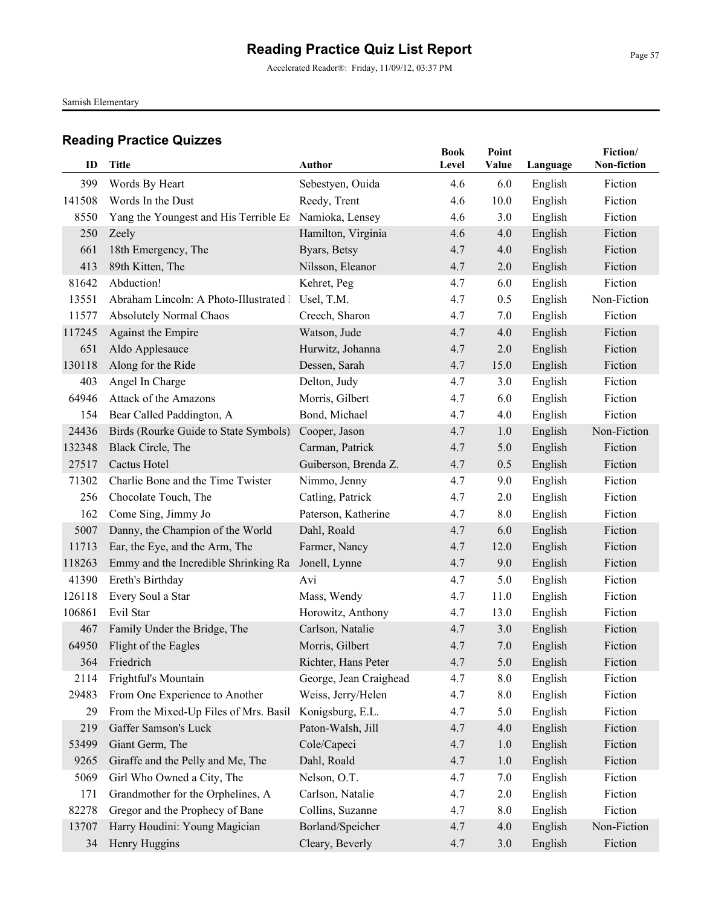# Reading Practice Quiz List Report

Accelerated Reader®: Friday, 11/09/12, 03:37 PM

Samish Elementary

## Reading Practice Quizzes

| ID | Title | Author | Book Level | Point Value | Language | Fiction/ Non-fiction |
|---|---|---|---|---|---|---|
| 399 | Words By Heart | Sebestyen, Ouida | 4.6 | 6.0 | English | Fiction |
| 141508 | Words In the Dust | Reedy, Trent | 4.6 | 10.0 | English | Fiction |
| 8550 | Yang the Youngest and His Terrible Ea | Namioka, Lensey | 4.6 | 3.0 | English | Fiction |
| 250 | Zeely | Hamilton, Virginia | 4.6 | 4.0 | English | Fiction |
| 661 | 18th Emergency, The | Byars, Betsy | 4.7 | 4.0 | English | Fiction |
| 413 | 89th Kitten, The | Nilsson, Eleanor | 4.7 | 2.0 | English | Fiction |
| 81642 | Abduction! | Kehret, Peg | 4.7 | 6.0 | English | Fiction |
| 13551 | Abraham Lincoln: A Photo-Illustrated I | Usel, T.M. | 4.7 | 0.5 | English | Non-Fiction |
| 11577 | Absolutely Normal Chaos | Creech, Sharon | 4.7 | 7.0 | English | Fiction |
| 117245 | Against the Empire | Watson, Jude | 4.7 | 4.0 | English | Fiction |
| 651 | Aldo Applesauce | Hurwitz, Johanna | 4.7 | 2.0 | English | Fiction |
| 130118 | Along for the Ride | Dessen, Sarah | 4.7 | 15.0 | English | Fiction |
| 403 | Angel In Charge | Delton, Judy | 4.7 | 3.0 | English | Fiction |
| 64946 | Attack of the Amazons | Morris, Gilbert | 4.7 | 6.0 | English | Fiction |
| 154 | Bear Called Paddington, A | Bond, Michael | 4.7 | 4.0 | English | Fiction |
| 24436 | Birds (Rourke Guide to State Symbols) | Cooper, Jason | 4.7 | 1.0 | English | Non-Fiction |
| 132348 | Black Circle, The | Carman, Patrick | 4.7 | 5.0 | English | Fiction |
| 27517 | Cactus Hotel | Guiberson, Brenda Z. | 4.7 | 0.5 | English | Fiction |
| 71302 | Charlie Bone and the Time Twister | Nimmo, Jenny | 4.7 | 9.0 | English | Fiction |
| 256 | Chocolate Touch, The | Catling, Patrick | 4.7 | 2.0 | English | Fiction |
| 162 | Come Sing, Jimmy Jo | Paterson, Katherine | 4.7 | 8.0 | English | Fiction |
| 5007 | Danny, the Champion of the World | Dahl, Roald | 4.7 | 6.0 | English | Fiction |
| 11713 | Ear, the Eye, and the Arm, The | Farmer, Nancy | 4.7 | 12.0 | English | Fiction |
| 118263 | Emmy and the Incredible Shrinking Ra | Jonell, Lynne | 4.7 | 9.0 | English | Fiction |
| 41390 | Ereth's Birthday | Avi | 4.7 | 5.0 | English | Fiction |
| 126118 | Every Soul a Star | Mass, Wendy | 4.7 | 11.0 | English | Fiction |
| 106861 | Evil Star | Horowitz, Anthony | 4.7 | 13.0 | English | Fiction |
| 467 | Family Under the Bridge, The | Carlson, Natalie | 4.7 | 3.0 | English | Fiction |
| 64950 | Flight of the Eagles | Morris, Gilbert | 4.7 | 7.0 | English | Fiction |
| 364 | Friedrich | Richter, Hans Peter | 4.7 | 5.0 | English | Fiction |
| 2114 | Frightful's Mountain | George, Jean Craighead | 4.7 | 8.0 | English | Fiction |
| 29483 | From One Experience to Another | Weiss, Jerry/Helen | 4.7 | 8.0 | English | Fiction |
| 29 | From the Mixed-Up Files of Mrs. Basil | Konigsburg, E.L. | 4.7 | 5.0 | English | Fiction |
| 219 | Gaffer Samson's Luck | Paton-Walsh, Jill | 4.7 | 4.0 | English | Fiction |
| 53499 | Giant Germ, The | Cole/Capeci | 4.7 | 1.0 | English | Fiction |
| 9265 | Giraffe and the Pelly and Me, The | Dahl, Roald | 4.7 | 1.0 | English | Fiction |
| 5069 | Girl Who Owned a City, The | Nelson, O.T. | 4.7 | 7.0 | English | Fiction |
| 171 | Grandmother for the Orphelines, A | Carlson, Natalie | 4.7 | 2.0 | English | Fiction |
| 82278 | Gregor and the Prophecy of Bane | Collins, Suzanne | 4.7 | 8.0 | English | Fiction |
| 13707 | Harry Houdini: Young Magician | Borland/Speicher | 4.7 | 4.0 | English | Non-Fiction |
| 34 | Henry Huggins | Cleary, Beverly | 4.7 | 3.0 | English | Fiction |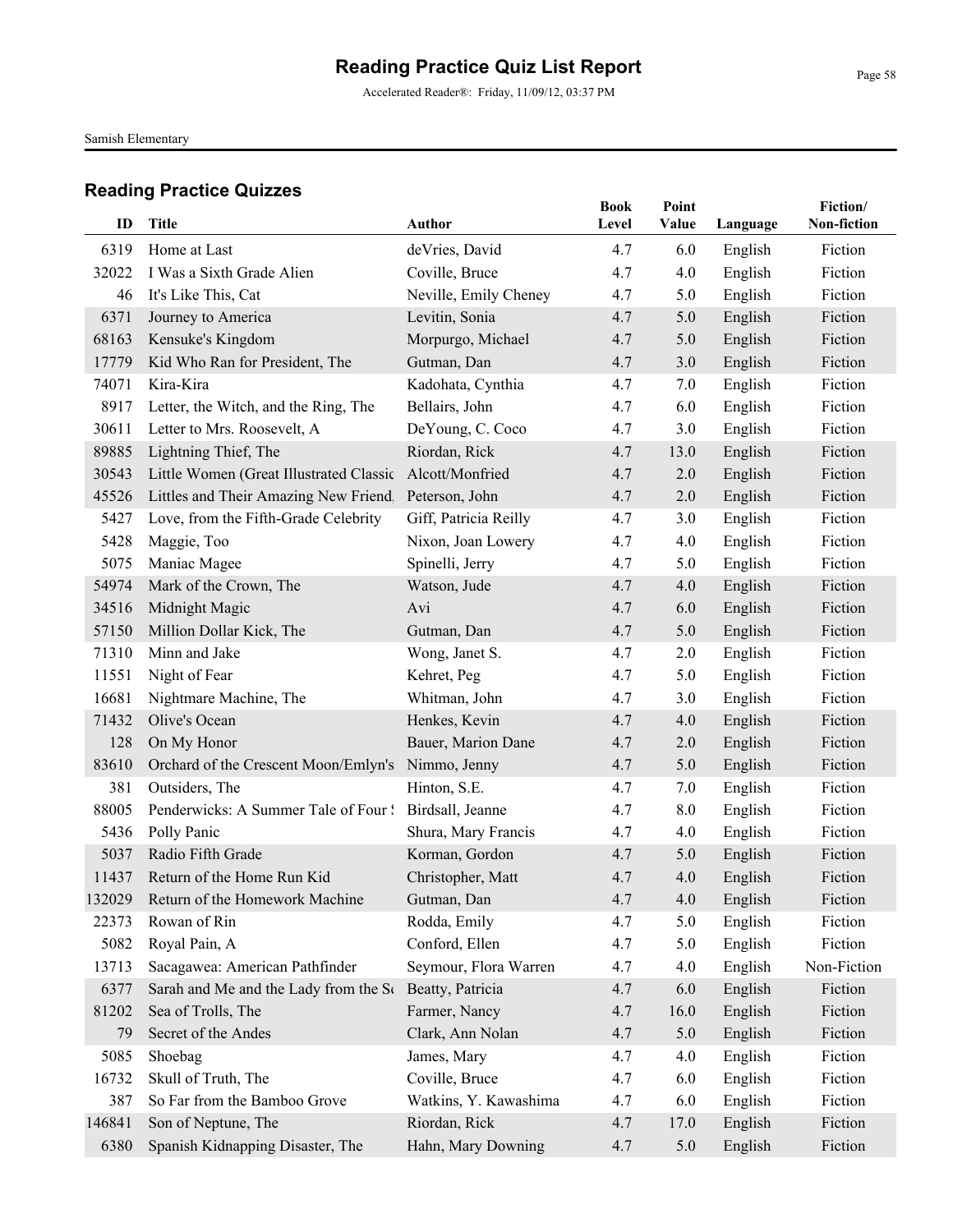# Reading Practice Quiz List Report

Accelerated Reader®: Friday, 11/09/12, 03:37 PM

Samish Elementary

## Reading Practice Quizzes

| ID | Title | Author | Book Level | Point Value | Language | Fiction/ Non-fiction |
|---|---|---|---|---|---|---|
| 6319 | Home at Last | deVries, David | 4.7 | 6.0 | English | Fiction |
| 32022 | I Was a Sixth Grade Alien | Coville, Bruce | 4.7 | 4.0 | English | Fiction |
| 46 | It's Like This, Cat | Neville, Emily Cheney | 4.7 | 5.0 | English | Fiction |
| 6371 | Journey to America | Levitin, Sonia | 4.7 | 5.0 | English | Fiction |
| 68163 | Kensuke's Kingdom | Morpurgo, Michael | 4.7 | 5.0 | English | Fiction |
| 17779 | Kid Who Ran for President, The | Gutman, Dan | 4.7 | 3.0 | English | Fiction |
| 74071 | Kira-Kira | Kadohata, Cynthia | 4.7 | 7.0 | English | Fiction |
| 8917 | Letter, the Witch, and the Ring, The | Bellairs, John | 4.7 | 6.0 | English | Fiction |
| 30611 | Letter to Mrs. Roosevelt, A | DeYoung, C. Coco | 4.7 | 3.0 | English | Fiction |
| 89885 | Lightning Thief, The | Riordan, Rick | 4.7 | 13.0 | English | Fiction |
| 30543 | Little Women (Great Illustrated Classic | Alcott/Monfried | 4.7 | 2.0 | English | Fiction |
| 45526 | Littles and Their Amazing New Friend | Peterson, John | 4.7 | 2.0 | English | Fiction |
| 5427 | Love, from the Fifth-Grade Celebrity | Giff, Patricia Reilly | 4.7 | 3.0 | English | Fiction |
| 5428 | Maggie, Too | Nixon, Joan Lowery | 4.7 | 4.0 | English | Fiction |
| 5075 | Maniac Magee | Spinelli, Jerry | 4.7 | 5.0 | English | Fiction |
| 54974 | Mark of the Crown, The | Watson, Jude | 4.7 | 4.0 | English | Fiction |
| 34516 | Midnight Magic | Avi | 4.7 | 6.0 | English | Fiction |
| 57150 | Million Dollar Kick, The | Gutman, Dan | 4.7 | 5.0 | English | Fiction |
| 71310 | Minn and Jake | Wong, Janet S. | 4.7 | 2.0 | English | Fiction |
| 11551 | Night of Fear | Kehret, Peg | 4.7 | 5.0 | English | Fiction |
| 16681 | Nightmare Machine, The | Whitman, John | 4.7 | 3.0 | English | Fiction |
| 71432 | Olive's Ocean | Henkes, Kevin | 4.7 | 4.0 | English | Fiction |
| 128 | On My Honor | Bauer, Marion Dane | 4.7 | 2.0 | English | Fiction |
| 83610 | Orchard of the Crescent Moon/Emlyn's | Nimmo, Jenny | 4.7 | 5.0 | English | Fiction |
| 381 | Outsiders, The | Hinton, S.E. | 4.7 | 7.0 | English | Fiction |
| 88005 | Penderwicks: A Summer Tale of Four S | Birdsall, Jeanne | 4.7 | 8.0 | English | Fiction |
| 5436 | Polly Panic | Shura, Mary Francis | 4.7 | 4.0 | English | Fiction |
| 5037 | Radio Fifth Grade | Korman, Gordon | 4.7 | 5.0 | English | Fiction |
| 11437 | Return of the Home Run Kid | Christopher, Matt | 4.7 | 4.0 | English | Fiction |
| 132029 | Return of the Homework Machine | Gutman, Dan | 4.7 | 4.0 | English | Fiction |
| 22373 | Rowan of Rin | Rodda, Emily | 4.7 | 5.0 | English | Fiction |
| 5082 | Royal Pain, A | Conford, Ellen | 4.7 | 5.0 | English | Fiction |
| 13713 | Sacagawea: American Pathfinder | Seymour, Flora Warren | 4.7 | 4.0 | English | Non-Fiction |
| 6377 | Sarah and Me and the Lady from the Se | Beatty, Patricia | 4.7 | 6.0 | English | Fiction |
| 81202 | Sea of Trolls, The | Farmer, Nancy | 4.7 | 16.0 | English | Fiction |
| 79 | Secret of the Andes | Clark, Ann Nolan | 4.7 | 5.0 | English | Fiction |
| 5085 | Shoebag | James, Mary | 4.7 | 4.0 | English | Fiction |
| 16732 | Skull of Truth, The | Coville, Bruce | 4.7 | 6.0 | English | Fiction |
| 387 | So Far from the Bamboo Grove | Watkins, Y. Kawashima | 4.7 | 6.0 | English | Fiction |
| 146841 | Son of Neptune, The | Riordan, Rick | 4.7 | 17.0 | English | Fiction |
| 6380 | Spanish Kidnapping Disaster, The | Hahn, Mary Downing | 4.7 | 5.0 | English | Fiction |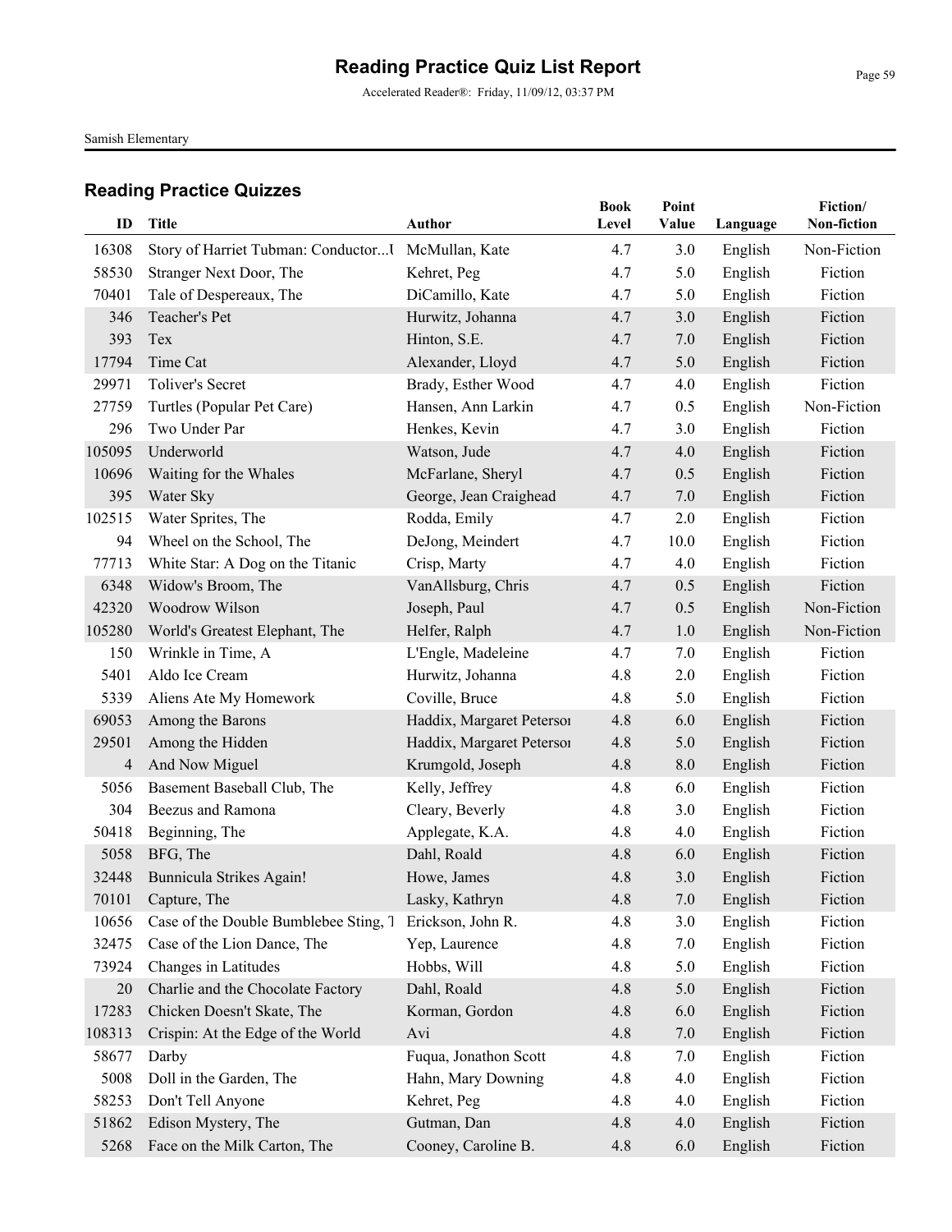# Reading Practice Quiz List Report

Accelerated Reader®: Friday, 11/09/12, 03:37 PM

Samish Elementary

## Reading Practice Quizzes

| ID | Title | Author | Book Level | Point Value | Language | Fiction/ Non-fiction |
|---|---|---|---|---|---|---|
| 16308 | Story of Harriet Tubman: Conductor...U | McMullan, Kate | 4.7 | 3.0 | English | Non-Fiction |
| 58530 | Stranger Next Door, The | Kehret, Peg | 4.7 | 5.0 | English | Fiction |
| 70401 | Tale of Despereaux, The | DiCamillo, Kate | 4.7 | 5.0 | English | Fiction |
| 346 | Teacher's Pet | Hurwitz, Johanna | 4.7 | 3.0 | English | Fiction |
| 393 | Tex | Hinton, S.E. | 4.7 | 7.0 | English | Fiction |
| 17794 | Time Cat | Alexander, Lloyd | 4.7 | 5.0 | English | Fiction |
| 29971 | Toliver's Secret | Brady, Esther Wood | 4.7 | 4.0 | English | Fiction |
| 27759 | Turtles (Popular Pet Care) | Hansen, Ann Larkin | 4.7 | 0.5 | English | Non-Fiction |
| 296 | Two Under Par | Henkes, Kevin | 4.7 | 3.0 | English | Fiction |
| 105095 | Underworld | Watson, Jude | 4.7 | 4.0 | English | Fiction |
| 10696 | Waiting for the Whales | McFarlane, Sheryl | 4.7 | 0.5 | English | Fiction |
| 395 | Water Sky | George, Jean Craighead | 4.7 | 7.0 | English | Fiction |
| 102515 | Water Sprites, The | Rodda, Emily | 4.7 | 2.0 | English | Fiction |
| 94 | Wheel on the School, The | DeJong, Meindert | 4.7 | 10.0 | English | Fiction |
| 77713 | White Star: A Dog on the Titanic | Crisp, Marty | 4.7 | 4.0 | English | Fiction |
| 6348 | Widow's Broom, The | VanAllsburg, Chris | 4.7 | 0.5 | English | Fiction |
| 42320 | Woodrow Wilson | Joseph, Paul | 4.7 | 0.5 | English | Non-Fiction |
| 105280 | World's Greatest Elephant, The | Helfer, Ralph | 4.7 | 1.0 | English | Non-Fiction |
| 150 | Wrinkle in Time, A | L'Engle, Madeleine | 4.7 | 7.0 | English | Fiction |
| 5401 | Aldo Ice Cream | Hurwitz, Johanna | 4.8 | 2.0 | English | Fiction |
| 5339 | Aliens Ate My Homework | Coville, Bruce | 4.8 | 5.0 | English | Fiction |
| 69053 | Among the Barons | Haddix, Margaret Peterson | 4.8 | 6.0 | English | Fiction |
| 29501 | Among the Hidden | Haddix, Margaret Peterson | 4.8 | 5.0 | English | Fiction |
| 4 | And Now Miguel | Krumgold, Joseph | 4.8 | 8.0 | English | Fiction |
| 5056 | Basement Baseball Club, The | Kelly, Jeffrey | 4.8 | 6.0 | English | Fiction |
| 304 | Beezus and Ramona | Cleary, Beverly | 4.8 | 3.0 | English | Fiction |
| 50418 | Beginning, The | Applegate, K.A. | 4.8 | 4.0 | English | Fiction |
| 5058 | BFG, The | Dahl, Roald | 4.8 | 6.0 | English | Fiction |
| 32448 | Bunnicula Strikes Again! | Howe, James | 4.8 | 3.0 | English | Fiction |
| 70101 | Capture, The | Lasky, Kathryn | 4.8 | 7.0 | English | Fiction |
| 10656 | Case of the Double Bumblebee Sting, T | Erickson, John R. | 4.8 | 3.0 | English | Fiction |
| 32475 | Case of the Lion Dance, The | Yep, Laurence | 4.8 | 7.0 | English | Fiction |
| 73924 | Changes in Latitudes | Hobbs, Will | 4.8 | 5.0 | English | Fiction |
| 20 | Charlie and the Chocolate Factory | Dahl, Roald | 4.8 | 5.0 | English | Fiction |
| 17283 | Chicken Doesn't Skate, The | Korman, Gordon | 4.8 | 6.0 | English | Fiction |
| 108313 | Crispin: At the Edge of the World | Avi | 4.8 | 7.0 | English | Fiction |
| 58677 | Darby | Fuqua, Jonathon Scott | 4.8 | 7.0 | English | Fiction |
| 5008 | Doll in the Garden, The | Hahn, Mary Downing | 4.8 | 4.0 | English | Fiction |
| 58253 | Don't Tell Anyone | Kehret, Peg | 4.8 | 4.0 | English | Fiction |
| 51862 | Edison Mystery, The | Gutman, Dan | 4.8 | 4.0 | English | Fiction |
| 5268 | Face on the Milk Carton, The | Cooney, Caroline B. | 4.8 | 6.0 | English | Fiction |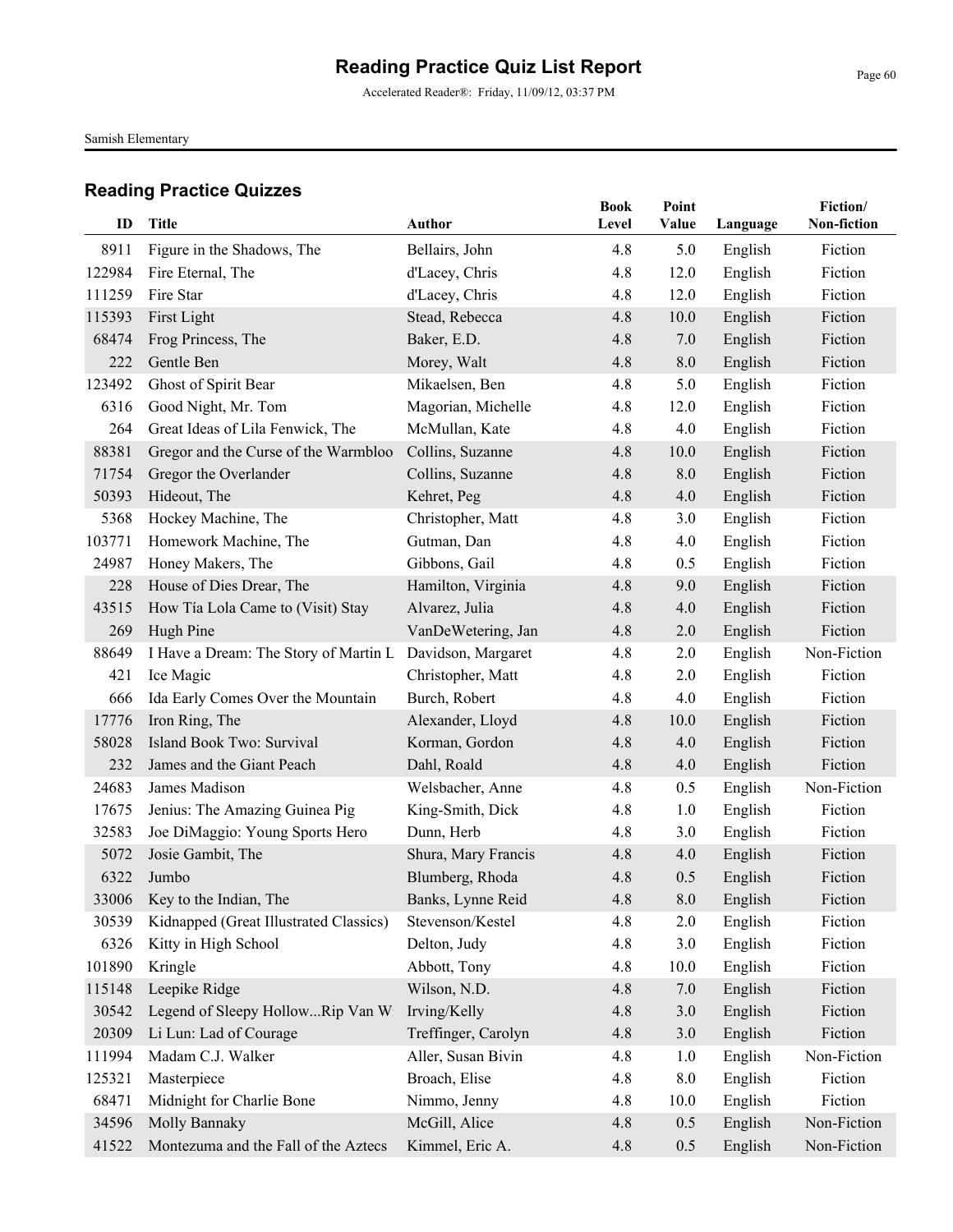# Reading Practice Quiz List Report

Accelerated Reader®: Friday, 11/09/12, 03:37 PM

Samish Elementary

## Reading Practice Quizzes

| ID | Title | Author | Book Level | Point Value | Language | Fiction/ Non-fiction |
|---|---|---|---|---|---|---|
| 8911 | Figure in the Shadows, The | Bellairs, John | 4.8 | 5.0 | English | Fiction |
| 122984 | Fire Eternal, The | d'Lacey, Chris | 4.8 | 12.0 | English | Fiction |
| 111259 | Fire Star | d'Lacey, Chris | 4.8 | 12.0 | English | Fiction |
| 115393 | First Light | Stead, Rebecca | 4.8 | 10.0 | English | Fiction |
| 68474 | Frog Princess, The | Baker, E.D. | 4.8 | 7.0 | English | Fiction |
| 222 | Gentle Ben | Morey, Walt | 4.8 | 8.0 | English | Fiction |
| 123492 | Ghost of Spirit Bear | Mikaelsen, Ben | 4.8 | 5.0 | English | Fiction |
| 6316 | Good Night, Mr. Tom | Magorian, Michelle | 4.8 | 12.0 | English | Fiction |
| 264 | Great Ideas of Lila Fenwick, The | McMullan, Kate | 4.8 | 4.0 | English | Fiction |
| 88381 | Gregor and the Curse of the Warmbloo | Collins, Suzanne | 4.8 | 10.0 | English | Fiction |
| 71754 | Gregor the Overlander | Collins, Suzanne | 4.8 | 8.0 | English | Fiction |
| 50393 | Hideout, The | Kehret, Peg | 4.8 | 4.0 | English | Fiction |
| 5368 | Hockey Machine, The | Christopher, Matt | 4.8 | 3.0 | English | Fiction |
| 103771 | Homework Machine, The | Gutman, Dan | 4.8 | 4.0 | English | Fiction |
| 24987 | Honey Makers, The | Gibbons, Gail | 4.8 | 0.5 | English | Fiction |
| 228 | House of Dies Drear, The | Hamilton, Virginia | 4.8 | 9.0 | English | Fiction |
| 43515 | How Tía Lola Came to (Visit) Stay | Alvarez, Julia | 4.8 | 4.0 | English | Fiction |
| 269 | Hugh Pine | VanDeWetering, Jan | 4.8 | 2.0 | English | Fiction |
| 88649 | I Have a Dream: The Story of Martin L | Davidson, Margaret | 4.8 | 2.0 | English | Non-Fiction |
| 421 | Ice Magic | Christopher, Matt | 4.8 | 2.0 | English | Fiction |
| 666 | Ida Early Comes Over the Mountain | Burch, Robert | 4.8 | 4.0 | English | Fiction |
| 17776 | Iron Ring, The | Alexander, Lloyd | 4.8 | 10.0 | English | Fiction |
| 58028 | Island Book Two: Survival | Korman, Gordon | 4.8 | 4.0 | English | Fiction |
| 232 | James and the Giant Peach | Dahl, Roald | 4.8 | 4.0 | English | Fiction |
| 24683 | James Madison | Welsbacher, Anne | 4.8 | 0.5 | English | Non-Fiction |
| 17675 | Jenius: The Amazing Guinea Pig | King-Smith, Dick | 4.8 | 1.0 | English | Fiction |
| 32583 | Joe DiMaggio: Young Sports Hero | Dunn, Herb | 4.8 | 3.0 | English | Fiction |
| 5072 | Josie Gambit, The | Shura, Mary Francis | 4.8 | 4.0 | English | Fiction |
| 6322 | Jumbo | Blumberg, Rhoda | 4.8 | 0.5 | English | Fiction |
| 33006 | Key to the Indian, The | Banks, Lynne Reid | 4.8 | 8.0 | English | Fiction |
| 30539 | Kidnapped (Great Illustrated Classics) | Stevenson/Kestel | 4.8 | 2.0 | English | Fiction |
| 6326 | Kitty in High School | Delton, Judy | 4.8 | 3.0 | English | Fiction |
| 101890 | Kringle | Abbott, Tony | 4.8 | 10.0 | English | Fiction |
| 115148 | Leepike Ridge | Wilson, N.D. | 4.8 | 7.0 | English | Fiction |
| 30542 | Legend of Sleepy Hollow...Rip Van W | Irving/Kelly | 4.8 | 3.0 | English | Fiction |
| 20309 | Li Lun: Lad of Courage | Treffinger, Carolyn | 4.8 | 3.0 | English | Fiction |
| 111994 | Madam C.J. Walker | Aller, Susan Bivin | 4.8 | 1.0 | English | Non-Fiction |
| 125321 | Masterpiece | Broach, Elise | 4.8 | 8.0 | English | Fiction |
| 68471 | Midnight for Charlie Bone | Nimmo, Jenny | 4.8 | 10.0 | English | Fiction |
| 34596 | Molly Bannaky | McGill, Alice | 4.8 | 0.5 | English | Non-Fiction |
| 41522 | Montezuma and the Fall of the Aztecs | Kimmel, Eric A. | 4.8 | 0.5 | English | Non-Fiction |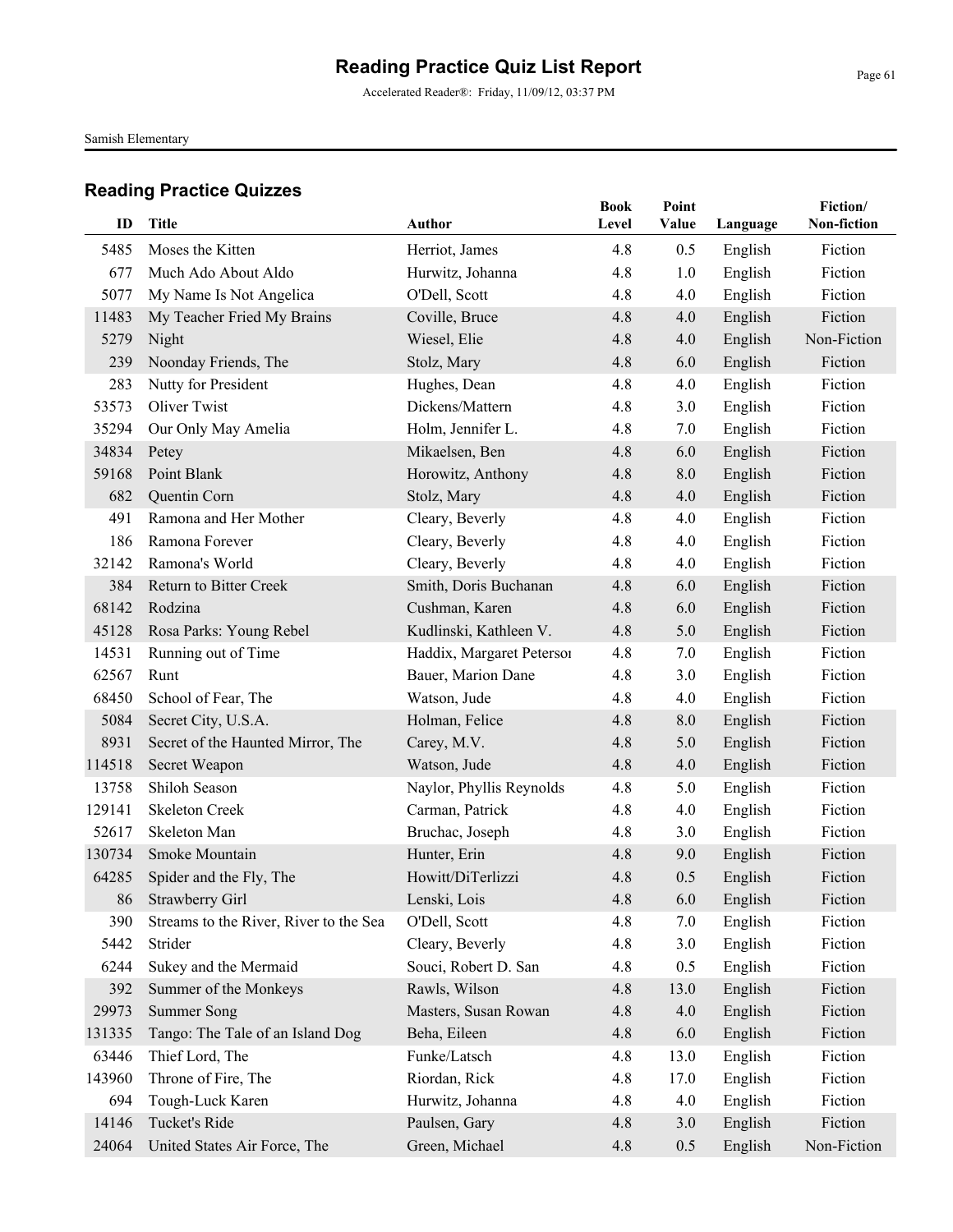# Reading Practice Quiz List Report

Accelerated Reader®: Friday, 11/09/12, 03:37 PM

Samish Elementary

## Reading Practice Quizzes

| ID | Title | Author | Book Level | Point Value | Language | Fiction/ Non-fiction |
|---|---|---|---|---|---|---|
| 5485 | Moses the Kitten | Herriot, James | 4.8 | 0.5 | English | Fiction |
| 677 | Much Ado About Aldo | Hurwitz, Johanna | 4.8 | 1.0 | English | Fiction |
| 5077 | My Name Is Not Angelica | O'Dell, Scott | 4.8 | 4.0 | English | Fiction |
| 11483 | My Teacher Fried My Brains | Coville, Bruce | 4.8 | 4.0 | English | Fiction |
| 5279 | Night | Wiesel, Elie | 4.8 | 4.0 | English | Non-Fiction |
| 239 | Noonday Friends, The | Stolz, Mary | 4.8 | 6.0 | English | Fiction |
| 283 | Nutty for President | Hughes, Dean | 4.8 | 4.0 | English | Fiction |
| 53573 | Oliver Twist | Dickens/Mattern | 4.8 | 3.0 | English | Fiction |
| 35294 | Our Only May Amelia | Holm, Jennifer L. | 4.8 | 7.0 | English | Fiction |
| 34834 | Petey | Mikaelsen, Ben | 4.8 | 6.0 | English | Fiction |
| 59168 | Point Blank | Horowitz, Anthony | 4.8 | 8.0 | English | Fiction |
| 682 | Quentin Corn | Stolz, Mary | 4.8 | 4.0 | English | Fiction |
| 491 | Ramona and Her Mother | Cleary, Beverly | 4.8 | 4.0 | English | Fiction |
| 186 | Ramona Forever | Cleary, Beverly | 4.8 | 4.0 | English | Fiction |
| 32142 | Ramona's World | Cleary, Beverly | 4.8 | 4.0 | English | Fiction |
| 384 | Return to Bitter Creek | Smith, Doris Buchanan | 4.8 | 6.0 | English | Fiction |
| 68142 | Rodzina | Cushman, Karen | 4.8 | 6.0 | English | Fiction |
| 45128 | Rosa Parks: Young Rebel | Kudlinski, Kathleen V. | 4.8 | 5.0 | English | Fiction |
| 14531 | Running out of Time | Haddix, Margaret Petersoı | 4.8 | 7.0 | English | Fiction |
| 62567 | Runt | Bauer, Marion Dane | 4.8 | 3.0 | English | Fiction |
| 68450 | School of Fear, The | Watson, Jude | 4.8 | 4.0 | English | Fiction |
| 5084 | Secret City, U.S.A. | Holman, Felice | 4.8 | 8.0 | English | Fiction |
| 8931 | Secret of the Haunted Mirror, The | Carey, M.V. | 4.8 | 5.0 | English | Fiction |
| 114518 | Secret Weapon | Watson, Jude | 4.8 | 4.0 | English | Fiction |
| 13758 | Shiloh Season | Naylor, Phyllis Reynolds | 4.8 | 5.0 | English | Fiction |
| 129141 | Skeleton Creek | Carman, Patrick | 4.8 | 4.0 | English | Fiction |
| 52617 | Skeleton Man | Bruchac, Joseph | 4.8 | 3.0 | English | Fiction |
| 130734 | Smoke Mountain | Hunter, Erin | 4.8 | 9.0 | English | Fiction |
| 64285 | Spider and the Fly, The | Howitt/DiTerlizzi | 4.8 | 0.5 | English | Fiction |
| 86 | Strawberry Girl | Lenski, Lois | 4.8 | 6.0 | English | Fiction |
| 390 | Streams to the River, River to the Sea | O'Dell, Scott | 4.8 | 7.0 | English | Fiction |
| 5442 | Strider | Cleary, Beverly | 4.8 | 3.0 | English | Fiction |
| 6244 | Sukey and the Mermaid | Souci, Robert D. San | 4.8 | 0.5 | English | Fiction |
| 392 | Summer of the Monkeys | Rawls, Wilson | 4.8 | 13.0 | English | Fiction |
| 29973 | Summer Song | Masters, Susan Rowan | 4.8 | 4.0 | English | Fiction |
| 131335 | Tango: The Tale of an Island Dog | Beha, Eileen | 4.8 | 6.0 | English | Fiction |
| 63446 | Thief Lord, The | Funke/Latsch | 4.8 | 13.0 | English | Fiction |
| 143960 | Throne of Fire, The | Riordan, Rick | 4.8 | 17.0 | English | Fiction |
| 694 | Tough-Luck Karen | Hurwitz, Johanna | 4.8 | 4.0 | English | Fiction |
| 14146 | Tucket's Ride | Paulsen, Gary | 4.8 | 3.0 | English | Fiction |
| 24064 | United States Air Force, The | Green, Michael | 4.8 | 0.5 | English | Non-Fiction |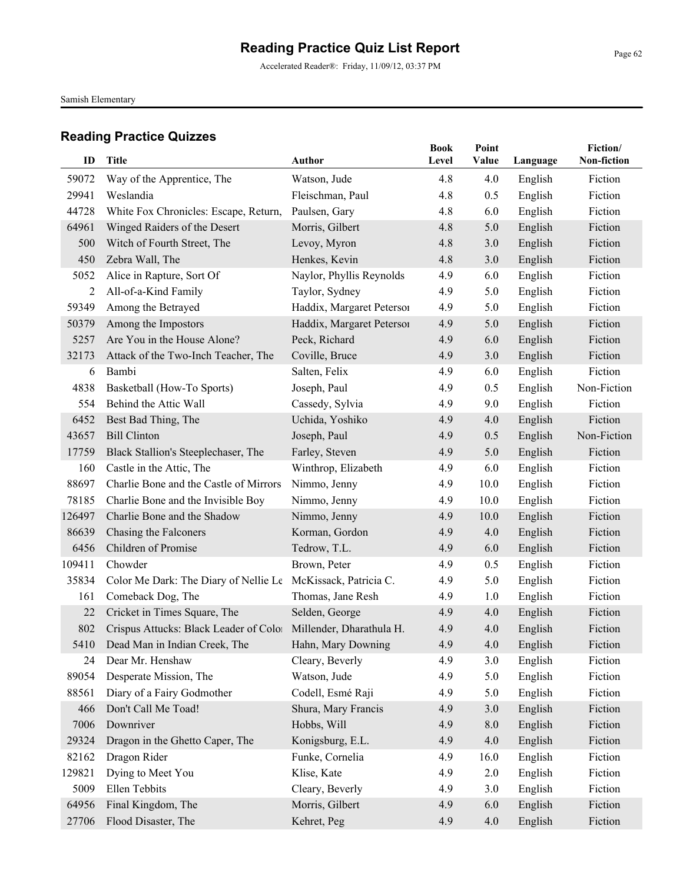# Reading Practice Quiz List Report

Accelerated Reader®: Friday, 11/09/12, 03:37 PM

Samish Elementary

## Reading Practice Quizzes

| ID | Title | Author | Book Level | Point Value | Language | Fiction/ Non-fiction |
|---|---|---|---|---|---|---|
| 59072 | Way of the Apprentice, The | Watson, Jude | 4.8 | 4.0 | English | Fiction |
| 29941 | Weslandia | Fleischman, Paul | 4.8 | 0.5 | English | Fiction |
| 44728 | White Fox Chronicles: Escape, Return, | Paulsen, Gary | 4.8 | 6.0 | English | Fiction |
| 64961 | Winged Raiders of the Desert | Morris, Gilbert | 4.8 | 5.0 | English | Fiction |
| 500 | Witch of Fourth Street, The | Levoy, Myron | 4.8 | 3.0 | English | Fiction |
| 450 | Zebra Wall, The | Henkes, Kevin | 4.8 | 3.0 | English | Fiction |
| 5052 | Alice in Rapture, Sort Of | Naylor, Phyllis Reynolds | 4.9 | 6.0 | English | Fiction |
| 2 | All-of-a-Kind Family | Taylor, Sydney | 4.9 | 5.0 | English | Fiction |
| 59349 | Among the Betrayed | Haddix, Margaret Petersoı | 4.9 | 5.0 | English | Fiction |
| 50379 | Among the Impostors | Haddix, Margaret Petersoı | 4.9 | 5.0 | English | Fiction |
| 5257 | Are You in the House Alone? | Peck, Richard | 4.9 | 6.0 | English | Fiction |
| 32173 | Attack of the Two-Inch Teacher, The | Coville, Bruce | 4.9 | 3.0 | English | Fiction |
| 6 | Bambi | Salten, Felix | 4.9 | 6.0 | English | Fiction |
| 4838 | Basketball (How-To Sports) | Joseph, Paul | 4.9 | 0.5 | English | Non-Fiction |
| 554 | Behind the Attic Wall | Cassedy, Sylvia | 4.9 | 9.0 | English | Fiction |
| 6452 | Best Bad Thing, The | Uchida, Yoshiko | 4.9 | 4.0 | English | Fiction |
| 43657 | Bill Clinton | Joseph, Paul | 4.9 | 0.5 | English | Non-Fiction |
| 17759 | Black Stallion's Steeplechaser, The | Farley, Steven | 4.9 | 5.0 | English | Fiction |
| 160 | Castle in the Attic, The | Winthrop, Elizabeth | 4.9 | 6.0 | English | Fiction |
| 88697 | Charlie Bone and the Castle of Mirrors | Nimmo, Jenny | 4.9 | 10.0 | English | Fiction |
| 78185 | Charlie Bone and the Invisible Boy | Nimmo, Jenny | 4.9 | 10.0 | English | Fiction |
| 126497 | Charlie Bone and the Shadow | Nimmo, Jenny | 4.9 | 10.0 | English | Fiction |
| 86639 | Chasing the Falconers | Korman, Gordon | 4.9 | 4.0 | English | Fiction |
| 6456 | Children of Promise | Tedrow, T.L. | 4.9 | 6.0 | English | Fiction |
| 109411 | Chowder | Brown, Peter | 4.9 | 0.5 | English | Fiction |
| 35834 | Color Me Dark: The Diary of Nellie Le | McKissack, Patricia C. | 4.9 | 5.0 | English | Fiction |
| 161 | Comeback Dog, The | Thomas, Jane Resh | 4.9 | 1.0 | English | Fiction |
| 22 | Cricket in Times Square, The | Selden, George | 4.9 | 4.0 | English | Fiction |
| 802 | Crispus Attucks: Black Leader of Colo | Millender, Dharathula H. | 4.9 | 4.0 | English | Fiction |
| 5410 | Dead Man in Indian Creek, The | Hahn, Mary Downing | 4.9 | 4.0 | English | Fiction |
| 24 | Dear Mr. Henshaw | Cleary, Beverly | 4.9 | 3.0 | English | Fiction |
| 89054 | Desperate Mission, The | Watson, Jude | 4.9 | 5.0 | English | Fiction |
| 88561 | Diary of a Fairy Godmother | Codell, Esmé Raji | 4.9 | 5.0 | English | Fiction |
| 466 | Don't Call Me Toad! | Shura, Mary Francis | 4.9 | 3.0 | English | Fiction |
| 7006 | Downriver | Hobbs, Will | 4.9 | 8.0 | English | Fiction |
| 29324 | Dragon in the Ghetto Caper, The | Konigsburg, E.L. | 4.9 | 4.0 | English | Fiction |
| 82162 | Dragon Rider | Funke, Cornelia | 4.9 | 16.0 | English | Fiction |
| 129821 | Dying to Meet You | Klise, Kate | 4.9 | 2.0 | English | Fiction |
| 5009 | Ellen Tebbits | Cleary, Beverly | 4.9 | 3.0 | English | Fiction |
| 64956 | Final Kingdom, The | Morris, Gilbert | 4.9 | 6.0 | English | Fiction |
| 27706 | Flood Disaster, The | Kehret, Peg | 4.9 | 4.0 | English | Fiction |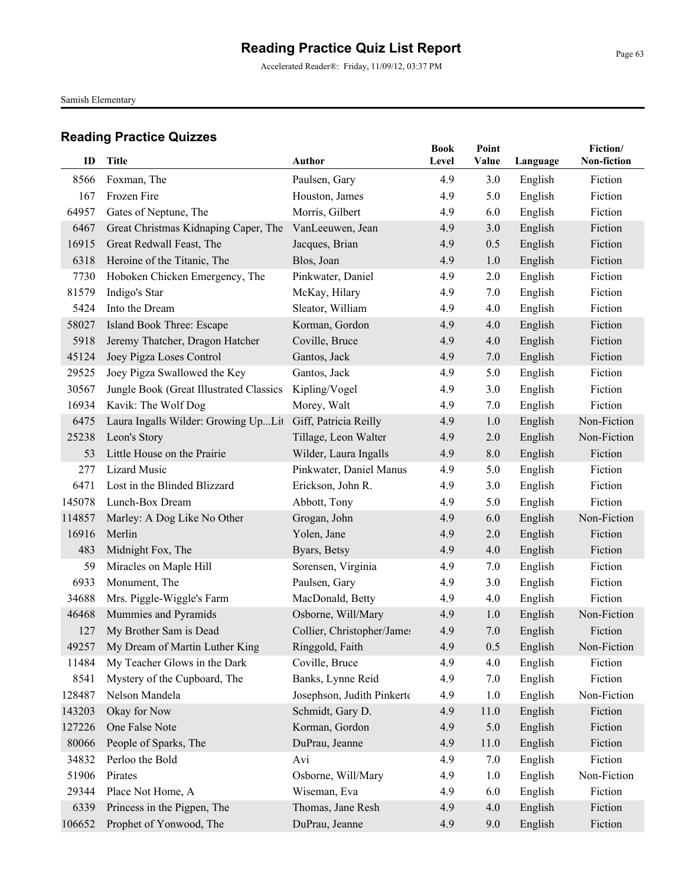# Reading Practice Quiz List Report

Accelerated Reader®: Friday, 11/09/12, 03:37 PM

Samish Elementary

## Reading Practice Quizzes

| ID | Title | Author | Book Level | Point Value | Language | Fiction/ Non-fiction |
|---|---|---|---|---|---|---|
| 8566 | Foxman, The | Paulsen, Gary | 4.9 | 3.0 | English | Fiction |
| 167 | Frozen Fire | Houston, James | 4.9 | 5.0 | English | Fiction |
| 64957 | Gates of Neptune, The | Morris, Gilbert | 4.9 | 6.0 | English | Fiction |
| 6467 | Great Christmas Kidnaping Caper, The | VanLeeuwen, Jean | 4.9 | 3.0 | English | Fiction |
| 16915 | Great Redwall Feast, The | Jacques, Brian | 4.9 | 0.5 | English | Fiction |
| 6318 | Heroine of the Titanic, The | Blos, Joan | 4.9 | 1.0 | English | Fiction |
| 7730 | Hoboken Chicken Emergency, The | Pinkwater, Daniel | 4.9 | 2.0 | English | Fiction |
| 81579 | Indigo's Star | McKay, Hilary | 4.9 | 7.0 | English | Fiction |
| 5424 | Into the Dream | Sleator, William | 4.9 | 4.0 | English | Fiction |
| 58027 | Island Book Three: Escape | Korman, Gordon | 4.9 | 4.0 | English | Fiction |
| 5918 | Jeremy Thatcher, Dragon Hatcher | Coville, Bruce | 4.9 | 4.0 | English | Fiction |
| 45124 | Joey Pigza Loses Control | Gantos, Jack | 4.9 | 7.0 | English | Fiction |
| 29525 | Joey Pigza Swallowed the Key | Gantos, Jack | 4.9 | 5.0 | English | Fiction |
| 30567 | Jungle Book (Great Illustrated Classics | Kipling/Vogel | 4.9 | 3.0 | English | Fiction |
| 16934 | Kavik: The Wolf Dog | Morey, Walt | 4.9 | 7.0 | English | Fiction |
| 6475 | Laura Ingalls Wilder: Growing Up...Lit | Giff, Patricia Reilly | 4.9 | 1.0 | English | Non-Fiction |
| 25238 | Leon's Story | Tillage, Leon Walter | 4.9 | 2.0 | English | Non-Fiction |
| 53 | Little House on the Prairie | Wilder, Laura Ingalls | 4.9 | 8.0 | English | Fiction |
| 277 | Lizard Music | Pinkwater, Daniel Manus | 4.9 | 5.0 | English | Fiction |
| 6471 | Lost in the Blinded Blizzard | Erickson, John R. | 4.9 | 3.0 | English | Fiction |
| 145078 | Lunch-Box Dream | Abbott, Tony | 4.9 | 5.0 | English | Fiction |
| 114857 | Marley: A Dog Like No Other | Grogan, John | 4.9 | 6.0 | English | Non-Fiction |
| 16916 | Merlin | Yolen, Jane | 4.9 | 2.0 | English | Fiction |
| 483 | Midnight Fox, The | Byars, Betsy | 4.9 | 4.0 | English | Fiction |
| 59 | Miracles on Maple Hill | Sorensen, Virginia | 4.9 | 7.0 | English | Fiction |
| 6933 | Monument, The | Paulsen, Gary | 4.9 | 3.0 | English | Fiction |
| 34688 | Mrs. Piggle-Wiggle's Farm | MacDonald, Betty | 4.9 | 4.0 | English | Fiction |
| 46468 | Mummies and Pyramids | Osborne, Will/Mary | 4.9 | 1.0 | English | Non-Fiction |
| 127 | My Brother Sam is Dead | Collier, Christopher/James | 4.9 | 7.0 | English | Fiction |
| 49257 | My Dream of Martin Luther King | Ringgold, Faith | 4.9 | 0.5 | English | Non-Fiction |
| 11484 | My Teacher Glows in the Dark | Coville, Bruce | 4.9 | 4.0 | English | Fiction |
| 8541 | Mystery of the Cupboard, The | Banks, Lynne Reid | 4.9 | 7.0 | English | Fiction |
| 128487 | Nelson Mandela | Josephson, Judith Pinkerto | 4.9 | 1.0 | English | Non-Fiction |
| 143203 | Okay for Now | Schmidt, Gary D. | 4.9 | 11.0 | English | Fiction |
| 127226 | One False Note | Korman, Gordon | 4.9 | 5.0 | English | Fiction |
| 80066 | People of Sparks, The | DuPrau, Jeanne | 4.9 | 11.0 | English | Fiction |
| 34832 | Perloo the Bold | Avi | 4.9 | 7.0 | English | Fiction |
| 51906 | Pirates | Osborne, Will/Mary | 4.9 | 1.0 | English | Non-Fiction |
| 29344 | Place Not Home, A | Wiseman, Eva | 4.9 | 6.0 | English | Fiction |
| 6339 | Princess in the Pigpen, The | Thomas, Jane Resh | 4.9 | 4.0 | English | Fiction |
| 106652 | Prophet of Yonwood, The | DuPrau, Jeanne | 4.9 | 9.0 | English | Fiction |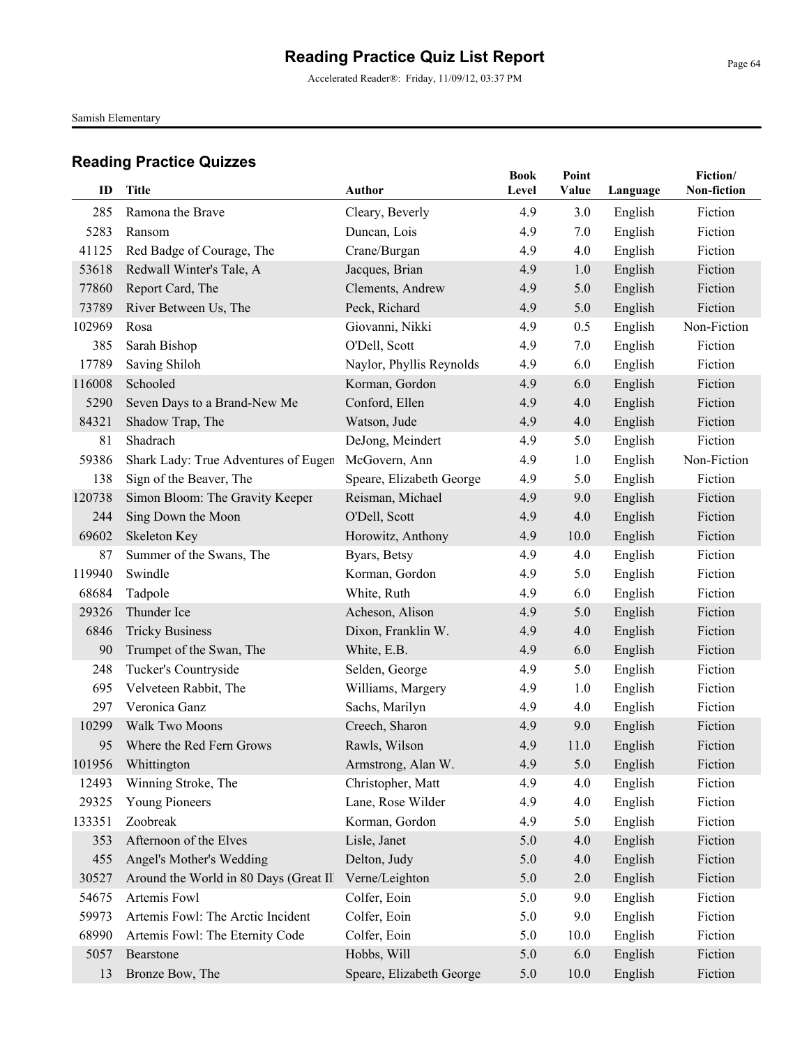# Reading Practice Quiz List Report

Accelerated Reader®: Friday, 11/09/12, 03:37 PM

Samish Elementary

## Reading Practice Quizzes

| ID | Title | Author | Book Level | Point Value | Language | Fiction/ Non-fiction |
|---|---|---|---|---|---|---|
| 285 | Ramona the Brave | Cleary, Beverly | 4.9 | 3.0 | English | Fiction |
| 5283 | Ransom | Duncan, Lois | 4.9 | 7.0 | English | Fiction |
| 41125 | Red Badge of Courage, The | Crane/Burgan | 4.9 | 4.0 | English | Fiction |
| 53618 | Redwall Winter's Tale, A | Jacques, Brian | 4.9 | 1.0 | English | Fiction |
| 77860 | Report Card, The | Clements, Andrew | 4.9 | 5.0 | English | Fiction |
| 73789 | River Between Us, The | Peck, Richard | 4.9 | 5.0 | English | Fiction |
| 102969 | Rosa | Giovanni, Nikki | 4.9 | 0.5 | English | Non-Fiction |
| 385 | Sarah Bishop | O'Dell, Scott | 4.9 | 7.0 | English | Fiction |
| 17789 | Saving Shiloh | Naylor, Phyllis Reynolds | 4.9 | 6.0 | English | Fiction |
| 116008 | Schooled | Korman, Gordon | 4.9 | 6.0 | English | Fiction |
| 5290 | Seven Days to a Brand-New Me | Conford, Ellen | 4.9 | 4.0 | English | Fiction |
| 84321 | Shadow Trap, The | Watson, Jude | 4.9 | 4.0 | English | Fiction |
| 81 | Shadrach | DeJong, Meindert | 4.9 | 5.0 | English | Fiction |
| 59386 | Shark Lady: True Adventures of Eugen | McGovern, Ann | 4.9 | 1.0 | English | Non-Fiction |
| 138 | Sign of the Beaver, The | Speare, Elizabeth George | 4.9 | 5.0 | English | Fiction |
| 120738 | Simon Bloom: The Gravity Keeper | Reisman, Michael | 4.9 | 9.0 | English | Fiction |
| 244 | Sing Down the Moon | O'Dell, Scott | 4.9 | 4.0 | English | Fiction |
| 69602 | Skeleton Key | Horowitz, Anthony | 4.9 | 10.0 | English | Fiction |
| 87 | Summer of the Swans, The | Byars, Betsy | 4.9 | 4.0 | English | Fiction |
| 119940 | Swindle | Korman, Gordon | 4.9 | 5.0 | English | Fiction |
| 68684 | Tadpole | White, Ruth | 4.9 | 6.0 | English | Fiction |
| 29326 | Thunder Ice | Acheson, Alison | 4.9 | 5.0 | English | Fiction |
| 6846 | Tricky Business | Dixon, Franklin W. | 4.9 | 4.0 | English | Fiction |
| 90 | Trumpet of the Swan, The | White, E.B. | 4.9 | 6.0 | English | Fiction |
| 248 | Tucker's Countryside | Selden, George | 4.9 | 5.0 | English | Fiction |
| 695 | Velveteen Rabbit, The | Williams, Margery | 4.9 | 1.0 | English | Fiction |
| 297 | Veronica Ganz | Sachs, Marilyn | 4.9 | 4.0 | English | Fiction |
| 10299 | Walk Two Moons | Creech, Sharon | 4.9 | 9.0 | English | Fiction |
| 95 | Where the Red Fern Grows | Rawls, Wilson | 4.9 | 11.0 | English | Fiction |
| 101956 | Whittington | Armstrong, Alan W. | 4.9 | 5.0 | English | Fiction |
| 12493 | Winning Stroke, The | Christopher, Matt | 4.9 | 4.0 | English | Fiction |
| 29325 | Young Pioneers | Lane, Rose Wilder | 4.9 | 4.0 | English | Fiction |
| 133351 | Zoobreak | Korman, Gordon | 4.9 | 5.0 | English | Fiction |
| 353 | Afternoon of the Elves | Lisle, Janet | 5.0 | 4.0 | English | Fiction |
| 455 | Angel's Mother's Wedding | Delton, Judy | 5.0 | 4.0 | English | Fiction |
| 30527 | Around the World in 80 Days (Great Il | Verne/Leighton | 5.0 | 2.0 | English | Fiction |
| 54675 | Artemis Fowl | Colfer, Eoin | 5.0 | 9.0 | English | Fiction |
| 59973 | Artemis Fowl: The Arctic Incident | Colfer, Eoin | 5.0 | 9.0 | English | Fiction |
| 68990 | Artemis Fowl: The Eternity Code | Colfer, Eoin | 5.0 | 10.0 | English | Fiction |
| 5057 | Bearstone | Hobbs, Will | 5.0 | 6.0 | English | Fiction |
| 13 | Bronze Bow, The | Speare, Elizabeth George | 5.0 | 10.0 | English | Fiction |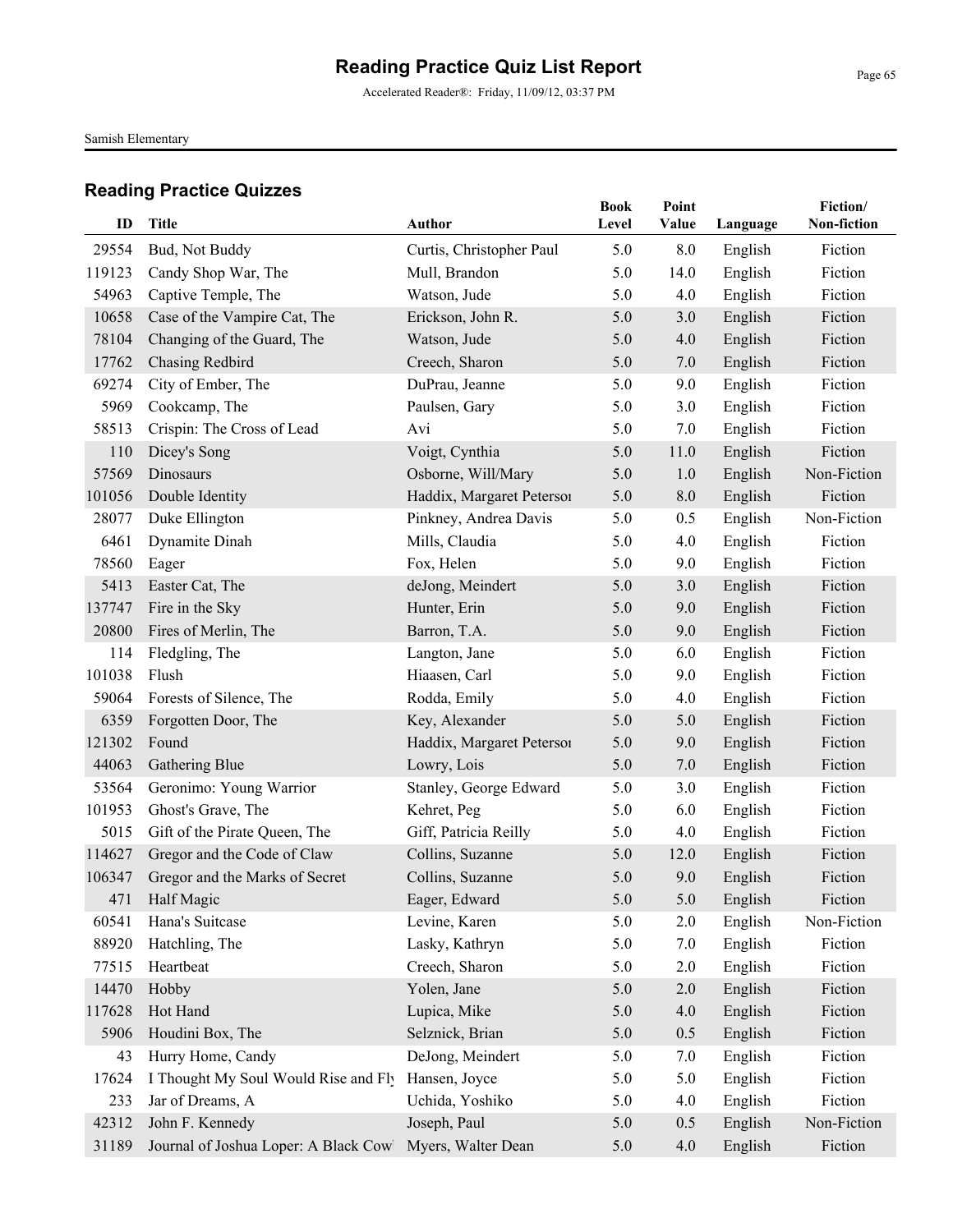# Reading Practice Quiz List Report

Accelerated Reader®: Friday, 11/09/12, 03:37 PM

Samish Elementary

## Reading Practice Quizzes

| ID | Title | Author | Book Level | Point Value | Language | Fiction/ Non-fiction |
|---|---|---|---|---|---|---|
| 29554 | Bud, Not Buddy | Curtis, Christopher Paul | 5.0 | 8.0 | English | Fiction |
| 119123 | Candy Shop War, The | Mull, Brandon | 5.0 | 14.0 | English | Fiction |
| 54963 | Captive Temple, The | Watson, Jude | 5.0 | 4.0 | English | Fiction |
| 10658 | Case of the Vampire Cat, The | Erickson, John R. | 5.0 | 3.0 | English | Fiction |
| 78104 | Changing of the Guard, The | Watson, Jude | 5.0 | 4.0 | English | Fiction |
| 17762 | Chasing Redbird | Creech, Sharon | 5.0 | 7.0 | English | Fiction |
| 69274 | City of Ember, The | DuPrau, Jeanne | 5.0 | 9.0 | English | Fiction |
| 5969 | Cookcamp, The | Paulsen, Gary | 5.0 | 3.0 | English | Fiction |
| 58513 | Crispin: The Cross of Lead | Avi | 5.0 | 7.0 | English | Fiction |
| 110 | Dicey's Song | Voigt, Cynthia | 5.0 | 11.0 | English | Fiction |
| 57569 | Dinosaurs | Osborne, Will/Mary | 5.0 | 1.0 | English | Non-Fiction |
| 101056 | Double Identity | Haddix, Margaret Petersoı | 5.0 | 8.0 | English | Fiction |
| 28077 | Duke Ellington | Pinkney, Andrea Davis | 5.0 | 0.5 | English | Non-Fiction |
| 6461 | Dynamite Dinah | Mills, Claudia | 5.0 | 4.0 | English | Fiction |
| 78560 | Eager | Fox, Helen | 5.0 | 9.0 | English | Fiction |
| 5413 | Easter Cat, The | deJong, Meindert | 5.0 | 3.0 | English | Fiction |
| 137747 | Fire in the Sky | Hunter, Erin | 5.0 | 9.0 | English | Fiction |
| 20800 | Fires of Merlin, The | Barron, T.A. | 5.0 | 9.0 | English | Fiction |
| 114 | Fledgling, The | Langton, Jane | 5.0 | 6.0 | English | Fiction |
| 101038 | Flush | Hiaasen, Carl | 5.0 | 9.0 | English | Fiction |
| 59064 | Forests of Silence, The | Rodda, Emily | 5.0 | 4.0 | English | Fiction |
| 6359 | Forgotten Door, The | Key, Alexander | 5.0 | 5.0 | English | Fiction |
| 121302 | Found | Haddix, Margaret Petersoı | 5.0 | 9.0 | English | Fiction |
| 44063 | Gathering Blue | Lowry, Lois | 5.0 | 7.0 | English | Fiction |
| 53564 | Geronimo: Young Warrior | Stanley, George Edward | 5.0 | 3.0 | English | Fiction |
| 101953 | Ghost's Grave, The | Kehret, Peg | 5.0 | 6.0 | English | Fiction |
| 5015 | Gift of the Pirate Queen, The | Giff, Patricia Reilly | 5.0 | 4.0 | English | Fiction |
| 114627 | Gregor and the Code of Claw | Collins, Suzanne | 5.0 | 12.0 | English | Fiction |
| 106347 | Gregor and the Marks of Secret | Collins, Suzanne | 5.0 | 9.0 | English | Fiction |
| 471 | Half Magic | Eager, Edward | 5.0 | 5.0 | English | Fiction |
| 60541 | Hana's Suitcase | Levine, Karen | 5.0 | 2.0 | English | Non-Fiction |
| 88920 | Hatchling, The | Lasky, Kathryn | 5.0 | 7.0 | English | Fiction |
| 77515 | Heartbeat | Creech, Sharon | 5.0 | 2.0 | English | Fiction |
| 14470 | Hobby | Yolen, Jane | 5.0 | 2.0 | English | Fiction |
| 117628 | Hot Hand | Lupica, Mike | 5.0 | 4.0 | English | Fiction |
| 5906 | Houdini Box, The | Selznick, Brian | 5.0 | 0.5 | English | Fiction |
| 43 | Hurry Home, Candy | DeJong, Meindert | 5.0 | 7.0 | English | Fiction |
| 17624 | I Thought My Soul Would Rise and Fly | Hansen, Joyce | 5.0 | 5.0 | English | Fiction |
| 233 | Jar of Dreams, A | Uchida, Yoshiko | 5.0 | 4.0 | English | Fiction |
| 42312 | John F. Kennedy | Joseph, Paul | 5.0 | 0.5 | English | Non-Fiction |
| 31189 | Journal of Joshua Loper: A Black Cowl | Myers, Walter Dean | 5.0 | 4.0 | English | Fiction |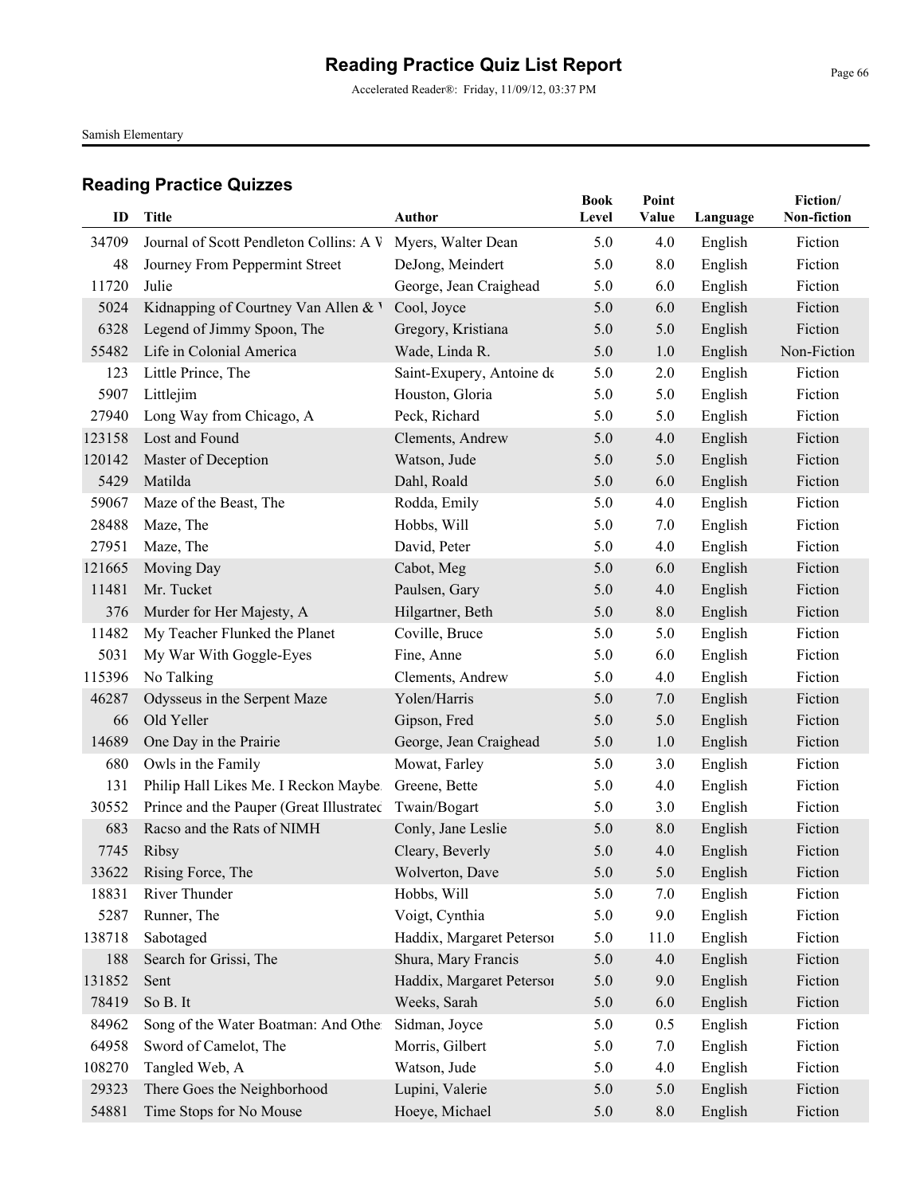# Reading Practice Quiz List Report

Accelerated Reader®: Friday, 11/09/12, 03:37 PM

Samish Elementary

## Reading Practice Quizzes

| ID | Title | Author | Book Level | Point Value | Language | Fiction/ Non-fiction |
|---|---|---|---|---|---|---|
| 34709 | Journal of Scott Pendleton Collins: A W | Myers, Walter Dean | 5.0 | 4.0 | English | Fiction |
| 48 | Journey From Peppermint Street | DeJong, Meindert | 5.0 | 8.0 | English | Fiction |
| 11720 | Julie | George, Jean Craighead | 5.0 | 6.0 | English | Fiction |
| 5024 | Kidnapping of Courtney Van Allen & W | Cool, Joyce | 5.0 | 6.0 | English | Fiction |
| 6328 | Legend of Jimmy Spoon, The | Gregory, Kristiana | 5.0 | 5.0 | English | Fiction |
| 55482 | Life in Colonial America | Wade, Linda R. | 5.0 | 1.0 | English | Non-Fiction |
| 123 | Little Prince, The | Saint-Exupery, Antoine de | 5.0 | 2.0 | English | Fiction |
| 5907 | Littlejim | Houston, Gloria | 5.0 | 5.0 | English | Fiction |
| 27940 | Long Way from Chicago, A | Peck, Richard | 5.0 | 5.0 | English | Fiction |
| 123158 | Lost and Found | Clements, Andrew | 5.0 | 4.0 | English | Fiction |
| 120142 | Master of Deception | Watson, Jude | 5.0 | 5.0 | English | Fiction |
| 5429 | Matilda | Dahl, Roald | 5.0 | 6.0 | English | Fiction |
| 59067 | Maze of the Beast, The | Rodda, Emily | 5.0 | 4.0 | English | Fiction |
| 28488 | Maze, The | Hobbs, Will | 5.0 | 7.0 | English | Fiction |
| 27951 | Maze, The | David, Peter | 5.0 | 4.0 | English | Fiction |
| 121665 | Moving Day | Cabot, Meg | 5.0 | 6.0 | English | Fiction |
| 11481 | Mr. Tucket | Paulsen, Gary | 5.0 | 4.0 | English | Fiction |
| 376 | Murder for Her Majesty, A | Hilgartner, Beth | 5.0 | 8.0 | English | Fiction |
| 11482 | My Teacher Flunked the Planet | Coville, Bruce | 5.0 | 5.0 | English | Fiction |
| 5031 | My War With Goggle-Eyes | Fine, Anne | 5.0 | 6.0 | English | Fiction |
| 115396 | No Talking | Clements, Andrew | 5.0 | 4.0 | English | Fiction |
| 46287 | Odysseus in the Serpent Maze | Yolen/Harris | 5.0 | 7.0 | English | Fiction |
| 66 | Old Yeller | Gipson, Fred | 5.0 | 5.0 | English | Fiction |
| 14689 | One Day in the Prairie | George, Jean Craighead | 5.0 | 1.0 | English | Fiction |
| 680 | Owls in the Family | Mowat, Farley | 5.0 | 3.0 | English | Fiction |
| 131 | Philip Hall Likes Me. I Reckon Maybe. | Greene, Bette | 5.0 | 4.0 | English | Fiction |
| 30552 | Prince and the Pauper (Great Illustrated | Twain/Bogart | 5.0 | 3.0 | English | Fiction |
| 683 | Racso and the Rats of NIMH | Conly, Jane Leslie | 5.0 | 8.0 | English | Fiction |
| 7745 | Ribsy | Cleary, Beverly | 5.0 | 4.0 | English | Fiction |
| 33622 | Rising Force, The | Wolverton, Dave | 5.0 | 5.0 | English | Fiction |
| 18831 | River Thunder | Hobbs, Will | 5.0 | 7.0 | English | Fiction |
| 5287 | Runner, The | Voigt, Cynthia | 5.0 | 9.0 | English | Fiction |
| 138718 | Sabotaged | Haddix, Margaret Peterson | 5.0 | 11.0 | English | Fiction |
| 188 | Search for Grissi, The | Shura, Mary Francis | 5.0 | 4.0 | English | Fiction |
| 131852 | Sent | Haddix, Margaret Peterson | 5.0 | 9.0 | English | Fiction |
| 78419 | So B. It | Weeks, Sarah | 5.0 | 6.0 | English | Fiction |
| 84962 | Song of the Water Boatman: And Other | Sidman, Joyce | 5.0 | 0.5 | English | Fiction |
| 64958 | Sword of Camelot, The | Morris, Gilbert | 5.0 | 7.0 | English | Fiction |
| 108270 | Tangled Web, A | Watson, Jude | 5.0 | 4.0 | English | Fiction |
| 29323 | There Goes the Neighborhood | Lupini, Valerie | 5.0 | 5.0 | English | Fiction |
| 54881 | Time Stops for No Mouse | Hoeye, Michael | 5.0 | 8.0 | English | Fiction |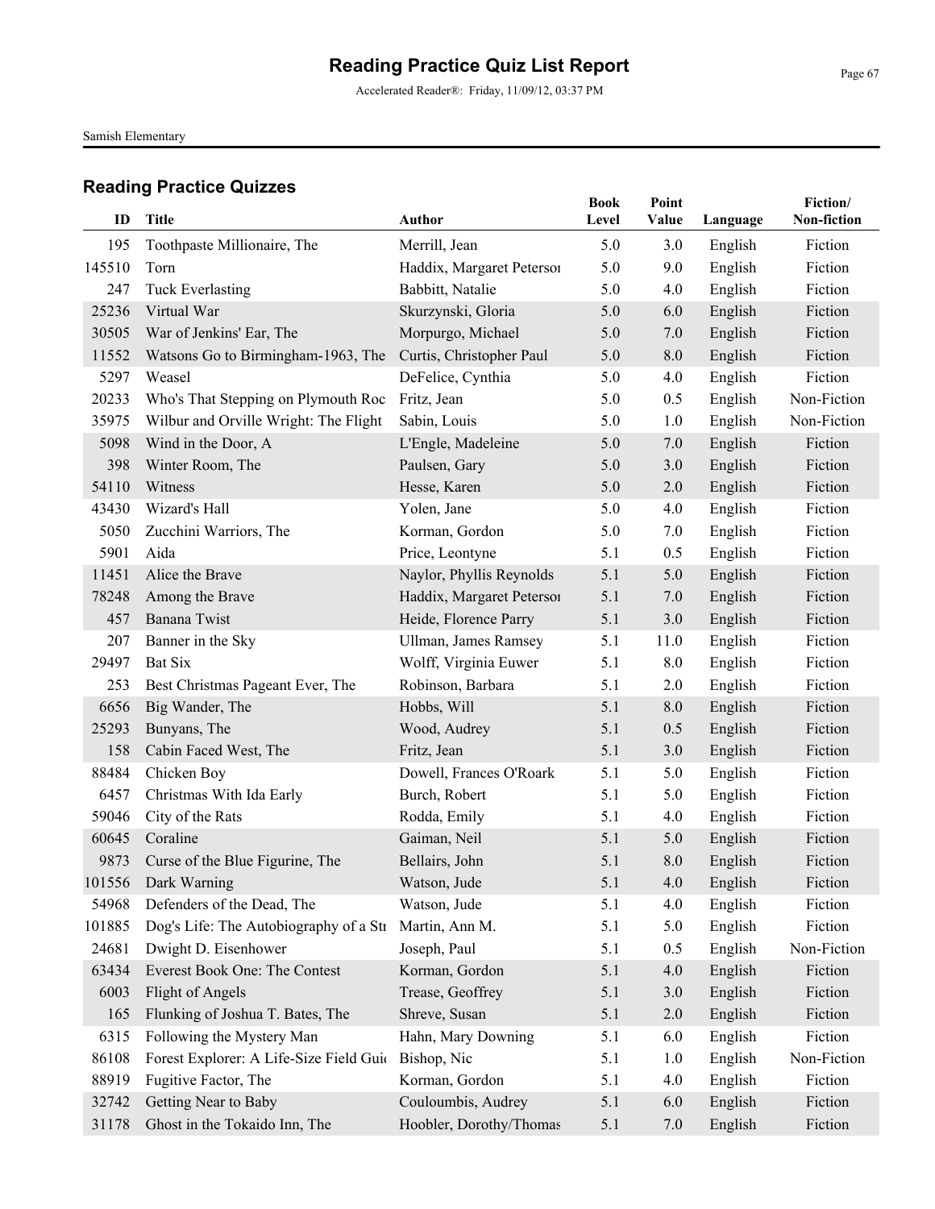# Reading Practice Quiz List Report

Accelerated Reader®: Friday, 11/09/12, 03:37 PM

Samish Elementary

## Reading Practice Quizzes

| ID | Title | Author | Book Level | Point Value | Language | Fiction/ Non-fiction |
|---|---|---|---|---|---|---|
| 195 | Toothpaste Millionaire, The | Merrill, Jean | 5.0 | 3.0 | English | Fiction |
| 145510 | Torn | Haddix, Margaret Petersoı | 5.0 | 9.0 | English | Fiction |
| 247 | Tuck Everlasting | Babbitt, Natalie | 5.0 | 4.0 | English | Fiction |
| 25236 | Virtual War | Skurzynski, Gloria | 5.0 | 6.0 | English | Fiction |
| 30505 | War of Jenkins' Ear, The | Morpurgo, Michael | 5.0 | 7.0 | English | Fiction |
| 11552 | Watsons Go to Birmingham-1963, The | Curtis, Christopher Paul | 5.0 | 8.0 | English | Fiction |
| 5297 | Weasel | DeFelice, Cynthia | 5.0 | 4.0 | English | Fiction |
| 20233 | Who's That Stepping on Plymouth Roc | Fritz, Jean | 5.0 | 0.5 | English | Non-Fiction |
| 35975 | Wilbur and Orville Wright: The Flight | Sabin, Louis | 5.0 | 1.0 | English | Non-Fiction |
| 5098 | Wind in the Door, A | L'Engle, Madeleine | 5.0 | 7.0 | English | Fiction |
| 398 | Winter Room, The | Paulsen, Gary | 5.0 | 3.0 | English | Fiction |
| 54110 | Witness | Hesse, Karen | 5.0 | 2.0 | English | Fiction |
| 43430 | Wizard's Hall | Yolen, Jane | 5.0 | 4.0 | English | Fiction |
| 5050 | Zucchini Warriors, The | Korman, Gordon | 5.0 | 7.0 | English | Fiction |
| 5901 | Aida | Price, Leontyne | 5.1 | 0.5 | English | Fiction |
| 11451 | Alice the Brave | Naylor, Phyllis Reynolds | 5.1 | 5.0 | English | Fiction |
| 78248 | Among the Brave | Haddix, Margaret Petersoı | 5.1 | 7.0 | English | Fiction |
| 457 | Banana Twist | Heide, Florence Parry | 5.1 | 3.0 | English | Fiction |
| 207 | Banner in the Sky | Ullman, James Ramsey | 5.1 | 11.0 | English | Fiction |
| 29497 | Bat Six | Wolff, Virginia Euwer | 5.1 | 8.0 | English | Fiction |
| 253 | Best Christmas Pageant Ever, The | Robinson, Barbara | 5.1 | 2.0 | English | Fiction |
| 6656 | Big Wander, The | Hobbs, Will | 5.1 | 8.0 | English | Fiction |
| 25293 | Bunyans, The | Wood, Audrey | 5.1 | 0.5 | English | Fiction |
| 158 | Cabin Faced West, The | Fritz, Jean | 5.1 | 3.0 | English | Fiction |
| 88484 | Chicken Boy | Dowell, Frances O'Roark | 5.1 | 5.0 | English | Fiction |
| 6457 | Christmas With Ida Early | Burch, Robert | 5.1 | 5.0 | English | Fiction |
| 59046 | City of the Rats | Rodda, Emily | 5.1 | 4.0 | English | Fiction |
| 60645 | Coraline | Gaiman, Neil | 5.1 | 5.0 | English | Fiction |
| 9873 | Curse of the Blue Figurine, The | Bellairs, John | 5.1 | 8.0 | English | Fiction |
| 101556 | Dark Warning | Watson, Jude | 5.1 | 4.0 | English | Fiction |
| 54968 | Defenders of the Dead, The | Watson, Jude | 5.1 | 4.0 | English | Fiction |
| 101885 | Dog's Life: The Autobiography of a Stı | Martin, Ann M. | 5.1 | 5.0 | English | Fiction |
| 24681 | Dwight D. Eisenhower | Joseph, Paul | 5.1 | 0.5 | English | Non-Fiction |
| 63434 | Everest Book One: The Contest | Korman, Gordon | 5.1 | 4.0 | English | Fiction |
| 6003 | Flight of Angels | Trease, Geoffrey | 5.1 | 3.0 | English | Fiction |
| 165 | Flunking of Joshua T. Bates, The | Shreve, Susan | 5.1 | 2.0 | English | Fiction |
| 6315 | Following the Mystery Man | Hahn, Mary Downing | 5.1 | 6.0 | English | Fiction |
| 86108 | Forest Explorer: A Life-Size Field Guid | Bishop, Nic | 5.1 | 1.0 | English | Non-Fiction |
| 88919 | Fugitive Factor, The | Korman, Gordon | 5.1 | 4.0 | English | Fiction |
| 32742 | Getting Near to Baby | Couloumbis, Audrey | 5.1 | 6.0 | English | Fiction |
| 31178 | Ghost in the Tokaido Inn, The | Hoobler, Dorothy/Thomas | 5.1 | 7.0 | English | Fiction |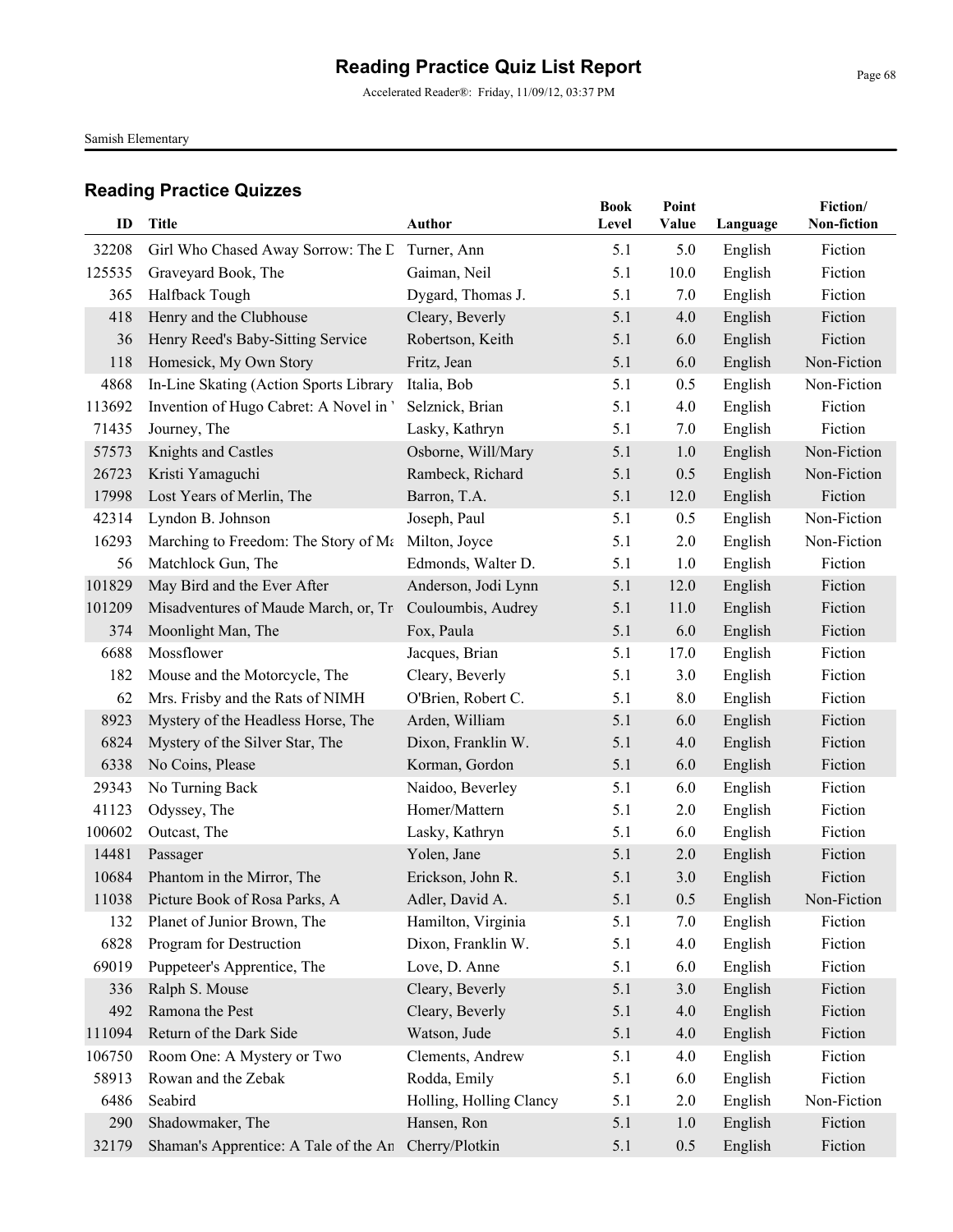# Reading Practice Quiz List Report

Accelerated Reader®: Friday, 11/09/12, 03:37 PM

Samish Elementary

## Reading Practice Quizzes

| ID | Title | Author | Book Level | Point Value | Language | Fiction/ Non-fiction |
|---|---|---|---|---|---|---|
| 32208 | Girl Who Chased Away Sorrow: The D | Turner, Ann | 5.1 | 5.0 | English | Fiction |
| 125535 | Graveyard Book, The | Gaiman, Neil | 5.1 | 10.0 | English | Fiction |
| 365 | Halfback Tough | Dygard, Thomas J. | 5.1 | 7.0 | English | Fiction |
| 418 | Henry and the Clubhouse | Cleary, Beverly | 5.1 | 4.0 | English | Fiction |
| 36 | Henry Reed's Baby-Sitting Service | Robertson, Keith | 5.1 | 6.0 | English | Fiction |
| 118 | Homesick, My Own Story | Fritz, Jean | 5.1 | 6.0 | English | Non-Fiction |
| 4868 | In-Line Skating (Action Sports Library | Italia, Bob | 5.1 | 0.5 | English | Non-Fiction |
| 113692 | Invention of Hugo Cabret: A Novel in | Selznick, Brian | 5.1 | 4.0 | English | Fiction |
| 71435 | Journey, The | Lasky, Kathryn | 5.1 | 7.0 | English | Fiction |
| 57573 | Knights and Castles | Osborne, Will/Mary | 5.1 | 1.0 | English | Non-Fiction |
| 26723 | Kristi Yamaguchi | Rambeck, Richard | 5.1 | 0.5 | English | Non-Fiction |
| 17998 | Lost Years of Merlin, The | Barron, T.A. | 5.1 | 12.0 | English | Fiction |
| 42314 | Lyndon B. Johnson | Joseph, Paul | 5.1 | 0.5 | English | Non-Fiction |
| 16293 | Marching to Freedom: The Story of Ma | Milton, Joyce | 5.1 | 2.0 | English | Non-Fiction |
| 56 | Matchlock Gun, The | Edmonds, Walter D. | 5.1 | 1.0 | English | Fiction |
| 101829 | May Bird and the Ever After | Anderson, Jodi Lynn | 5.1 | 12.0 | English | Fiction |
| 101209 | Misadventures of Maude March, or, Tr | Couloumbis, Audrey | 5.1 | 11.0 | English | Fiction |
| 374 | Moonlight Man, The | Fox, Paula | 5.1 | 6.0 | English | Fiction |
| 6688 | Mossflower | Jacques, Brian | 5.1 | 17.0 | English | Fiction |
| 182 | Mouse and the Motorcycle, The | Cleary, Beverly | 5.1 | 3.0 | English | Fiction |
| 62 | Mrs. Frisby and the Rats of NIMH | O'Brien, Robert C. | 5.1 | 8.0 | English | Fiction |
| 8923 | Mystery of the Headless Horse, The | Arden, William | 5.1 | 6.0 | English | Fiction |
| 6824 | Mystery of the Silver Star, The | Dixon, Franklin W. | 5.1 | 4.0 | English | Fiction |
| 6338 | No Coins, Please | Korman, Gordon | 5.1 | 6.0 | English | Fiction |
| 29343 | No Turning Back | Naidoo, Beverley | 5.1 | 6.0 | English | Fiction |
| 41123 | Odyssey, The | Homer/Mattern | 5.1 | 2.0 | English | Fiction |
| 100602 | Outcast, The | Lasky, Kathryn | 5.1 | 6.0 | English | Fiction |
| 14481 | Passager | Yolen, Jane | 5.1 | 2.0 | English | Fiction |
| 10684 | Phantom in the Mirror, The | Erickson, John R. | 5.1 | 3.0 | English | Fiction |
| 11038 | Picture Book of Rosa Parks, A | Adler, David A. | 5.1 | 0.5 | English | Non-Fiction |
| 132 | Planet of Junior Brown, The | Hamilton, Virginia | 5.1 | 7.0 | English | Fiction |
| 6828 | Program for Destruction | Dixon, Franklin W. | 5.1 | 4.0 | English | Fiction |
| 69019 | Puppeteer's Apprentice, The | Love, D. Anne | 5.1 | 6.0 | English | Fiction |
| 336 | Ralph S. Mouse | Cleary, Beverly | 5.1 | 3.0 | English | Fiction |
| 492 | Ramona the Pest | Cleary, Beverly | 5.1 | 4.0 | English | Fiction |
| 111094 | Return of the Dark Side | Watson, Jude | 5.1 | 4.0 | English | Fiction |
| 106750 | Room One: A Mystery or Two | Clements, Andrew | 5.1 | 4.0 | English | Fiction |
| 58913 | Rowan and the Zebak | Rodda, Emily | 5.1 | 6.0 | English | Fiction |
| 6486 | Seabird | Holling, Holling Clancy | 5.1 | 2.0 | English | Non-Fiction |
| 290 | Shadowmaker, The | Hansen, Ron | 5.1 | 1.0 | English | Fiction |
| 32179 | Shaman's Apprentice: A Tale of the An | Cherry/Plotkin | 5.1 | 0.5 | English | Fiction |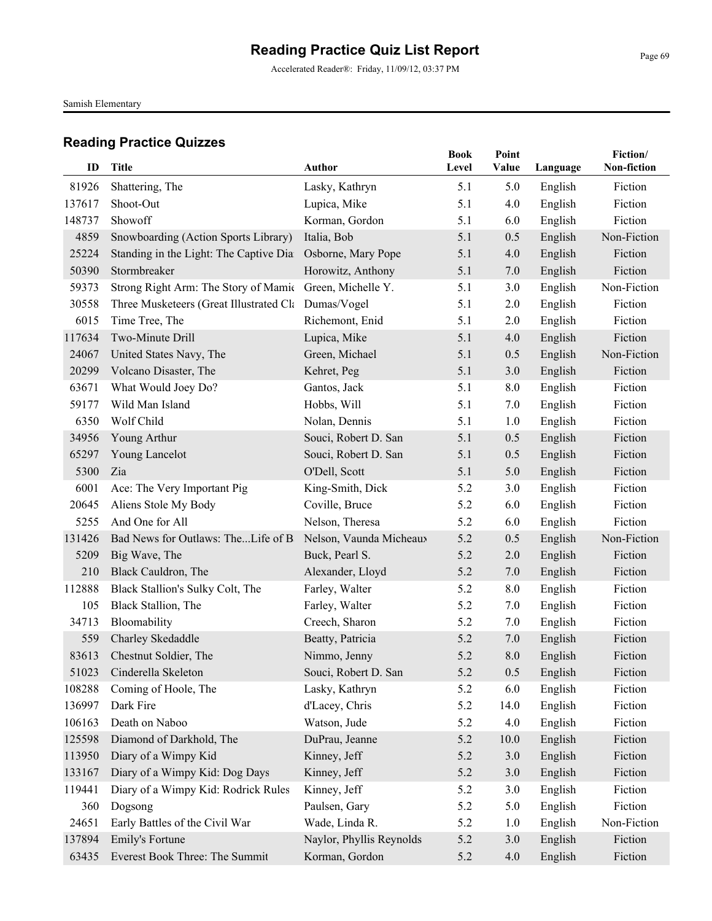# Reading Practice Quiz List Report

Accelerated Reader®: Friday, 11/09/12, 03:37 PM

Samish Elementary

## Reading Practice Quizzes

| ID | Title | Author | Book Level | Point Value | Language | Fiction/ Non-fiction |
|---|---|---|---|---|---|---|
| 81926 | Shattering, The | Lasky, Kathryn | 5.1 | 5.0 | English | Fiction |
| 137617 | Shoot-Out | Lupica, Mike | 5.1 | 4.0 | English | Fiction |
| 148737 | Showoff | Korman, Gordon | 5.1 | 6.0 | English | Fiction |
| 4859 | Snowboarding (Action Sports Library) | Italia, Bob | 5.1 | 0.5 | English | Non-Fiction |
| 25224 | Standing in the Light: The Captive Dia | Osborne, Mary Pope | 5.1 | 4.0 | English | Fiction |
| 50390 | Stormbreaker | Horowitz, Anthony | 5.1 | 7.0 | English | Fiction |
| 59373 | Strong Right Arm: The Story of Mamie | Green, Michelle Y. | 5.1 | 3.0 | English | Non-Fiction |
| 30558 | Three Musketeers (Great Illustrated Cla | Dumas/Vogel | 5.1 | 2.0 | English | Fiction |
| 6015 | Time Tree, The | Richemont, Enid | 5.1 | 2.0 | English | Fiction |
| 117634 | Two-Minute Drill | Lupica, Mike | 5.1 | 4.0 | English | Fiction |
| 24067 | United States Navy, The | Green, Michael | 5.1 | 0.5 | English | Non-Fiction |
| 20299 | Volcano Disaster, The | Kehret, Peg | 5.1 | 3.0 | English | Fiction |
| 63671 | What Would Joey Do? | Gantos, Jack | 5.1 | 8.0 | English | Fiction |
| 59177 | Wild Man Island | Hobbs, Will | 5.1 | 7.0 | English | Fiction |
| 6350 | Wolf Child | Nolan, Dennis | 5.1 | 1.0 | English | Fiction |
| 34956 | Young Arthur | Souci, Robert D. San | 5.1 | 0.5 | English | Fiction |
| 65297 | Young Lancelot | Souci, Robert D. San | 5.1 | 0.5 | English | Fiction |
| 5300 | Zia | O'Dell, Scott | 5.1 | 5.0 | English | Fiction |
| 6001 | Ace: The Very Important Pig | King-Smith, Dick | 5.2 | 3.0 | English | Fiction |
| 20645 | Aliens Stole My Body | Coville, Bruce | 5.2 | 6.0 | English | Fiction |
| 5255 | And One for All | Nelson, Theresa | 5.2 | 6.0 | English | Fiction |
| 131426 | Bad News for Outlaws: The...Life of B | Nelson, Vaunda Micheaux | 5.2 | 0.5 | English | Non-Fiction |
| 5209 | Big Wave, The | Buck, Pearl S. | 5.2 | 2.0 | English | Fiction |
| 210 | Black Cauldron, The | Alexander, Lloyd | 5.2 | 7.0 | English | Fiction |
| 112888 | Black Stallion's Sulky Colt, The | Farley, Walter | 5.2 | 8.0 | English | Fiction |
| 105 | Black Stallion, The | Farley, Walter | 5.2 | 7.0 | English | Fiction |
| 34713 | Bloomability | Creech, Sharon | 5.2 | 7.0 | English | Fiction |
| 559 | Charley Skedaddle | Beatty, Patricia | 5.2 | 7.0 | English | Fiction |
| 83613 | Chestnut Soldier, The | Nimmo, Jenny | 5.2 | 8.0 | English | Fiction |
| 51023 | Cinderella Skeleton | Souci, Robert D. San | 5.2 | 0.5 | English | Fiction |
| 108288 | Coming of Hoole, The | Lasky, Kathryn | 5.2 | 6.0 | English | Fiction |
| 136997 | Dark Fire | d'Lacey, Chris | 5.2 | 14.0 | English | Fiction |
| 106163 | Death on Naboo | Watson, Jude | 5.2 | 4.0 | English | Fiction |
| 125598 | Diamond of Darkhold, The | DuPrau, Jeanne | 5.2 | 10.0 | English | Fiction |
| 113950 | Diary of a Wimpy Kid | Kinney, Jeff | 5.2 | 3.0 | English | Fiction |
| 133167 | Diary of a Wimpy Kid: Dog Days | Kinney, Jeff | 5.2 | 3.0 | English | Fiction |
| 119441 | Diary of a Wimpy Kid: Rodrick Rules | Kinney, Jeff | 5.2 | 3.0 | English | Fiction |
| 360 | Dogsong | Paulsen, Gary | 5.2 | 5.0 | English | Fiction |
| 24651 | Early Battles of the Civil War | Wade, Linda R. | 5.2 | 1.0 | English | Non-Fiction |
| 137894 | Emily's Fortune | Naylor, Phyllis Reynolds | 5.2 | 3.0 | English | Fiction |
| 63435 | Everest Book Three: The Summit | Korman, Gordon | 5.2 | 4.0 | English | Fiction |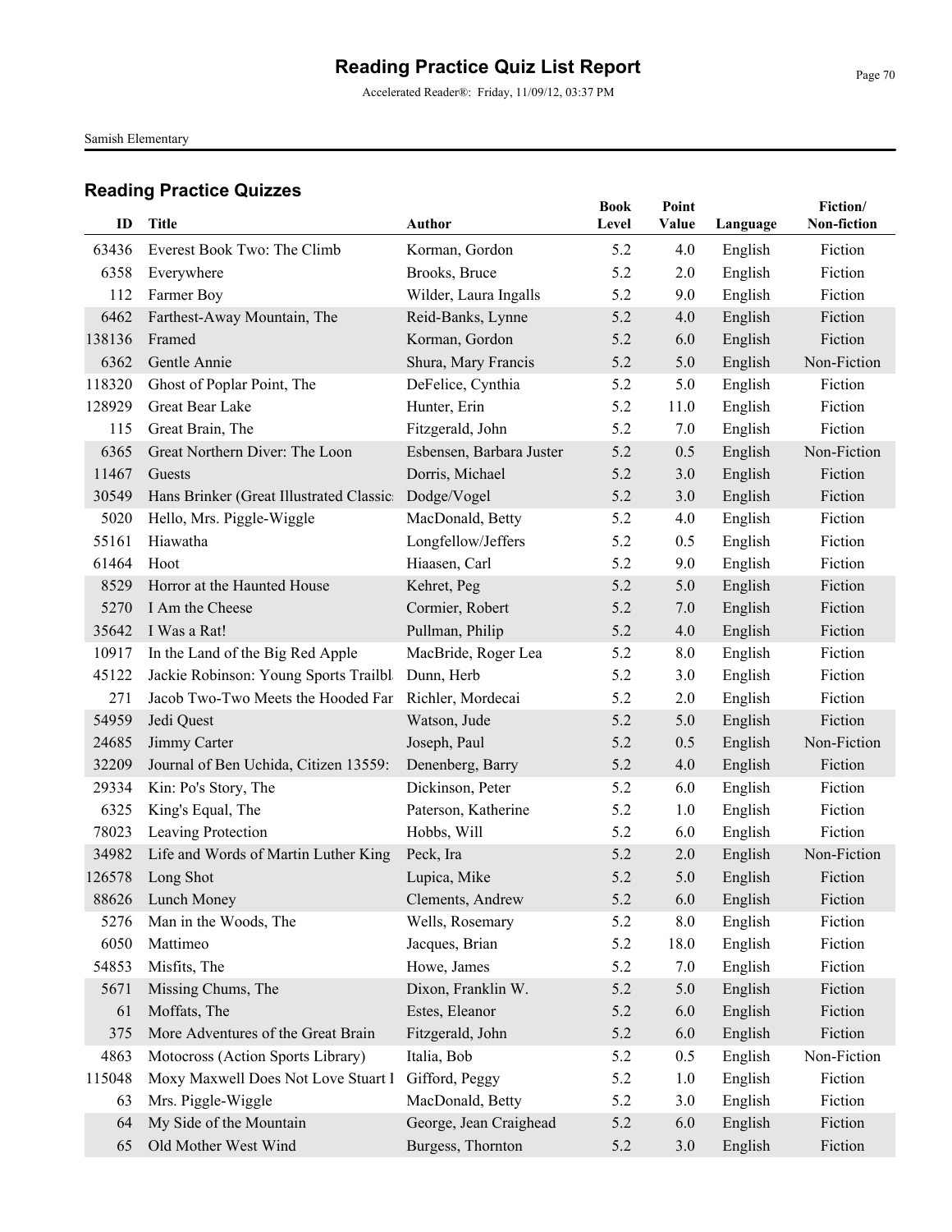# Reading Practice Quiz List Report

Accelerated Reader®: Friday, 11/09/12, 03:37 PM

Samish Elementary

## Reading Practice Quizzes

| ID | Title | Author | Book Level | Point Value | Language | Fiction/ Non-fiction |
|---|---|---|---|---|---|---|
| 63436 | Everest Book Two: The Climb | Korman, Gordon | 5.2 | 4.0 | English | Fiction |
| 6358 | Everywhere | Brooks, Bruce | 5.2 | 2.0 | English | Fiction |
| 112 | Farmer Boy | Wilder, Laura Ingalls | 5.2 | 9.0 | English | Fiction |
| 6462 | Farthest-Away Mountain, The | Reid-Banks, Lynne | 5.2 | 4.0 | English | Fiction |
| 138136 | Framed | Korman, Gordon | 5.2 | 6.0 | English | Fiction |
| 6362 | Gentle Annie | Shura, Mary Francis | 5.2 | 5.0 | English | Non-Fiction |
| 118320 | Ghost of Poplar Point, The | DeFelice, Cynthia | 5.2 | 5.0 | English | Fiction |
| 128929 | Great Bear Lake | Hunter, Erin | 5.2 | 11.0 | English | Fiction |
| 115 | Great Brain, The | Fitzgerald, John | 5.2 | 7.0 | English | Fiction |
| 6365 | Great Northern Diver: The Loon | Esbensen, Barbara Juster | 5.2 | 0.5 | English | Non-Fiction |
| 11467 | Guests | Dorris, Michael | 5.2 | 3.0 | English | Fiction |
| 30549 | Hans Brinker (Great Illustrated Classic | Dodge/Vogel | 5.2 | 3.0 | English | Fiction |
| 5020 | Hello, Mrs. Piggle-Wiggle | MacDonald, Betty | 5.2 | 4.0 | English | Fiction |
| 55161 | Hiawatha | Longfellow/Jeffers | 5.2 | 0.5 | English | Fiction |
| 61464 | Hoot | Hiaasen, Carl | 5.2 | 9.0 | English | Fiction |
| 8529 | Horror at the Haunted House | Kehret, Peg | 5.2 | 5.0 | English | Fiction |
| 5270 | I Am the Cheese | Cormier, Robert | 5.2 | 7.0 | English | Fiction |
| 35642 | I Was a Rat! | Pullman, Philip | 5.2 | 4.0 | English | Fiction |
| 10917 | In the Land of the Big Red Apple | MacBride, Roger Lea | 5.2 | 8.0 | English | Fiction |
| 45122 | Jackie Robinson: Young Sports Trailbl | Dunn, Herb | 5.2 | 3.0 | English | Fiction |
| 271 | Jacob Two-Two Meets the Hooded Far | Richler, Mordecai | 5.2 | 2.0 | English | Fiction |
| 54959 | Jedi Quest | Watson, Jude | 5.2 | 5.0 | English | Fiction |
| 24685 | Jimmy Carter | Joseph, Paul | 5.2 | 0.5 | English | Non-Fiction |
| 32209 | Journal of Ben Uchida, Citizen 13559: | Denenberg, Barry | 5.2 | 4.0 | English | Fiction |
| 29334 | Kin: Po's Story, The | Dickinson, Peter | 5.2 | 6.0 | English | Fiction |
| 6325 | King's Equal, The | Paterson, Katherine | 5.2 | 1.0 | English | Fiction |
| 78023 | Leaving Protection | Hobbs, Will | 5.2 | 6.0 | English | Fiction |
| 34982 | Life and Words of Martin Luther King | Peck, Ira | 5.2 | 2.0 | English | Non-Fiction |
| 126578 | Long Shot | Lupica, Mike | 5.2 | 5.0 | English | Fiction |
| 88626 | Lunch Money | Clements, Andrew | 5.2 | 6.0 | English | Fiction |
| 5276 | Man in the Woods, The | Wells, Rosemary | 5.2 | 8.0 | English | Fiction |
| 6050 | Mattimeo | Jacques, Brian | 5.2 | 18.0 | English | Fiction |
| 54853 | Misfits, The | Howe, James | 5.2 | 7.0 | English | Fiction |
| 5671 | Missing Chums, The | Dixon, Franklin W. | 5.2 | 5.0 | English | Fiction |
| 61 | Moffats, The | Estes, Eleanor | 5.2 | 6.0 | English | Fiction |
| 375 | More Adventures of the Great Brain | Fitzgerald, John | 5.2 | 6.0 | English | Fiction |
| 4863 | Motocross (Action Sports Library) | Italia, Bob | 5.2 | 0.5 | English | Non-Fiction |
| 115048 | Moxy Maxwell Does Not Love Stuart I | Gifford, Peggy | 5.2 | 1.0 | English | Fiction |
| 63 | Mrs. Piggle-Wiggle | MacDonald, Betty | 5.2 | 3.0 | English | Fiction |
| 64 | My Side of the Mountain | George, Jean Craighead | 5.2 | 6.0 | English | Fiction |
| 65 | Old Mother West Wind | Burgess, Thornton | 5.2 | 3.0 | English | Fiction |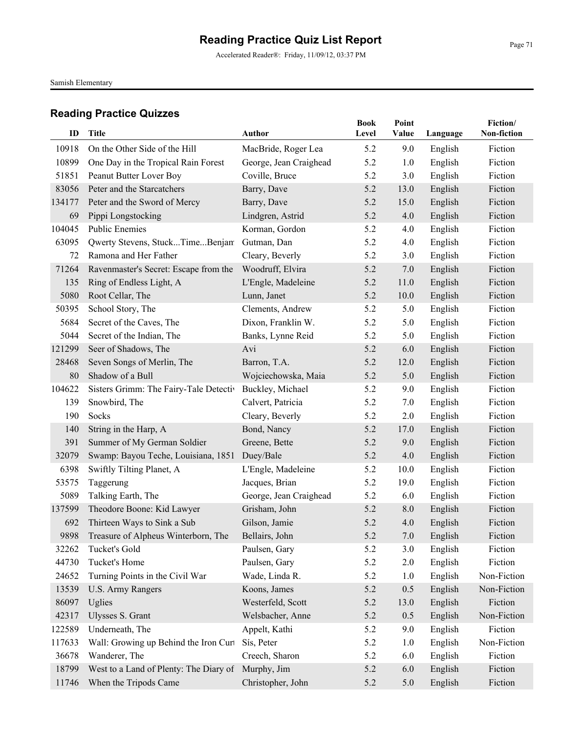# Reading Practice Quiz List Report

Accelerated Reader®: Friday, 11/09/12, 03:37 PM

Samish Elementary

## Reading Practice Quizzes

| ID | Title | Author | Book Level | Point Value | Language | Fiction/ Non-fiction |
|---|---|---|---|---|---|---|
| 10918 | On the Other Side of the Hill | MacBride, Roger Lea | 5.2 | 9.0 | English | Fiction |
| 10899 | One Day in the Tropical Rain Forest | George, Jean Craighead | 5.2 | 1.0 | English | Fiction |
| 51851 | Peanut Butter Lover Boy | Coville, Bruce | 5.2 | 3.0 | English | Fiction |
| 83056 | Peter and the Starcatchers | Barry, Dave | 5.2 | 13.0 | English | Fiction |
| 134177 | Peter and the Sword of Mercy | Barry, Dave | 5.2 | 15.0 | English | Fiction |
| 69 | Pippi Longstocking | Lindgren, Astrid | 5.2 | 4.0 | English | Fiction |
| 104045 | Public Enemies | Korman, Gordon | 5.2 | 4.0 | English | Fiction |
| 63095 | Qwerty Stevens, Stuck...Time...Benjam | Gutman, Dan | 5.2 | 4.0 | English | Fiction |
| 72 | Ramona and Her Father | Cleary, Beverly | 5.2 | 3.0 | English | Fiction |
| 71264 | Ravenmaster's Secret: Escape from the | Woodruff, Elvira | 5.2 | 7.0 | English | Fiction |
| 135 | Ring of Endless Light, A | L'Engle, Madeleine | 5.2 | 11.0 | English | Fiction |
| 5080 | Root Cellar, The | Lunn, Janet | 5.2 | 10.0 | English | Fiction |
| 50395 | School Story, The | Clements, Andrew | 5.2 | 5.0 | English | Fiction |
| 5684 | Secret of the Caves, The | Dixon, Franklin W. | 5.2 | 5.0 | English | Fiction |
| 5044 | Secret of the Indian, The | Banks, Lynne Reid | 5.2 | 5.0 | English | Fiction |
| 121299 | Seer of Shadows, The | Avi | 5.2 | 6.0 | English | Fiction |
| 28468 | Seven Songs of Merlin, The | Barron, T.A. | 5.2 | 12.0 | English | Fiction |
| 80 | Shadow of a Bull | Wojciechowska, Maia | 5.2 | 5.0 | English | Fiction |
| 104622 | Sisters Grimm: The Fairy-Tale Detectiv | Buckley, Michael | 5.2 | 9.0 | English | Fiction |
| 139 | Snowbird, The | Calvert, Patricia | 5.2 | 7.0 | English | Fiction |
| 190 | Socks | Cleary, Beverly | 5.2 | 2.0 | English | Fiction |
| 140 | String in the Harp, A | Bond, Nancy | 5.2 | 17.0 | English | Fiction |
| 391 | Summer of My German Soldier | Greene, Bette | 5.2 | 9.0 | English | Fiction |
| 32079 | Swamp: Bayou Teche, Louisiana, 1851 | Duey/Bale | 5.2 | 4.0 | English | Fiction |
| 6398 | Swiftly Tilting Planet, A | L'Engle, Madeleine | 5.2 | 10.0 | English | Fiction |
| 53575 | Taggerung | Jacques, Brian | 5.2 | 19.0 | English | Fiction |
| 5089 | Talking Earth, The | George, Jean Craighead | 5.2 | 6.0 | English | Fiction |
| 137599 | Theodore Boone: Kid Lawyer | Grisham, John | 5.2 | 8.0 | English | Fiction |
| 692 | Thirteen Ways to Sink a Sub | Gilson, Jamie | 5.2 | 4.0 | English | Fiction |
| 9898 | Treasure of Alpheus Winterborn, The | Bellairs, John | 5.2 | 7.0 | English | Fiction |
| 32262 | Tucket's Gold | Paulsen, Gary | 5.2 | 3.0 | English | Fiction |
| 44730 | Tucket's Home | Paulsen, Gary | 5.2 | 2.0 | English | Fiction |
| 24652 | Turning Points in the Civil War | Wade, Linda R. | 5.2 | 1.0 | English | Non-Fiction |
| 13539 | U.S. Army Rangers | Koons, James | 5.2 | 0.5 | English | Non-Fiction |
| 86097 | Uglies | Westerfeld, Scott | 5.2 | 13.0 | English | Fiction |
| 42317 | Ulysses S. Grant | Welsbacher, Anne | 5.2 | 0.5 | English | Non-Fiction |
| 122589 | Underneath, The | Appelt, Kathi | 5.2 | 9.0 | English | Fiction |
| 117633 | Wall: Growing up Behind the Iron Curt | Sís, Peter | 5.2 | 1.0 | English | Non-Fiction |
| 36678 | Wanderer, The | Creech, Sharon | 5.2 | 6.0 | English | Fiction |
| 18799 | West to a Land of Plenty: The Diary of | Murphy, Jim | 5.2 | 6.0 | English | Fiction |
| 11746 | When the Tripods Came | Christopher, John | 5.2 | 5.0 | English | Fiction |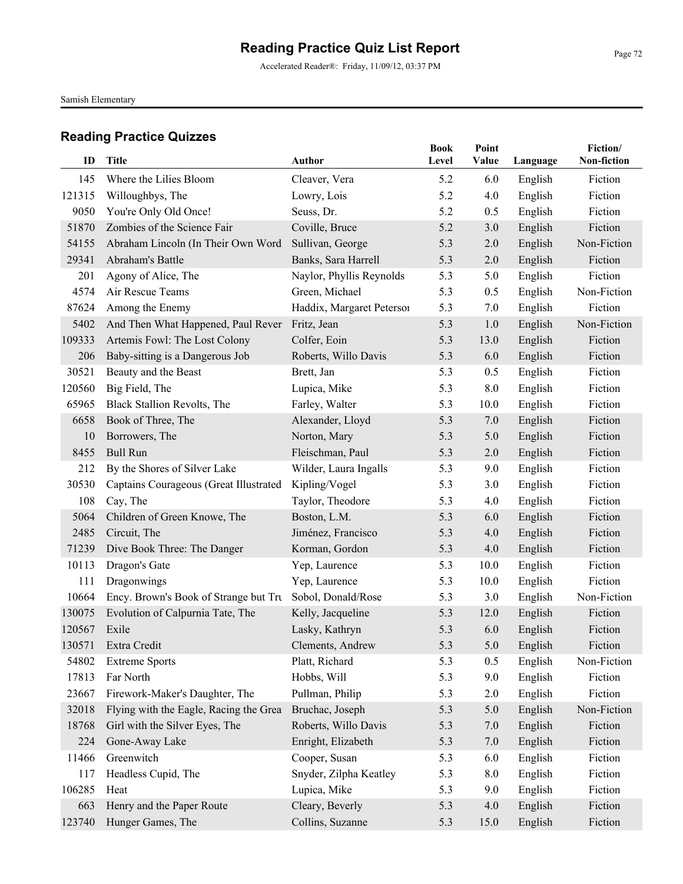# Reading Practice Quiz List Report

Accelerated Reader®: Friday, 11/09/12, 03:37 PM

Samish Elementary

## Reading Practice Quizzes

| ID | Title | Author | Book Level | Point Value | Language | Fiction/ Non-fiction |
|---|---|---|---|---|---|---|
| 145 | Where the Lilies Bloom | Cleaver, Vera | 5.2 | 6.0 | English | Fiction |
| 121315 | Willoughbys, The | Lowry, Lois | 5.2 | 4.0 | English | Fiction |
| 9050 | You're Only Old Once! | Seuss, Dr. | 5.2 | 0.5 | English | Fiction |
| 51870 | Zombies of the Science Fair | Coville, Bruce | 5.2 | 3.0 | English | Fiction |
| 54155 | Abraham Lincoln (In Their Own Word | Sullivan, George | 5.3 | 2.0 | English | Non-Fiction |
| 29341 | Abraham's Battle | Banks, Sara Harrell | 5.3 | 2.0 | English | Fiction |
| 201 | Agony of Alice, The | Naylor, Phyllis Reynolds | 5.3 | 5.0 | English | Fiction |
| 4574 | Air Rescue Teams | Green, Michael | 5.3 | 0.5 | English | Non-Fiction |
| 87624 | Among the Enemy | Haddix, Margaret Petersoı | 5.3 | 7.0 | English | Fiction |
| 5402 | And Then What Happened, Paul Rever | Fritz, Jean | 5.3 | 1.0 | English | Non-Fiction |
| 109333 | Artemis Fowl: The Lost Colony | Colfer, Eoin | 5.3 | 13.0 | English | Fiction |
| 206 | Baby-sitting is a Dangerous Job | Roberts, Willo Davis | 5.3 | 6.0 | English | Fiction |
| 30521 | Beauty and the Beast | Brett, Jan | 5.3 | 0.5 | English | Fiction |
| 120560 | Big Field, The | Lupica, Mike | 5.3 | 8.0 | English | Fiction |
| 65965 | Black Stallion Revolts, The | Farley, Walter | 5.3 | 10.0 | English | Fiction |
| 6658 | Book of Three, The | Alexander, Lloyd | 5.3 | 7.0 | English | Fiction |
| 10 | Borrowers, The | Norton, Mary | 5.3 | 5.0 | English | Fiction |
| 8455 | Bull Run | Fleischman, Paul | 5.3 | 2.0 | English | Fiction |
| 212 | By the Shores of Silver Lake | Wilder, Laura Ingalls | 5.3 | 9.0 | English | Fiction |
| 30530 | Captains Courageous (Great Illustrated | Kipling/Vogel | 5.3 | 3.0 | English | Fiction |
| 108 | Cay, The | Taylor, Theodore | 5.3 | 4.0 | English | Fiction |
| 5064 | Children of Green Knowe, The | Boston, L.M. | 5.3 | 6.0 | English | Fiction |
| 2485 | Circuit, The | Jiménez, Francisco | 5.3 | 4.0 | English | Fiction |
| 71239 | Dive Book Three: The Danger | Korman, Gordon | 5.3 | 4.0 | English | Fiction |
| 10113 | Dragon's Gate | Yep, Laurence | 5.3 | 10.0 | English | Fiction |
| 111 | Dragonwings | Yep, Laurence | 5.3 | 10.0 | English | Fiction |
| 10664 | Ency. Brown's Book of Strange but Tru | Sobol, Donald/Rose | 5.3 | 3.0 | English | Non-Fiction |
| 130075 | Evolution of Calpurnia Tate, The | Kelly, Jacqueline | 5.3 | 12.0 | English | Fiction |
| 120567 | Exile | Lasky, Kathryn | 5.3 | 6.0 | English | Fiction |
| 130571 | Extra Credit | Clements, Andrew | 5.3 | 5.0 | English | Fiction |
| 54802 | Extreme Sports | Platt, Richard | 5.3 | 0.5 | English | Non-Fiction |
| 17813 | Far North | Hobbs, Will | 5.3 | 9.0 | English | Fiction |
| 23667 | Firework-Maker's Daughter, The | Pullman, Philip | 5.3 | 2.0 | English | Fiction |
| 32018 | Flying with the Eagle, Racing the Grea | Bruchac, Joseph | 5.3 | 5.0 | English | Non-Fiction |
| 18768 | Girl with the Silver Eyes, The | Roberts, Willo Davis | 5.3 | 7.0 | English | Fiction |
| 224 | Gone-Away Lake | Enright, Elizabeth | 5.3 | 7.0 | English | Fiction |
| 11466 | Greenwitch | Cooper, Susan | 5.3 | 6.0 | English | Fiction |
| 117 | Headless Cupid, The | Snyder, Zilpha Keatley | 5.3 | 8.0 | English | Fiction |
| 106285 | Heat | Lupica, Mike | 5.3 | 9.0 | English | Fiction |
| 663 | Henry and the Paper Route | Cleary, Beverly | 5.3 | 4.0 | English | Fiction |
| 123740 | Hunger Games, The | Collins, Suzanne | 5.3 | 15.0 | English | Fiction |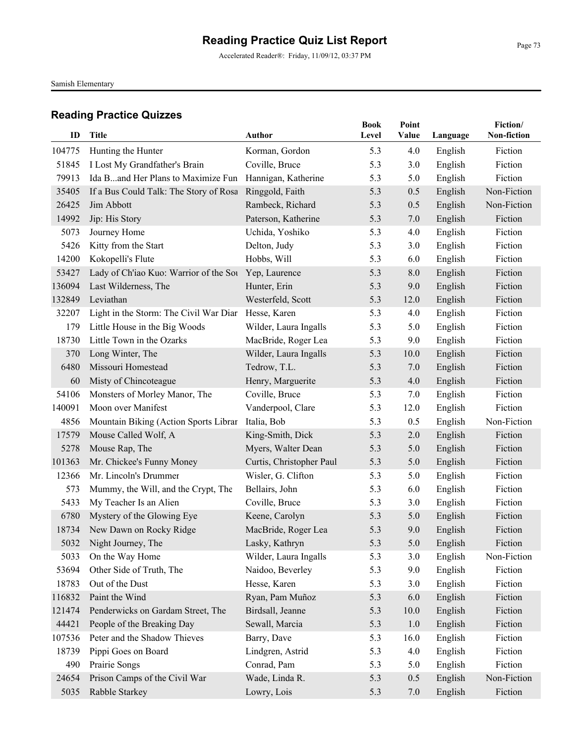# Reading Practice Quiz List Report

Accelerated Reader®: Friday, 11/09/12, 03:37 PM

Samish Elementary

## Reading Practice Quizzes

| ID | Title | Author | Book Level | Point Value | Language | Fiction/ Non-fiction |
|---|---|---|---|---|---|---|
| 104775 | Hunting the Hunter | Korman, Gordon | 5.3 | 4.0 | English | Fiction |
| 51845 | I Lost My Grandfather's Brain | Coville, Bruce | 5.3 | 3.0 | English | Fiction |
| 79913 | Ida B...and Her Plans to Maximize Fun | Hannigan, Katherine | 5.3 | 5.0 | English | Fiction |
| 35405 | If a Bus Could Talk: The Story of Rosa | Ringgold, Faith | 5.3 | 0.5 | English | Non-Fiction |
| 26425 | Jim Abbott | Rambeck, Richard | 5.3 | 0.5 | English | Non-Fiction |
| 14992 | Jip: His Story | Paterson, Katherine | 5.3 | 7.0 | English | Fiction |
| 5073 | Journey Home | Uchida, Yoshiko | 5.3 | 4.0 | English | Fiction |
| 5426 | Kitty from the Start | Delton, Judy | 5.3 | 3.0 | English | Fiction |
| 14200 | Kokopelli's Flute | Hobbs, Will | 5.3 | 6.0 | English | Fiction |
| 53427 | Lady of Ch'iao Kuo: Warrior of the Sou | Yep, Laurence | 5.3 | 8.0 | English | Fiction |
| 136094 | Last Wilderness, The | Hunter, Erin | 5.3 | 9.0 | English | Fiction |
| 132849 | Leviathan | Westerfeld, Scott | 5.3 | 12.0 | English | Fiction |
| 32207 | Light in the Storm: The Civil War Diar | Hesse, Karen | 5.3 | 4.0 | English | Fiction |
| 179 | Little House in the Big Woods | Wilder, Laura Ingalls | 5.3 | 5.0 | English | Fiction |
| 18730 | Little Town in the Ozarks | MacBride, Roger Lea | 5.3 | 9.0 | English | Fiction |
| 370 | Long Winter, The | Wilder, Laura Ingalls | 5.3 | 10.0 | English | Fiction |
| 6480 | Missouri Homestead | Tedrow, T.L. | 5.3 | 7.0 | English | Fiction |
| 60 | Misty of Chincoteague | Henry, Marguerite | 5.3 | 4.0 | English | Fiction |
| 54106 | Monsters of Morley Manor, The | Coville, Bruce | 5.3 | 7.0 | English | Fiction |
| 140091 | Moon over Manifest | Vanderpool, Clare | 5.3 | 12.0 | English | Fiction |
| 4856 | Mountain Biking (Action Sports Librar | Italia, Bob | 5.3 | 0.5 | English | Non-Fiction |
| 17579 | Mouse Called Wolf, A | King-Smith, Dick | 5.3 | 2.0 | English | Fiction |
| 5278 | Mouse Rap, The | Myers, Walter Dean | 5.3 | 5.0 | English | Fiction |
| 101363 | Mr. Chickee's Funny Money | Curtis, Christopher Paul | 5.3 | 5.0 | English | Fiction |
| 12366 | Mr. Lincoln's Drummer | Wisler, G. Clifton | 5.3 | 5.0 | English | Fiction |
| 573 | Mummy, the Will, and the Crypt, The | Bellairs, John | 5.3 | 6.0 | English | Fiction |
| 5433 | My Teacher Is an Alien | Coville, Bruce | 5.3 | 3.0 | English | Fiction |
| 6780 | Mystery of the Glowing Eye | Keene, Carolyn | 5.3 | 5.0 | English | Fiction |
| 18734 | New Dawn on Rocky Ridge | MacBride, Roger Lea | 5.3 | 9.0 | English | Fiction |
| 5032 | Night Journey, The | Lasky, Kathryn | 5.3 | 5.0 | English | Fiction |
| 5033 | On the Way Home | Wilder, Laura Ingalls | 5.3 | 3.0 | English | Non-Fiction |
| 53694 | Other Side of Truth, The | Naidoo, Beverley | 5.3 | 9.0 | English | Fiction |
| 18783 | Out of the Dust | Hesse, Karen | 5.3 | 3.0 | English | Fiction |
| 116832 | Paint the Wind | Ryan, Pam Muñoz | 5.3 | 6.0 | English | Fiction |
| 121474 | Penderwicks on Gardam Street, The | Birdsall, Jeanne | 5.3 | 10.0 | English | Fiction |
| 44421 | People of the Breaking Day | Sewall, Marcia | 5.3 | 1.0 | English | Fiction |
| 107536 | Peter and the Shadow Thieves | Barry, Dave | 5.3 | 16.0 | English | Fiction |
| 18739 | Pippi Goes on Board | Lindgren, Astrid | 5.3 | 4.0 | English | Fiction |
| 490 | Prairie Songs | Conrad, Pam | 5.3 | 5.0 | English | Fiction |
| 24654 | Prison Camps of the Civil War | Wade, Linda R. | 5.3 | 0.5 | English | Non-Fiction |
| 5035 | Rabble Starkey | Lowry, Lois | 5.3 | 7.0 | English | Fiction |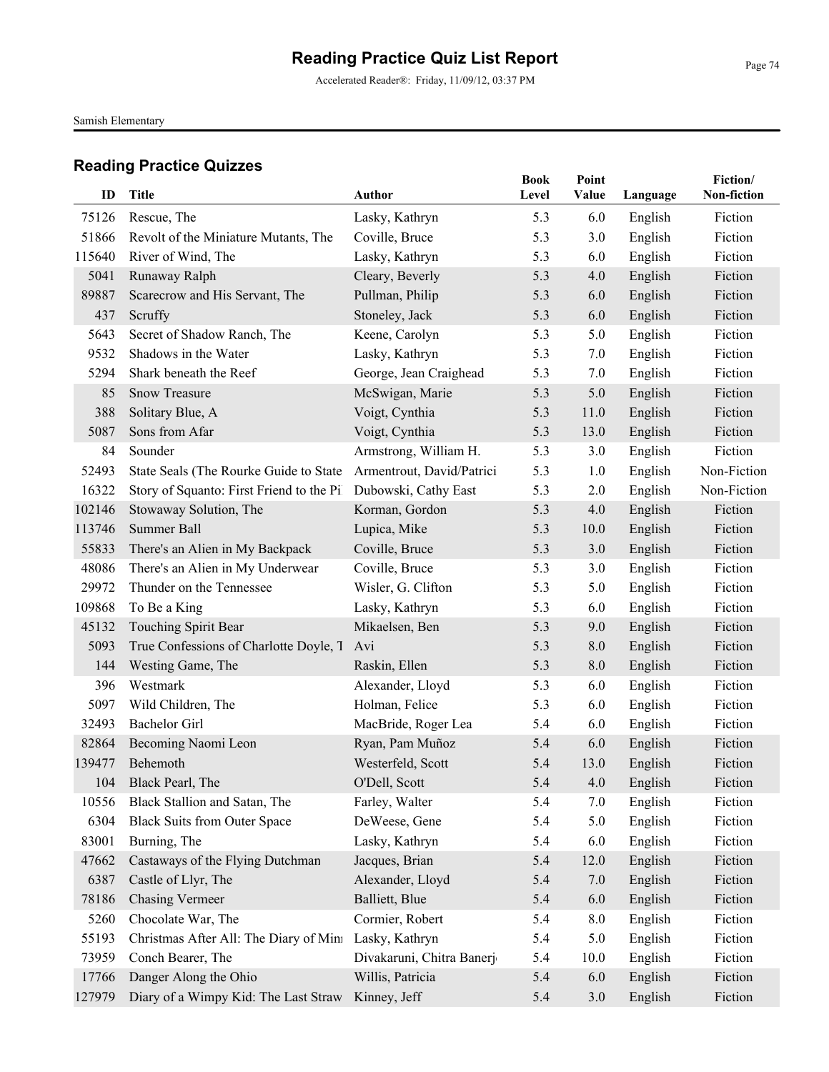# Reading Practice Quiz List Report

Accelerated Reader®: Friday, 11/09/12, 03:37 PM

Samish Elementary

## Reading Practice Quizzes

| ID | Title | Author | Book Level | Point Value | Language | Fiction/ Non-fiction |
|---|---|---|---|---|---|---|
| 75126 | Rescue, The | Lasky, Kathryn | 5.3 | 6.0 | English | Fiction |
| 51866 | Revolt of the Miniature Mutants, The | Coville, Bruce | 5.3 | 3.0 | English | Fiction |
| 115640 | River of Wind, The | Lasky, Kathryn | 5.3 | 6.0 | English | Fiction |
| 5041 | Runaway Ralph | Cleary, Beverly | 5.3 | 4.0 | English | Fiction |
| 89887 | Scarecrow and His Servant, The | Pullman, Philip | 5.3 | 6.0 | English | Fiction |
| 437 | Scruffy | Stoneley, Jack | 5.3 | 6.0 | English | Fiction |
| 5643 | Secret of Shadow Ranch, The | Keene, Carolyn | 5.3 | 5.0 | English | Fiction |
| 9532 | Shadows in the Water | Lasky, Kathryn | 5.3 | 7.0 | English | Fiction |
| 5294 | Shark beneath the Reef | George, Jean Craighead | 5.3 | 7.0 | English | Fiction |
| 85 | Snow Treasure | McSwigan, Marie | 5.3 | 5.0 | English | Fiction |
| 388 | Solitary Blue, A | Voigt, Cynthia | 5.3 | 11.0 | English | Fiction |
| 5087 | Sons from Afar | Voigt, Cynthia | 5.3 | 13.0 | English | Fiction |
| 84 | Sounder | Armstrong, William H. | 5.3 | 3.0 | English | Fiction |
| 52493 | State Seals (The Rourke Guide to State | Armentrout, David/Patrici | 5.3 | 1.0 | English | Non-Fiction |
| 16322 | Story of Squanto: First Friend to the Pi | Dubowski, Cathy East | 5.3 | 2.0 | English | Non-Fiction |
| 102146 | Stowaway Solution, The | Korman, Gordon | 5.3 | 4.0 | English | Fiction |
| 113746 | Summer Ball | Lupica, Mike | 5.3 | 10.0 | English | Fiction |
| 55833 | There's an Alien in My Backpack | Coville, Bruce | 5.3 | 3.0 | English | Fiction |
| 48086 | There's an Alien in My Underwear | Coville, Bruce | 5.3 | 3.0 | English | Fiction |
| 29972 | Thunder on the Tennessee | Wisler, G. Clifton | 5.3 | 5.0 | English | Fiction |
| 109868 | To Be a King | Lasky, Kathryn | 5.3 | 6.0 | English | Fiction |
| 45132 | Touching Spirit Bear | Mikaelsen, Ben | 5.3 | 9.0 | English | Fiction |
| 5093 | True Confessions of Charlotte Doyle, T | Avi | 5.3 | 8.0 | English | Fiction |
| 144 | Westing Game, The | Raskin, Ellen | 5.3 | 8.0 | English | Fiction |
| 396 | Westmark | Alexander, Lloyd | 5.3 | 6.0 | English | Fiction |
| 5097 | Wild Children, The | Holman, Felice | 5.3 | 6.0 | English | Fiction |
| 32493 | Bachelor Girl | MacBride, Roger Lea | 5.4 | 6.0 | English | Fiction |
| 82864 | Becoming Naomi Leon | Ryan, Pam Muñoz | 5.4 | 6.0 | English | Fiction |
| 139477 | Behemoth | Westerfeld, Scott | 5.4 | 13.0 | English | Fiction |
| 104 | Black Pearl, The | O'Dell, Scott | 5.4 | 4.0 | English | Fiction |
| 10556 | Black Stallion and Satan, The | Farley, Walter | 5.4 | 7.0 | English | Fiction |
| 6304 | Black Suits from Outer Space | DeWeese, Gene | 5.4 | 5.0 | English | Fiction |
| 83001 | Burning, The | Lasky, Kathryn | 5.4 | 6.0 | English | Fiction |
| 47662 | Castaways of the Flying Dutchman | Jacques, Brian | 5.4 | 12.0 | English | Fiction |
| 6387 | Castle of Llyr, The | Alexander, Lloyd | 5.4 | 7.0 | English | Fiction |
| 78186 | Chasing Vermeer | Balliett, Blue | 5.4 | 6.0 | English | Fiction |
| 5260 | Chocolate War, The | Cormier, Robert | 5.4 | 8.0 | English | Fiction |
| 55193 | Christmas After All: The Diary of Min | Lasky, Kathryn | 5.4 | 5.0 | English | Fiction |
| 73959 | Conch Bearer, The | Divakaruni, Chitra Banerj | 5.4 | 10.0 | English | Fiction |
| 17766 | Danger Along the Ohio | Willis, Patricia | 5.4 | 6.0 | English | Fiction |
| 127979 | Diary of a Wimpy Kid: The Last Straw | Kinney, Jeff | 5.4 | 3.0 | English | Fiction |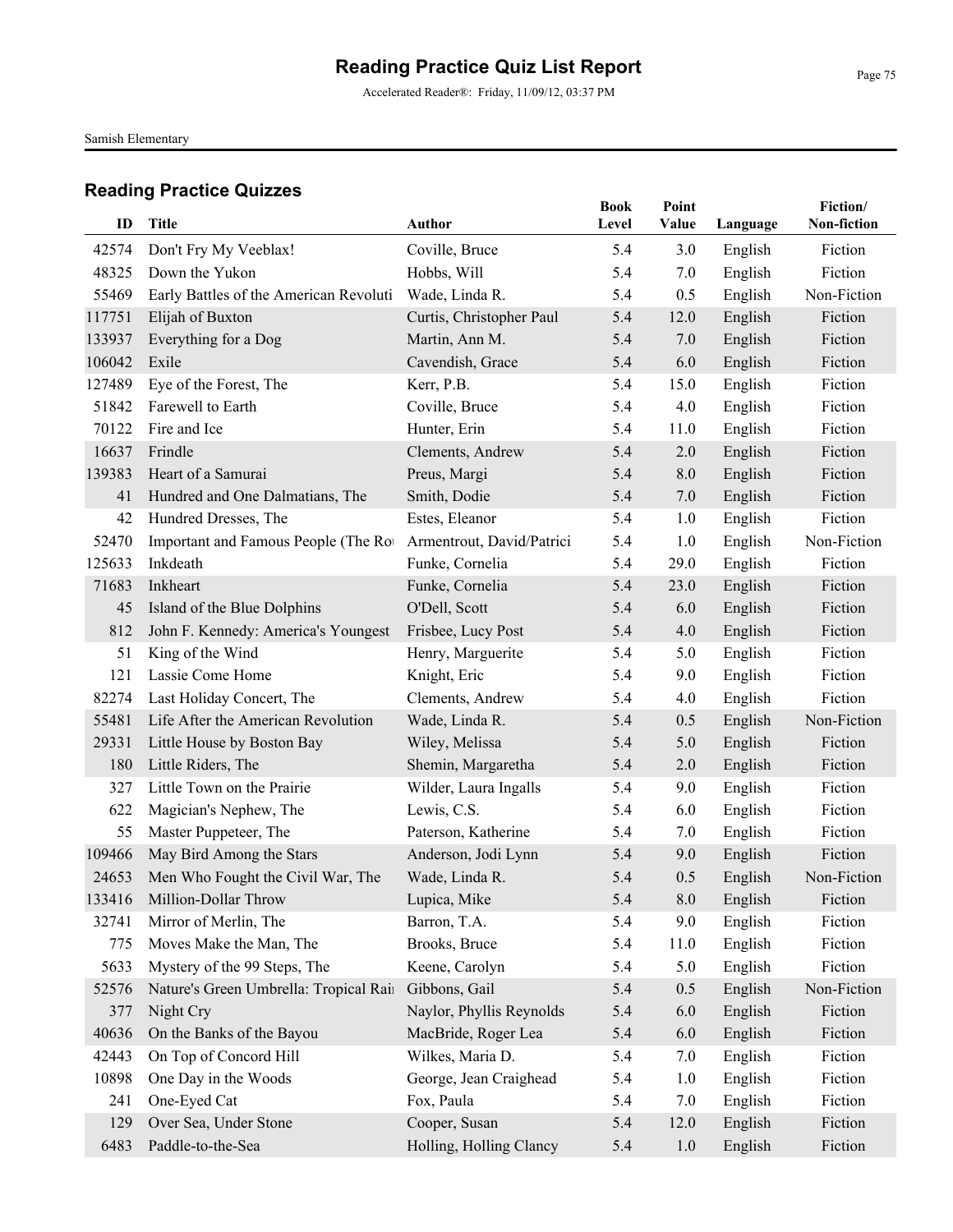# Reading Practice Quiz List Report

Accelerated Reader®: Friday, 11/09/12, 03:37 PM

Samish Elementary

## Reading Practice Quizzes

| ID | Title | Author | Book Level | Point Value | Language | Fiction/ Non-fiction |
|---|---|---|---|---|---|---|
| 42574 | Don't Fry My Veeblax! | Coville, Bruce | 5.4 | 3.0 | English | Fiction |
| 48325 | Down the Yukon | Hobbs, Will | 5.4 | 7.0 | English | Fiction |
| 55469 | Early Battles of the American Revoluti | Wade, Linda R. | 5.4 | 0.5 | English | Non-Fiction |
| 117751 | Elijah of Buxton | Curtis, Christopher Paul | 5.4 | 12.0 | English | Fiction |
| 133937 | Everything for a Dog | Martin, Ann M. | 5.4 | 7.0 | English | Fiction |
| 106042 | Exile | Cavendish, Grace | 5.4 | 6.0 | English | Fiction |
| 127489 | Eye of the Forest, The | Kerr, P.B. | 5.4 | 15.0 | English | Fiction |
| 51842 | Farewell to Earth | Coville, Bruce | 5.4 | 4.0 | English | Fiction |
| 70122 | Fire and Ice | Hunter, Erin | 5.4 | 11.0 | English | Fiction |
| 16637 | Frindle | Clements, Andrew | 5.4 | 2.0 | English | Fiction |
| 139383 | Heart of a Samurai | Preus, Margi | 5.4 | 8.0 | English | Fiction |
| 41 | Hundred and One Dalmatians, The | Smith, Dodie | 5.4 | 7.0 | English | Fiction |
| 42 | Hundred Dresses, The | Estes, Eleanor | 5.4 | 1.0 | English | Fiction |
| 52470 | Important and Famous People (The Ro | Armentrout, David/Patrici | 5.4 | 1.0 | English | Non-Fiction |
| 125633 | Inkdeath | Funke, Cornelia | 5.4 | 29.0 | English | Fiction |
| 71683 | Inkheart | Funke, Cornelia | 5.4 | 23.0 | English | Fiction |
| 45 | Island of the Blue Dolphins | O'Dell, Scott | 5.4 | 6.0 | English | Fiction |
| 812 | John F. Kennedy: America's Youngest | Frisbee, Lucy Post | 5.4 | 4.0 | English | Fiction |
| 51 | King of the Wind | Henry, Marguerite | 5.4 | 5.0 | English | Fiction |
| 121 | Lassie Come Home | Knight, Eric | 5.4 | 9.0 | English | Fiction |
| 82274 | Last Holiday Concert, The | Clements, Andrew | 5.4 | 4.0 | English | Fiction |
| 55481 | Life After the American Revolution | Wade, Linda R. | 5.4 | 0.5 | English | Non-Fiction |
| 29331 | Little House by Boston Bay | Wiley, Melissa | 5.4 | 5.0 | English | Fiction |
| 180 | Little Riders, The | Shemin, Margaretha | 5.4 | 2.0 | English | Fiction |
| 327 | Little Town on the Prairie | Wilder, Laura Ingalls | 5.4 | 9.0 | English | Fiction |
| 622 | Magician's Nephew, The | Lewis, C.S. | 5.4 | 6.0 | English | Fiction |
| 55 | Master Puppeteer, The | Paterson, Katherine | 5.4 | 7.0 | English | Fiction |
| 109466 | May Bird Among the Stars | Anderson, Jodi Lynn | 5.4 | 9.0 | English | Fiction |
| 24653 | Men Who Fought the Civil War, The | Wade, Linda R. | 5.4 | 0.5 | English | Non-Fiction |
| 133416 | Million-Dollar Throw | Lupica, Mike | 5.4 | 8.0 | English | Fiction |
| 32741 | Mirror of Merlin, The | Barron, T.A. | 5.4 | 9.0 | English | Fiction |
| 775 | Moves Make the Man, The | Brooks, Bruce | 5.4 | 11.0 | English | Fiction |
| 5633 | Mystery of the 99 Steps, The | Keene, Carolyn | 5.4 | 5.0 | English | Fiction |
| 52576 | Nature's Green Umbrella: Tropical Rai | Gibbons, Gail | 5.4 | 0.5 | English | Non-Fiction |
| 377 | Night Cry | Naylor, Phyllis Reynolds | 5.4 | 6.0 | English | Fiction |
| 40636 | On the Banks of the Bayou | MacBride, Roger Lea | 5.4 | 6.0 | English | Fiction |
| 42443 | On Top of Concord Hill | Wilkes, Maria D. | 5.4 | 7.0 | English | Fiction |
| 10898 | One Day in the Woods | George, Jean Craighead | 5.4 | 1.0 | English | Fiction |
| 241 | One-Eyed Cat | Fox, Paula | 5.4 | 7.0 | English | Fiction |
| 129 | Over Sea, Under Stone | Cooper, Susan | 5.4 | 12.0 | English | Fiction |
| 6483 | Paddle-to-the-Sea | Holling, Holling Clancy | 5.4 | 1.0 | English | Fiction |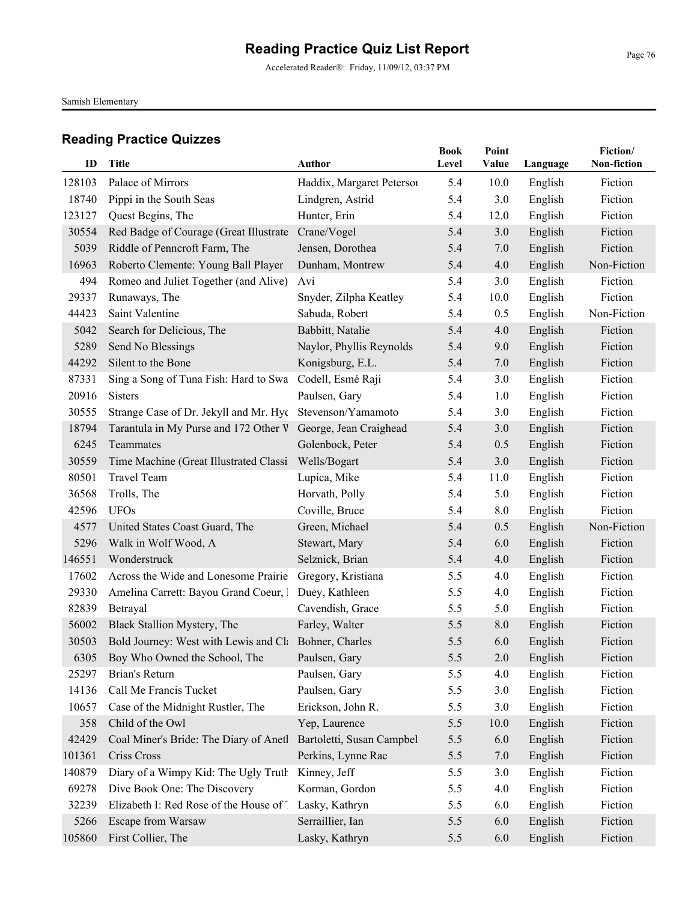# Reading Practice Quiz List Report

Accelerated Reader®: Friday, 11/09/12, 03:37 PM

Samish Elementary

## Reading Practice Quizzes

| ID | Title | Author | Book Level | Point Value | Language | Fiction/ Non-fiction |
|---|---|---|---|---|---|---|
| 128103 | Palace of Mirrors | Haddix, Margaret Petersoı | 5.4 | 10.0 | English | Fiction |
| 18740 | Pippi in the South Seas | Lindgren, Astrid | 5.4 | 3.0 | English | Fiction |
| 123127 | Quest Begins, The | Hunter, Erin | 5.4 | 12.0 | English | Fiction |
| 30554 | Red Badge of Courage (Great Illustrate | Crane/Vogel | 5.4 | 3.0 | English | Fiction |
| 5039 | Riddle of Penncroft Farm, The | Jensen, Dorothea | 5.4 | 7.0 | English | Fiction |
| 16963 | Roberto Clemente: Young Ball Player | Dunham, Montrew | 5.4 | 4.0 | English | Non-Fiction |
| 494 | Romeo and Juliet Together (and Alive) | Avi | 5.4 | 3.0 | English | Fiction |
| 29337 | Runaways, The | Snyder, Zilpha Keatley | 5.4 | 10.0 | English | Fiction |
| 44423 | Saint Valentine | Sabuda, Robert | 5.4 | 0.5 | English | Non-Fiction |
| 5042 | Search for Delicious, The | Babbitt, Natalie | 5.4 | 4.0 | English | Fiction |
| 5289 | Send No Blessings | Naylor, Phyllis Reynolds | 5.4 | 9.0 | English | Fiction |
| 44292 | Silent to the Bone | Konigsburg, E.L. | 5.4 | 7.0 | English | Fiction |
| 87331 | Sing a Song of Tuna Fish: Hard to Swa | Codell, Esmé Raji | 5.4 | 3.0 | English | Fiction |
| 20916 | Sisters | Paulsen, Gary | 5.4 | 1.0 | English | Fiction |
| 30555 | Strange Case of Dr. Jekyll and Mr. Hyc | Stevenson/Yamamoto | 5.4 | 3.0 | English | Fiction |
| 18794 | Tarantula in My Purse and 172 Other V | George, Jean Craighead | 5.4 | 3.0 | English | Fiction |
| 6245 | Teammates | Golenbock, Peter | 5.4 | 0.5 | English | Fiction |
| 30559 | Time Machine (Great Illustrated Classi | Wells/Bogart | 5.4 | 3.0 | English | Fiction |
| 80501 | Travel Team | Lupica, Mike | 5.4 | 11.0 | English | Fiction |
| 36568 | Trolls, The | Horvath, Polly | 5.4 | 5.0 | English | Fiction |
| 42596 | UFOs | Coville, Bruce | 5.4 | 8.0 | English | Fiction |
| 4577 | United States Coast Guard, The | Green, Michael | 5.4 | 0.5 | English | Non-Fiction |
| 5296 | Walk in Wolf Wood, A | Stewart, Mary | 5.4 | 6.0 | English | Fiction |
| 146551 | Wonderstruck | Selznick, Brian | 5.4 | 4.0 | English | Fiction |
| 17602 | Across the Wide and Lonesome Prairie | Gregory, Kristiana | 5.5 | 4.0 | English | Fiction |
| 29330 | Amelina Carrett: Bayou Grand Coeur, I | Duey, Kathleen | 5.5 | 4.0 | English | Fiction |
| 82839 | Betrayal | Cavendish, Grace | 5.5 | 5.0 | English | Fiction |
| 56002 | Black Stallion Mystery, The | Farley, Walter | 5.5 | 8.0 | English | Fiction |
| 30503 | Bold Journey: West with Lewis and Cl | Bohner, Charles | 5.5 | 6.0 | English | Fiction |
| 6305 | Boy Who Owned the School, The | Paulsen, Gary | 5.5 | 2.0 | English | Fiction |
| 25297 | Brian's Return | Paulsen, Gary | 5.5 | 4.0 | English | Fiction |
| 14136 | Call Me Francis Tucket | Paulsen, Gary | 5.5 | 3.0 | English | Fiction |
| 10657 | Case of the Midnight Rustler, The | Erickson, John R. | 5.5 | 3.0 | English | Fiction |
| 358 | Child of the Owl | Yep, Laurence | 5.5 | 10.0 | English | Fiction |
| 42429 | Coal Miner's Bride: The Diary of Anetl | Bartoletti, Susan Campbel | 5.5 | 6.0 | English | Fiction |
| 101361 | Criss Cross | Perkins, Lynne Rae | 5.5 | 7.0 | English | Fiction |
| 140879 | Diary of a Wimpy Kid: The Ugly Truth | Kinney, Jeff | 5.5 | 3.0 | English | Fiction |
| 69278 | Dive Book One: The Discovery | Korman, Gordon | 5.5 | 4.0 | English | Fiction |
| 32239 | Elizabeth I: Red Rose of the House of | Lasky, Kathryn | 5.5 | 6.0 | English | Fiction |
| 5266 | Escape from Warsaw | Serraillier, Ian | 5.5 | 6.0 | English | Fiction |
| 105860 | First Collier, The | Lasky, Kathryn | 5.5 | 6.0 | English | Fiction |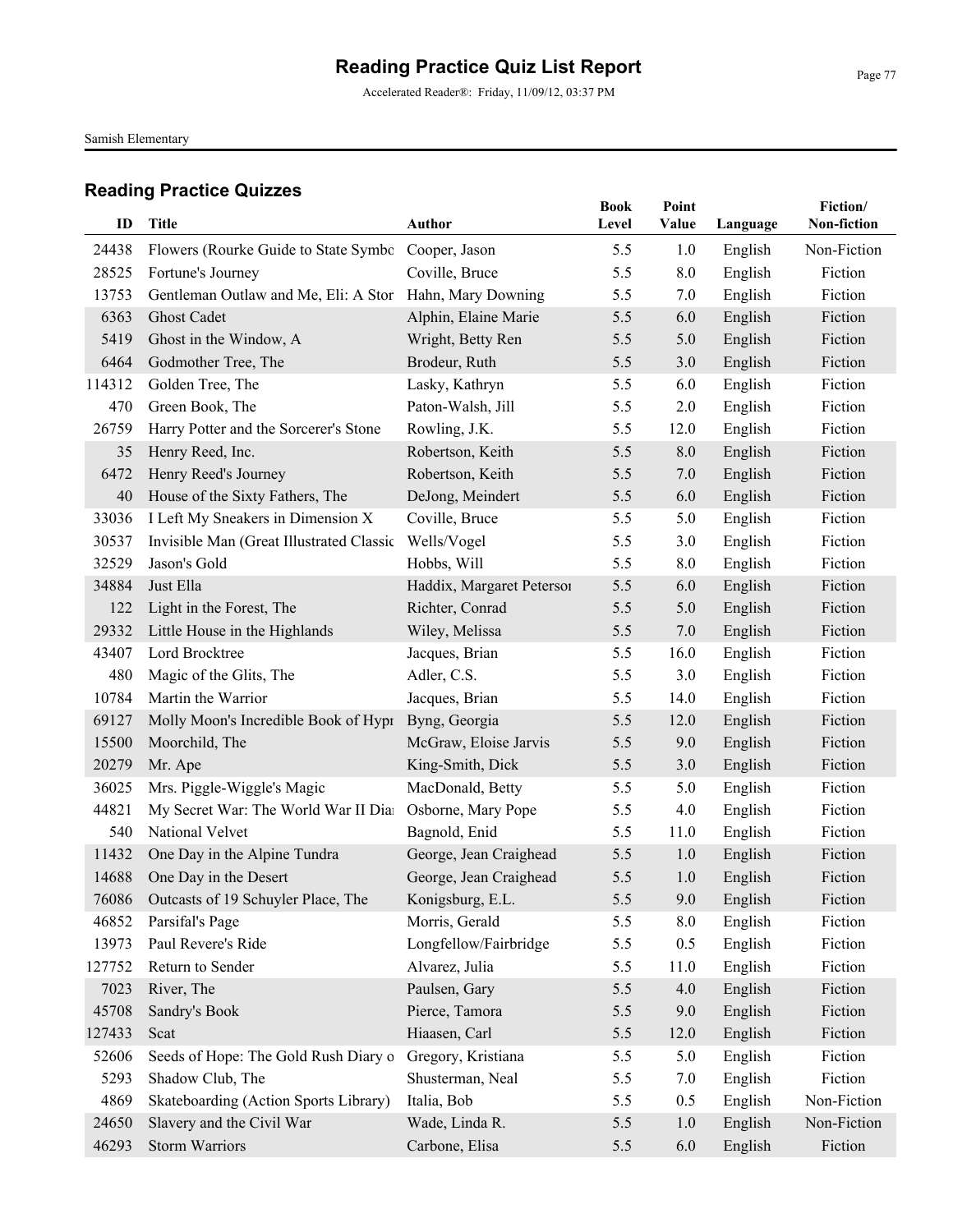# Reading Practice Quiz List Report

Accelerated Reader®: Friday, 11/09/12, 03:37 PM

Samish Elementary

## Reading Practice Quizzes

| ID | Title | Author | Book Level | Point Value | Language | Fiction/ Non-fiction |
|---|---|---|---|---|---|---|
| 24438 | Flowers (Rourke Guide to State Symbo | Cooper, Jason | 5.5 | 1.0 | English | Non-Fiction |
| 28525 | Fortune's Journey | Coville, Bruce | 5.5 | 8.0 | English | Fiction |
| 13753 | Gentleman Outlaw and Me, Eli: A Stor | Hahn, Mary Downing | 5.5 | 7.0 | English | Fiction |
| 6363 | Ghost Cadet | Alphin, Elaine Marie | 5.5 | 6.0 | English | Fiction |
| 5419 | Ghost in the Window, A | Wright, Betty Ren | 5.5 | 5.0 | English | Fiction |
| 6464 | Godmother Tree, The | Brodeur, Ruth | 5.5 | 3.0 | English | Fiction |
| 114312 | Golden Tree, The | Lasky, Kathryn | 5.5 | 6.0 | English | Fiction |
| 470 | Green Book, The | Paton-Walsh, Jill | 5.5 | 2.0 | English | Fiction |
| 26759 | Harry Potter and the Sorcerer's Stone | Rowling, J.K. | 5.5 | 12.0 | English | Fiction |
| 35 | Henry Reed, Inc. | Robertson, Keith | 5.5 | 8.0 | English | Fiction |
| 6472 | Henry Reed's Journey | Robertson, Keith | 5.5 | 7.0 | English | Fiction |
| 40 | House of the Sixty Fathers, The | DeJong, Meindert | 5.5 | 6.0 | English | Fiction |
| 33036 | I Left My Sneakers in Dimension X | Coville, Bruce | 5.5 | 5.0 | English | Fiction |
| 30537 | Invisible Man (Great Illustrated Classic | Wells/Vogel | 5.5 | 3.0 | English | Fiction |
| 32529 | Jason's Gold | Hobbs, Will | 5.5 | 8.0 | English | Fiction |
| 34884 | Just Ella | Haddix, Margaret Petersoı | 5.5 | 6.0 | English | Fiction |
| 122 | Light in the Forest, The | Richter, Conrad | 5.5 | 5.0 | English | Fiction |
| 29332 | Little House in the Highlands | Wiley, Melissa | 5.5 | 7.0 | English | Fiction |
| 43407 | Lord Brocktree | Jacques, Brian | 5.5 | 16.0 | English | Fiction |
| 480 | Magic of the Glits, The | Adler, C.S. | 5.5 | 3.0 | English | Fiction |
| 10784 | Martin the Warrior | Jacques, Brian | 5.5 | 14.0 | English | Fiction |
| 69127 | Molly Moon's Incredible Book of Hypı | Byng, Georgia | 5.5 | 12.0 | English | Fiction |
| 15500 | Moorchild, The | McGraw, Eloise Jarvis | 5.5 | 9.0 | English | Fiction |
| 20279 | Mr. Ape | King-Smith, Dick | 5.5 | 3.0 | English | Fiction |
| 36025 | Mrs. Piggle-Wiggle's Magic | MacDonald, Betty | 5.5 | 5.0 | English | Fiction |
| 44821 | My Secret War: The World War II Diaı | Osborne, Mary Pope | 5.5 | 4.0 | English | Fiction |
| 540 | National Velvet | Bagnold, Enid | 5.5 | 11.0 | English | Fiction |
| 11432 | One Day in the Alpine Tundra | George, Jean Craighead | 5.5 | 1.0 | English | Fiction |
| 14688 | One Day in the Desert | George, Jean Craighead | 5.5 | 1.0 | English | Fiction |
| 76086 | Outcasts of 19 Schuyler Place, The | Konigsburg, E.L. | 5.5 | 9.0 | English | Fiction |
| 46852 | Parsifal's Page | Morris, Gerald | 5.5 | 8.0 | English | Fiction |
| 13973 | Paul Revere's Ride | Longfellow/Fairbridge | 5.5 | 0.5 | English | Fiction |
| 127752 | Return to Sender | Alvarez, Julia | 5.5 | 11.0 | English | Fiction |
| 7023 | River, The | Paulsen, Gary | 5.5 | 4.0 | English | Fiction |
| 45708 | Sandry's Book | Pierce, Tamora | 5.5 | 9.0 | English | Fiction |
| 127433 | Scat | Hiaasen, Carl | 5.5 | 12.0 | English | Fiction |
| 52606 | Seeds of Hope: The Gold Rush Diary o | Gregory, Kristiana | 5.5 | 5.0 | English | Fiction |
| 5293 | Shadow Club, The | Shusterman, Neal | 5.5 | 7.0 | English | Fiction |
| 4869 | Skateboarding (Action Sports Library) | Italia, Bob | 5.5 | 0.5 | English | Non-Fiction |
| 24650 | Slavery and the Civil War | Wade, Linda R. | 5.5 | 1.0 | English | Non-Fiction |
| 46293 | Storm Warriors | Carbone, Elisa | 5.5 | 6.0 | English | Fiction |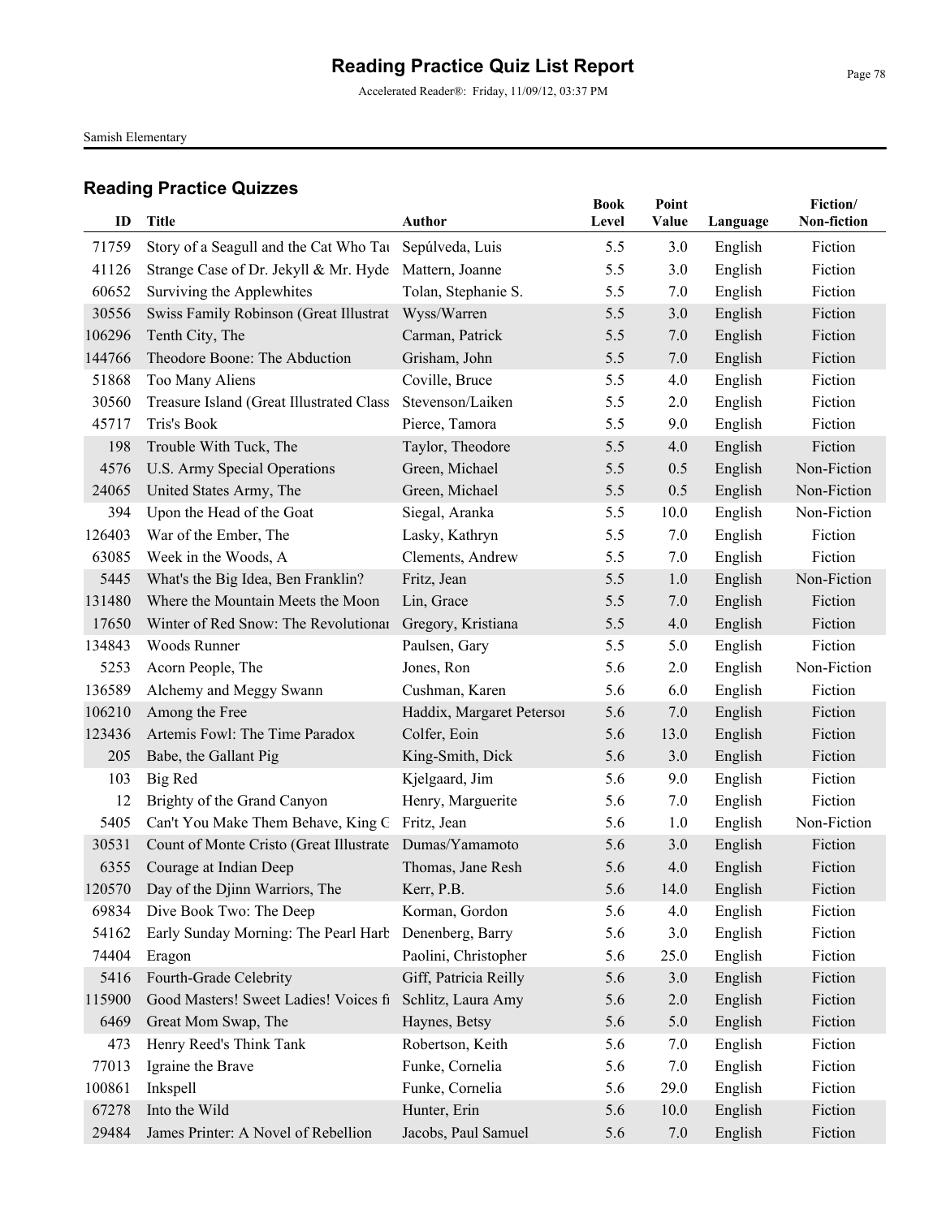# Reading Practice Quiz List Report

Accelerated Reader®: Friday, 11/09/12, 03:37 PM

Samish Elementary

## Reading Practice Quizzes

| ID | Title | Author | Book Level | Point Value | Language | Fiction/ Non-fiction |
|---|---|---|---|---|---|---|
| 71759 | Story of a Seagull and the Cat Who Tau | Sepúlveda, Luis | 5.5 | 3.0 | English | Fiction |
| 41126 | Strange Case of Dr. Jekyll & Mr. Hyde | Mattern, Joanne | 5.5 | 3.0 | English | Fiction |
| 60652 | Surviving the Applewhites | Tolan, Stephanie S. | 5.5 | 7.0 | English | Fiction |
| 30556 | Swiss Family Robinson (Great Illustrat | Wyss/Warren | 5.5 | 3.0 | English | Fiction |
| 106296 | Tenth City, The | Carman, Patrick | 5.5 | 7.0 | English | Fiction |
| 144766 | Theodore Boone: The Abduction | Grisham, John | 5.5 | 7.0 | English | Fiction |
| 51868 | Too Many Aliens | Coville, Bruce | 5.5 | 4.0 | English | Fiction |
| 30560 | Treasure Island (Great Illustrated Class | Stevenson/Laiken | 5.5 | 2.0 | English | Fiction |
| 45717 | Tris's Book | Pierce, Tamora | 5.5 | 9.0 | English | Fiction |
| 198 | Trouble With Tuck, The | Taylor, Theodore | 5.5 | 4.0 | English | Fiction |
| 4576 | U.S. Army Special Operations | Green, Michael | 5.5 | 0.5 | English | Non-Fiction |
| 24065 | United States Army, The | Green, Michael | 5.5 | 0.5 | English | Non-Fiction |
| 394 | Upon the Head of the Goat | Siegal, Aranka | 5.5 | 10.0 | English | Non-Fiction |
| 126403 | War of the Ember, The | Lasky, Kathryn | 5.5 | 7.0 | English | Fiction |
| 63085 | Week in the Woods, A | Clements, Andrew | 5.5 | 7.0 | English | Fiction |
| 5445 | What's the Big Idea, Ben Franklin? | Fritz, Jean | 5.5 | 1.0 | English | Non-Fiction |
| 131480 | Where the Mountain Meets the Moon | Lin, Grace | 5.5 | 7.0 | English | Fiction |
| 17650 | Winter of Red Snow: The Revolutionar | Gregory, Kristiana | 5.5 | 4.0 | English | Fiction |
| 134843 | Woods Runner | Paulsen, Gary | 5.5 | 5.0 | English | Fiction |
| 5253 | Acorn People, The | Jones, Ron | 5.6 | 2.0 | English | Non-Fiction |
| 136589 | Alchemy and Meggy Swann | Cushman, Karen | 5.6 | 6.0 | English | Fiction |
| 106210 | Among the Free | Haddix, Margaret Petersoı | 5.6 | 7.0 | English | Fiction |
| 123436 | Artemis Fowl: The Time Paradox | Colfer, Eoin | 5.6 | 13.0 | English | Fiction |
| 205 | Babe, the Gallant Pig | King-Smith, Dick | 5.6 | 3.0 | English | Fiction |
| 103 | Big Red | Kjelgaard, Jim | 5.6 | 9.0 | English | Fiction |
| 12 | Brighty of the Grand Canyon | Henry, Marguerite | 5.6 | 7.0 | English | Fiction |
| 5405 | Can't You Make Them Behave, King G | Fritz, Jean | 5.6 | 1.0 | English | Non-Fiction |
| 30531 | Count of Monte Cristo (Great Illustrate | Dumas/Yamamoto | 5.6 | 3.0 | English | Fiction |
| 6355 | Courage at Indian Deep | Thomas, Jane Resh | 5.6 | 4.0 | English | Fiction |
| 120570 | Day of the Djinn Warriors, The | Kerr, P.B. | 5.6 | 14.0 | English | Fiction |
| 69834 | Dive Book Two: The Deep | Korman, Gordon | 5.6 | 4.0 | English | Fiction |
| 54162 | Early Sunday Morning: The Pearl Harb | Denenberg, Barry | 5.6 | 3.0 | English | Fiction |
| 74404 | Eragon | Paolini, Christopher | 5.6 | 25.0 | English | Fiction |
| 5416 | Fourth-Grade Celebrity | Giff, Patricia Reilly | 5.6 | 3.0 | English | Fiction |
| 115900 | Good Masters! Sweet Ladies! Voices fı | Schlitz, Laura Amy | 5.6 | 2.0 | English | Fiction |
| 6469 | Great Mom Swap, The | Haynes, Betsy | 5.6 | 5.0 | English | Fiction |
| 473 | Henry Reed's Think Tank | Robertson, Keith | 5.6 | 7.0 | English | Fiction |
| 77013 | Igraine the Brave | Funke, Cornelia | 5.6 | 7.0 | English | Fiction |
| 100861 | Inkspell | Funke, Cornelia | 5.6 | 29.0 | English | Fiction |
| 67278 | Into the Wild | Hunter, Erin | 5.6 | 10.0 | English | Fiction |
| 29484 | James Printer: A Novel of Rebellion | Jacobs, Paul Samuel | 5.6 | 7.0 | English | Fiction |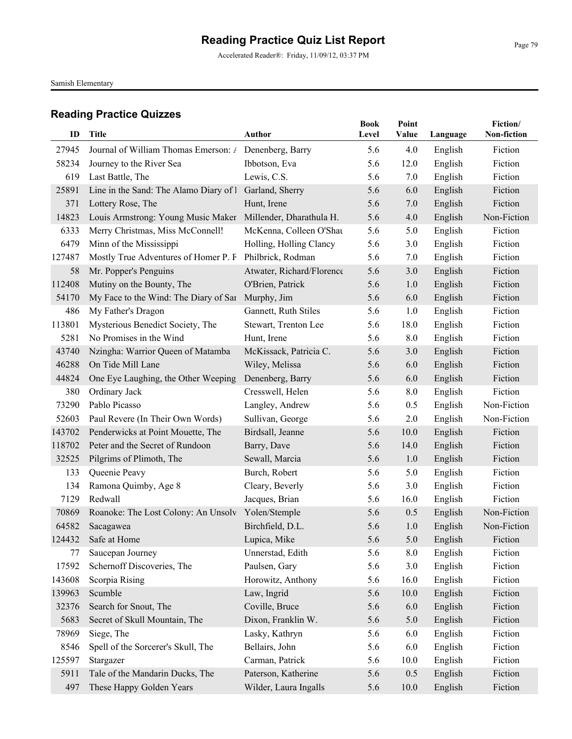# Reading Practice Quiz List Report

Accelerated Reader®: Friday, 11/09/12, 03:37 PM

Samish Elementary

## Reading Practice Quizzes

| ID | Title | Author | Book Level | Point Value | Language | Fiction/ Non-fiction |
|---|---|---|---|---|---|---|
| 27945 | Journal of William Thomas Emerson: A | Denenberg, Barry | 5.6 | 4.0 | English | Fiction |
| 58234 | Journey to the River Sea | Ibbotson, Eva | 5.6 | 12.0 | English | Fiction |
| 619 | Last Battle, The | Lewis, C.S. | 5.6 | 7.0 | English | Fiction |
| 25891 | Line in the Sand: The Alamo Diary of l | Garland, Sherry | 5.6 | 6.0 | English | Fiction |
| 371 | Lottery Rose, The | Hunt, Irene | 5.6 | 7.0 | English | Fiction |
| 14823 | Louis Armstrong: Young Music Maker | Millender, Dharathula H. | 5.6 | 4.0 | English | Non-Fiction |
| 6333 | Merry Christmas, Miss McConnell! | McKenna, Colleen O'Shau | 5.6 | 5.0 | English | Fiction |
| 6479 | Minn of the Mississippi | Holling, Holling Clancy | 5.6 | 3.0 | English | Fiction |
| 127487 | Mostly True Adventures of Homer P. F | Philbrick, Rodman | 5.6 | 7.0 | English | Fiction |
| 58 | Mr. Popper's Penguins | Atwater, Richard/Florence | 5.6 | 3.0 | English | Fiction |
| 112408 | Mutiny on the Bounty, The | O'Brien, Patrick | 5.6 | 1.0 | English | Fiction |
| 54170 | My Face to the Wind: The Diary of Sar | Murphy, Jim | 5.6 | 6.0 | English | Fiction |
| 486 | My Father's Dragon | Gannett, Ruth Stiles | 5.6 | 1.0 | English | Fiction |
| 113801 | Mysterious Benedict Society, The | Stewart, Trenton Lee | 5.6 | 18.0 | English | Fiction |
| 5281 | No Promises in the Wind | Hunt, Irene | 5.6 | 8.0 | English | Fiction |
| 43740 | Nzingha: Warrior Queen of Matamba | McKissack, Patricia C. | 5.6 | 3.0 | English | Fiction |
| 46288 | On Tide Mill Lane | Wiley, Melissa | 5.6 | 6.0 | English | Fiction |
| 44824 | One Eye Laughing, the Other Weeping | Denenberg, Barry | 5.6 | 6.0 | English | Fiction |
| 380 | Ordinary Jack | Cresswell, Helen | 5.6 | 8.0 | English | Fiction |
| 73290 | Pablo Picasso | Langley, Andrew | 5.6 | 0.5 | English | Non-Fiction |
| 52603 | Paul Revere (In Their Own Words) | Sullivan, George | 5.6 | 2.0 | English | Non-Fiction |
| 143702 | Penderwicks at Point Mouette, The | Birdsall, Jeanne | 5.6 | 10.0 | English | Fiction |
| 118702 | Peter and the Secret of Rundoon | Barry, Dave | 5.6 | 14.0 | English | Fiction |
| 32525 | Pilgrims of Plimoth, The | Sewall, Marcia | 5.6 | 1.0 | English | Fiction |
| 133 | Queenie Peavy | Burch, Robert | 5.6 | 5.0 | English | Fiction |
| 134 | Ramona Quimby, Age 8 | Cleary, Beverly | 5.6 | 3.0 | English | Fiction |
| 7129 | Redwall | Jacques, Brian | 5.6 | 16.0 | English | Fiction |
| 70869 | Roanoke: The Lost Colony: An Unsolv | Yolen/Stemple | 5.6 | 0.5 | English | Non-Fiction |
| 64582 | Sacagawea | Birchfield, D.L. | 5.6 | 1.0 | English | Non-Fiction |
| 124432 | Safe at Home | Lupica, Mike | 5.6 | 5.0 | English | Fiction |
| 77 | Saucepan Journey | Unnerstad, Edith | 5.6 | 8.0 | English | Fiction |
| 17592 | Schernoff Discoveries, The | Paulsen, Gary | 5.6 | 3.0 | English | Fiction |
| 143608 | Scorpia Rising | Horowitz, Anthony | 5.6 | 16.0 | English | Fiction |
| 139963 | Scumble | Law, Ingrid | 5.6 | 10.0 | English | Fiction |
| 32376 | Search for Snout, The | Coville, Bruce | 5.6 | 6.0 | English | Fiction |
| 5683 | Secret of Skull Mountain, The | Dixon, Franklin W. | 5.6 | 5.0 | English | Fiction |
| 78969 | Siege, The | Lasky, Kathryn | 5.6 | 6.0 | English | Fiction |
| 8546 | Spell of the Sorcerer's Skull, The | Bellairs, John | 5.6 | 6.0 | English | Fiction |
| 125597 | Stargazer | Carman, Patrick | 5.6 | 10.0 | English | Fiction |
| 5911 | Tale of the Mandarin Ducks, The | Paterson, Katherine | 5.6 | 0.5 | English | Fiction |
| 497 | These Happy Golden Years | Wilder, Laura Ingalls | 5.6 | 10.0 | English | Fiction |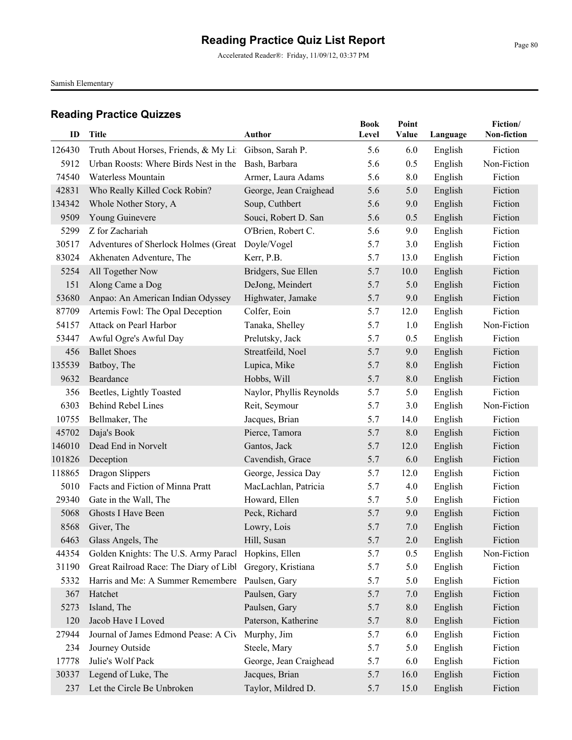# Reading Practice Quiz List Report

Accelerated Reader®: Friday, 11/09/12, 03:37 PM

Samish Elementary

## Reading Practice Quizzes

| ID | Title | Author | Book Level | Point Value | Language | Fiction/ Non-fiction |
|---|---|---|---|---|---|---|
| 126430 | Truth About Horses, Friends, & My Li | Gibson, Sarah P. | 5.6 | 6.0 | English | Fiction |
| 5912 | Urban Roosts: Where Birds Nest in the | Bash, Barbara | 5.6 | 0.5 | English | Non-Fiction |
| 74540 | Waterless Mountain | Armer, Laura Adams | 5.6 | 8.0 | English | Fiction |
| 42831 | Who Really Killed Cock Robin? | George, Jean Craighead | 5.6 | 5.0 | English | Fiction |
| 134342 | Whole Nother Story, A | Soup, Cuthbert | 5.6 | 9.0 | English | Fiction |
| 9509 | Young Guinevere | Souci, Robert D. San | 5.6 | 0.5 | English | Fiction |
| 5299 | Z for Zachariah | O'Brien, Robert C. | 5.6 | 9.0 | English | Fiction |
| 30517 | Adventures of Sherlock Holmes (Great | Doyle/Vogel | 5.7 | 3.0 | English | Fiction |
| 83024 | Akhenaten Adventure, The | Kerr, P.B. | 5.7 | 13.0 | English | Fiction |
| 5254 | All Together Now | Bridgers, Sue Ellen | 5.7 | 10.0 | English | Fiction |
| 151 | Along Came a Dog | DeJong, Meindert | 5.7 | 5.0 | English | Fiction |
| 53680 | Anpao: An American Indian Odyssey | Highwater, Jamake | 5.7 | 9.0 | English | Fiction |
| 87709 | Artemis Fowl: The Opal Deception | Colfer, Eoin | 5.7 | 12.0 | English | Fiction |
| 54157 | Attack on Pearl Harbor | Tanaka, Shelley | 5.7 | 1.0 | English | Non-Fiction |
| 53447 | Awful Ogre's Awful Day | Prelutsky, Jack | 5.7 | 0.5 | English | Fiction |
| 456 | Ballet Shoes | Streatfeild, Noel | 5.7 | 9.0 | English | Fiction |
| 135539 | Batboy, The | Lupica, Mike | 5.7 | 8.0 | English | Fiction |
| 9632 | Beardance | Hobbs, Will | 5.7 | 8.0 | English | Fiction |
| 356 | Beetles, Lightly Toasted | Naylor, Phyllis Reynolds | 5.7 | 5.0 | English | Fiction |
| 6303 | Behind Rebel Lines | Reit, Seymour | 5.7 | 3.0 | English | Non-Fiction |
| 10755 | Bellmaker, The | Jacques, Brian | 5.7 | 14.0 | English | Fiction |
| 45702 | Daja's Book | Pierce, Tamora | 5.7 | 8.0 | English | Fiction |
| 146010 | Dead End in Norvelt | Gantos, Jack | 5.7 | 12.0 | English | Fiction |
| 101826 | Deception | Cavendish, Grace | 5.7 | 6.0 | English | Fiction |
| 118865 | Dragon Slippers | George, Jessica Day | 5.7 | 12.0 | English | Fiction |
| 5010 | Facts and Fiction of Minna Pratt | MacLachlan, Patricia | 5.7 | 4.0 | English | Fiction |
| 29340 | Gate in the Wall, The | Howard, Ellen | 5.7 | 5.0 | English | Fiction |
| 5068 | Ghosts I Have Been | Peck, Richard | 5.7 | 9.0 | English | Fiction |
| 8568 | Giver, The | Lowry, Lois | 5.7 | 7.0 | English | Fiction |
| 6463 | Glass Angels, The | Hill, Susan | 5.7 | 2.0 | English | Fiction |
| 44354 | Golden Knights: The U.S. Army Paracl | Hopkins, Ellen | 5.7 | 0.5 | English | Non-Fiction |
| 31190 | Great Railroad Race: The Diary of Libl | Gregory, Kristiana | 5.7 | 5.0 | English | Fiction |
| 5332 | Harris and Me: A Summer Remembere | Paulsen, Gary | 5.7 | 5.0 | English | Fiction |
| 367 | Hatchet | Paulsen, Gary | 5.7 | 7.0 | English | Fiction |
| 5273 | Island, The | Paulsen, Gary | 5.7 | 8.0 | English | Fiction |
| 120 | Jacob Have I Loved | Paterson, Katherine | 5.7 | 8.0 | English | Fiction |
| 27944 | Journal of James Edmond Pease: A Civ | Murphy, Jim | 5.7 | 6.0 | English | Fiction |
| 234 | Journey Outside | Steele, Mary | 5.7 | 5.0 | English | Fiction |
| 17778 | Julie's Wolf Pack | George, Jean Craighead | 5.7 | 6.0 | English | Fiction |
| 30337 | Legend of Luke, The | Jacques, Brian | 5.7 | 16.0 | English | Fiction |
| 237 | Let the Circle Be Unbroken | Taylor, Mildred D. | 5.7 | 15.0 | English | Fiction |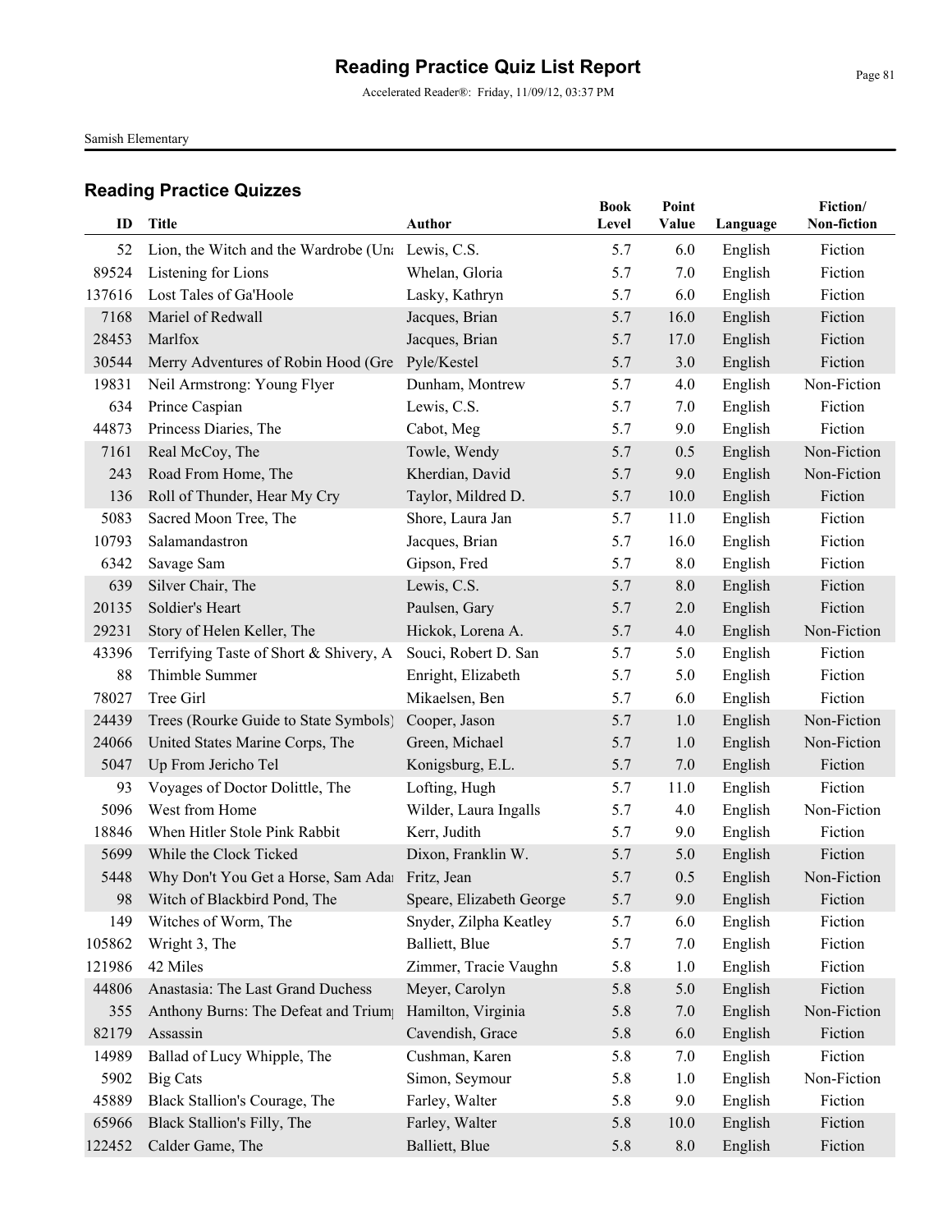# Reading Practice Quiz List Report

Accelerated Reader®: Friday, 11/09/12, 03:37 PM

Samish Elementary

## Reading Practice Quizzes

| ID | Title | Author | Book Level | Point Value | Language | Fiction/ Non-fiction |
|---|---|---|---|---|---|---|
| 52 | Lion, the Witch and the Wardrobe (Una | Lewis, C.S. | 5.7 | 6.0 | English | Fiction |
| 89524 | Listening for Lions | Whelan, Gloria | 5.7 | 7.0 | English | Fiction |
| 137616 | Lost Tales of Ga'Hoole | Lasky, Kathryn | 5.7 | 6.0 | English | Fiction |
| 7168 | Mariel of Redwall | Jacques, Brian | 5.7 | 16.0 | English | Fiction |
| 28453 | Marlfox | Jacques, Brian | 5.7 | 17.0 | English | Fiction |
| 30544 | Merry Adventures of Robin Hood (Gre | Pyle/Kestel | 5.7 | 3.0 | English | Fiction |
| 19831 | Neil Armstrong: Young Flyer | Dunham, Montrew | 5.7 | 4.0 | English | Non-Fiction |
| 634 | Prince Caspian | Lewis, C.S. | 5.7 | 7.0 | English | Fiction |
| 44873 | Princess Diaries, The | Cabot, Meg | 5.7 | 9.0 | English | Fiction |
| 7161 | Real McCoy, The | Towle, Wendy | 5.7 | 0.5 | English | Non-Fiction |
| 243 | Road From Home, The | Kherdian, David | 5.7 | 9.0 | English | Non-Fiction |
| 136 | Roll of Thunder, Hear My Cry | Taylor, Mildred D. | 5.7 | 10.0 | English | Fiction |
| 5083 | Sacred Moon Tree, The | Shore, Laura Jan | 5.7 | 11.0 | English | Fiction |
| 10793 | Salamandastron | Jacques, Brian | 5.7 | 16.0 | English | Fiction |
| 6342 | Savage Sam | Gipson, Fred | 5.7 | 8.0 | English | Fiction |
| 639 | Silver Chair, The | Lewis, C.S. | 5.7 | 8.0 | English | Fiction |
| 20135 | Soldier's Heart | Paulsen, Gary | 5.7 | 2.0 | English | Fiction |
| 29231 | Story of Helen Keller, The | Hickok, Lorena A. | 5.7 | 4.0 | English | Non-Fiction |
| 43396 | Terrifying Taste of Short & Shivery, A | Souci, Robert D. San | 5.7 | 5.0 | English | Fiction |
| 88 | Thimble Summer | Enright, Elizabeth | 5.7 | 5.0 | English | Fiction |
| 78027 | Tree Girl | Mikaelsen, Ben | 5.7 | 6.0 | English | Fiction |
| 24439 | Trees (Rourke Guide to State Symbols) | Cooper, Jason | 5.7 | 1.0 | English | Non-Fiction |
| 24066 | United States Marine Corps, The | Green, Michael | 5.7 | 1.0 | English | Non-Fiction |
| 5047 | Up From Jericho Tel | Konigsburg, E.L. | 5.7 | 7.0 | English | Fiction |
| 93 | Voyages of Doctor Dolittle, The | Lofting, Hugh | 5.7 | 11.0 | English | Fiction |
| 5096 | West from Home | Wilder, Laura Ingalls | 5.7 | 4.0 | English | Non-Fiction |
| 18846 | When Hitler Stole Pink Rabbit | Kerr, Judith | 5.7 | 9.0 | English | Fiction |
| 5699 | While the Clock Ticked | Dixon, Franklin W. | 5.7 | 5.0 | English | Fiction |
| 5448 | Why Don't You Get a Horse, Sam Adar | Fritz, Jean | 5.7 | 0.5 | English | Non-Fiction |
| 98 | Witch of Blackbird Pond, The | Speare, Elizabeth George | 5.7 | 9.0 | English | Fiction |
| 149 | Witches of Worm, The | Snyder, Zilpha Keatley | 5.7 | 6.0 | English | Fiction |
| 105862 | Wright 3, The | Balliett, Blue | 5.7 | 7.0 | English | Fiction |
| 121986 | 42 Miles | Zimmer, Tracie Vaughn | 5.8 | 1.0 | English | Fiction |
| 44806 | Anastasia: The Last Grand Duchess | Meyer, Carolyn | 5.8 | 5.0 | English | Fiction |
| 355 | Anthony Burns: The Defeat and Trium | Hamilton, Virginia | 5.8 | 7.0 | English | Non-Fiction |
| 82179 | Assassin | Cavendish, Grace | 5.8 | 6.0 | English | Fiction |
| 14989 | Ballad of Lucy Whipple, The | Cushman, Karen | 5.8 | 7.0 | English | Fiction |
| 5902 | Big Cats | Simon, Seymour | 5.8 | 1.0 | English | Non-Fiction |
| 45889 | Black Stallion's Courage, The | Farley, Walter | 5.8 | 9.0 | English | Fiction |
| 65966 | Black Stallion's Filly, The | Farley, Walter | 5.8 | 10.0 | English | Fiction |
| 122452 | Calder Game, The | Balliett, Blue | 5.8 | 8.0 | English | Fiction |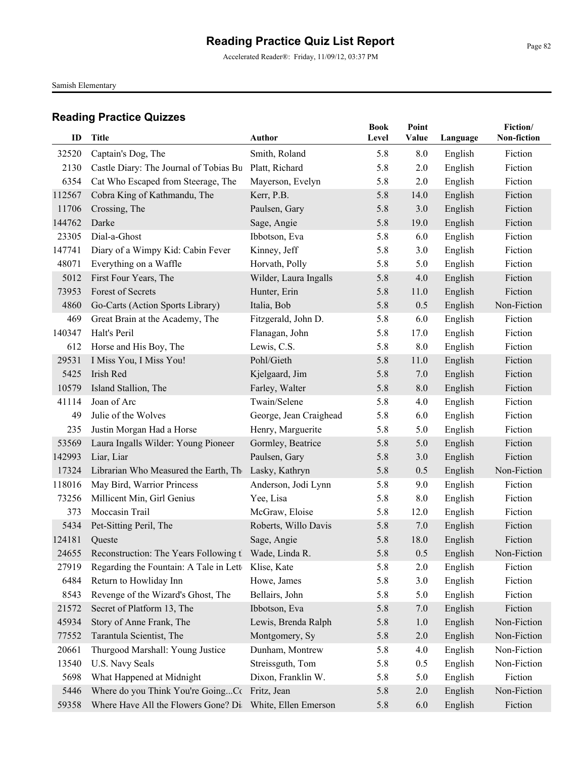# Reading Practice Quiz List Report

Accelerated Reader®: Friday, 11/09/12, 03:37 PM

Samish Elementary

## Reading Practice Quizzes

| ID | Title | Author | Book Level | Point Value | Language | Fiction/ Non-fiction |
|---|---|---|---|---|---|---|
| 32520 | Captain's Dog, The | Smith, Roland | 5.8 | 8.0 | English | Fiction |
| 2130 | Castle Diary: The Journal of Tobias Bu | Platt, Richard | 5.8 | 2.0 | English | Fiction |
| 6354 | Cat Who Escaped from Steerage, The | Mayerson, Evelyn | 5.8 | 2.0 | English | Fiction |
| 112567 | Cobra King of Kathmandu, The | Kerr, P.B. | 5.8 | 14.0 | English | Fiction |
| 11706 | Crossing, The | Paulsen, Gary | 5.8 | 3.0 | English | Fiction |
| 144762 | Darke | Sage, Angie | 5.8 | 19.0 | English | Fiction |
| 23305 | Dial-a-Ghost | Ibbotson, Eva | 5.8 | 6.0 | English | Fiction |
| 147741 | Diary of a Wimpy Kid: Cabin Fever | Kinney, Jeff | 5.8 | 3.0 | English | Fiction |
| 48071 | Everything on a Waffle | Horvath, Polly | 5.8 | 5.0 | English | Fiction |
| 5012 | First Four Years, The | Wilder, Laura Ingalls | 5.8 | 4.0 | English | Fiction |
| 73953 | Forest of Secrets | Hunter, Erin | 5.8 | 11.0 | English | Fiction |
| 4860 | Go-Carts (Action Sports Library) | Italia, Bob | 5.8 | 0.5 | English | Non-Fiction |
| 469 | Great Brain at the Academy, The | Fitzgerald, John D. | 5.8 | 6.0 | English | Fiction |
| 140347 | Halt's Peril | Flanagan, John | 5.8 | 17.0 | English | Fiction |
| 612 | Horse and His Boy, The | Lewis, C.S. | 5.8 | 8.0 | English | Fiction |
| 29531 | I Miss You, I Miss You! | Pohl/Gieth | 5.8 | 11.0 | English | Fiction |
| 5425 | Irish Red | Kjelgaard, Jim | 5.8 | 7.0 | English | Fiction |
| 10579 | Island Stallion, The | Farley, Walter | 5.8 | 8.0 | English | Fiction |
| 41114 | Joan of Arc | Twain/Selene | 5.8 | 4.0 | English | Fiction |
| 49 | Julie of the Wolves | George, Jean Craighead | 5.8 | 6.0 | English | Fiction |
| 235 | Justin Morgan Had a Horse | Henry, Marguerite | 5.8 | 5.0 | English | Fiction |
| 53569 | Laura Ingalls Wilder: Young Pioneer | Gormley, Beatrice | 5.8 | 5.0 | English | Fiction |
| 142993 | Liar, Liar | Paulsen, Gary | 5.8 | 3.0 | English | Fiction |
| 17324 | Librarian Who Measured the Earth, Th | Lasky, Kathryn | 5.8 | 0.5 | English | Non-Fiction |
| 118016 | May Bird, Warrior Princess | Anderson, Jodi Lynn | 5.8 | 9.0 | English | Fiction |
| 73256 | Millicent Min, Girl Genius | Yee, Lisa | 5.8 | 8.0 | English | Fiction |
| 373 | Moccasin Trail | McGraw, Eloise | 5.8 | 12.0 | English | Fiction |
| 5434 | Pet-Sitting Peril, The | Roberts, Willo Davis | 5.8 | 7.0 | English | Fiction |
| 124181 | Queste | Sage, Angie | 5.8 | 18.0 | English | Fiction |
| 24655 | Reconstruction: The Years Following t | Wade, Linda R. | 5.8 | 0.5 | English | Non-Fiction |
| 27919 | Regarding the Fountain: A Tale in Lett | Klise, Kate | 5.8 | 2.0 | English | Fiction |
| 6484 | Return to Howliday Inn | Howe, James | 5.8 | 3.0 | English | Fiction |
| 8543 | Revenge of the Wizard's Ghost, The | Bellairs, John | 5.8 | 5.0 | English | Fiction |
| 21572 | Secret of Platform 13, The | Ibbotson, Eva | 5.8 | 7.0 | English | Fiction |
| 45934 | Story of Anne Frank, The | Lewis, Brenda Ralph | 5.8 | 1.0 | English | Non-Fiction |
| 77552 | Tarantula Scientist, The | Montgomery, Sy | 5.8 | 2.0 | English | Non-Fiction |
| 20661 | Thurgood Marshall: Young Justice | Dunham, Montrew | 5.8 | 4.0 | English | Non-Fiction |
| 13540 | U.S. Navy Seals | Streissguth, Tom | 5.8 | 0.5 | English | Non-Fiction |
| 5698 | What Happened at Midnight | Dixon, Franklin W. | 5.8 | 5.0 | English | Fiction |
| 5446 | Where do you Think You're Going...Co | Fritz, Jean | 5.8 | 2.0 | English | Non-Fiction |
| 59358 | Where Have All the Flowers Gone? Di | White, Ellen Emerson | 5.8 | 6.0 | English | Fiction |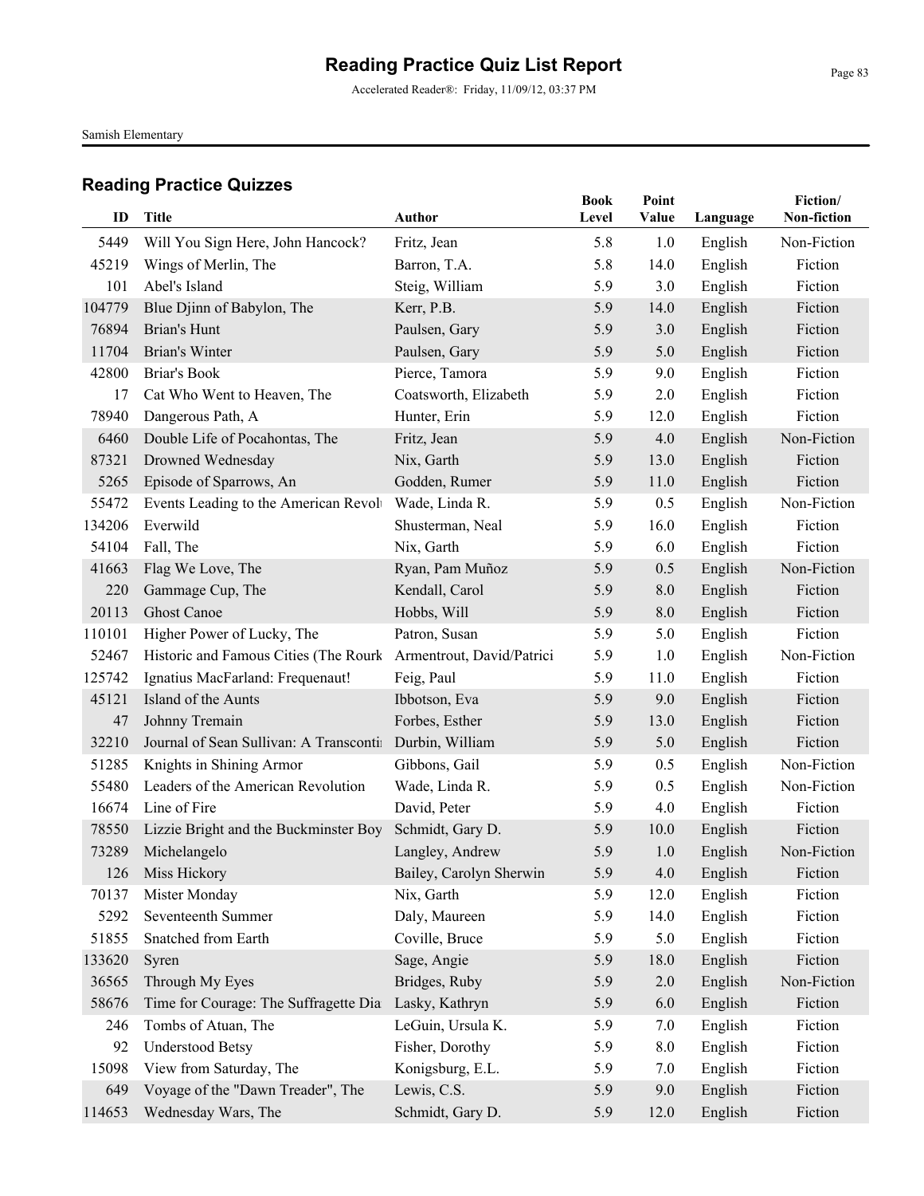# Reading Practice Quiz List Report

Accelerated Reader®: Friday, 11/09/12, 03:37 PM

Samish Elementary

## Reading Practice Quizzes

| ID | Title | Author | Book Level | Point Value | Language | Fiction/ Non-fiction |
|---|---|---|---|---|---|---|
| 5449 | Will You Sign Here, John Hancock? | Fritz, Jean | 5.8 | 1.0 | English | Non-Fiction |
| 45219 | Wings of Merlin, The | Barron, T.A. | 5.8 | 14.0 | English | Fiction |
| 101 | Abel's Island | Steig, William | 5.9 | 3.0 | English | Fiction |
| 104779 | Blue Djinn of Babylon, The | Kerr, P.B. | 5.9 | 14.0 | English | Fiction |
| 76894 | Brian's Hunt | Paulsen, Gary | 5.9 | 3.0 | English | Fiction |
| 11704 | Brian's Winter | Paulsen, Gary | 5.9 | 5.0 | English | Fiction |
| 42800 | Briar's Book | Pierce, Tamora | 5.9 | 9.0 | English | Fiction |
| 17 | Cat Who Went to Heaven, The | Coatsworth, Elizabeth | 5.9 | 2.0 | English | Fiction |
| 78940 | Dangerous Path, A | Hunter, Erin | 5.9 | 12.0 | English | Fiction |
| 6460 | Double Life of Pocahontas, The | Fritz, Jean | 5.9 | 4.0 | English | Non-Fiction |
| 87321 | Drowned Wednesday | Nix, Garth | 5.9 | 13.0 | English | Fiction |
| 5265 | Episode of Sparrows, An | Godden, Rumer | 5.9 | 11.0 | English | Fiction |
| 55472 | Events Leading to the American Revol | Wade, Linda R. | 5.9 | 0.5 | English | Non-Fiction |
| 134206 | Everwild | Shusterman, Neal | 5.9 | 16.0 | English | Fiction |
| 54104 | Fall, The | Nix, Garth | 5.9 | 6.0 | English | Fiction |
| 41663 | Flag We Love, The | Ryan, Pam Muñoz | 5.9 | 0.5 | English | Non-Fiction |
| 220 | Gammage Cup, The | Kendall, Carol | 5.9 | 8.0 | English | Fiction |
| 20113 | Ghost Canoe | Hobbs, Will | 5.9 | 8.0 | English | Fiction |
| 110101 | Higher Power of Lucky, The | Patron, Susan | 5.9 | 5.0 | English | Fiction |
| 52467 | Historic and Famous Cities (The Rourk | Armentrout, David/Patrici | 5.9 | 1.0 | English | Non-Fiction |
| 125742 | Ignatius MacFarland: Frequenaut! | Feig, Paul | 5.9 | 11.0 | English | Fiction |
| 45121 | Island of the Aunts | Ibbotson, Eva | 5.9 | 9.0 | English | Fiction |
| 47 | Johnny Tremain | Forbes, Esther | 5.9 | 13.0 | English | Fiction |
| 32210 | Journal of Sean Sullivan: A Transconti | Durbin, William | 5.9 | 5.0 | English | Fiction |
| 51285 | Knights in Shining Armor | Gibbons, Gail | 5.9 | 0.5 | English | Non-Fiction |
| 55480 | Leaders of the American Revolution | Wade, Linda R. | 5.9 | 0.5 | English | Non-Fiction |
| 16674 | Line of Fire | David, Peter | 5.9 | 4.0 | English | Fiction |
| 78550 | Lizzie Bright and the Buckminster Boy | Schmidt, Gary D. | 5.9 | 10.0 | English | Fiction |
| 73289 | Michelangelo | Langley, Andrew | 5.9 | 1.0 | English | Non-Fiction |
| 126 | Miss Hickory | Bailey, Carolyn Sherwin | 5.9 | 4.0 | English | Fiction |
| 70137 | Mister Monday | Nix, Garth | 5.9 | 12.0 | English | Fiction |
| 5292 | Seventeenth Summer | Daly, Maureen | 5.9 | 14.0 | English | Fiction |
| 51855 | Snatched from Earth | Coville, Bruce | 5.9 | 5.0 | English | Fiction |
| 133620 | Syren | Sage, Angie | 5.9 | 18.0 | English | Fiction |
| 36565 | Through My Eyes | Bridges, Ruby | 5.9 | 2.0 | English | Non-Fiction |
| 58676 | Time for Courage: The Suffragette Dia | Lasky, Kathryn | 5.9 | 6.0 | English | Fiction |
| 246 | Tombs of Atuan, The | LeGuin, Ursula K. | 5.9 | 7.0 | English | Fiction |
| 92 | Understood Betsy | Fisher, Dorothy | 5.9 | 8.0 | English | Fiction |
| 15098 | View from Saturday, The | Konigsburg, E.L. | 5.9 | 7.0 | English | Fiction |
| 649 | Voyage of the "Dawn Treader", The | Lewis, C.S. | 5.9 | 9.0 | English | Fiction |
| 114653 | Wednesday Wars, The | Schmidt, Gary D. | 5.9 | 12.0 | English | Fiction |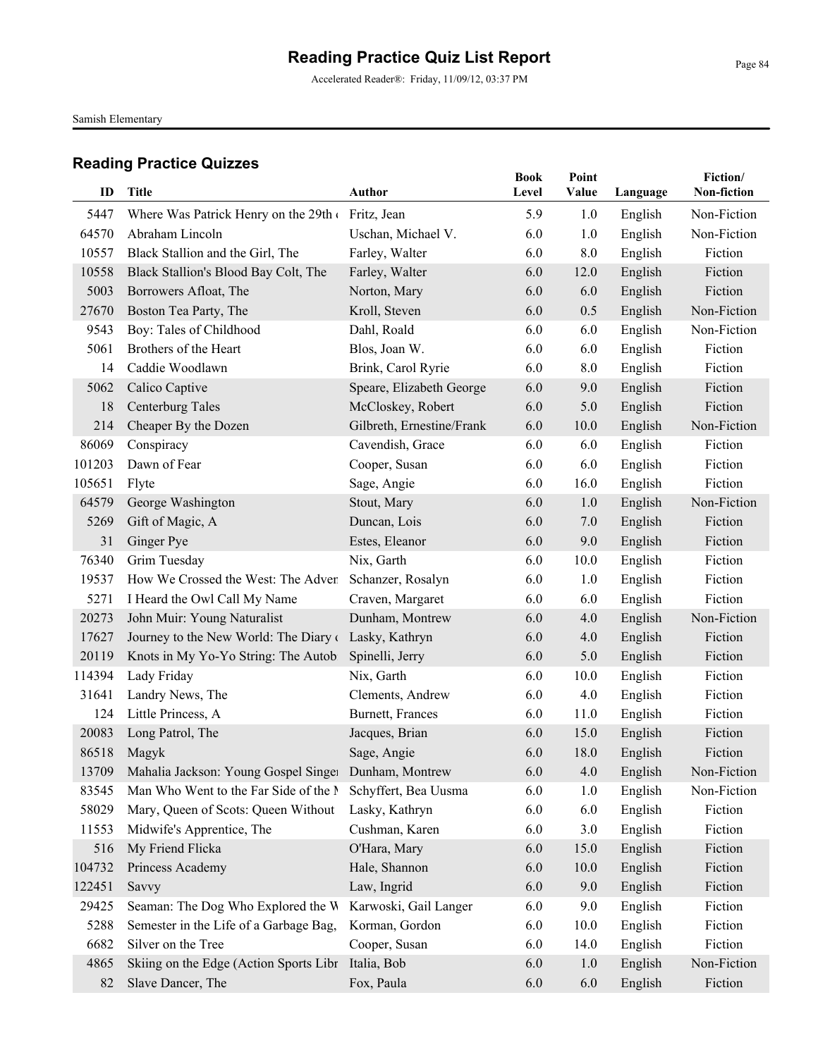# Reading Practice Quiz List Report

Accelerated Reader®: Friday, 11/09/12, 03:37 PM

Samish Elementary

## Reading Practice Quizzes

| ID | Title | Author | Book Level | Point Value | Language | Fiction/ Non-fiction |
|---|---|---|---|---|---|---|
| 5447 | Where Was Patrick Henry on the 29th o | Fritz, Jean | 5.9 | 1.0 | English | Non-Fiction |
| 64570 | Abraham Lincoln | Uschan, Michael V. | 6.0 | 1.0 | English | Non-Fiction |
| 10557 | Black Stallion and the Girl, The | Farley, Walter | 6.0 | 8.0 | English | Fiction |
| 10558 | Black Stallion's Blood Bay Colt, The | Farley, Walter | 6.0 | 12.0 | English | Fiction |
| 5003 | Borrowers Afloat, The | Norton, Mary | 6.0 | 6.0 | English | Fiction |
| 27670 | Boston Tea Party, The | Kroll, Steven | 6.0 | 0.5 | English | Non-Fiction |
| 9543 | Boy: Tales of Childhood | Dahl, Roald | 6.0 | 6.0 | English | Non-Fiction |
| 5061 | Brothers of the Heart | Blos, Joan W. | 6.0 | 6.0 | English | Fiction |
| 14 | Caddie Woodlawn | Brink, Carol Ryrie | 6.0 | 8.0 | English | Fiction |
| 5062 | Calico Captive | Speare, Elizabeth George | 6.0 | 9.0 | English | Fiction |
| 18 | Centerburg Tales | McCloskey, Robert | 6.0 | 5.0 | English | Fiction |
| 214 | Cheaper By the Dozen | Gilbreth, Ernestine/Frank | 6.0 | 10.0 | English | Non-Fiction |
| 86069 | Conspiracy | Cavendish, Grace | 6.0 | 6.0 | English | Fiction |
| 101203 | Dawn of Fear | Cooper, Susan | 6.0 | 6.0 | English | Fiction |
| 105651 | Flyte | Sage, Angie | 6.0 | 16.0 | English | Fiction |
| 64579 | George Washington | Stout, Mary | 6.0 | 1.0 | English | Non-Fiction |
| 5269 | Gift of Magic, A | Duncan, Lois | 6.0 | 7.0 | English | Fiction |
| 31 | Ginger Pye | Estes, Eleanor | 6.0 | 9.0 | English | Fiction |
| 76340 | Grim Tuesday | Nix, Garth | 6.0 | 10.0 | English | Fiction |
| 19537 | How We Crossed the West: The Adven | Schanzer, Rosalyn | 6.0 | 1.0 | English | Fiction |
| 5271 | I Heard the Owl Call My Name | Craven, Margaret | 6.0 | 6.0 | English | Fiction |
| 20273 | John Muir: Young Naturalist | Dunham, Montrew | 6.0 | 4.0 | English | Non-Fiction |
| 17627 | Journey to the New World: The Diary o | Lasky, Kathryn | 6.0 | 4.0 | English | Fiction |
| 20119 | Knots in My Yo-Yo String: The Autob | Spinelli, Jerry | 6.0 | 5.0 | English | Fiction |
| 114394 | Lady Friday | Nix, Garth | 6.0 | 10.0 | English | Fiction |
| 31641 | Landry News, The | Clements, Andrew | 6.0 | 4.0 | English | Fiction |
| 124 | Little Princess, A | Burnett, Frances | 6.0 | 11.0 | English | Fiction |
| 20083 | Long Patrol, The | Jacques, Brian | 6.0 | 15.0 | English | Fiction |
| 86518 | Magyk | Sage, Angie | 6.0 | 18.0 | English | Fiction |
| 13709 | Mahalia Jackson: Young Gospel Singer | Dunham, Montrew | 6.0 | 4.0 | English | Non-Fiction |
| 83545 | Man Who Went to the Far Side of the M | Schyffert, Bea Uusma | 6.0 | 1.0 | English | Non-Fiction |
| 58029 | Mary, Queen of Scots: Queen Without | Lasky, Kathryn | 6.0 | 6.0 | English | Fiction |
| 11553 | Midwife's Apprentice, The | Cushman, Karen | 6.0 | 3.0 | English | Fiction |
| 516 | My Friend Flicka | O'Hara, Mary | 6.0 | 15.0 | English | Fiction |
| 104732 | Princess Academy | Hale, Shannon | 6.0 | 10.0 | English | Fiction |
| 122451 | Savvy | Law, Ingrid | 6.0 | 9.0 | English | Fiction |
| 29425 | Seaman: The Dog Who Explored the W | Karwoski, Gail Langer | 6.0 | 9.0 | English | Fiction |
| 5288 | Semester in the Life of a Garbage Bag, | Korman, Gordon | 6.0 | 10.0 | English | Fiction |
| 6682 | Silver on the Tree | Cooper, Susan | 6.0 | 14.0 | English | Fiction |
| 4865 | Skiing on the Edge (Action Sports Libr | Italia, Bob | 6.0 | 1.0 | English | Non-Fiction |
| 82 | Slave Dancer, The | Fox, Paula | 6.0 | 6.0 | English | Fiction |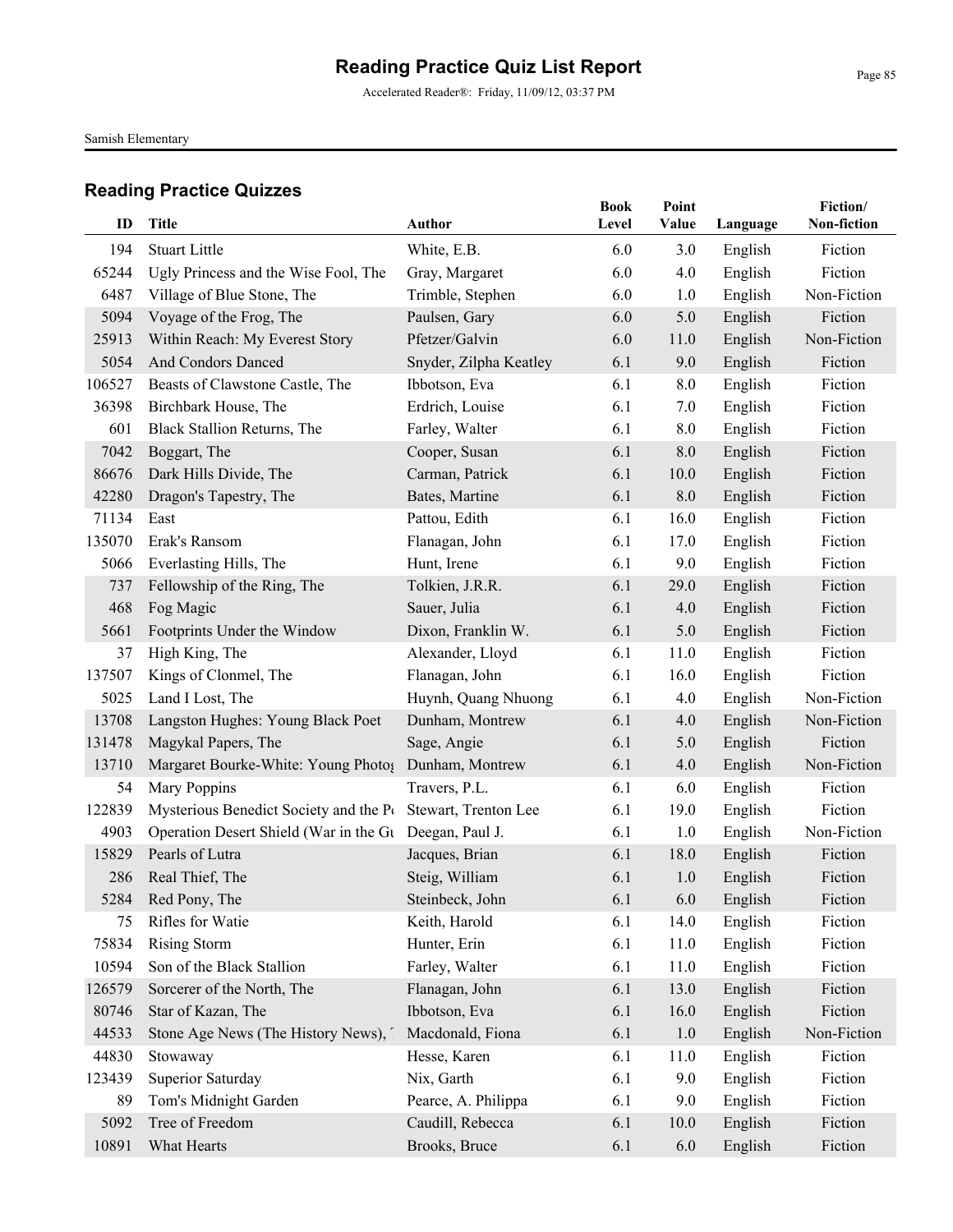# Reading Practice Quiz List Report

Accelerated Reader®: Friday, 11/09/12, 03:37 PM

Samish Elementary

## Reading Practice Quizzes

| ID | Title | Author | Book Level | Point Value | Language | Fiction/ Non-fiction |
|---|---|---|---|---|---|---|
| 194 | Stuart Little | White, E.B. | 6.0 | 3.0 | English | Fiction |
| 65244 | Ugly Princess and the Wise Fool, The | Gray, Margaret | 6.0 | 4.0 | English | Fiction |
| 6487 | Village of Blue Stone, The | Trimble, Stephen | 6.0 | 1.0 | English | Non-Fiction |
| 5094 | Voyage of the Frog, The | Paulsen, Gary | 6.0 | 5.0 | English | Fiction |
| 25913 | Within Reach: My Everest Story | Pfetzer/Galvin | 6.0 | 11.0 | English | Non-Fiction |
| 5054 | And Condors Danced | Snyder, Zilpha Keatley | 6.1 | 9.0 | English | Fiction |
| 106527 | Beasts of Clawstone Castle, The | Ibbotson, Eva | 6.1 | 8.0 | English | Fiction |
| 36398 | Birchbark House, The | Erdrich, Louise | 6.1 | 7.0 | English | Fiction |
| 601 | Black Stallion Returns, The | Farley, Walter | 6.1 | 8.0 | English | Fiction |
| 7042 | Boggart, The | Cooper, Susan | 6.1 | 8.0 | English | Fiction |
| 86676 | Dark Hills Divide, The | Carman, Patrick | 6.1 | 10.0 | English | Fiction |
| 42280 | Dragon's Tapestry, The | Bates, Martine | 6.1 | 8.0 | English | Fiction |
| 71134 | East | Pattou, Edith | 6.1 | 16.0 | English | Fiction |
| 135070 | Erak's Ransom | Flanagan, John | 6.1 | 17.0 | English | Fiction |
| 5066 | Everlasting Hills, The | Hunt, Irene | 6.1 | 9.0 | English | Fiction |
| 737 | Fellowship of the Ring, The | Tolkien, J.R.R. | 6.1 | 29.0 | English | Fiction |
| 468 | Fog Magic | Sauer, Julia | 6.1 | 4.0 | English | Fiction |
| 5661 | Footprints Under the Window | Dixon, Franklin W. | 6.1 | 5.0 | English | Fiction |
| 37 | High King, The | Alexander, Lloyd | 6.1 | 11.0 | English | Fiction |
| 137507 | Kings of Clonmel, The | Flanagan, John | 6.1 | 16.0 | English | Fiction |
| 5025 | Land I Lost, The | Huynh, Quang Nhuong | 6.1 | 4.0 | English | Non-Fiction |
| 13708 | Langston Hughes: Young Black Poet | Dunham, Montrew | 6.1 | 4.0 | English | Non-Fiction |
| 131478 | Magykal Papers, The | Sage, Angie | 6.1 | 5.0 | English | Fiction |
| 13710 | Margaret Bourke-White: Young Photog | Dunham, Montrew | 6.1 | 4.0 | English | Non-Fiction |
| 54 | Mary Poppins | Travers, P.L. | 6.1 | 6.0 | English | Fiction |
| 122839 | Mysterious Benedict Society and the Pe | Stewart, Trenton Lee | 6.1 | 19.0 | English | Fiction |
| 4903 | Operation Desert Shield (War in the Gu | Deegan, Paul J. | 6.1 | 1.0 | English | Non-Fiction |
| 15829 | Pearls of Lutra | Jacques, Brian | 6.1 | 18.0 | English | Fiction |
| 286 | Real Thief, The | Steig, William | 6.1 | 1.0 | English | Fiction |
| 5284 | Red Pony, The | Steinbeck, John | 6.1 | 6.0 | English | Fiction |
| 75 | Rifles for Watie | Keith, Harold | 6.1 | 14.0 | English | Fiction |
| 75834 | Rising Storm | Hunter, Erin | 6.1 | 11.0 | English | Fiction |
| 10594 | Son of the Black Stallion | Farley, Walter | 6.1 | 11.0 | English | Fiction |
| 126579 | Sorcerer of the North, The | Flanagan, John | 6.1 | 13.0 | English | Fiction |
| 80746 | Star of Kazan, The | Ibbotson, Eva | 6.1 | 16.0 | English | Fiction |
| 44533 | Stone Age News (The History News), T | Macdonald, Fiona | 6.1 | 1.0 | English | Non-Fiction |
| 44830 | Stowaway | Hesse, Karen | 6.1 | 11.0 | English | Fiction |
| 123439 | Superior Saturday | Nix, Garth | 6.1 | 9.0 | English | Fiction |
| 89 | Tom's Midnight Garden | Pearce, A. Philippa | 6.1 | 9.0 | English | Fiction |
| 5092 | Tree of Freedom | Caudill, Rebecca | 6.1 | 10.0 | English | Fiction |
| 10891 | What Hearts | Brooks, Bruce | 6.1 | 6.0 | English | Fiction |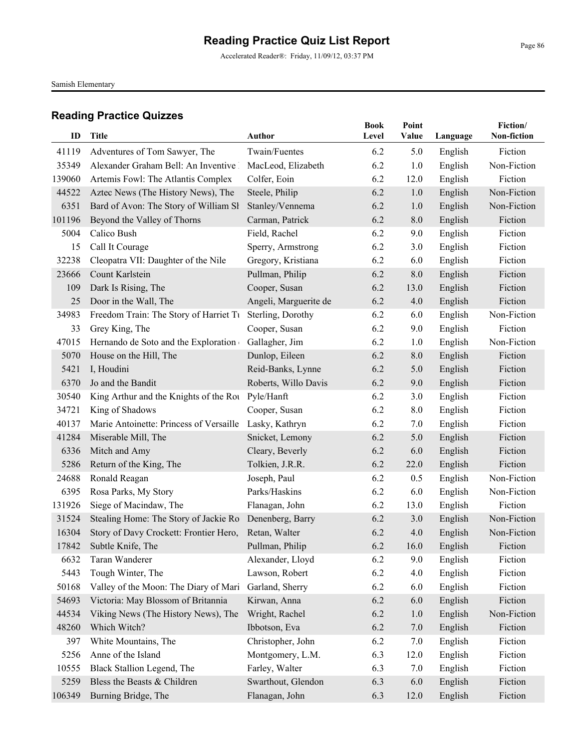# Reading Practice Quiz List Report

Accelerated Reader®: Friday, 11/09/12, 03:37 PM

Samish Elementary

## Reading Practice Quizzes

| ID | Title | Author | Book Level | Point Value | Language | Fiction/ Non-fiction |
|---|---|---|---|---|---|---|
| 41119 | Adventures of Tom Sawyer, The | Twain/Fuentes | 6.2 | 5.0 | English | Fiction |
| 35349 | Alexander Graham Bell: An Inventive | MacLeod, Elizabeth | 6.2 | 1.0 | English | Non-Fiction |
| 139060 | Artemis Fowl: The Atlantis Complex | Colfer, Eoin | 6.2 | 12.0 | English | Fiction |
| 44522 | Aztec News (The History News), The | Steele, Philip | 6.2 | 1.0 | English | Non-Fiction |
| 6351 | Bard of Avon: The Story of William Sh | Stanley/Vennema | 6.2 | 1.0 | English | Non-Fiction |
| 101196 | Beyond the Valley of Thorns | Carman, Patrick | 6.2 | 8.0 | English | Fiction |
| 5004 | Calico Bush | Field, Rachel | 6.2 | 9.0 | English | Fiction |
| 15 | Call It Courage | Sperry, Armstrong | 6.2 | 3.0 | English | Fiction |
| 32238 | Cleopatra VII: Daughter of the Nile | Gregory, Kristiana | 6.2 | 6.0 | English | Fiction |
| 23666 | Count Karlstein | Pullman, Philip | 6.2 | 8.0 | English | Fiction |
| 109 | Dark Is Rising, The | Cooper, Susan | 6.2 | 13.0 | English | Fiction |
| 25 | Door in the Wall, The | Angeli, Marguerite de | 6.2 | 4.0 | English | Fiction |
| 34983 | Freedom Train: The Story of Harriet Tu | Sterling, Dorothy | 6.2 | 6.0 | English | Non-Fiction |
| 33 | Grey King, The | Cooper, Susan | 6.2 | 9.0 | English | Fiction |
| 47015 | Hernando de Soto and the Exploration | Gallagher, Jim | 6.2 | 1.0 | English | Non-Fiction |
| 5070 | House on the Hill, The | Dunlop, Eileen | 6.2 | 8.0 | English | Fiction |
| 5421 | I, Houdini | Reid-Banks, Lynne | 6.2 | 5.0 | English | Fiction |
| 6370 | Jo and the Bandit | Roberts, Willo Davis | 6.2 | 9.0 | English | Fiction |
| 30540 | King Arthur and the Knights of the Rou | Pyle/Hanft | 6.2 | 3.0 | English | Fiction |
| 34721 | King of Shadows | Cooper, Susan | 6.2 | 8.0 | English | Fiction |
| 40137 | Marie Antoinette: Princess of Versaille | Lasky, Kathryn | 6.2 | 7.0 | English | Fiction |
| 41284 | Miserable Mill, The | Snicket, Lemony | 6.2 | 5.0 | English | Fiction |
| 6336 | Mitch and Amy | Cleary, Beverly | 6.2 | 6.0 | English | Fiction |
| 5286 | Return of the King, The | Tolkien, J.R.R. | 6.2 | 22.0 | English | Fiction |
| 24688 | Ronald Reagan | Joseph, Paul | 6.2 | 0.5 | English | Non-Fiction |
| 6395 | Rosa Parks, My Story | Parks/Haskins | 6.2 | 6.0 | English | Non-Fiction |
| 131926 | Siege of Macindaw, The | Flanagan, John | 6.2 | 13.0 | English | Fiction |
| 31524 | Stealing Home: The Story of Jackie Ro | Denenberg, Barry | 6.2 | 3.0 | English | Non-Fiction |
| 16304 | Story of Davy Crockett: Frontier Hero, | Retan, Walter | 6.2 | 4.0 | English | Non-Fiction |
| 17842 | Subtle Knife, The | Pullman, Philip | 6.2 | 16.0 | English | Fiction |
| 6632 | Taran Wanderer | Alexander, Lloyd | 6.2 | 9.0 | English | Fiction |
| 5443 | Tough Winter, The | Lawson, Robert | 6.2 | 4.0 | English | Fiction |
| 50168 | Valley of the Moon: The Diary of Mari | Garland, Sherry | 6.2 | 6.0 | English | Fiction |
| 54693 | Victoria: May Blossom of Britannia | Kirwan, Anna | 6.2 | 6.0 | English | Fiction |
| 44534 | Viking News (The History News), The | Wright, Rachel | 6.2 | 1.0 | English | Non-Fiction |
| 48260 | Which Witch? | Ibbotson, Eva | 6.2 | 7.0 | English | Fiction |
| 397 | White Mountains, The | Christopher, John | 6.2 | 7.0 | English | Fiction |
| 5256 | Anne of the Island | Montgomery, L.M. | 6.3 | 12.0 | English | Fiction |
| 10555 | Black Stallion Legend, The | Farley, Walter | 6.3 | 7.0 | English | Fiction |
| 5259 | Bless the Beasts & Children | Swarthout, Glendon | 6.3 | 6.0 | English | Fiction |
| 106349 | Burning Bridge, The | Flanagan, John | 6.3 | 12.0 | English | Fiction |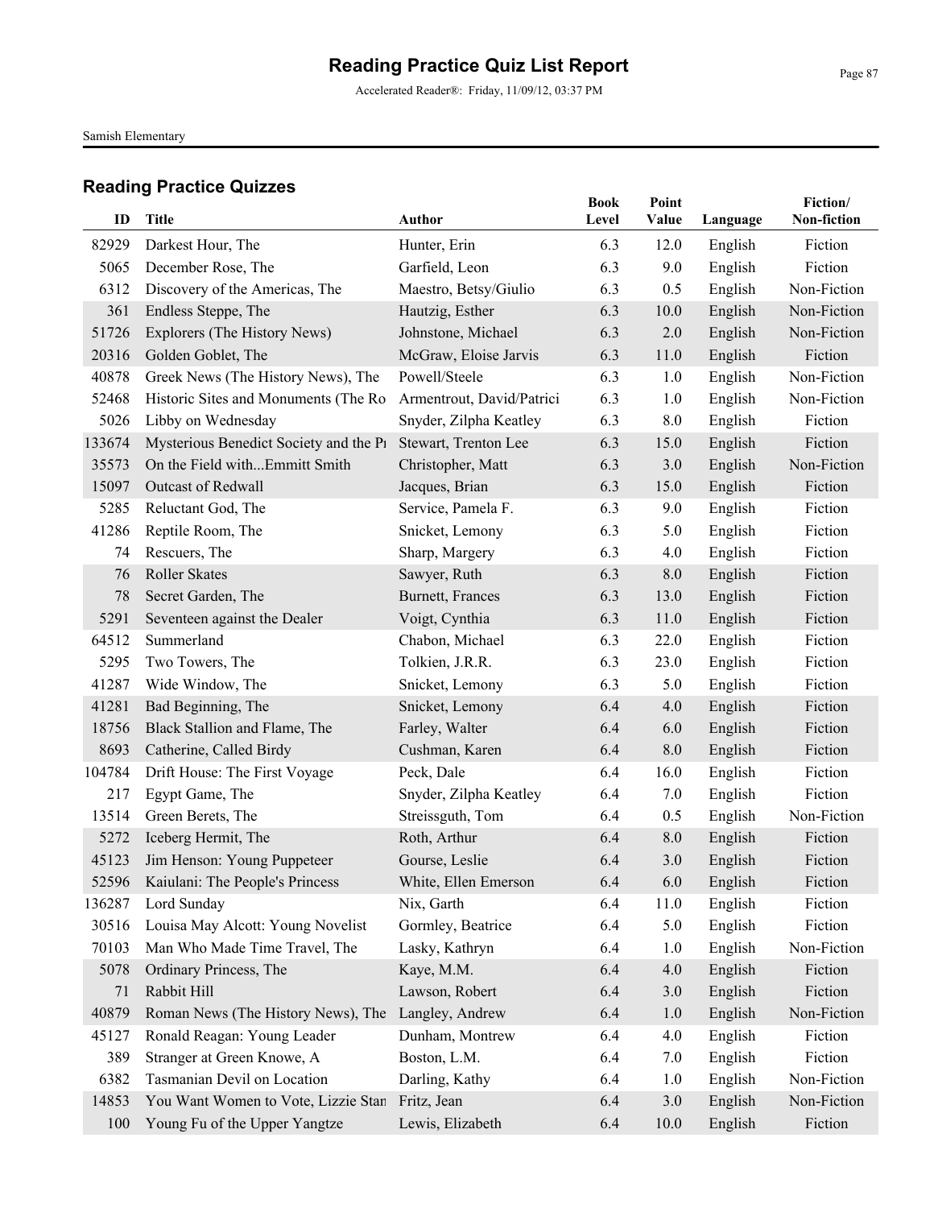# Reading Practice Quiz List Report

Accelerated Reader®: Friday, 11/09/12, 03:37 PM

Samish Elementary

## Reading Practice Quizzes

| ID | Title | Author | Book Level | Point Value | Language | Fiction/ Non-fiction |
|---|---|---|---|---|---|---|
| 82929 | Darkest Hour, The | Hunter, Erin | 6.3 | 12.0 | English | Fiction |
| 5065 | December Rose, The | Garfield, Leon | 6.3 | 9.0 | English | Fiction |
| 6312 | Discovery of the Americas, The | Maestro, Betsy/Giulio | 6.3 | 0.5 | English | Non-Fiction |
| 361 | Endless Steppe, The | Hautzig, Esther | 6.3 | 10.0 | English | Non-Fiction |
| 51726 | Explorers (The History News) | Johnstone, Michael | 6.3 | 2.0 | English | Non-Fiction |
| 20316 | Golden Goblet, The | McGraw, Eloise Jarvis | 6.3 | 11.0 | English | Fiction |
| 40878 | Greek News (The History News), The | Powell/Steele | 6.3 | 1.0 | English | Non-Fiction |
| 52468 | Historic Sites and Monuments (The Ro | Armentrout, David/Patrici | 6.3 | 1.0 | English | Non-Fiction |
| 5026 | Libby on Wednesday | Snyder, Zilpha Keatley | 6.3 | 8.0 | English | Fiction |
| 133674 | Mysterious Benedict Society and the Pr | Stewart, Trenton Lee | 6.3 | 15.0 | English | Fiction |
| 35573 | On the Field with...Emmitt Smith | Christopher, Matt | 6.3 | 3.0 | English | Non-Fiction |
| 15097 | Outcast of Redwall | Jacques, Brian | 6.3 | 15.0 | English | Fiction |
| 5285 | Reluctant God, The | Service, Pamela F. | 6.3 | 9.0 | English | Fiction |
| 41286 | Reptile Room, The | Snicket, Lemony | 6.3 | 5.0 | English | Fiction |
| 74 | Rescuers, The | Sharp, Margery | 6.3 | 4.0 | English | Fiction |
| 76 | Roller Skates | Sawyer, Ruth | 6.3 | 8.0 | English | Fiction |
| 78 | Secret Garden, The | Burnett, Frances | 6.3 | 13.0 | English | Fiction |
| 5291 | Seventeen against the Dealer | Voigt, Cynthia | 6.3 | 11.0 | English | Fiction |
| 64512 | Summerland | Chabon, Michael | 6.3 | 22.0 | English | Fiction |
| 5295 | Two Towers, The | Tolkien, J.R.R. | 6.3 | 23.0 | English | Fiction |
| 41287 | Wide Window, The | Snicket, Lemony | 6.3 | 5.0 | English | Fiction |
| 41281 | Bad Beginning, The | Snicket, Lemony | 6.4 | 4.0 | English | Fiction |
| 18756 | Black Stallion and Flame, The | Farley, Walter | 6.4 | 6.0 | English | Fiction |
| 8693 | Catherine, Called Birdy | Cushman, Karen | 6.4 | 8.0 | English | Fiction |
| 104784 | Drift House: The First Voyage | Peck, Dale | 6.4 | 16.0 | English | Fiction |
| 217 | Egypt Game, The | Snyder, Zilpha Keatley | 6.4 | 7.0 | English | Fiction |
| 13514 | Green Berets, The | Streissguth, Tom | 6.4 | 0.5 | English | Non-Fiction |
| 5272 | Iceberg Hermit, The | Roth, Arthur | 6.4 | 8.0 | English | Fiction |
| 45123 | Jim Henson: Young Puppeteer | Gourse, Leslie | 6.4 | 3.0 | English | Fiction |
| 52596 | Kaiulani: The People's Princess | White, Ellen Emerson | 6.4 | 6.0 | English | Fiction |
| 136287 | Lord Sunday | Nix, Garth | 6.4 | 11.0 | English | Fiction |
| 30516 | Louisa May Alcott: Young Novelist | Gormley, Beatrice | 6.4 | 5.0 | English | Fiction |
| 70103 | Man Who Made Time Travel, The | Lasky, Kathryn | 6.4 | 1.0 | English | Non-Fiction |
| 5078 | Ordinary Princess, The | Kaye, M.M. | 6.4 | 4.0 | English | Fiction |
| 71 | Rabbit Hill | Lawson, Robert | 6.4 | 3.0 | English | Fiction |
| 40879 | Roman News (The History News), The | Langley, Andrew | 6.4 | 1.0 | English | Non-Fiction |
| 45127 | Ronald Reagan: Young Leader | Dunham, Montrew | 6.4 | 4.0 | English | Fiction |
| 389 | Stranger at Green Knowe, A | Boston, L.M. | 6.4 | 7.0 | English | Fiction |
| 6382 | Tasmanian Devil on Location | Darling, Kathy | 6.4 | 1.0 | English | Non-Fiction |
| 14853 | You Want Women to Vote, Lizzie Stan | Fritz, Jean | 6.4 | 3.0 | English | Non-Fiction |
| 100 | Young Fu of the Upper Yangtze | Lewis, Elizabeth | 6.4 | 10.0 | English | Fiction |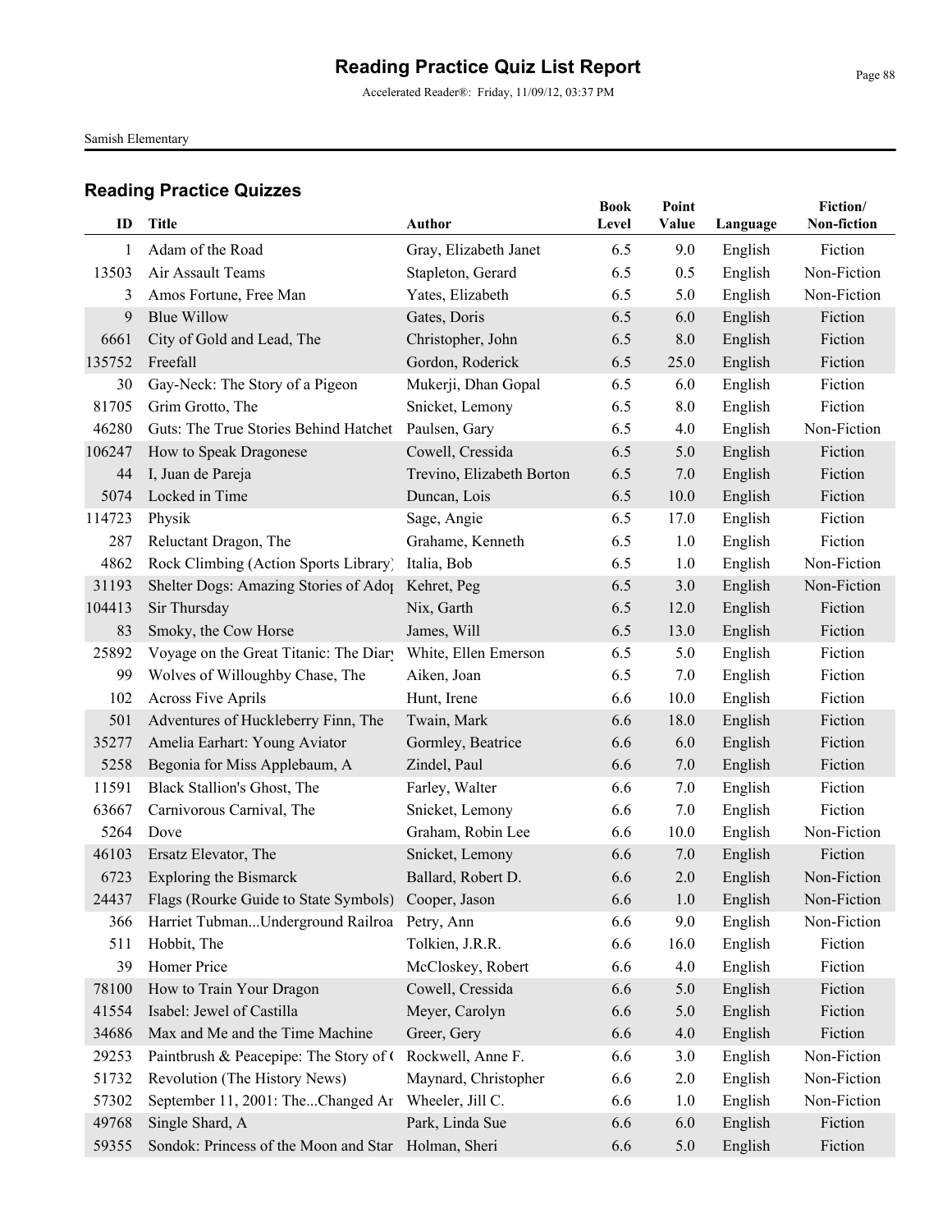# Reading Practice Quiz List Report

Accelerated Reader®: Friday, 11/09/12, 03:37 PM

Samish Elementary

## Reading Practice Quizzes

| ID | Title | Author | Book Level | Point Value | Language | Fiction/ Non-fiction |
|---|---|---|---|---|---|---|
| 1 | Adam of the Road | Gray, Elizabeth Janet | 6.5 | 9.0 | English | Fiction |
| 13503 | Air Assault Teams | Stapleton, Gerard | 6.5 | 0.5 | English | Non-Fiction |
| 3 | Amos Fortune, Free Man | Yates, Elizabeth | 6.5 | 5.0 | English | Non-Fiction |
| 9 | Blue Willow | Gates, Doris | 6.5 | 6.0 | English | Fiction |
| 6661 | City of Gold and Lead, The | Christopher, John | 6.5 | 8.0 | English | Fiction |
| 135752 | Freefall | Gordon, Roderick | 6.5 | 25.0 | English | Fiction |
| 30 | Gay-Neck: The Story of a Pigeon | Mukerji, Dhan Gopal | 6.5 | 6.0 | English | Fiction |
| 81705 | Grim Grotto, The | Snicket, Lemony | 6.5 | 8.0 | English | Fiction |
| 46280 | Guts: The True Stories Behind Hatchet | Paulsen, Gary | 6.5 | 4.0 | English | Non-Fiction |
| 106247 | How to Speak Dragonese | Cowell, Cressida | 6.5 | 5.0 | English | Fiction |
| 44 | I, Juan de Pareja | Trevino, Elizabeth Borton | 6.5 | 7.0 | English | Fiction |
| 5074 | Locked in Time | Duncan, Lois | 6.5 | 10.0 | English | Fiction |
| 114723 | Physik | Sage, Angie | 6.5 | 17.0 | English | Fiction |
| 287 | Reluctant Dragon, The | Grahame, Kenneth | 6.5 | 1.0 | English | Fiction |
| 4862 | Rock Climbing (Action Sports Library) | Italia, Bob | 6.5 | 1.0 | English | Non-Fiction |
| 31193 | Shelter Dogs: Amazing Stories of Adoj | Kehret, Peg | 6.5 | 3.0 | English | Non-Fiction |
| 104413 | Sir Thursday | Nix, Garth | 6.5 | 12.0 | English | Fiction |
| 83 | Smoky, the Cow Horse | James, Will | 6.5 | 13.0 | English | Fiction |
| 25892 | Voyage on the Great Titanic: The Diary | White, Ellen Emerson | 6.5 | 5.0 | English | Fiction |
| 99 | Wolves of Willoughby Chase, The | Aiken, Joan | 6.5 | 7.0 | English | Fiction |
| 102 | Across Five Aprils | Hunt, Irene | 6.6 | 10.0 | English | Fiction |
| 501 | Adventures of Huckleberry Finn, The | Twain, Mark | 6.6 | 18.0 | English | Fiction |
| 35277 | Amelia Earhart: Young Aviator | Gormley, Beatrice | 6.6 | 6.0 | English | Fiction |
| 5258 | Begonia for Miss Applebaum, A | Zindel, Paul | 6.6 | 7.0 | English | Fiction |
| 11591 | Black Stallion's Ghost, The | Farley, Walter | 6.6 | 7.0 | English | Fiction |
| 63667 | Carnivorous Carnival, The | Snicket, Lemony | 6.6 | 7.0 | English | Fiction |
| 5264 | Dove | Graham, Robin Lee | 6.6 | 10.0 | English | Non-Fiction |
| 46103 | Ersatz Elevator, The | Snicket, Lemony | 6.6 | 7.0 | English | Fiction |
| 6723 | Exploring the Bismarck | Ballard, Robert D. | 6.6 | 2.0 | English | Non-Fiction |
| 24437 | Flags (Rourke Guide to State Symbols) | Cooper, Jason | 6.6 | 1.0 | English | Non-Fiction |
| 366 | Harriet Tubman...Underground Railroa | Petry, Ann | 6.6 | 9.0 | English | Non-Fiction |
| 511 | Hobbit, The | Tolkien, J.R.R. | 6.6 | 16.0 | English | Fiction |
| 39 | Homer Price | McCloskey, Robert | 6.6 | 4.0 | English | Fiction |
| 78100 | How to Train Your Dragon | Cowell, Cressida | 6.6 | 5.0 | English | Fiction |
| 41554 | Isabel: Jewel of Castilla | Meyer, Carolyn | 6.6 | 5.0 | English | Fiction |
| 34686 | Max and Me and the Time Machine | Greer, Gery | 6.6 | 4.0 | English | Fiction |
| 29253 | Paintbrush & Peacepipe: The Story of ( | Rockwell, Anne F. | 6.6 | 3.0 | English | Non-Fiction |
| 51732 | Revolution (The History News) | Maynard, Christopher | 6.6 | 2.0 | English | Non-Fiction |
| 57302 | September 11, 2001: The...Changed Ar | Wheeler, Jill C. | 6.6 | 1.0 | English | Non-Fiction |
| 49768 | Single Shard, A | Park, Linda Sue | 6.6 | 6.0 | English | Fiction |
| 59355 | Sondok: Princess of the Moon and Star | Holman, Sheri | 6.6 | 5.0 | English | Fiction |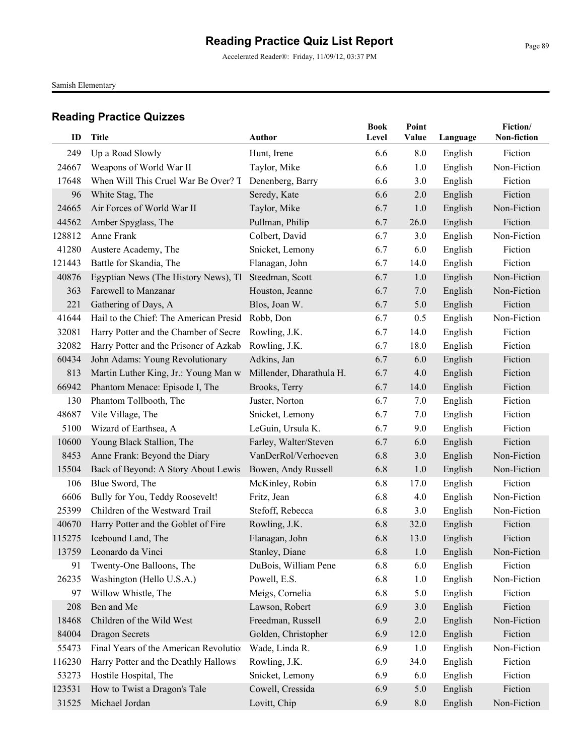# Reading Practice Quiz List Report

Accelerated Reader®: Friday, 11/09/12, 03:37 PM

Samish Elementary

## Reading Practice Quizzes

| ID | Title | Author | Book Level | Point Value | Language | Fiction/ Non-fiction |
|---|---|---|---|---|---|---|
| 249 | Up a Road Slowly | Hunt, Irene | 6.6 | 8.0 | English | Fiction |
| 24667 | Weapons of World War II | Taylor, Mike | 6.6 | 1.0 | English | Non-Fiction |
| 17648 | When Will This Cruel War Be Over? T | Denenberg, Barry | 6.6 | 3.0 | English | Fiction |
| 96 | White Stag, The | Seredy, Kate | 6.6 | 2.0 | English | Fiction |
| 24665 | Air Forces of World War II | Taylor, Mike | 6.7 | 1.0 | English | Non-Fiction |
| 44562 | Amber Spyglass, The | Pullman, Philip | 6.7 | 26.0 | English | Fiction |
| 128812 | Anne Frank | Colbert, David | 6.7 | 3.0 | English | Non-Fiction |
| 41280 | Austere Academy, The | Snicket, Lemony | 6.7 | 6.0 | English | Fiction |
| 121443 | Battle for Skandia, The | Flanagan, John | 6.7 | 14.0 | English | Fiction |
| 40876 | Egyptian News (The History News), Tl | Steedman, Scott | 6.7 | 1.0 | English | Non-Fiction |
| 363 | Farewell to Manzanar | Houston, Jeanne | 6.7 | 7.0 | English | Non-Fiction |
| 221 | Gathering of Days, A | Blos, Joan W. | 6.7 | 5.0 | English | Fiction |
| 41644 | Hail to the Chief: The American Presid | Robb, Don | 6.7 | 0.5 | English | Non-Fiction |
| 32081 | Harry Potter and the Chamber of Secre | Rowling, J.K. | 6.7 | 14.0 | English | Fiction |
| 32082 | Harry Potter and the Prisoner of Azkab | Rowling, J.K. | 6.7 | 18.0 | English | Fiction |
| 60434 | John Adams: Young Revolutionary | Adkins, Jan | 6.7 | 6.0 | English | Fiction |
| 813 | Martin Luther King, Jr.: Young Man w | Millender, Dharathula H. | 6.7 | 4.0 | English | Fiction |
| 66942 | Phantom Menace: Episode I, The | Brooks, Terry | 6.7 | 14.0 | English | Fiction |
| 130 | Phantom Tollbooth, The | Juster, Norton | 6.7 | 7.0 | English | Fiction |
| 48687 | Vile Village, The | Snicket, Lemony | 6.7 | 7.0 | English | Fiction |
| 5100 | Wizard of Earthsea, A | LeGuin, Ursula K. | 6.7 | 9.0 | English | Fiction |
| 10600 | Young Black Stallion, The | Farley, Walter/Steven | 6.7 | 6.0 | English | Fiction |
| 8453 | Anne Frank: Beyond the Diary | VanDerRol/Verhoeven | 6.8 | 3.0 | English | Non-Fiction |
| 15504 | Back of Beyond: A Story About Lewis | Bowen, Andy Russell | 6.8 | 1.0 | English | Non-Fiction |
| 106 | Blue Sword, The | McKinley, Robin | 6.8 | 17.0 | English | Fiction |
| 6606 | Bully for You, Teddy Roosevelt! | Fritz, Jean | 6.8 | 4.0 | English | Non-Fiction |
| 25399 | Children of the Westward Trail | Stefoff, Rebecca | 6.8 | 3.0 | English | Non-Fiction |
| 40670 | Harry Potter and the Goblet of Fire | Rowling, J.K. | 6.8 | 32.0 | English | Fiction |
| 115275 | Icebound Land, The | Flanagan, John | 6.8 | 13.0 | English | Fiction |
| 13759 | Leonardo da Vinci | Stanley, Diane | 6.8 | 1.0 | English | Non-Fiction |
| 91 | Twenty-One Balloons, The | DuBois, William Pene | 6.8 | 6.0 | English | Fiction |
| 26235 | Washington (Hello U.S.A.) | Powell, E.S. | 6.8 | 1.0 | English | Non-Fiction |
| 97 | Willow Whistle, The | Meigs, Cornelia | 6.8 | 5.0 | English | Fiction |
| 208 | Ben and Me | Lawson, Robert | 6.9 | 3.0 | English | Fiction |
| 18468 | Children of the Wild West | Freedman, Russell | 6.9 | 2.0 | English | Non-Fiction |
| 84004 | Dragon Secrets | Golden, Christopher | 6.9 | 12.0 | English | Fiction |
| 55473 | Final Years of the American Revolutio | Wade, Linda R. | 6.9 | 1.0 | English | Non-Fiction |
| 116230 | Harry Potter and the Deathly Hallows | Rowling, J.K. | 6.9 | 34.0 | English | Fiction |
| 53273 | Hostile Hospital, The | Snicket, Lemony | 6.9 | 6.0 | English | Fiction |
| 123531 | How to Twist a Dragon's Tale | Cowell, Cressida | 6.9 | 5.0 | English | Fiction |
| 31525 | Michael Jordan | Lovitt, Chip | 6.9 | 8.0 | English | Non-Fiction |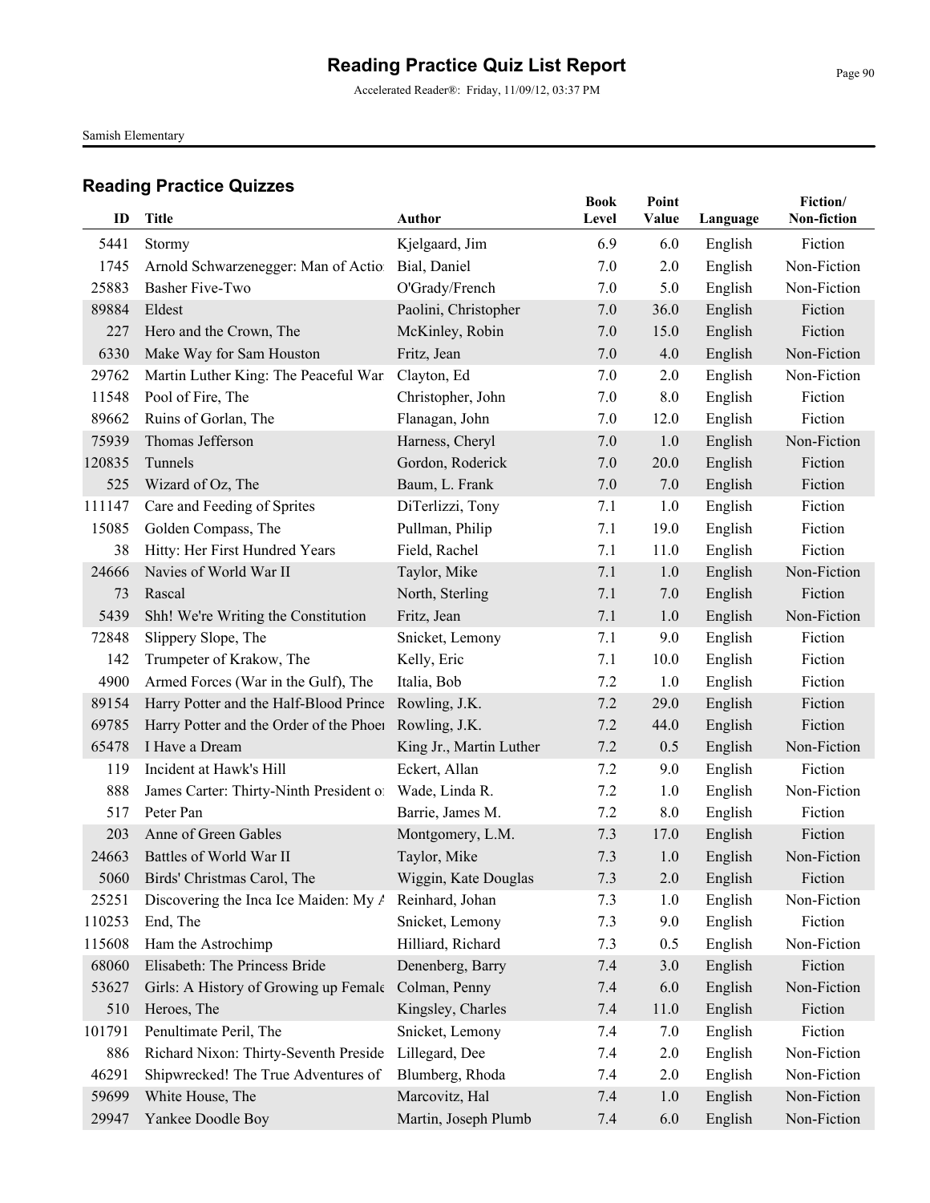# Reading Practice Quiz List Report

Accelerated Reader®: Friday, 11/09/12, 03:37 PM

Samish Elementary

## Reading Practice Quizzes

| ID | Title | Author | Book Level | Point Value | Language | Fiction/ Non-fiction |
|---|---|---|---|---|---|---|
| 5441 | Stormy | Kjelgaard, Jim | 6.9 | 6.0 | English | Fiction |
| 1745 | Arnold Schwarzenegger: Man of Actio | Bial, Daniel | 7.0 | 2.0 | English | Non-Fiction |
| 25883 | Basher Five-Two | O'Grady/French | 7.0 | 5.0 | English | Non-Fiction |
| 89884 | Eldest | Paolini, Christopher | 7.0 | 36.0 | English | Fiction |
| 227 | Hero and the Crown, The | McKinley, Robin | 7.0 | 15.0 | English | Fiction |
| 6330 | Make Way for Sam Houston | Fritz, Jean | 7.0 | 4.0 | English | Non-Fiction |
| 29762 | Martin Luther King: The Peaceful War | Clayton, Ed | 7.0 | 2.0 | English | Non-Fiction |
| 11548 | Pool of Fire, The | Christopher, John | 7.0 | 8.0 | English | Fiction |
| 89662 | Ruins of Gorlan, The | Flanagan, John | 7.0 | 12.0 | English | Fiction |
| 75939 | Thomas Jefferson | Harness, Cheryl | 7.0 | 1.0 | English | Non-Fiction |
| 120835 | Tunnels | Gordon, Roderick | 7.0 | 20.0 | English | Fiction |
| 525 | Wizard of Oz, The | Baum, L. Frank | 7.0 | 7.0 | English | Fiction |
| 111147 | Care and Feeding of Sprites | DiTerlizzi, Tony | 7.1 | 1.0 | English | Fiction |
| 15085 | Golden Compass, The | Pullman, Philip | 7.1 | 19.0 | English | Fiction |
| 38 | Hitty: Her First Hundred Years | Field, Rachel | 7.1 | 11.0 | English | Fiction |
| 24666 | Navies of World War II | Taylor, Mike | 7.1 | 1.0 | English | Non-Fiction |
| 73 | Rascal | North, Sterling | 7.1 | 7.0 | English | Fiction |
| 5439 | Shh! We're Writing the Constitution | Fritz, Jean | 7.1 | 1.0 | English | Non-Fiction |
| 72848 | Slippery Slope, The | Snicket, Lemony | 7.1 | 9.0 | English | Fiction |
| 142 | Trumpeter of Krakow, The | Kelly, Eric | 7.1 | 10.0 | English | Fiction |
| 4900 | Armed Forces (War in the Gulf), The | Italia, Bob | 7.2 | 1.0 | English | Fiction |
| 89154 | Harry Potter and the Half-Blood Prince | Rowling, J.K. | 7.2 | 29.0 | English | Fiction |
| 69785 | Harry Potter and the Order of the Phoe | Rowling, J.K. | 7.2 | 44.0 | English | Fiction |
| 65478 | I Have a Dream | King Jr., Martin Luther | 7.2 | 0.5 | English | Non-Fiction |
| 119 | Incident at Hawk's Hill | Eckert, Allan | 7.2 | 9.0 | English | Fiction |
| 888 | James Carter: Thirty-Ninth President o | Wade, Linda R. | 7.2 | 1.0 | English | Non-Fiction |
| 517 | Peter Pan | Barrie, James M. | 7.2 | 8.0 | English | Fiction |
| 203 | Anne of Green Gables | Montgomery, L.M. | 7.3 | 17.0 | English | Fiction |
| 24663 | Battles of World War II | Taylor, Mike | 7.3 | 1.0 | English | Non-Fiction |
| 5060 | Birds' Christmas Carol, The | Wiggin, Kate Douglas | 7.3 | 2.0 | English | Fiction |
| 25251 | Discovering the Inca Ice Maiden: My A | Reinhard, Johan | 7.3 | 1.0 | English | Non-Fiction |
| 110253 | End, The | Snicket, Lemony | 7.3 | 9.0 | English | Fiction |
| 115608 | Ham the Astrochimp | Hilliard, Richard | 7.3 | 0.5 | English | Non-Fiction |
| 68060 | Elisabeth: The Princess Bride | Denenberg, Barry | 7.4 | 3.0 | English | Fiction |
| 53627 | Girls: A History of Growing up Female | Colman, Penny | 7.4 | 6.0 | English | Non-Fiction |
| 510 | Heroes, The | Kingsley, Charles | 7.4 | 11.0 | English | Fiction |
| 101791 | Penultimate Peril, The | Snicket, Lemony | 7.4 | 7.0 | English | Fiction |
| 886 | Richard Nixon: Thirty-Seventh Preside | Lillegard, Dee | 7.4 | 2.0 | English | Non-Fiction |
| 46291 | Shipwrecked! The True Adventures of | Blumberg, Rhoda | 7.4 | 2.0 | English | Non-Fiction |
| 59699 | White House, The | Marcovitz, Hal | 7.4 | 1.0 | English | Non-Fiction |
| 29947 | Yankee Doodle Boy | Martin, Joseph Plumb | 7.4 | 6.0 | English | Non-Fiction |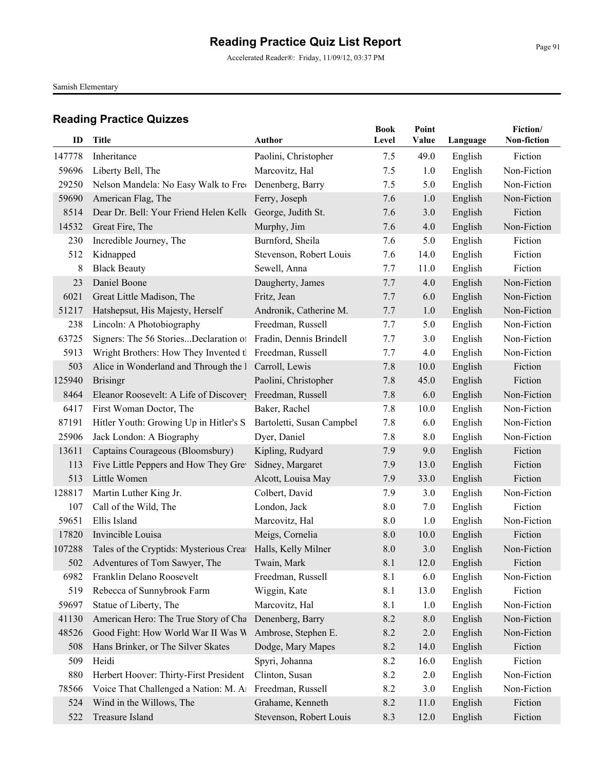# Reading Practice Quiz List Report

Accelerated Reader®: Friday, 11/09/12, 03:37 PM

Samish Elementary

## Reading Practice Quizzes

| ID | Title | Author | Book Level | Point Value | Language | Fiction/ Non-fiction |
|---|---|---|---|---|---|---|
| 147778 | Inheritance | Paolini, Christopher | 7.5 | 49.0 | English | Fiction |
| 59696 | Liberty Bell, The | Marcovitz, Hal | 7.5 | 1.0 | English | Non-Fiction |
| 29250 | Nelson Mandela: No Easy Walk to Fre | Denenberg, Barry | 7.5 | 5.0 | English | Non-Fiction |
| 59690 | American Flag, The | Ferry, Joseph | 7.6 | 1.0 | English | Non-Fiction |
| 8514 | Dear Dr. Bell: Your Friend Helen Kell | George, Judith St. | 7.6 | 3.0 | English | Fiction |
| 14532 | Great Fire, The | Murphy, Jim | 7.6 | 4.0 | English | Non-Fiction |
| 230 | Incredible Journey, The | Burnford, Sheila | 7.6 | 5.0 | English | Fiction |
| 512 | Kidnapped | Stevenson, Robert Louis | 7.6 | 14.0 | English | Fiction |
| 8 | Black Beauty | Sewell, Anna | 7.7 | 11.0 | English | Fiction |
| 23 | Daniel Boone | Daugherty, James | 7.7 | 4.0 | English | Non-Fiction |
| 6021 | Great Little Madison, The | Fritz, Jean | 7.7 | 6.0 | English | Non-Fiction |
| 51217 | Hatshepsut, His Majesty, Herself | Andronik, Catherine M. | 7.7 | 1.0 | English | Non-Fiction |
| 238 | Lincoln: A Photobiography | Freedman, Russell | 7.7 | 5.0 | English | Non-Fiction |
| 63725 | Signers: The 56 Stories...Declaration of | Fradin, Dennis Brindell | 7.7 | 3.0 | English | Non-Fiction |
| 5913 | Wright Brothers: How They Invented t | Freedman, Russell | 7.7 | 4.0 | English | Non-Fiction |
| 503 | Alice in Wonderland and Through the L | Carroll, Lewis | 7.8 | 10.0 | English | Fiction |
| 125940 | Brisingr | Paolini, Christopher | 7.8 | 45.0 | English | Fiction |
| 8464 | Eleanor Roosevelt: A Life of Discovery | Freedman, Russell | 7.8 | 6.0 | English | Non-Fiction |
| 6417 | First Woman Doctor, The | Baker, Rachel | 7.8 | 10.0 | English | Non-Fiction |
| 87191 | Hitler Youth: Growing Up in Hitler's S | Bartoletti, Susan Campbel | 7.8 | 6.0 | English | Non-Fiction |
| 25906 | Jack London: A Biography | Dyer, Daniel | 7.8 | 8.0 | English | Non-Fiction |
| 13611 | Captains Courageous (Bloomsbury) | Kipling, Rudyard | 7.9 | 9.0 | English | Fiction |
| 113 | Five Little Peppers and How They Grew | Sidney, Margaret | 7.9 | 13.0 | English | Fiction |
| 513 | Little Women | Alcott, Louisa May | 7.9 | 33.0 | English | Fiction |
| 128817 | Martin Luther King Jr. | Colbert, David | 7.9 | 3.0 | English | Non-Fiction |
| 107 | Call of the Wild, The | London, Jack | 8.0 | 7.0 | English | Fiction |
| 59651 | Ellis Island | Marcovitz, Hal | 8.0 | 1.0 | English | Non-Fiction |
| 17820 | Invincible Louisa | Meigs, Cornelia | 8.0 | 10.0 | English | Fiction |
| 107288 | Tales of the Cryptids: Mysterious Creat | Halls, Kelly Milner | 8.0 | 3.0 | English | Non-Fiction |
| 502 | Adventures of Tom Sawyer, The | Twain, Mark | 8.1 | 12.0 | English | Fiction |
| 6982 | Franklin Delano Roosevelt | Freedman, Russell | 8.1 | 6.0 | English | Non-Fiction |
| 519 | Rebecca of Sunnybrook Farm | Wiggin, Kate | 8.1 | 13.0 | English | Fiction |
| 59697 | Statue of Liberty, The | Marcovitz, Hal | 8.1 | 1.0 | English | Non-Fiction |
| 41130 | American Hero: The True Story of Cha | Denenberg, Barry | 8.2 | 8.0 | English | Non-Fiction |
| 48526 | Good Fight: How World War II Was W | Ambrose, Stephen E. | 8.2 | 2.0 | English | Non-Fiction |
| 508 | Hans Brinker, or The Silver Skates | Dodge, Mary Mapes | 8.2 | 14.0 | English | Fiction |
| 509 | Heidi | Spyri, Johanna | 8.2 | 16.0 | English | Fiction |
| 880 | Herbert Hoover: Thirty-First President | Clinton, Susan | 8.2 | 2.0 | English | Non-Fiction |
| 78566 | Voice That Challenged a Nation: M. An | Freedman, Russell | 8.2 | 3.0 | English | Non-Fiction |
| 524 | Wind in the Willows, The | Grahame, Kenneth | 8.2 | 11.0 | English | Fiction |
| 522 | Treasure Island | Stevenson, Robert Louis | 8.3 | 12.0 | English | Fiction |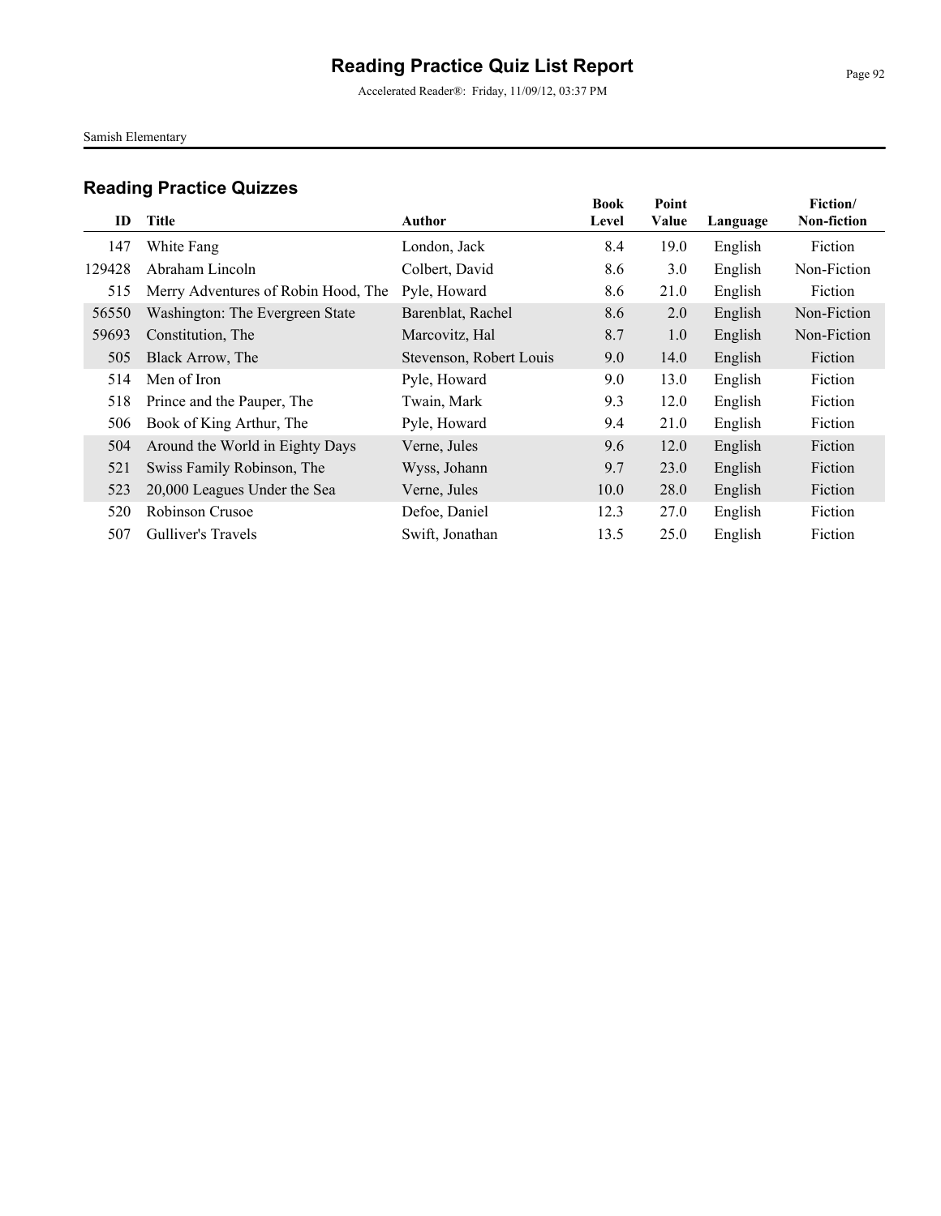# Reading Practice Quiz List Report

Accelerated Reader®: Friday, 11/09/12, 03:37 PM

Samish Elementary

## Reading Practice Quizzes

| ID | Title | Author | Book Level | Point Value | Language | Fiction/ Non-fiction |
|---|---|---|---|---|---|---|
| 147 | White Fang | London, Jack | 8.4 | 19.0 | English | Fiction |
| 129428 | Abraham Lincoln | Colbert, David | 8.6 | 3.0 | English | Non-Fiction |
| 515 | Merry Adventures of Robin Hood, The | Pyle, Howard | 8.6 | 21.0 | English | Fiction |
| 56550 | Washington: The Evergreen State | Barenblat, Rachel | 8.6 | 2.0 | English | Non-Fiction |
| 59693 | Constitution, The | Marcovitz, Hal | 8.7 | 1.0 | English | Non-Fiction |
| 505 | Black Arrow, The | Stevenson, Robert Louis | 9.0 | 14.0 | English | Fiction |
| 514 | Men of Iron | Pyle, Howard | 9.0 | 13.0 | English | Fiction |
| 518 | Prince and the Pauper, The | Twain, Mark | 9.3 | 12.0 | English | Fiction |
| 506 | Book of King Arthur, The | Pyle, Howard | 9.4 | 21.0 | English | Fiction |
| 504 | Around the World in Eighty Days | Verne, Jules | 9.6 | 12.0 | English | Fiction |
| 521 | Swiss Family Robinson, The | Wyss, Johann | 9.7 | 23.0 | English | Fiction |
| 523 | 20,000 Leagues Under the Sea | Verne, Jules | 10.0 | 28.0 | English | Fiction |
| 520 | Robinson Crusoe | Defoe, Daniel | 12.3 | 27.0 | English | Fiction |
| 507 | Gulliver's Travels | Swift, Jonathan | 13.5 | 25.0 | English | Fiction |